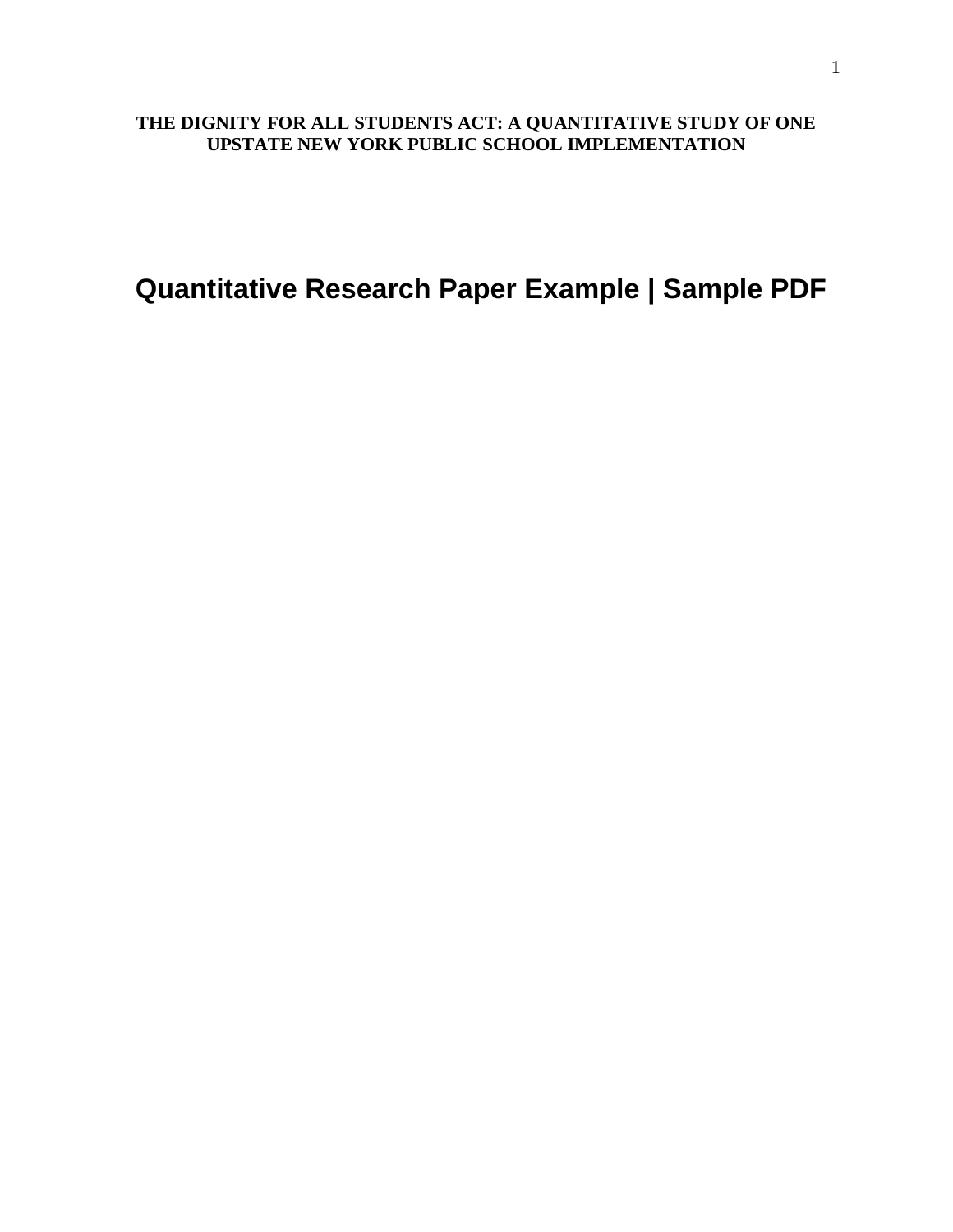# THE DIGNITY FOR ALL STUDENTS ACT: A QUANTITATIVE STUDY OF ONE UPSTATE NEW YORK PUBLIC SCHOOL IMPLEMENTATION

## Quantitative Research Paper Example | Sample PDF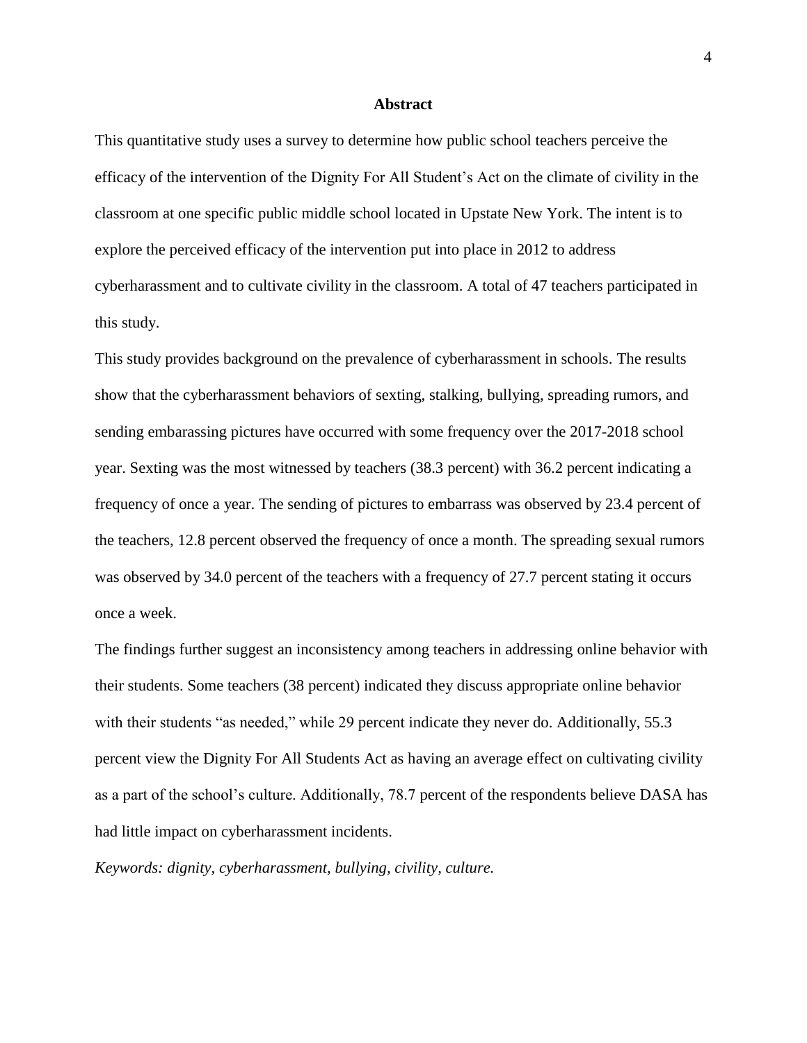## Abstract

This quantitative study uses a survey to determine how public school teachers perceive the efficacy of the intervention of the Dignity For All Student's Act on the climate of civility in the classroom at one specific public middle school located in Upstate New York. The intent is to explore the perceived efficacy of the intervention put into place in 2012 to address cyberharassment and to cultivate civility in the classroom. A total of 47 teachers participated in this study.

This study provides background on the prevalence of cyberharassment in schools. The results show that the cyberharassment behaviors of sexting, stalking, bullying, spreading rumors, and sending embarassing pictures have occurred with some frequency over the 2017-2018 school year. Sexting was the most witnessed by teachers (38.3 percent) with 36.2 percent indicating a frequency of once a year. The sending of pictures to embarrass was observed by 23.4 percent of the teachers, 12.8 percent observed the frequency of once a month. The spreading sexual rumors was observed by 34.0 percent of the teachers with a frequency of 27.7 percent stating it occurs once a week.

The findings further suggest an inconsistency among teachers in addressing online behavior with their students. Some teachers (38 percent) indicated they discuss appropriate online behavior with their students "as needed," while 29 percent indicate they never do. Additionally, 55.3 percent view the Dignity For All Students Act as having an average effect on cultivating civility as a part of the school's culture. Additionally, 78.7 percent of the respondents believe DASA has had little impact on cyberharassment incidents.

*Keywords: dignity, cyberharassment, bullying, civility, culture.*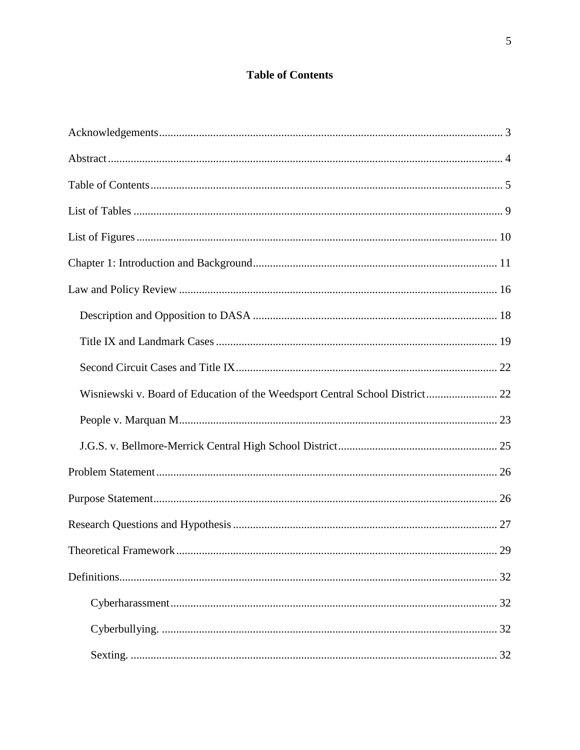# Table of Contents

Acknowledgements ..... 3

Abstract ..... 4

Table of Contents ..... 5

List of Tables ..... 9

List of Figures ..... 10

Chapter 1: Introduction and Background ..... 11

Law and Policy Review ..... 16

- Description and Opposition to DASA ..... 18
- Title IX and Landmark Cases ..... 19
- Second Circuit Cases and Title IX ..... 22
- Wisniewski v. Board of Education of the Weedsport Central School District ..... 22
- People v. Marquan M. ..... 23
- J.G.S. v. Bellmore-Merrick Central High School District ..... 25

Problem Statement ..... 26

Purpose Statement ..... 26

Research Questions and Hypothesis ..... 27

Theoretical Framework ..... 29

Definitions ..... 32

- Cyberharassment ..... 32
- Cyberbullying. ..... 32
- Sexting. ..... 32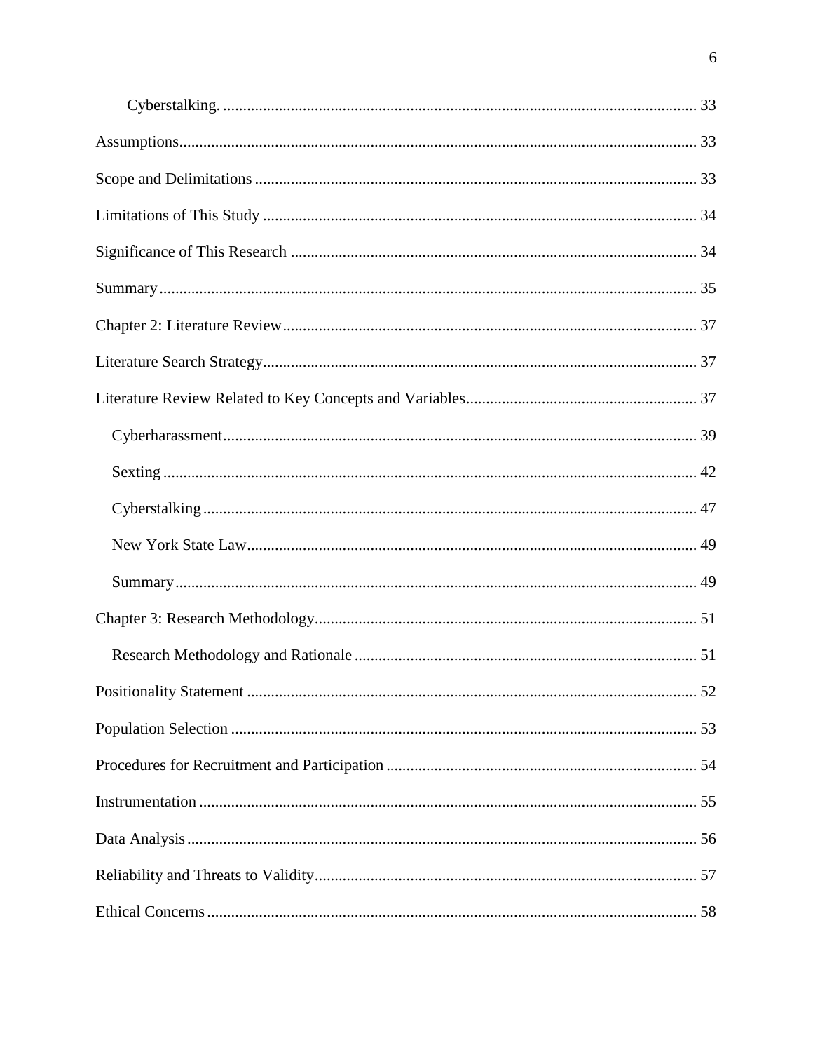Cyberstalking. ..................................................................................................................... 33

Assumptions................................................................................................................................ 33

Scope and Delimitations ............................................................................................................. 33

Limitations of This Study ........................................................................................................... 34

Significance of This Research .................................................................................................... 34

Summary..................................................................................................................................... 35

Chapter 2: Literature Review...................................................................................................... 37

Literature Search Strategy........................................................................................................... 37

Literature Review Related to Key Concepts and Variables......................................................... 37

Cyberharassment..................................................................................................................... 39

Sexting ................................................................................................................................... 42

Cyberstalking .......................................................................................................................... 47

New York State Law................................................................................................................ 49

Summary................................................................................................................................. 49

Chapter 3: Research Methodology.............................................................................................. 51

Research Methodology and Rationale .................................................................................... 51

Positionality Statement ............................................................................................................... 52

Population Selection ................................................................................................................... 53

Procedures for Recruitment and Participation ............................................................................ 54

Instrumentation ........................................................................................................................... 55

Data Analysis.............................................................................................................................. 56

Reliability and Threats to Validity.............................................................................................. 57

Ethical Concerns ......................................................................................................................... 58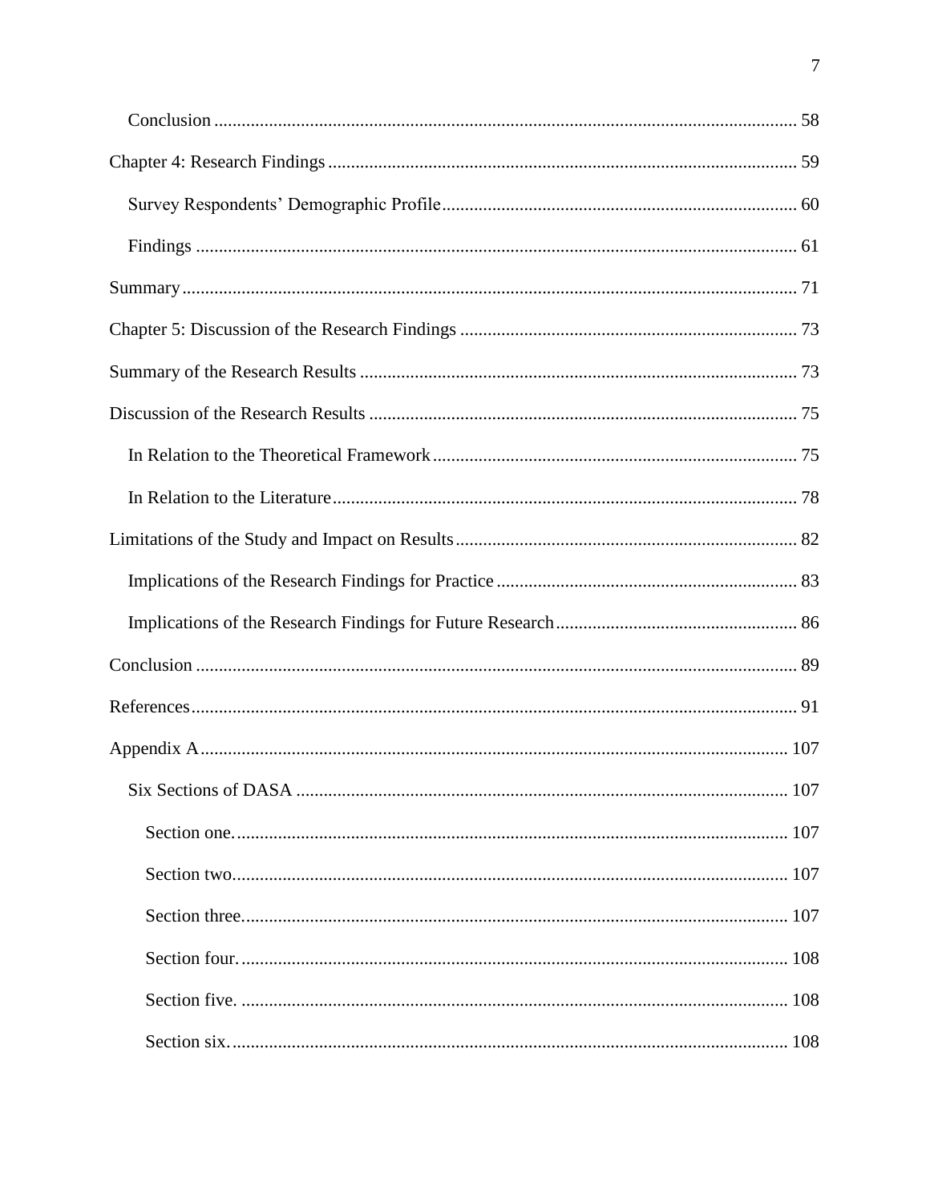Conclusion ..... 58

Chapter 4: Research Findings ..... 59

Survey Respondents' Demographic Profile ..... 60

Findings ..... 61

Summary ..... 71

Chapter 5: Discussion of the Research Findings ..... 73

Summary of the Research Results ..... 73

Discussion of the Research Results ..... 75

In Relation to the Theoretical Framework ..... 75

In Relation to the Literature ..... 78

Limitations of the Study and Impact on Results ..... 82

Implications of the Research Findings for Practice ..... 83

Implications of the Research Findings for Future Research ..... 86

Conclusion ..... 89

References ..... 91

Appendix A ..... 107

Six Sections of DASA ..... 107

Section one. ..... 107

Section two. ..... 107

Section three. ..... 107

Section four. ..... 108

Section five. ..... 108

Section six. ..... 108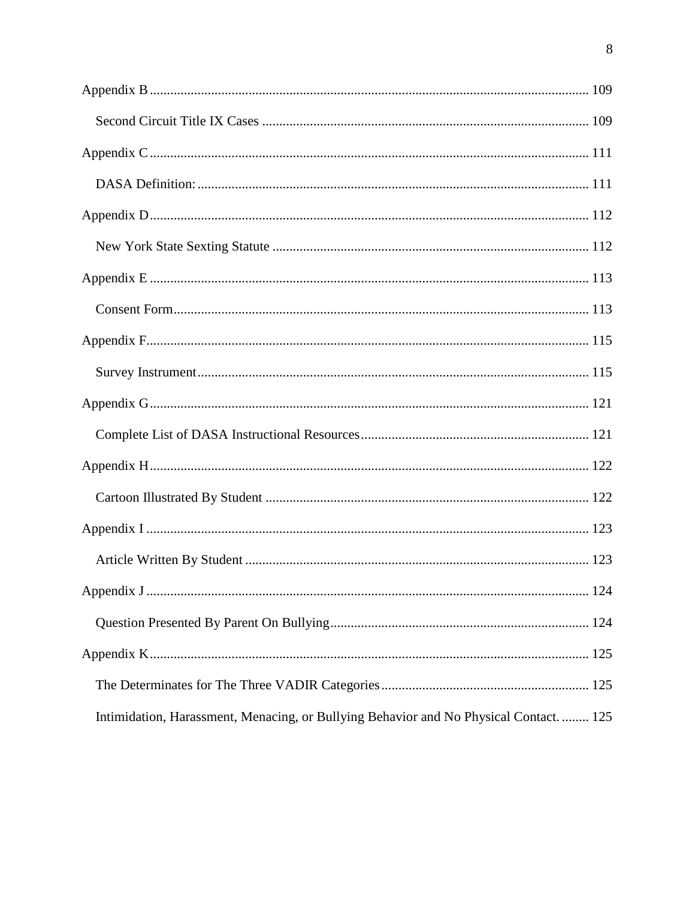Appendix B ........................................................................................................................ 109

Second Circuit Title IX Cases ............................................................................................. 109

Appendix C ........................................................................................................................ 111

DASA Definition: ................................................................................................................ 111

Appendix D ........................................................................................................................ 112

New York State Sexting Statute .......................................................................................... 112

Appendix E ........................................................................................................................ 113

Consent Form ...................................................................................................................... 113

Appendix F ......................................................................................................................... 115

Survey Instrument ................................................................................................................ 115

Appendix G ........................................................................................................................ 121

Complete List of DASA Instructional Resources ................................................................ 121

Appendix H ........................................................................................................................ 122

Cartoon Illustrated By Student ............................................................................................ 122

Appendix I ......................................................................................................................... 123

Article Written By Student .................................................................................................. 123

Appendix J ......................................................................................................................... 124

Question Presented By Parent On Bullying ......................................................................... 124

Appendix K ........................................................................................................................ 125

The Determinates for The Three VADIR Categories ........................................................... 125

Intimidation, Harassment, Menacing, or Bullying Behavior and No Physical Contact. ........ 125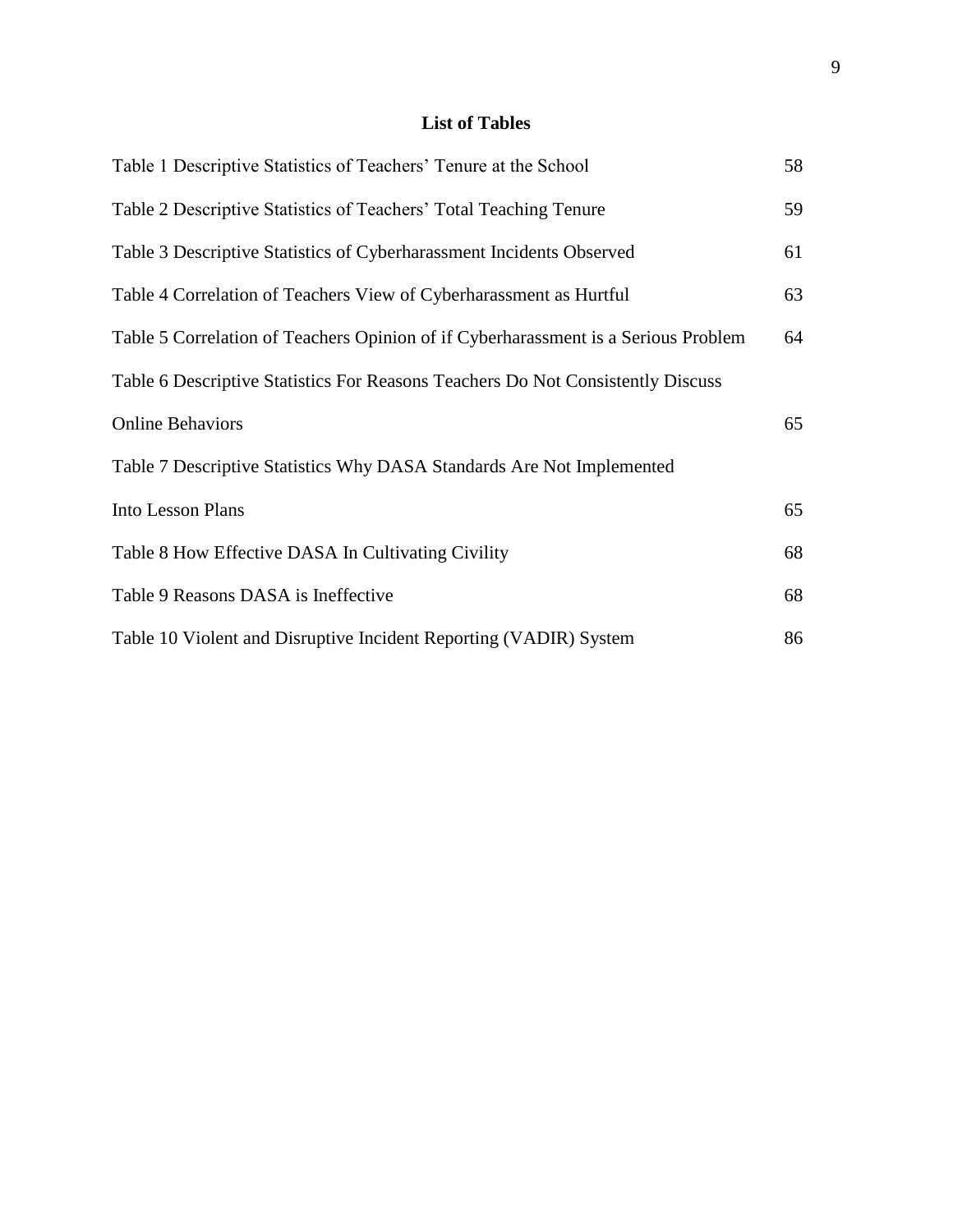## List of Tables

| | |
|---|---|
| Table 1 Descriptive Statistics of Teachers' Tenure at the School | 58 |
| Table 2 Descriptive Statistics of Teachers' Total Teaching Tenure | 59 |
| Table 3 Descriptive Statistics of Cyberharassment Incidents Observed | 61 |
| Table 4 Correlation of Teachers View of Cyberharassment as Hurtful | 63 |
| Table 5 Correlation of Teachers Opinion of if Cyberharassment is a Serious Problem | 64 |
| Table 6 Descriptive Statistics For Reasons Teachers Do Not Consistently Discuss Online Behaviors | 65 |
| Table 7 Descriptive Statistics Why DASA Standards Are Not Implemented Into Lesson Plans | 65 |
| Table 8 How Effective DASA In Cultivating Civility | 68 |
| Table 9 Reasons DASA is Ineffective | 68 |
| Table 10 Violent and Disruptive Incident Reporting (VADIR) System | 86 |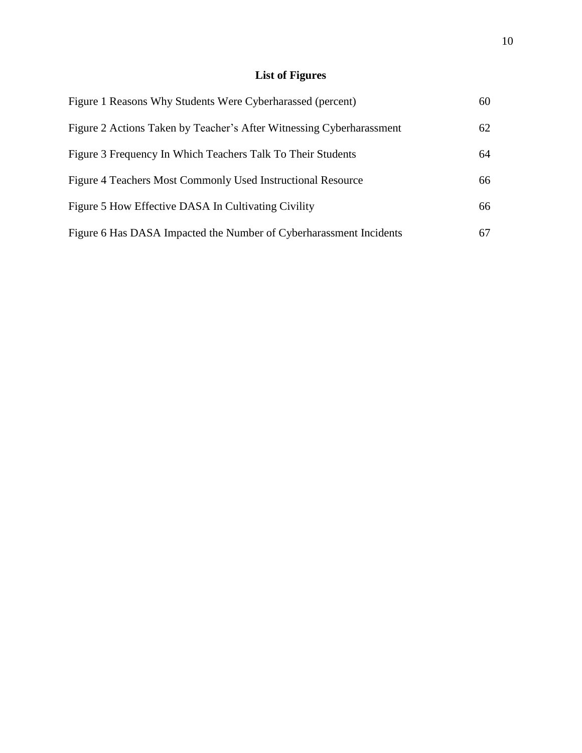## List of Figures

| | |
|---|---|
| Figure 1 Reasons Why Students Were Cyberharassed (percent) | 60 |
| Figure 2 Actions Taken by Teacher's After Witnessing Cyberharassment | 62 |
| Figure 3 Frequency In Which Teachers Talk To Their Students | 64 |
| Figure 4 Teachers Most Commonly Used Instructional Resource | 66 |
| Figure 5 How Effective DASA In Cultivating Civility | 66 |
| Figure 6 Has DASA Impacted the Number of Cyberharassment Incidents | 67 |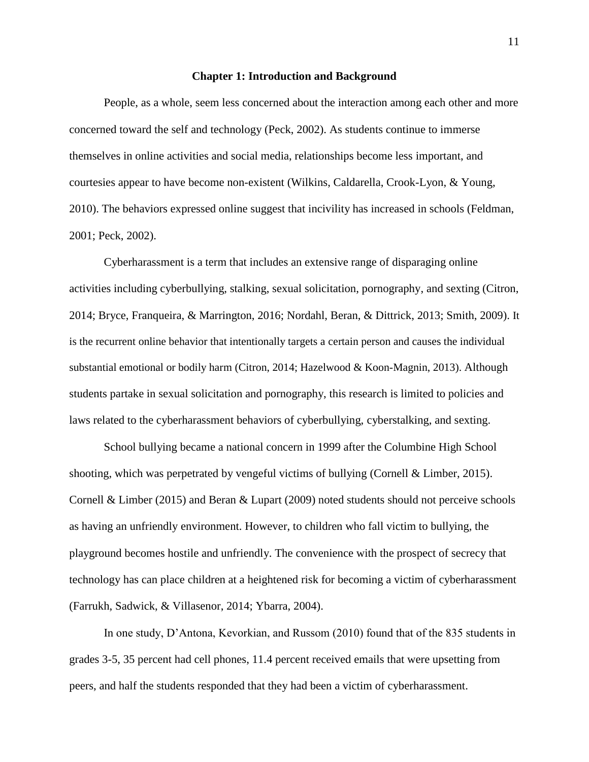## Chapter 1: Introduction and Background

People, as a whole, seem less concerned about the interaction among each other and more concerned toward the self and technology (Peck, 2002). As students continue to immerse themselves in online activities and social media, relationships become less important, and courtesies appear to have become non-existent (Wilkins, Caldarella, Crook-Lyon, & Young, 2010). The behaviors expressed online suggest that incivility has increased in schools (Feldman, 2001; Peck, 2002).

Cyberharassment is a term that includes an extensive range of disparaging online activities including cyberbullying, stalking, sexual solicitation, pornography, and sexting (Citron, 2014; Bryce, Franqueira, & Marrington, 2016; Nordahl, Beran, & Dittrick, 2013; Smith, 2009). It is the recurrent online behavior that intentionally targets a certain person and causes the individual substantial emotional or bodily harm (Citron, 2014; Hazelwood & Koon-Magnin, 2013). Although students partake in sexual solicitation and pornography, this research is limited to policies and laws related to the cyberharassment behaviors of cyberbullying, cyberstalking, and sexting.

School bullying became a national concern in 1999 after the Columbine High School shooting, which was perpetrated by vengeful victims of bullying (Cornell & Limber, 2015). Cornell & Limber (2015) and Beran & Lupart (2009) noted students should not perceive schools as having an unfriendly environment. However, to children who fall victim to bullying, the playground becomes hostile and unfriendly. The convenience with the prospect of secrecy that technology has can place children at a heightened risk for becoming a victim of cyberharassment (Farrukh, Sadwick, & Villasenor, 2014; Ybarra, 2004).

In one study, D'Antona, Kevorkian, and Russom (2010) found that of the 835 students in grades 3-5, 35 percent had cell phones, 11.4 percent received emails that were upsetting from peers, and half the students responded that they had been a victim of cyberharassment.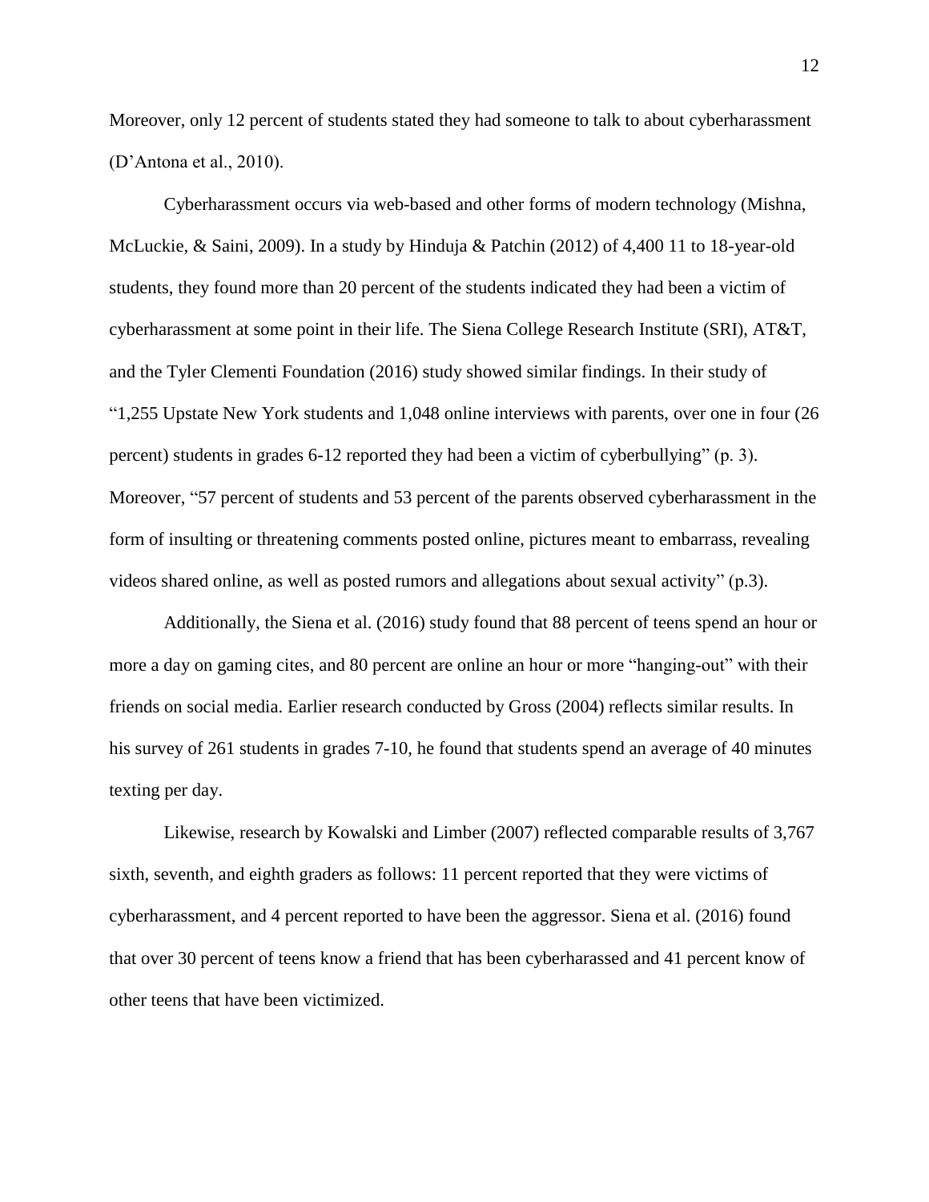Moreover, only 12 percent of students stated they had someone to talk to about cyberharassment (D'Antona et al., 2010).

Cyberharassment occurs via web-based and other forms of modern technology (Mishna, McLuckie, & Saini, 2009). In a study by Hinduja & Patchin (2012) of 4,400 11 to 18-year-old students, they found more than 20 percent of the students indicated they had been a victim of cyberharassment at some point in their life. The Siena College Research Institute (SRI), AT&T, and the Tyler Clementi Foundation (2016) study showed similar findings. In their study of "1,255 Upstate New York students and 1,048 online interviews with parents, over one in four (26 percent) students in grades 6-12 reported they had been a victim of cyberbullying" (p. 3). Moreover, "57 percent of students and 53 percent of the parents observed cyberharassment in the form of insulting or threatening comments posted online, pictures meant to embarrass, revealing videos shared online, as well as posted rumors and allegations about sexual activity" (p.3).

Additionally, the Siena et al. (2016) study found that 88 percent of teens spend an hour or more a day on gaming cites, and 80 percent are online an hour or more "hanging-out" with their friends on social media. Earlier research conducted by Gross (2004) reflects similar results. In his survey of 261 students in grades 7-10, he found that students spend an average of 40 minutes texting per day.

Likewise, research by Kowalski and Limber (2007) reflected comparable results of 3,767 sixth, seventh, and eighth graders as follows: 11 percent reported that they were victims of cyberharassment, and 4 percent reported to have been the aggressor. Siena et al. (2016) found that over 30 percent of teens know a friend that has been cyberharassed and 41 percent know of other teens that have been victimized.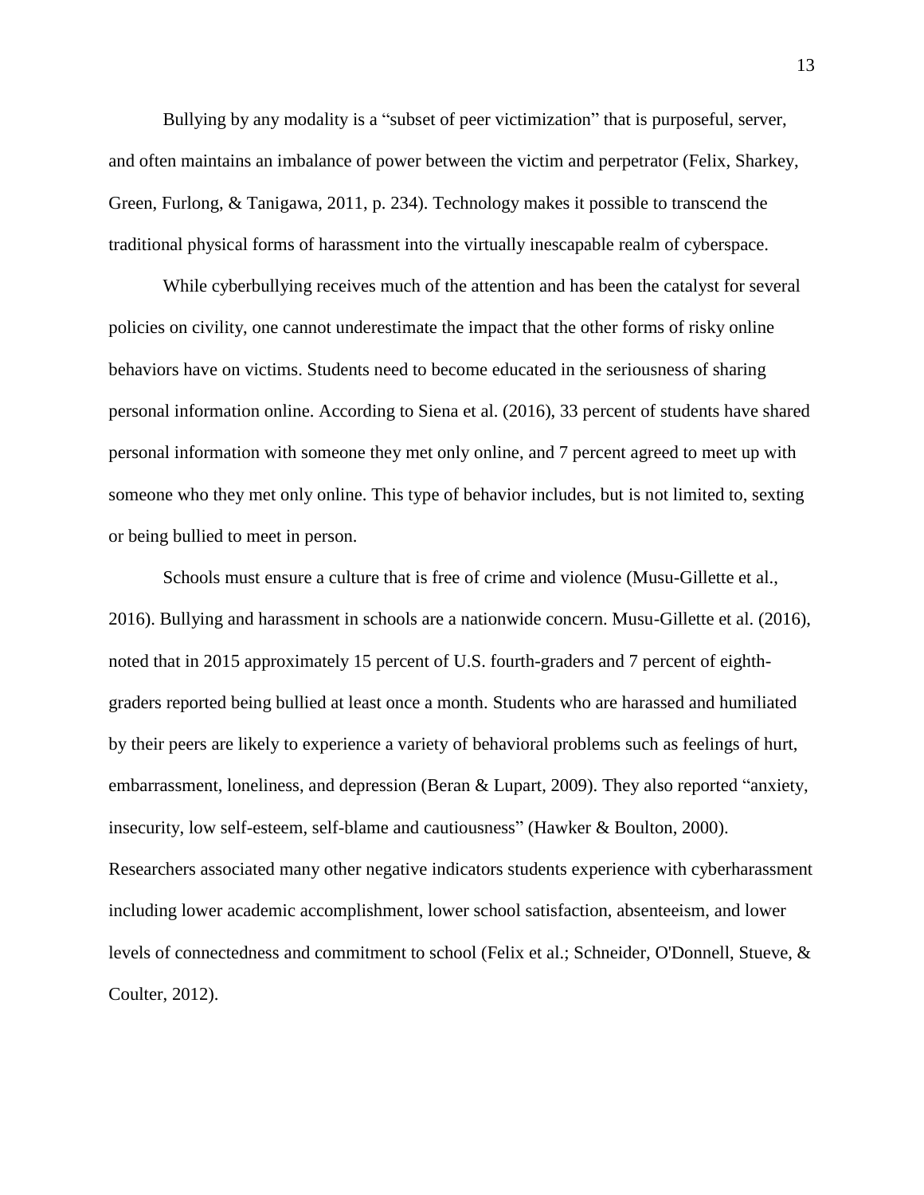Bullying by any modality is a “subset of peer victimization” that is purposeful, server, and often maintains an imbalance of power between the victim and perpetrator (Felix, Sharkey, Green, Furlong, & Tanigawa, 2011, p. 234). Technology makes it possible to transcend the traditional physical forms of harassment into the virtually inescapable realm of cyberspace.

While cyberbullying receives much of the attention and has been the catalyst for several policies on civility, one cannot underestimate the impact that the other forms of risky online behaviors have on victims. Students need to become educated in the seriousness of sharing personal information online. According to Siena et al. (2016), 33 percent of students have shared personal information with someone they met only online, and 7 percent agreed to meet up with someone who they met only online. This type of behavior includes, but is not limited to, sexting or being bullied to meet in person.

Schools must ensure a culture that is free of crime and violence (Musu-Gillette et al., 2016). Bullying and harassment in schools are a nationwide concern. Musu-Gillette et al. (2016), noted that in 2015 approximately 15 percent of U.S. fourth-graders and 7 percent of eighth-graders reported being bullied at least once a month. Students who are harassed and humiliated by their peers are likely to experience a variety of behavioral problems such as feelings of hurt, embarrassment, loneliness, and depression (Beran & Lupart, 2009). They also reported “anxiety, insecurity, low self-esteem, self-blame and cautiousness” (Hawker & Boulton, 2000). Researchers associated many other negative indicators students experience with cyberharassment including lower academic accomplishment, lower school satisfaction, absenteeism, and lower levels of connectedness and commitment to school (Felix et al.; Schneider, O'Donnell, Stueve, & Coulter, 2012).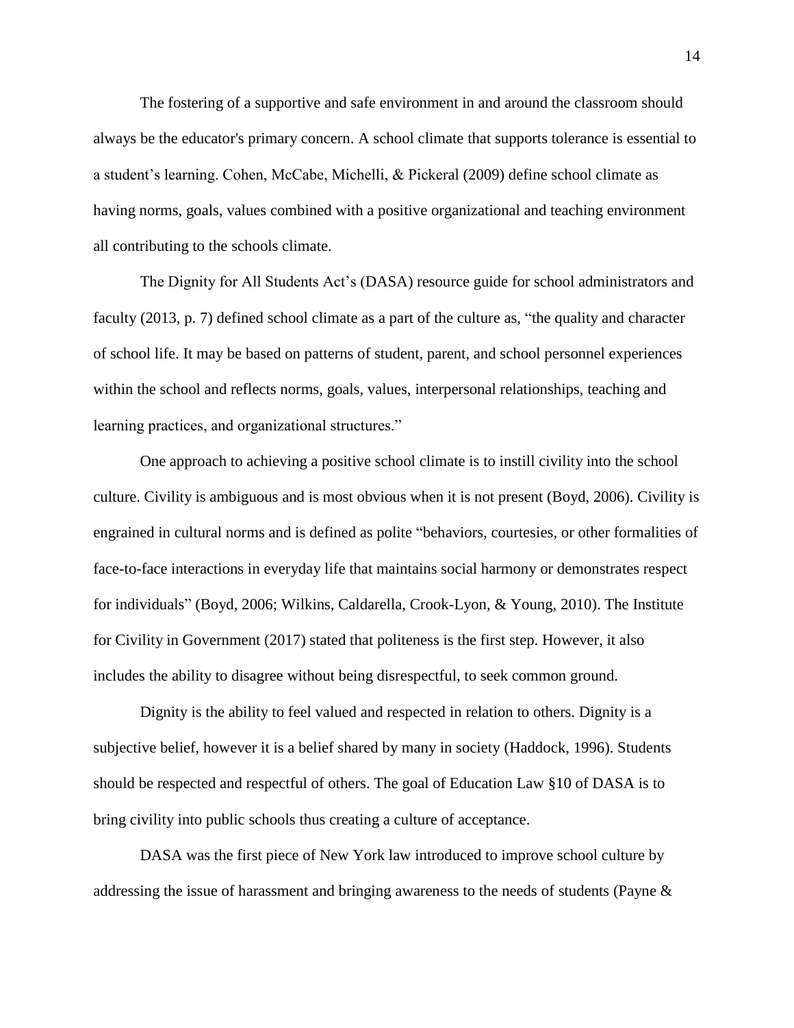The fostering of a supportive and safe environment in and around the classroom should always be the educator's primary concern. A school climate that supports tolerance is essential to a student's learning. Cohen, McCabe, Michelli, & Pickeral (2009) define school climate as having norms, goals, values combined with a positive organizational and teaching environment all contributing to the schools climate.

The Dignity for All Students Act's (DASA) resource guide for school administrators and faculty (2013, p. 7) defined school climate as a part of the culture as, "the quality and character of school life. It may be based on patterns of student, parent, and school personnel experiences within the school and reflects norms, goals, values, interpersonal relationships, teaching and learning practices, and organizational structures."

One approach to achieving a positive school climate is to instill civility into the school culture. Civility is ambiguous and is most obvious when it is not present (Boyd, 2006). Civility is engrained in cultural norms and is defined as polite "behaviors, courtesies, or other formalities of face-to-face interactions in everyday life that maintains social harmony or demonstrates respect for individuals" (Boyd, 2006; Wilkins, Caldarella, Crook-Lyon, & Young, 2010). The Institute for Civility in Government (2017) stated that politeness is the first step. However, it also includes the ability to disagree without being disrespectful, to seek common ground.

Dignity is the ability to feel valued and respected in relation to others. Dignity is a subjective belief, however it is a belief shared by many in society (Haddock, 1996). Students should be respected and respectful of others. The goal of Education Law §10 of DASA is to bring civility into public schools thus creating a culture of acceptance.

DASA was the first piece of New York law introduced to improve school culture by addressing the issue of harassment and bringing awareness to the needs of students (Payne &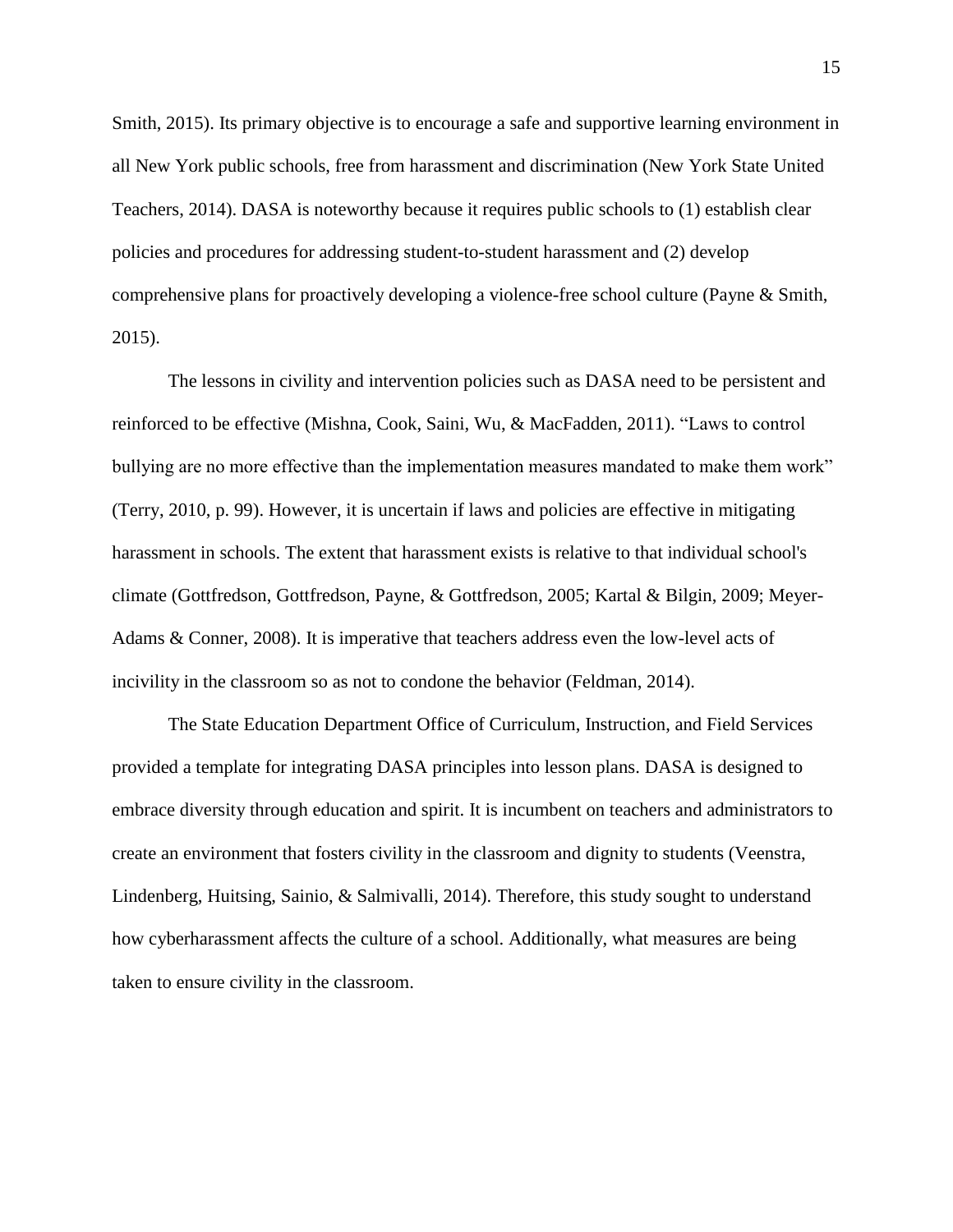Smith, 2015). Its primary objective is to encourage a safe and supportive learning environment in all New York public schools, free from harassment and discrimination (New York State United Teachers, 2014). DASA is noteworthy because it requires public schools to (1) establish clear policies and procedures for addressing student-to-student harassment and (2) develop comprehensive plans for proactively developing a violence-free school culture (Payne & Smith, 2015).

The lessons in civility and intervention policies such as DASA need to be persistent and reinforced to be effective (Mishna, Cook, Saini, Wu, & MacFadden, 2011). “Laws to control bullying are no more effective than the implementation measures mandated to make them work” (Terry, 2010, p. 99). However, it is uncertain if laws and policies are effective in mitigating harassment in schools. The extent that harassment exists is relative to that individual school's climate (Gottfredson, Gottfredson, Payne, & Gottfredson, 2005; Kartal & Bilgin, 2009; Meyer-Adams & Conner, 2008). It is imperative that teachers address even the low-level acts of incivility in the classroom so as not to condone the behavior (Feldman, 2014).

The State Education Department Office of Curriculum, Instruction, and Field Services provided a template for integrating DASA principles into lesson plans. DASA is designed to embrace diversity through education and spirit. It is incumbent on teachers and administrators to create an environment that fosters civility in the classroom and dignity to students (Veenstra, Lindenberg, Huitsing, Sainio, & Salmivalli, 2014). Therefore, this study sought to understand how cyberharassment affects the culture of a school. Additionally, what measures are being taken to ensure civility in the classroom.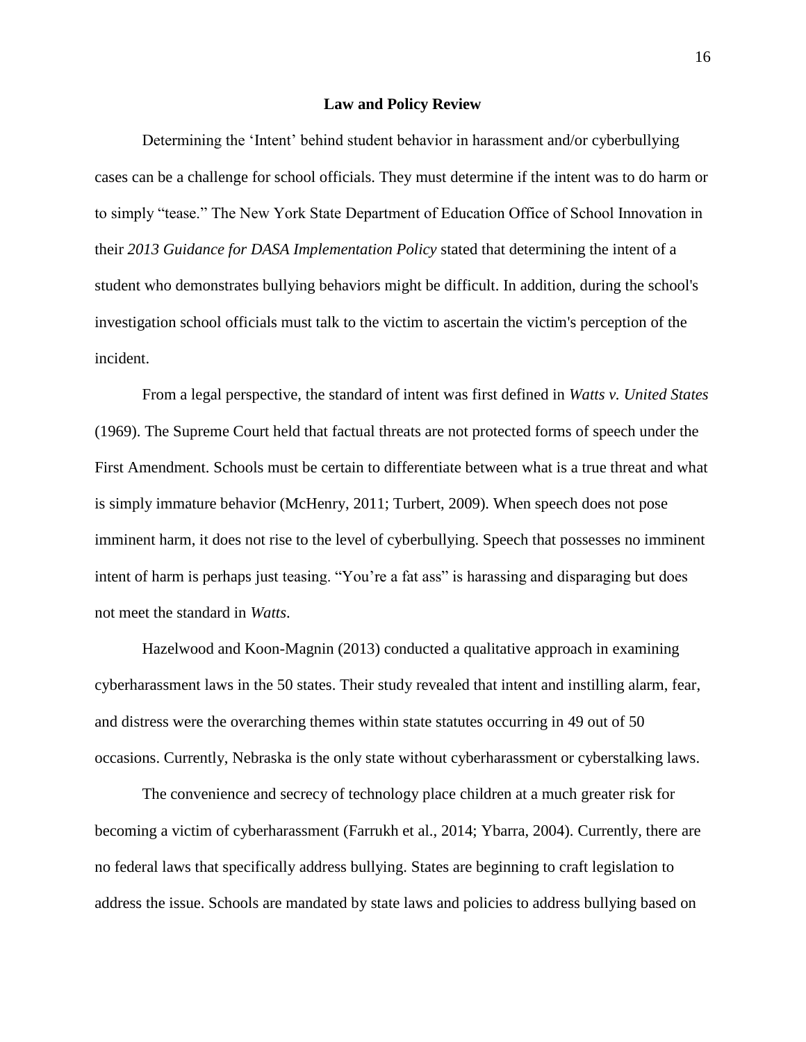## Law and Policy Review

Determining the 'Intent' behind student behavior in harassment and/or cyberbullying cases can be a challenge for school officials. They must determine if the intent was to do harm or to simply "tease." The New York State Department of Education Office of School Innovation in their *2013 Guidance for DASA Implementation Policy* stated that determining the intent of a student who demonstrates bullying behaviors might be difficult. In addition, during the school's investigation school officials must talk to the victim to ascertain the victim's perception of the incident.

From a legal perspective, the standard of intent was first defined in *Watts v. United States* (1969). The Supreme Court held that factual threats are not protected forms of speech under the First Amendment. Schools must be certain to differentiate between what is a true threat and what is simply immature behavior (McHenry, 2011; Turbert, 2009). When speech does not pose imminent harm, it does not rise to the level of cyberbullying. Speech that possesses no imminent intent of harm is perhaps just teasing. "You're a fat ass" is harassing and disparaging but does not meet the standard in *Watts*.

Hazelwood and Koon-Magnin (2013) conducted a qualitative approach in examining cyberharassment laws in the 50 states. Their study revealed that intent and instilling alarm, fear, and distress were the overarching themes within state statutes occurring in 49 out of 50 occasions. Currently, Nebraska is the only state without cyberharassment or cyberstalking laws.

The convenience and secrecy of technology place children at a much greater risk for becoming a victim of cyberharassment (Farrukh et al., 2014; Ybarra, 2004). Currently, there are no federal laws that specifically address bullying. States are beginning to craft legislation to address the issue. Schools are mandated by state laws and policies to address bullying based on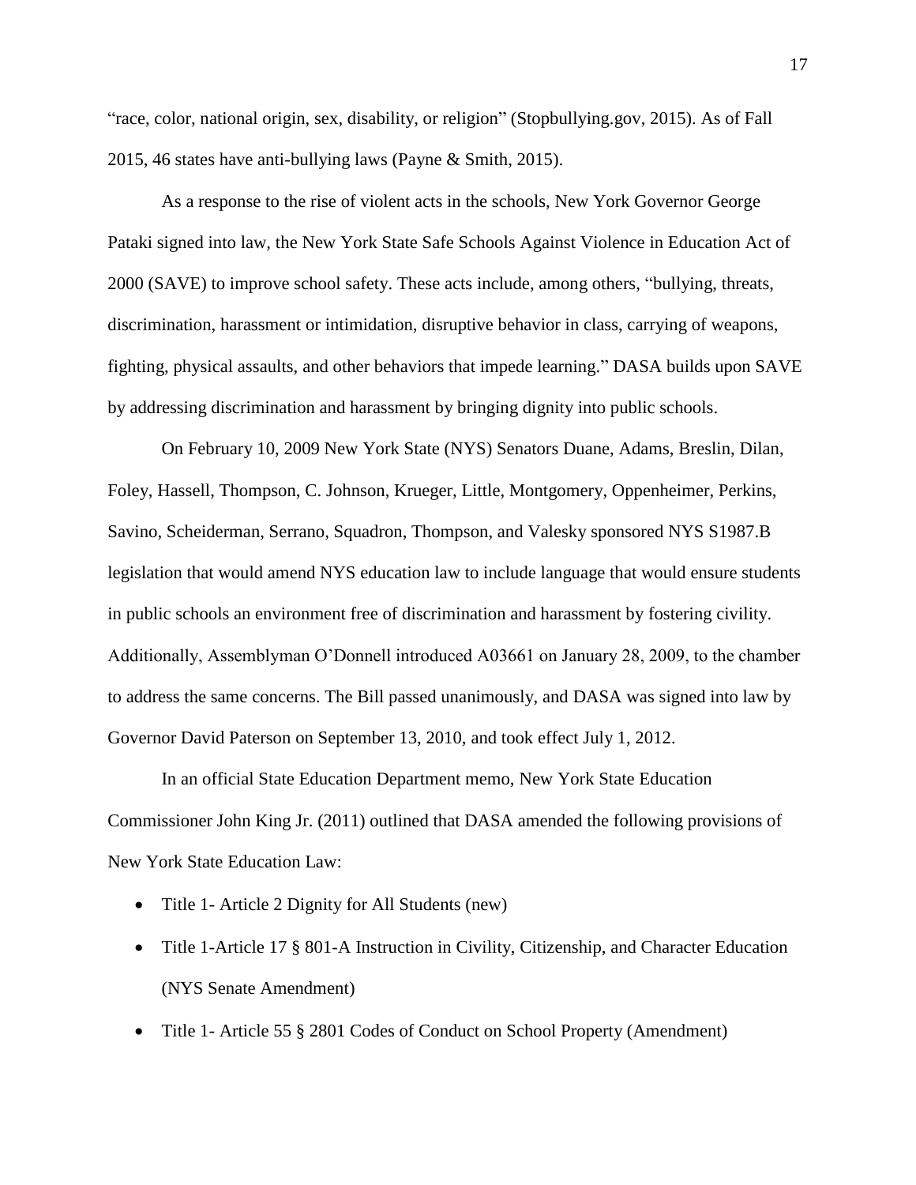"race, color, national origin, sex, disability, or religion" (Stopbullying.gov, 2015). As of Fall 2015, 46 states have anti-bullying laws (Payne & Smith, 2015).

As a response to the rise of violent acts in the schools, New York Governor George Pataki signed into law, the New York State Safe Schools Against Violence in Education Act of 2000 (SAVE) to improve school safety. These acts include, among others, "bullying, threats, discrimination, harassment or intimidation, disruptive behavior in class, carrying of weapons, fighting, physical assaults, and other behaviors that impede learning." DASA builds upon SAVE by addressing discrimination and harassment by bringing dignity into public schools.

On February 10, 2009 New York State (NYS) Senators Duane, Adams, Breslin, Dilan, Foley, Hassell, Thompson, C. Johnson, Krueger, Little, Montgomery, Oppenheimer, Perkins, Savino, Scheiderman, Serrano, Squadron, Thompson, and Valesky sponsored NYS S1987.B legislation that would amend NYS education law to include language that would ensure students in public schools an environment free of discrimination and harassment by fostering civility. Additionally, Assemblyman O'Donnell introduced A03661 on January 28, 2009, to the chamber to address the same concerns. The Bill passed unanimously, and DASA was signed into law by Governor David Paterson on September 13, 2010, and took effect July 1, 2012.

In an official State Education Department memo, New York State Education Commissioner John King Jr. (2011) outlined that DASA amended the following provisions of New York State Education Law:

- Title 1- Article 2 Dignity for All Students (new)
- Title 1-Article 17 § 801-A Instruction in Civility, Citizenship, and Character Education (NYS Senate Amendment)
- Title 1- Article 55 § 2801 Codes of Conduct on School Property (Amendment)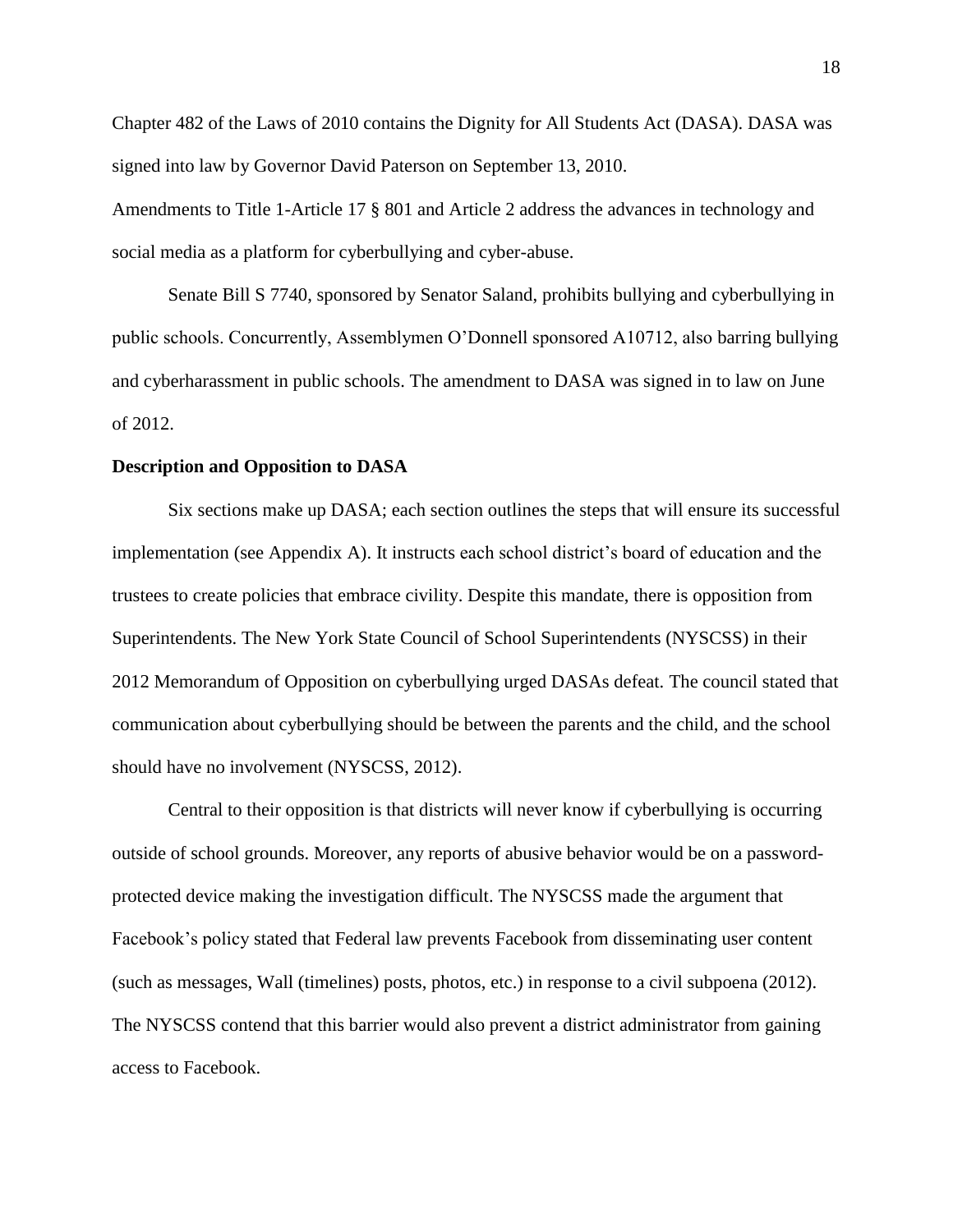Chapter 482 of the Laws of 2010 contains the Dignity for All Students Act (DASA). DASA was signed into law by Governor David Paterson on September 13, 2010.

Amendments to Title 1-Article 17 § 801 and Article 2 address the advances in technology and social media as a platform for cyberbullying and cyber-abuse.

Senate Bill S 7740, sponsored by Senator Saland, prohibits bullying and cyberbullying in public schools. Concurrently, Assemblymen O'Donnell sponsored A10712, also barring bullying and cyberharassment in public schools. The amendment to DASA was signed in to law on June of 2012.

**Description and Opposition to DASA**

Six sections make up DASA; each section outlines the steps that will ensure its successful implementation (see Appendix A). It instructs each school district's board of education and the trustees to create policies that embrace civility. Despite this mandate, there is opposition from Superintendents. The New York State Council of School Superintendents (NYSCSS) in their 2012 Memorandum of Opposition on cyberbullying urged DASAs defeat. The council stated that communication about cyberbullying should be between the parents and the child, and the school should have no involvement (NYSCSS, 2012).

Central to their opposition is that districts will never know if cyberbullying is occurring outside of school grounds. Moreover, any reports of abusive behavior would be on a password-protected device making the investigation difficult. The NYSCSS made the argument that Facebook's policy stated that Federal law prevents Facebook from disseminating user content (such as messages, Wall (timelines) posts, photos, etc.) in response to a civil subpoena (2012). The NYSCSS contend that this barrier would also prevent a district administrator from gaining access to Facebook.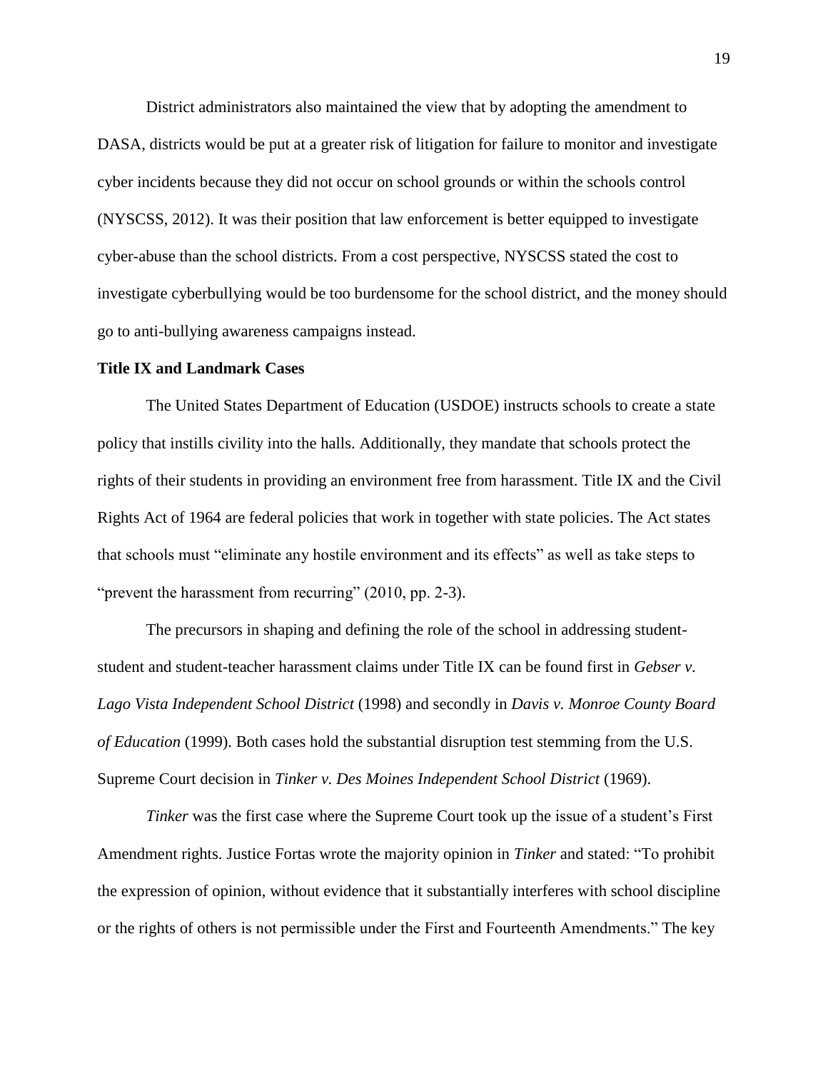District administrators also maintained the view that by adopting the amendment to DASA, districts would be put at a greater risk of litigation for failure to monitor and investigate cyber incidents because they did not occur on school grounds or within the schools control (NYSCSS, 2012). It was their position that law enforcement is better equipped to investigate cyber-abuse than the school districts. From a cost perspective, NYSCSS stated the cost to investigate cyberbullying would be too burdensome for the school district, and the money should go to anti-bullying awareness campaigns instead.

**Title IX and Landmark Cases**

The United States Department of Education (USDOE) instructs schools to create a state policy that instills civility into the halls. Additionally, they mandate that schools protect the rights of their students in providing an environment free from harassment. Title IX and the Civil Rights Act of 1964 are federal policies that work in together with state policies. The Act states that schools must "eliminate any hostile environment and its effects" as well as take steps to "prevent the harassment from recurring" (2010, pp. 2-3).

The precursors in shaping and defining the role of the school in addressing student-student and student-teacher harassment claims under Title IX can be found first in *Gebser v. Lago Vista Independent School District* (1998) and secondly in *Davis v. Monroe County Board of Education* (1999). Both cases hold the substantial disruption test stemming from the U.S. Supreme Court decision in *Tinker v. Des Moines Independent School District* (1969).

*Tinker* was the first case where the Supreme Court took up the issue of a student's First Amendment rights. Justice Fortas wrote the majority opinion in *Tinker* and stated: "To prohibit the expression of opinion, without evidence that it substantially interferes with school discipline or the rights of others is not permissible under the First and Fourteenth Amendments." The key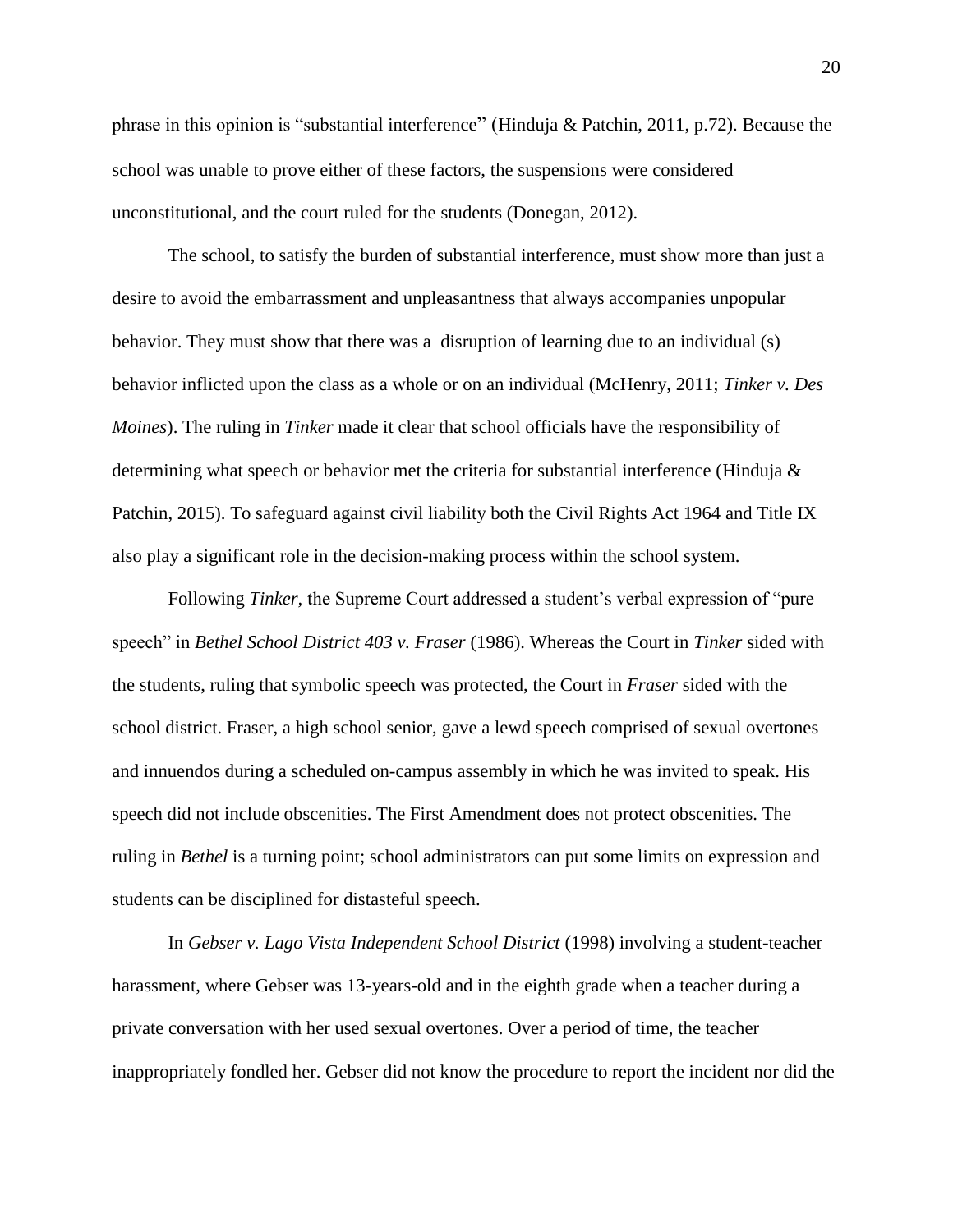phrase in this opinion is "substantial interference" (Hinduja & Patchin, 2011, p.72). Because the school was unable to prove either of these factors, the suspensions were considered unconstitutional, and the court ruled for the students (Donegan, 2012).

The school, to satisfy the burden of substantial interference, must show more than just a desire to avoid the embarrassment and unpleasantness that always accompanies unpopular behavior. They must show that there was a disruption of learning due to an individual (s) behavior inflicted upon the class as a whole or on an individual (McHenry, 2011; *Tinker v. Des Moines*). The ruling in *Tinker* made it clear that school officials have the responsibility of determining what speech or behavior met the criteria for substantial interference (Hinduja & Patchin, 2015). To safeguard against civil liability both the Civil Rights Act 1964 and Title IX also play a significant role in the decision-making process within the school system.

Following *Tinker,* the Supreme Court addressed a student's verbal expression of "pure speech" in *Bethel School District 403 v. Fraser* (1986). Whereas the Court in *Tinker* sided with the students, ruling that symbolic speech was protected, the Court in *Fraser* sided with the school district. Fraser, a high school senior, gave a lewd speech comprised of sexual overtones and innuendos during a scheduled on-campus assembly in which he was invited to speak. His speech did not include obscenities. The First Amendment does not protect obscenities. The ruling in *Bethel* is a turning point; school administrators can put some limits on expression and students can be disciplined for distasteful speech.

In *Gebser v. Lago Vista Independent School District* (1998) involving a student-teacher harassment, where Gebser was 13-years-old and in the eighth grade when a teacher during a private conversation with her used sexual overtones. Over a period of time, the teacher inappropriately fondled her. Gebser did not know the procedure to report the incident nor did the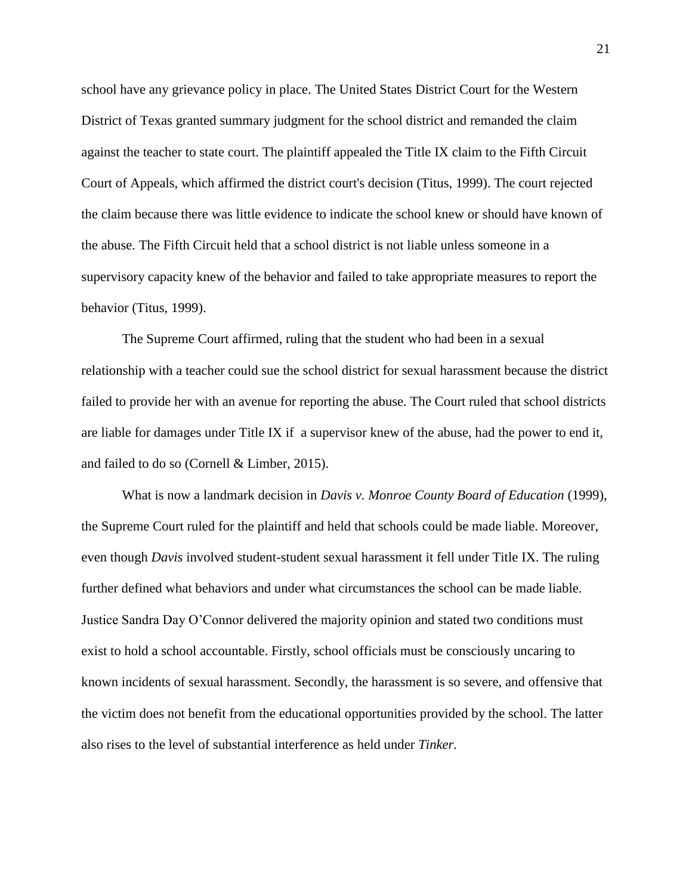school have any grievance policy in place. The United States District Court for the Western District of Texas granted summary judgment for the school district and remanded the claim against the teacher to state court. The plaintiff appealed the Title IX claim to the Fifth Circuit Court of Appeals, which affirmed the district court's decision (Titus, 1999). The court rejected the claim because there was little evidence to indicate the school knew or should have known of the abuse. The Fifth Circuit held that a school district is not liable unless someone in a supervisory capacity knew of the behavior and failed to take appropriate measures to report the behavior (Titus, 1999).

The Supreme Court affirmed, ruling that the student who had been in a sexual relationship with a teacher could sue the school district for sexual harassment because the district failed to provide her with an avenue for reporting the abuse. The Court ruled that school districts are liable for damages under Title IX if  a supervisor knew of the abuse, had the power to end it, and failed to do so (Cornell & Limber, 2015).

What is now a landmark decision in *Davis v. Monroe County Board of Education* (1999), the Supreme Court ruled for the plaintiff and held that schools could be made liable. Moreover, even though *Davis* involved student-student sexual harassment it fell under Title IX. The ruling further defined what behaviors and under what circumstances the school can be made liable. Justice Sandra Day O'Connor delivered the majority opinion and stated two conditions must exist to hold a school accountable. Firstly, school officials must be consciously uncaring to known incidents of sexual harassment. Secondly, the harassment is so severe, and offensive that the victim does not benefit from the educational opportunities provided by the school. The latter also rises to the level of substantial interference as held under *Tinker.*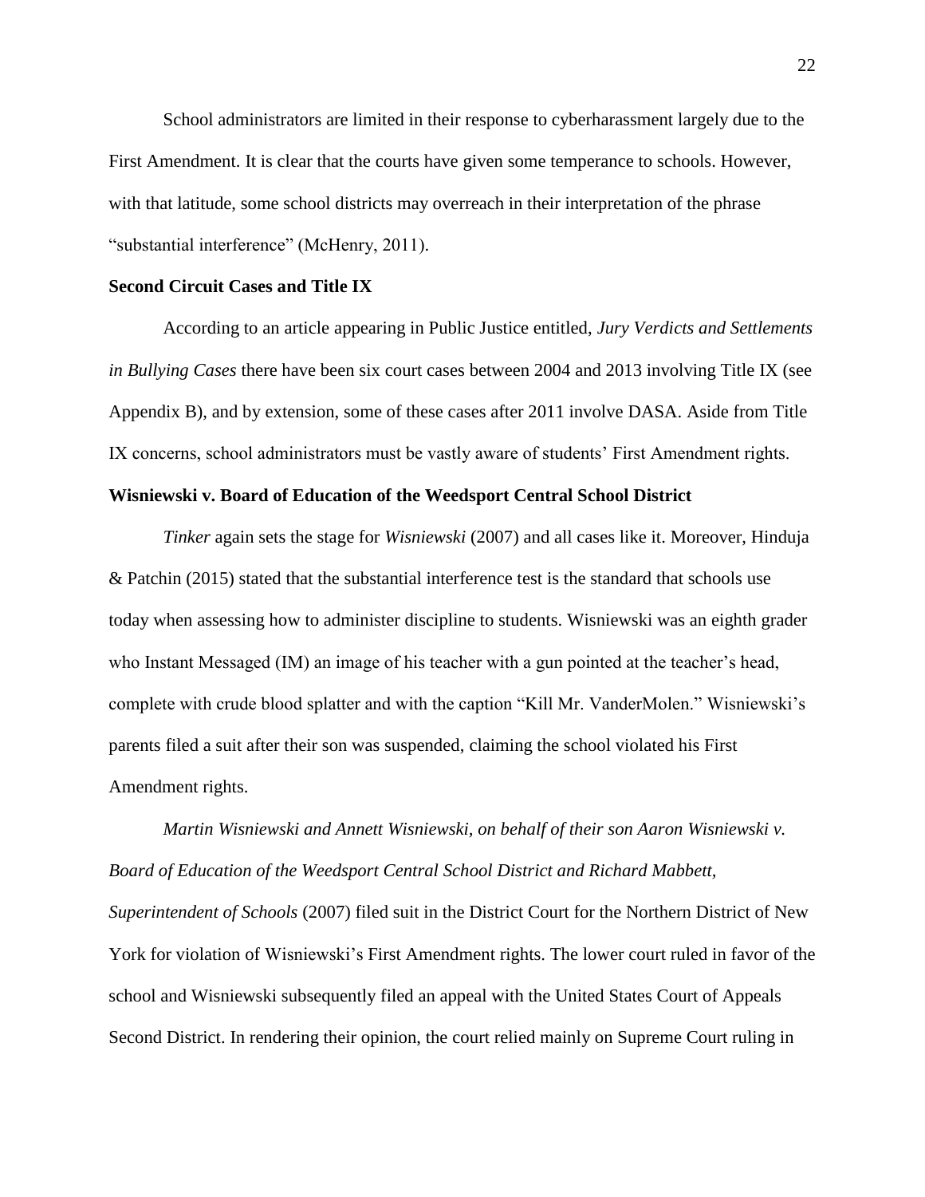School administrators are limited in their response to cyberharassment largely due to the First Amendment. It is clear that the courts have given some temperance to schools. However, with that latitude, some school districts may overreach in their interpretation of the phrase "substantial interference" (McHenry, 2011).

### Second Circuit Cases and Title IX

According to an article appearing in Public Justice entitled, *Jury Verdicts and Settlements in Bullying Cases* there have been six court cases between 2004 and 2013 involving Title IX (see Appendix B), and by extension, some of these cases after 2011 involve DASA. Aside from Title IX concerns, school administrators must be vastly aware of students' First Amendment rights.

### Wisniewski v. Board of Education of the Weedsport Central School District

*Tinker* again sets the stage for *Wisniewski* (2007) and all cases like it. Moreover, Hinduja & Patchin (2015) stated that the substantial interference test is the standard that schools use today when assessing how to administer discipline to students. Wisniewski was an eighth grader who Instant Messaged (IM) an image of his teacher with a gun pointed at the teacher's head, complete with crude blood splatter and with the caption "Kill Mr. VanderMolen." Wisniewski's parents filed a suit after their son was suspended, claiming the school violated his First Amendment rights.

*Martin Wisniewski and Annett Wisniewski, on behalf of their son Aaron Wisniewski v. Board of Education of the Weedsport Central School District and Richard Mabbett, Superintendent of Schools* (2007) filed suit in the District Court for the Northern District of New York for violation of Wisniewski's First Amendment rights. The lower court ruled in favor of the school and Wisniewski subsequently filed an appeal with the United States Court of Appeals Second District. In rendering their opinion, the court relied mainly on Supreme Court ruling in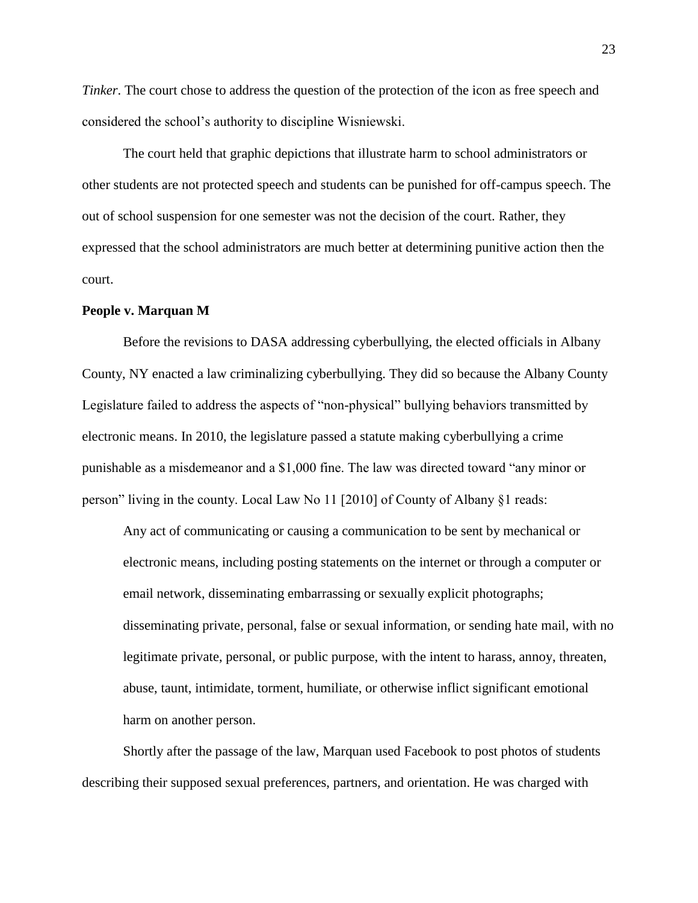*Tinker*. The court chose to address the question of the protection of the icon as free speech and considered the school's authority to discipline Wisniewski.

The court held that graphic depictions that illustrate harm to school administrators or other students are not protected speech and students can be punished for off-campus speech. The out of school suspension for one semester was not the decision of the court. Rather, they expressed that the school administrators are much better at determining punitive action then the court.

**People v. Marquan M**

Before the revisions to DASA addressing cyberbullying, the elected officials in Albany County, NY enacted a law criminalizing cyberbullying. They did so because the Albany County Legislature failed to address the aspects of "non-physical" bullying behaviors transmitted by electronic means. In 2010, the legislature passed a statute making cyberbullying a crime punishable as a misdemeanor and a $1,000 fine. The law was directed toward "any minor or person" living in the county. Local Law No 11 [2010] of County of Albany §1 reads:

> Any act of communicating or causing a communication to be sent by mechanical or electronic means, including posting statements on the internet or through a computer or email network, disseminating embarrassing or sexually explicit photographs; disseminating private, personal, false or sexual information, or sending hate mail, with no legitimate private, personal, or public purpose, with the intent to harass, annoy, threaten, abuse, taunt, intimidate, torment, humiliate, or otherwise inflict significant emotional harm on another person.

Shortly after the passage of the law, Marquan used Facebook to post photos of students describing their supposed sexual preferences, partners, and orientation. He was charged with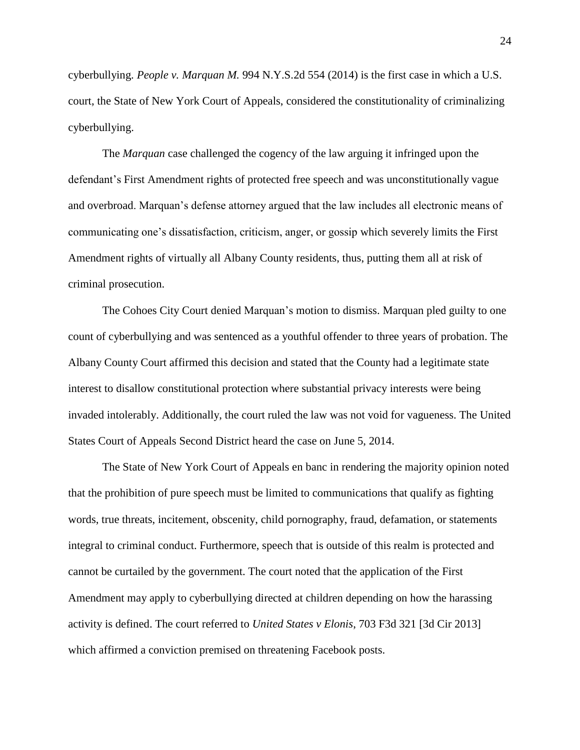cyberbullying. *People v. Marquan M.* 994 N.Y.S.2d 554 (2014) is the first case in which a U.S. court, the State of New York Court of Appeals, considered the constitutionality of criminalizing cyberbullying.

The *Marquan* case challenged the cogency of the law arguing it infringed upon the defendant's First Amendment rights of protected free speech and was unconstitutionally vague and overbroad. Marquan's defense attorney argued that the law includes all electronic means of communicating one's dissatisfaction, criticism, anger, or gossip which severely limits the First Amendment rights of virtually all Albany County residents, thus, putting them all at risk of criminal prosecution.

The Cohoes City Court denied Marquan's motion to dismiss. Marquan pled guilty to one count of cyberbullying and was sentenced as a youthful offender to three years of probation. The Albany County Court affirmed this decision and stated that the County had a legitimate state interest to disallow constitutional protection where substantial privacy interests were being invaded intolerably. Additionally, the court ruled the law was not void for vagueness. The United States Court of Appeals Second District heard the case on June 5, 2014.

The State of New York Court of Appeals en banc in rendering the majority opinion noted that the prohibition of pure speech must be limited to communications that qualify as fighting words, true threats, incitement, obscenity, child pornography, fraud, defamation, or statements integral to criminal conduct. Furthermore, speech that is outside of this realm is protected and cannot be curtailed by the government. The court noted that the application of the First Amendment may apply to cyberbullying directed at children depending on how the harassing activity is defined. The court referred to *United States v Elonis*, 703 F3d 321 [3d Cir 2013] which affirmed a conviction premised on threatening Facebook posts.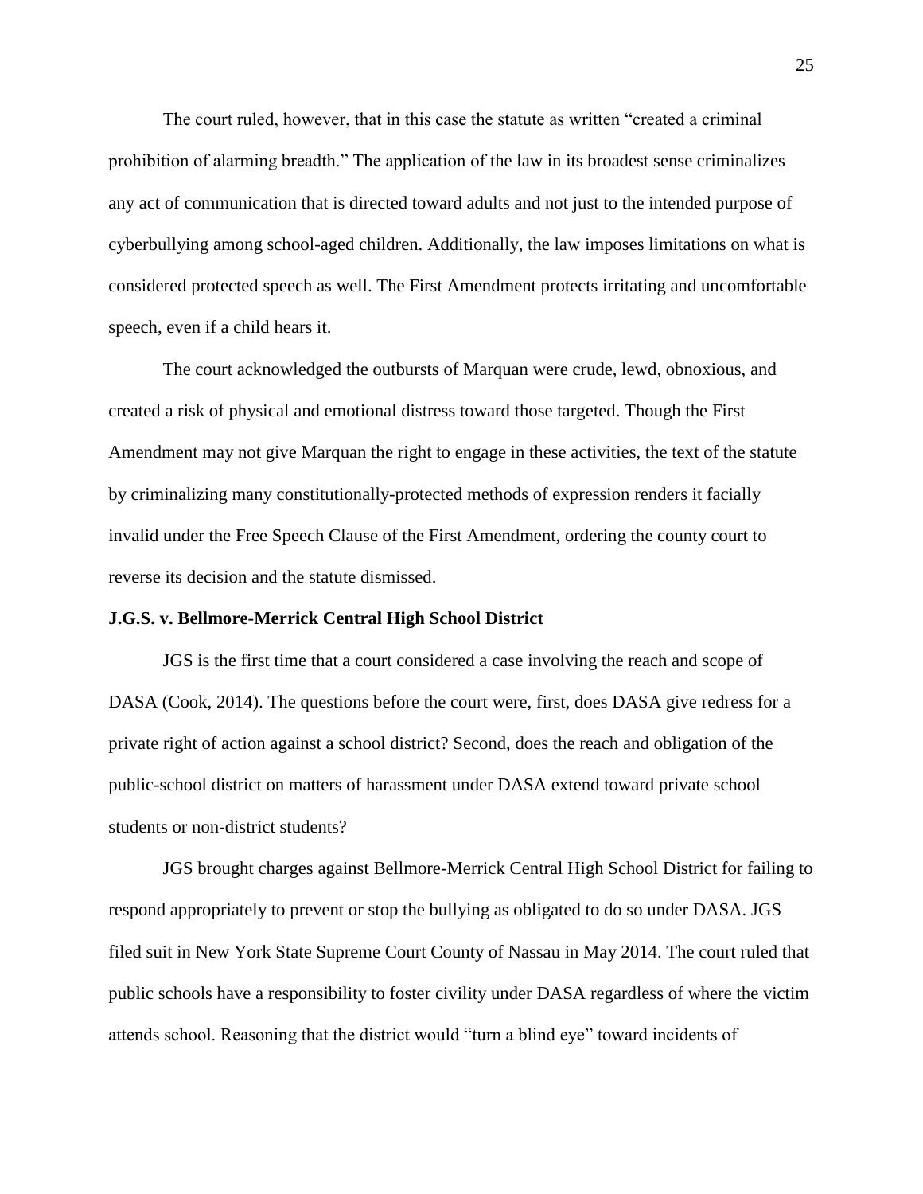The court ruled, however, that in this case the statute as written "created a criminal prohibition of alarming breadth." The application of the law in its broadest sense criminalizes any act of communication that is directed toward adults and not just to the intended purpose of cyberbullying among school-aged children. Additionally, the law imposes limitations on what is considered protected speech as well. The First Amendment protects irritating and uncomfortable speech, even if a child hears it.

The court acknowledged the outbursts of Marquan were crude, lewd, obnoxious, and created a risk of physical and emotional distress toward those targeted. Though the First Amendment may not give Marquan the right to engage in these activities, the text of the statute by criminalizing many constitutionally-protected methods of expression renders it facially invalid under the Free Speech Clause of the First Amendment, ordering the county court to reverse its decision and the statute dismissed.

**J.G.S. v. Bellmore-Merrick Central High School District**

JGS is the first time that a court considered a case involving the reach and scope of DASA (Cook, 2014). The questions before the court were, first, does DASA give redress for a private right of action against a school district? Second, does the reach and obligation of the public-school district on matters of harassment under DASA extend toward private school students or non-district students?

JGS brought charges against Bellmore-Merrick Central High School District for failing to respond appropriately to prevent or stop the bullying as obligated to do so under DASA. JGS filed suit in New York State Supreme Court County of Nassau in May 2014. The court ruled that public schools have a responsibility to foster civility under DASA regardless of where the victim attends school. Reasoning that the district would "turn a blind eye" toward incidents of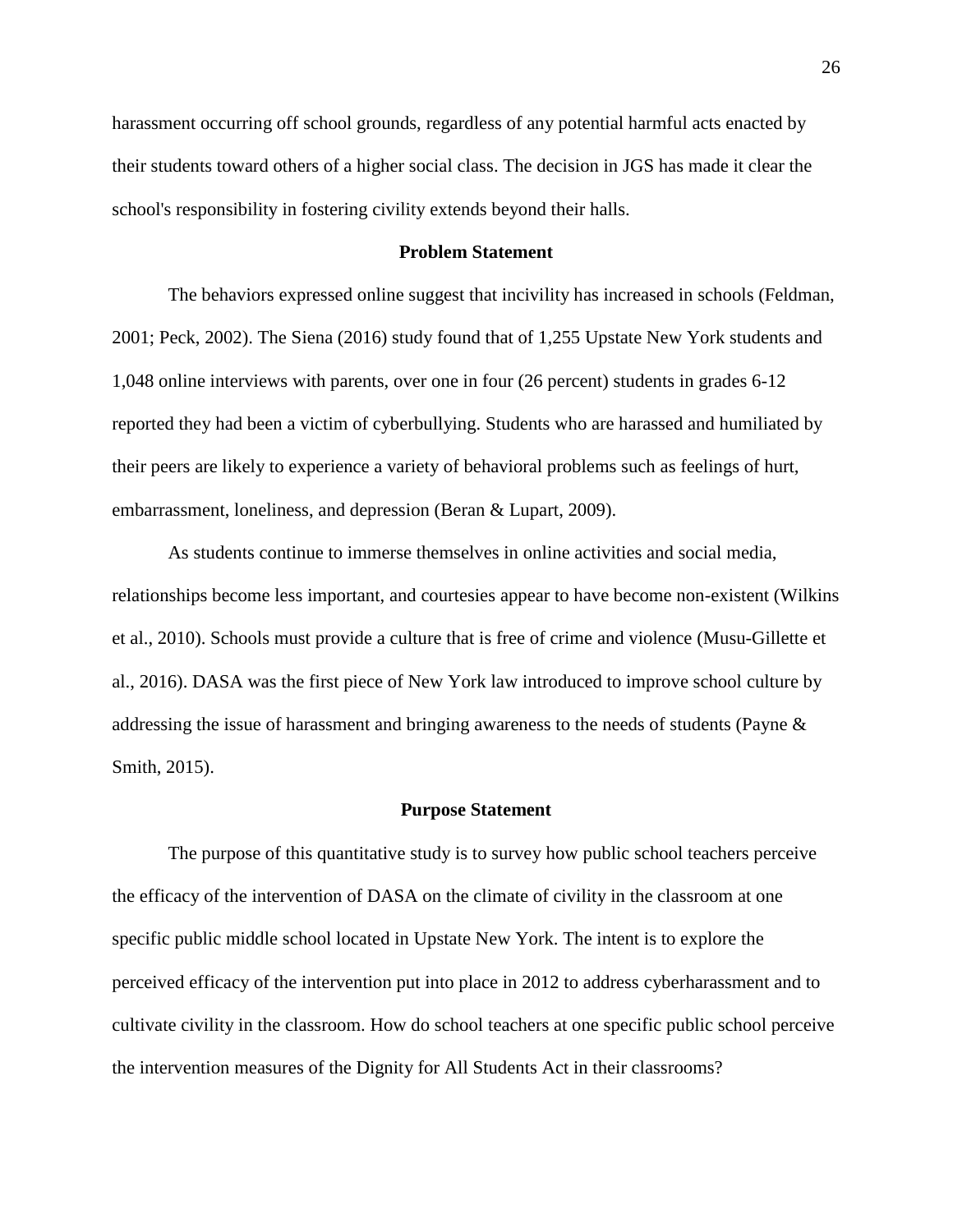harassment occurring off school grounds, regardless of any potential harmful acts enacted by their students toward others of a higher social class. The decision in JGS has made it clear the school's responsibility in fostering civility extends beyond their halls.

## Problem Statement

The behaviors expressed online suggest that incivility has increased in schools (Feldman, 2001; Peck, 2002). The Siena (2016) study found that of 1,255 Upstate New York students and 1,048 online interviews with parents, over one in four (26 percent) students in grades 6-12 reported they had been a victim of cyberbullying. Students who are harassed and humiliated by their peers are likely to experience a variety of behavioral problems such as feelings of hurt, embarrassment, loneliness, and depression (Beran & Lupart, 2009).

As students continue to immerse themselves in online activities and social media, relationships become less important, and courtesies appear to have become non-existent (Wilkins et al., 2010). Schools must provide a culture that is free of crime and violence (Musu-Gillette et al., 2016). DASA was the first piece of New York law introduced to improve school culture by addressing the issue of harassment and bringing awareness to the needs of students (Payne & Smith, 2015).

## Purpose Statement

The purpose of this quantitative study is to survey how public school teachers perceive the efficacy of the intervention of DASA on the climate of civility in the classroom at one specific public middle school located in Upstate New York. The intent is to explore the perceived efficacy of the intervention put into place in 2012 to address cyberharassment and to cultivate civility in the classroom. How do school teachers at one specific public school perceive the intervention measures of the Dignity for All Students Act in their classrooms?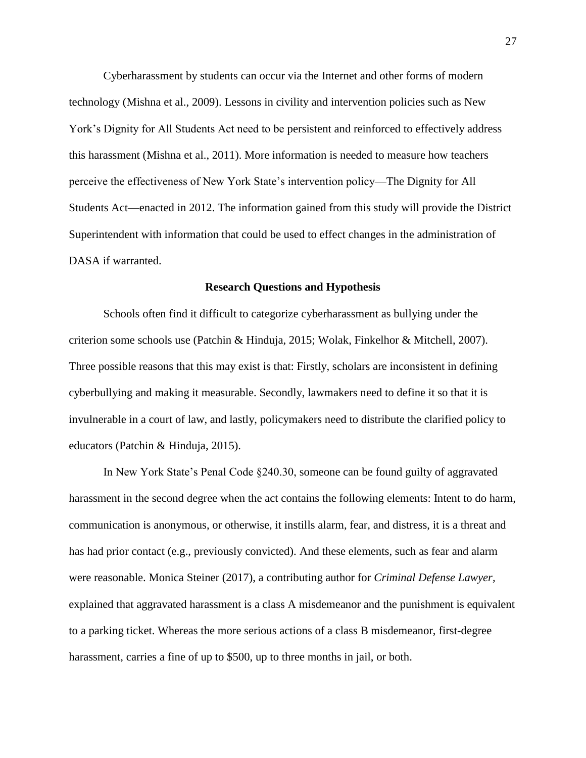Cyberharassment by students can occur via the Internet and other forms of modern technology (Mishna et al., 2009). Lessons in civility and intervention policies such as New York's Dignity for All Students Act need to be persistent and reinforced to effectively address this harassment (Mishna et al., 2011). More information is needed to measure how teachers perceive the effectiveness of New York State's intervention policy—The Dignity for All Students Act—enacted in 2012. The information gained from this study will provide the District Superintendent with information that could be used to effect changes in the administration of DASA if warranted.

## Research Questions and Hypothesis

Schools often find it difficult to categorize cyberharassment as bullying under the criterion some schools use (Patchin & Hinduja, 2015; Wolak, Finkelhor & Mitchell, 2007). Three possible reasons that this may exist is that: Firstly, scholars are inconsistent in defining cyberbullying and making it measurable. Secondly, lawmakers need to define it so that it is invulnerable in a court of law, and lastly, policymakers need to distribute the clarified policy to educators (Patchin & Hinduja, 2015).

In New York State's Penal Code §240.30, someone can be found guilty of aggravated harassment in the second degree when the act contains the following elements: Intent to do harm, communication is anonymous, or otherwise, it instills alarm, fear, and distress, it is a threat and has had prior contact (e.g., previously convicted). And these elements, such as fear and alarm were reasonable. Monica Steiner (2017), a contributing author for *Criminal Defense Lawyer*, explained that aggravated harassment is a class A misdemeanor and the punishment is equivalent to a parking ticket. Whereas the more serious actions of a class B misdemeanor, first-degree harassment, carries a fine of up to $500, up to three months in jail, or both.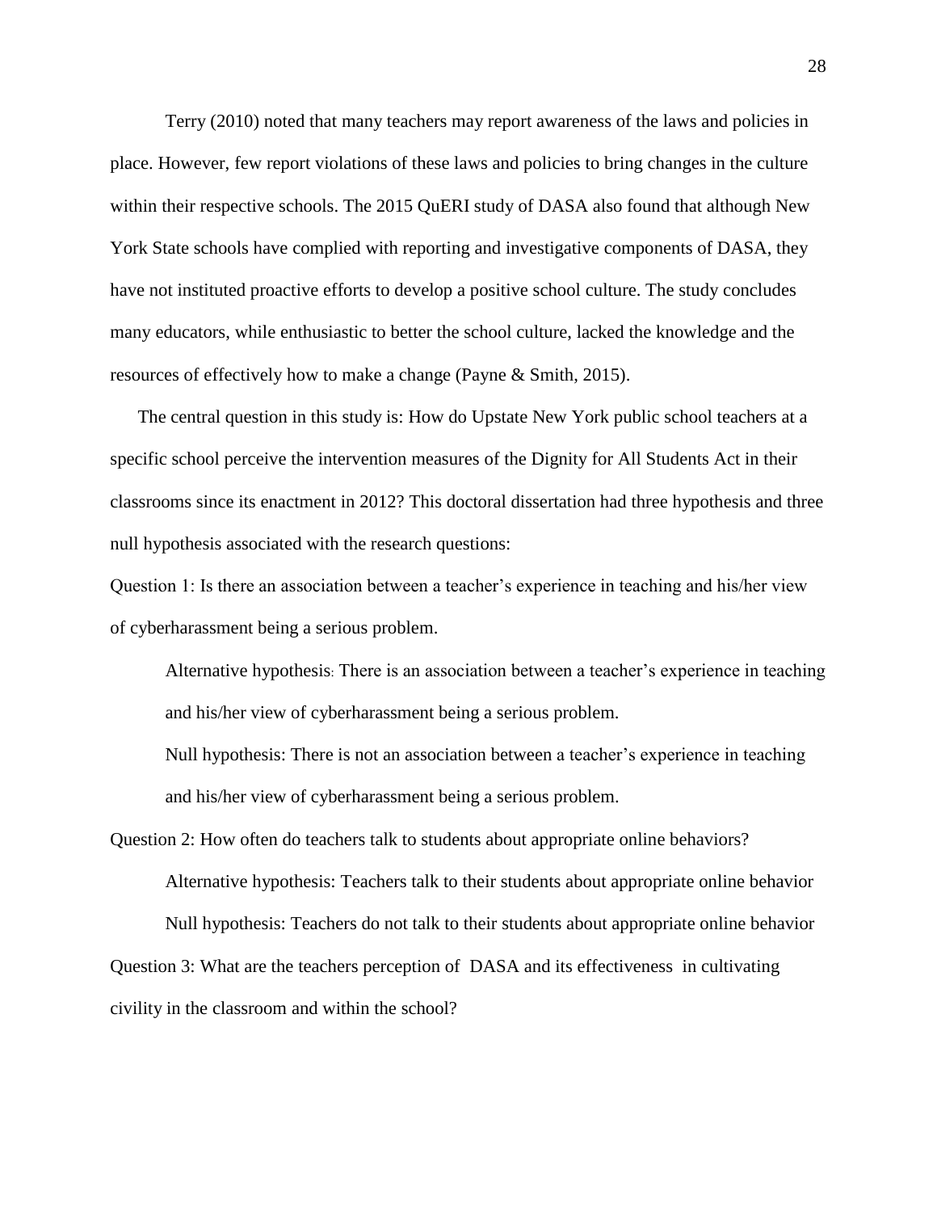Terry (2010) noted that many teachers may report awareness of the laws and policies in place. However, few report violations of these laws and policies to bring changes in the culture within their respective schools. The 2015 QuERI study of DASA also found that although New York State schools have complied with reporting and investigative components of DASA, they have not instituted proactive efforts to develop a positive school culture. The study concludes many educators, while enthusiastic to better the school culture, lacked the knowledge and the resources of effectively how to make a change (Payne & Smith, 2015).

The central question in this study is: How do Upstate New York public school teachers at a specific school perceive the intervention measures of the Dignity for All Students Act in their classrooms since its enactment in 2012? This doctoral dissertation had three hypothesis and three null hypothesis associated with the research questions:

Question 1: Is there an association between a teacher's experience in teaching and his/her view of cyberharassment being a serious problem.

> Alternative hypothesis: There is an association between a teacher's experience in teaching and his/her view of cyberharassment being a serious problem.
>
> Null hypothesis: There is not an association between a teacher's experience in teaching and his/her view of cyberharassment being a serious problem.

Question 2: How often do teachers talk to students about appropriate online behaviors?

> Alternative hypothesis: Teachers talk to their students about appropriate online behavior
>
> Null hypothesis: Teachers do not talk to their students about appropriate online behavior

Question 3: What are the teachers perception of DASA and its effectiveness in cultivating civility in the classroom and within the school?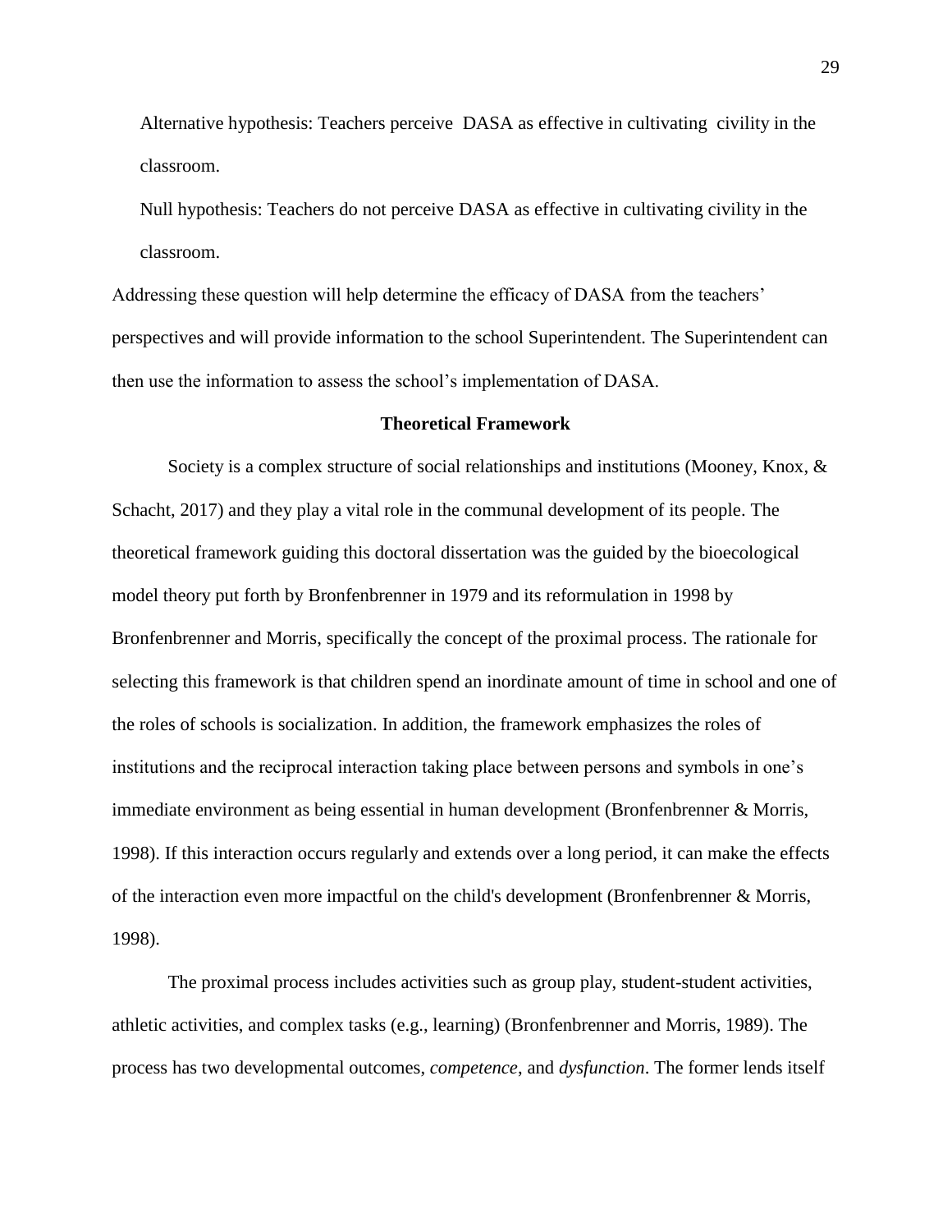Alternative hypothesis: Teachers perceive DASA as effective in cultivating civility in the classroom.

Null hypothesis: Teachers do not perceive DASA as effective in cultivating civility in the classroom.

Addressing these question will help determine the efficacy of DASA from the teachers' perspectives and will provide information to the school Superintendent. The Superintendent can then use the information to assess the school's implementation of DASA.

## Theoretical Framework

Society is a complex structure of social relationships and institutions (Mooney, Knox, & Schacht, 2017) and they play a vital role in the communal development of its people. The theoretical framework guiding this doctoral dissertation was the guided by the bioecological model theory put forth by Bronfenbrenner in 1979 and its reformulation in 1998 by Bronfenbrenner and Morris, specifically the concept of the proximal process. The rationale for selecting this framework is that children spend an inordinate amount of time in school and one of the roles of schools is socialization. In addition, the framework emphasizes the roles of institutions and the reciprocal interaction taking place between persons and symbols in one's immediate environment as being essential in human development (Bronfenbrenner & Morris, 1998). If this interaction occurs regularly and extends over a long period, it can make the effects of the interaction even more impactful on the child's development (Bronfenbrenner & Morris, 1998).

The proximal process includes activities such as group play, student-student activities, athletic activities, and complex tasks (e.g., learning) (Bronfenbrenner and Morris, 1989). The process has two developmental outcomes, *competence*, and *dysfunction*. The former lends itself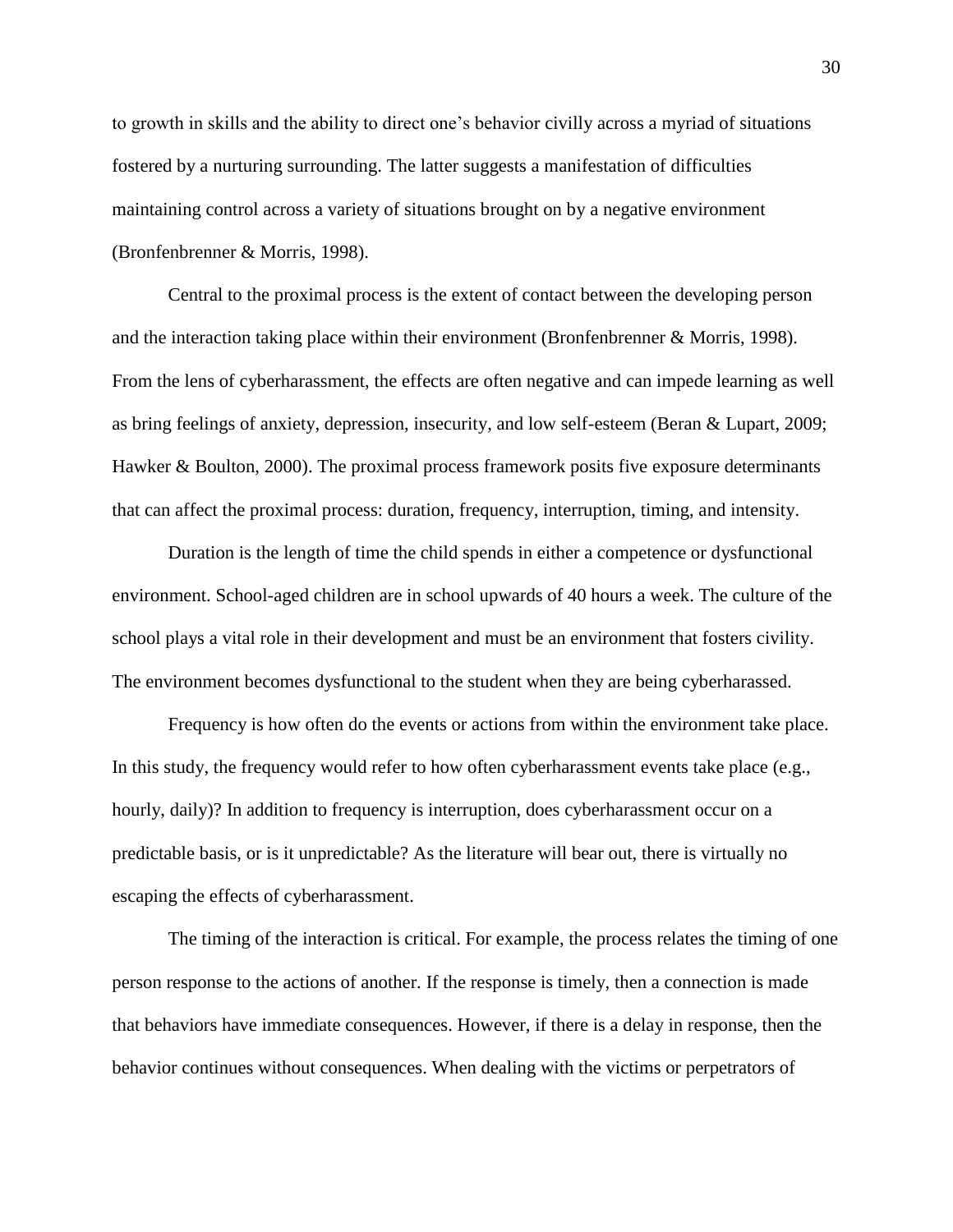to growth in skills and the ability to direct one's behavior civilly across a myriad of situations fostered by a nurturing surrounding. The latter suggests a manifestation of difficulties maintaining control across a variety of situations brought on by a negative environment (Bronfenbrenner & Morris, 1998).

Central to the proximal process is the extent of contact between the developing person and the interaction taking place within their environment (Bronfenbrenner & Morris, 1998). From the lens of cyberharassment, the effects are often negative and can impede learning as well as bring feelings of anxiety, depression, insecurity, and low self-esteem (Beran & Lupart, 2009; Hawker & Boulton, 2000). The proximal process framework posits five exposure determinants that can affect the proximal process: duration, frequency, interruption, timing, and intensity.

Duration is the length of time the child spends in either a competence or dysfunctional environment. School-aged children are in school upwards of 40 hours a week. The culture of the school plays a vital role in their development and must be an environment that fosters civility. The environment becomes dysfunctional to the student when they are being cyberharassed.

Frequency is how often do the events or actions from within the environment take place. In this study, the frequency would refer to how often cyberharassment events take place (e.g., hourly, daily)? In addition to frequency is interruption, does cyberharassment occur on a predictable basis, or is it unpredictable? As the literature will bear out, there is virtually no escaping the effects of cyberharassment.

The timing of the interaction is critical. For example, the process relates the timing of one person response to the actions of another. If the response is timely, then a connection is made that behaviors have immediate consequences. However, if there is a delay in response, then the behavior continues without consequences. When dealing with the victims or perpetrators of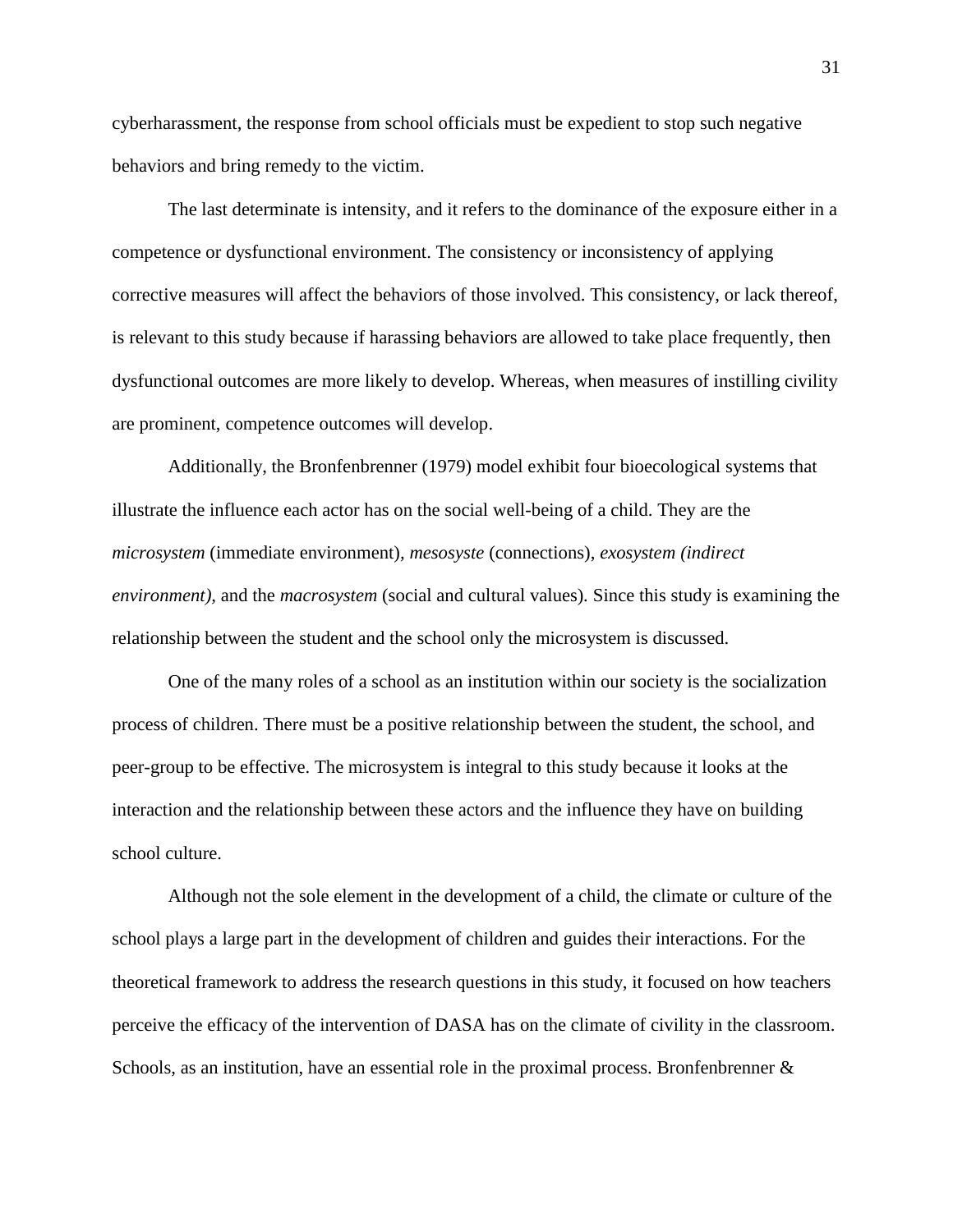cyberharassment, the response from school officials must be expedient to stop such negative behaviors and bring remedy to the victim.

The last determinate is intensity, and it refers to the dominance of the exposure either in a competence or dysfunctional environment. The consistency or inconsistency of applying corrective measures will affect the behaviors of those involved. This consistency, or lack thereof, is relevant to this study because if harassing behaviors are allowed to take place frequently, then dysfunctional outcomes are more likely to develop. Whereas, when measures of instilling civility are prominent, competence outcomes will develop.

Additionally, the Bronfenbrenner (1979) model exhibit four bioecological systems that illustrate the influence each actor has on the social well-being of a child. They are the *microsystem* (immediate environment), *mesosyste* (connections), *exosystem (indirect environment),* and the *macrosystem* (social and cultural values). Since this study is examining the relationship between the student and the school only the microsystem is discussed.

One of the many roles of a school as an institution within our society is the socialization process of children. There must be a positive relationship between the student, the school, and peer-group to be effective. The microsystem is integral to this study because it looks at the interaction and the relationship between these actors and the influence they have on building school culture.

Although not the sole element in the development of a child, the climate or culture of the school plays a large part in the development of children and guides their interactions. For the theoretical framework to address the research questions in this study, it focused on how teachers perceive the efficacy of the intervention of DASA has on the climate of civility in the classroom. Schools, as an institution, have an essential role in the proximal process. Bronfenbrenner &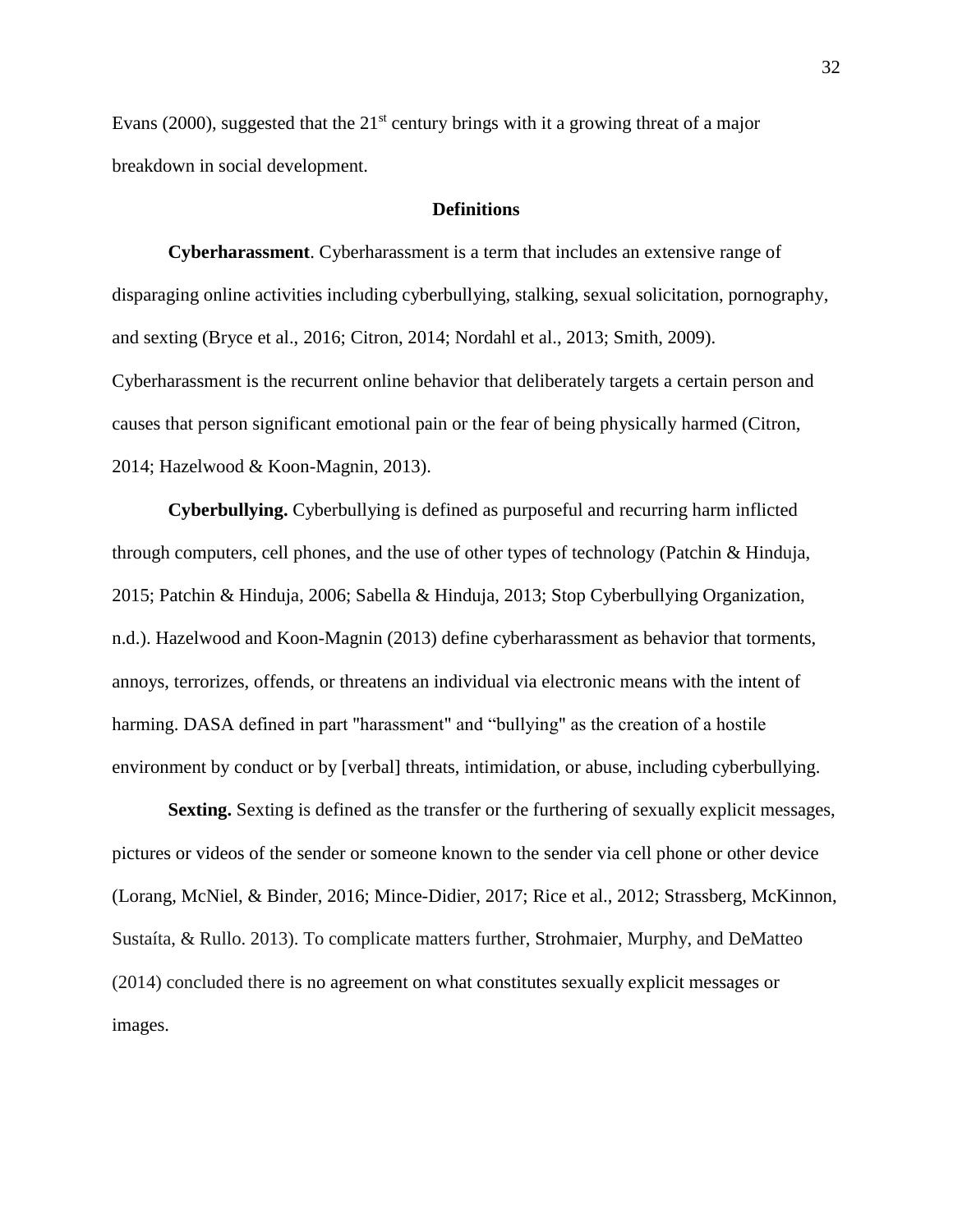Evans (2000), suggested that the 21st century brings with it a growing threat of a major breakdown in social development.

## Definitions

**Cyberharassment**. Cyberharassment is a term that includes an extensive range of disparaging online activities including cyberbullying, stalking, sexual solicitation, pornography, and sexting (Bryce et al., 2016; Citron, 2014; Nordahl et al., 2013; Smith, 2009). Cyberharassment is the recurrent online behavior that deliberately targets a certain person and causes that person significant emotional pain or the fear of being physically harmed (Citron, 2014; Hazelwood & Koon-Magnin, 2013).

**Cyberbullying.** Cyberbullying is defined as purposeful and recurring harm inflicted through computers, cell phones, and the use of other types of technology (Patchin & Hinduja, 2015; Patchin & Hinduja, 2006; Sabella & Hinduja, 2013; Stop Cyberbullying Organization, n.d.). Hazelwood and Koon-Magnin (2013) define cyberharassment as behavior that torments, annoys, terrorizes, offends, or threatens an individual via electronic means with the intent of harming. DASA defined in part "harassment" and "bullying" as the creation of a hostile environment by conduct or by [verbal] threats, intimidation, or abuse, including cyberbullying.

**Sexting.** Sexting is defined as the transfer or the furthering of sexually explicit messages, pictures or videos of the sender or someone known to the sender via cell phone or other device (Lorang, McNiel, & Binder, 2016; Mince-Didier, 2017; Rice et al., 2012; Strassberg, McKinnon, Sustaíta, & Rullo. 2013). To complicate matters further, Strohmaier, Murphy, and DeMatteo (2014) concluded there is no agreement on what constitutes sexually explicit messages or images.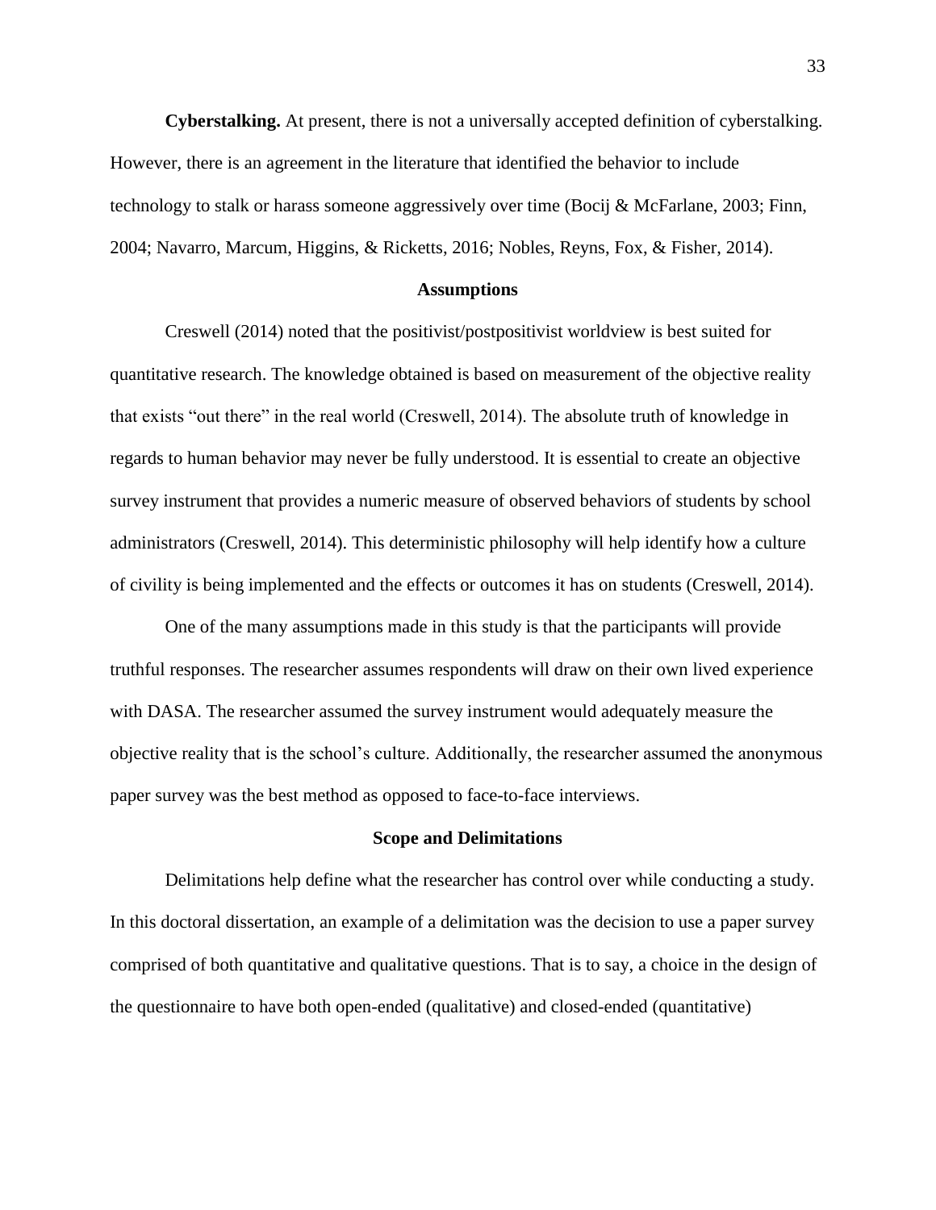**Cyberstalking.** At present, there is not a universally accepted definition of cyberstalking. However, there is an agreement in the literature that identified the behavior to include technology to stalk or harass someone aggressively over time (Bocij & McFarlane, 2003; Finn, 2004; Navarro, Marcum, Higgins, & Ricketts, 2016; Nobles, Reyns, Fox, & Fisher, 2014).

## Assumptions

Creswell (2014) noted that the positivist/postpositivist worldview is best suited for quantitative research. The knowledge obtained is based on measurement of the objective reality that exists "out there" in the real world (Creswell, 2014). The absolute truth of knowledge in regards to human behavior may never be fully understood. It is essential to create an objective survey instrument that provides a numeric measure of observed behaviors of students by school administrators (Creswell, 2014). This deterministic philosophy will help identify how a culture of civility is being implemented and the effects or outcomes it has on students (Creswell, 2014).

One of the many assumptions made in this study is that the participants will provide truthful responses. The researcher assumes respondents will draw on their own lived experience with DASA. The researcher assumed the survey instrument would adequately measure the objective reality that is the school's culture. Additionally, the researcher assumed the anonymous paper survey was the best method as opposed to face-to-face interviews.

## Scope and Delimitations

Delimitations help define what the researcher has control over while conducting a study. In this doctoral dissertation, an example of a delimitation was the decision to use a paper survey comprised of both quantitative and qualitative questions. That is to say, a choice in the design of the questionnaire to have both open-ended (qualitative) and closed-ended (quantitative)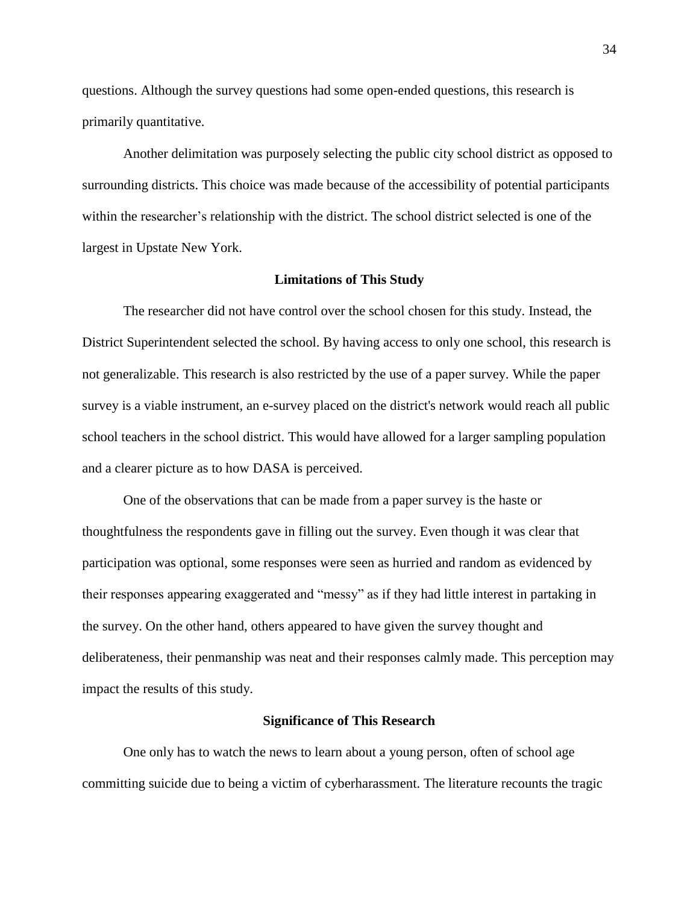questions. Although the survey questions had some open-ended questions, this research is primarily quantitative.

Another delimitation was purposely selecting the public city school district as opposed to surrounding districts. This choice was made because of the accessibility of potential participants within the researcher's relationship with the district. The school district selected is one of the largest in Upstate New York.

### Limitations of This Study

The researcher did not have control over the school chosen for this study. Instead, the District Superintendent selected the school. By having access to only one school, this research is not generalizable. This research is also restricted by the use of a paper survey. While the paper survey is a viable instrument, an e-survey placed on the district's network would reach all public school teachers in the school district. This would have allowed for a larger sampling population and a clearer picture as to how DASA is perceived.

One of the observations that can be made from a paper survey is the haste or thoughtfulness the respondents gave in filling out the survey. Even though it was clear that participation was optional, some responses were seen as hurried and random as evidenced by their responses appearing exaggerated and "messy" as if they had little interest in partaking in the survey. On the other hand, others appeared to have given the survey thought and deliberateness, their penmanship was neat and their responses calmly made. This perception may impact the results of this study.

### Significance of This Research

One only has to watch the news to learn about a young person, often of school age committing suicide due to being a victim of cyberharassment. The literature recounts the tragic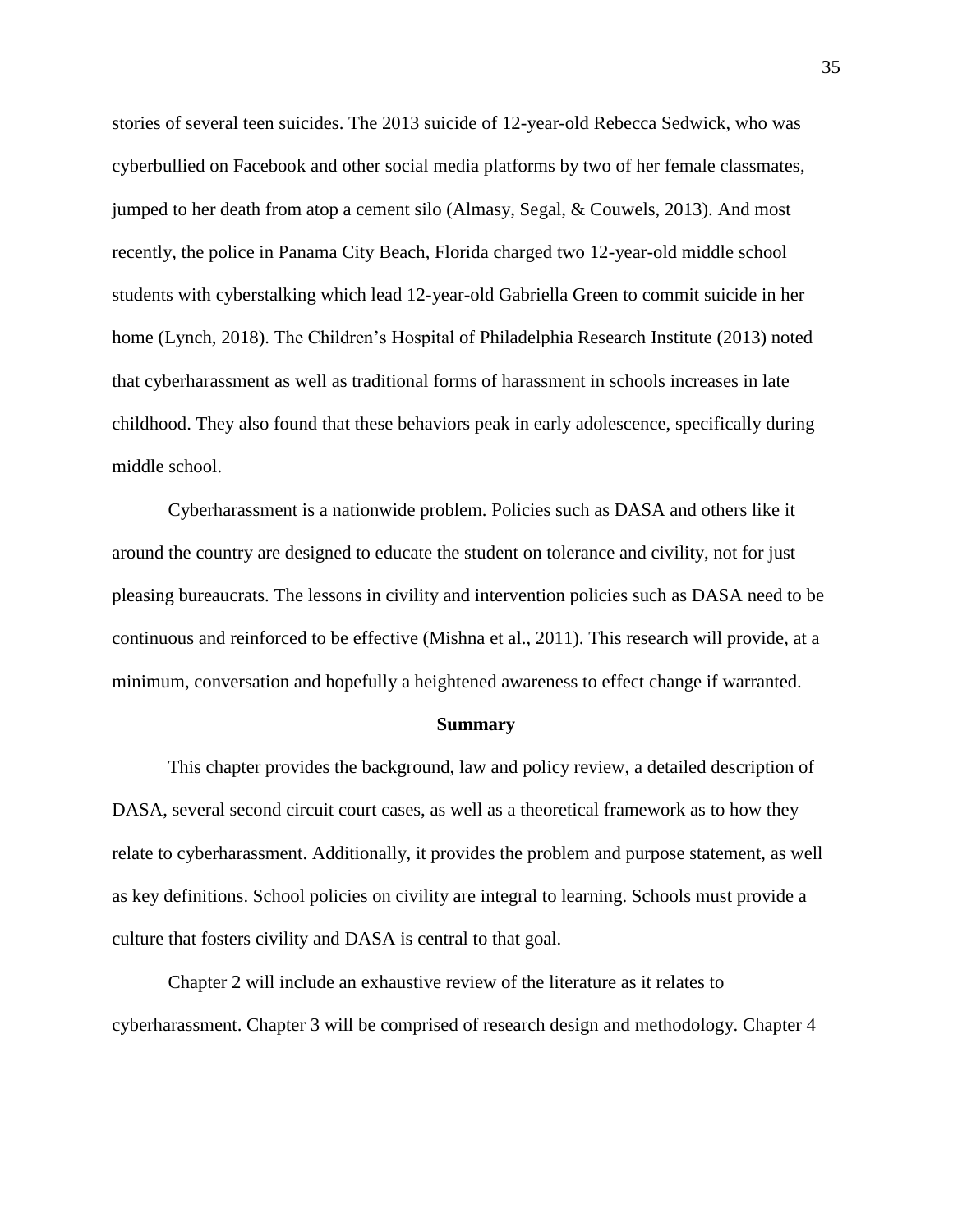stories of several teen suicides. The 2013 suicide of 12-year-old Rebecca Sedwick, who was cyberbullied on Facebook and other social media platforms by two of her female classmates, jumped to her death from atop a cement silo (Almasy, Segal, & Couwels, 2013). And most recently, the police in Panama City Beach, Florida charged two 12-year-old middle school students with cyberstalking which lead 12-year-old Gabriella Green to commit suicide in her home (Lynch, 2018). The Children's Hospital of Philadelphia Research Institute (2013) noted that cyberharassment as well as traditional forms of harassment in schools increases in late childhood. They also found that these behaviors peak in early adolescence, specifically during middle school.

Cyberharassment is a nationwide problem. Policies such as DASA and others like it around the country are designed to educate the student on tolerance and civility, not for just pleasing bureaucrats. The lessons in civility and intervention policies such as DASA need to be continuous and reinforced to be effective (Mishna et al., 2011). This research will provide, at a minimum, conversation and hopefully a heightened awareness to effect change if warranted.

## Summary

This chapter provides the background, law and policy review, a detailed description of DASA, several second circuit court cases, as well as a theoretical framework as to how they relate to cyberharassment. Additionally, it provides the problem and purpose statement, as well as key definitions. School policies on civility are integral to learning. Schools must provide a culture that fosters civility and DASA is central to that goal.

Chapter 2 will include an exhaustive review of the literature as it relates to cyberharassment. Chapter 3 will be comprised of research design and methodology. Chapter 4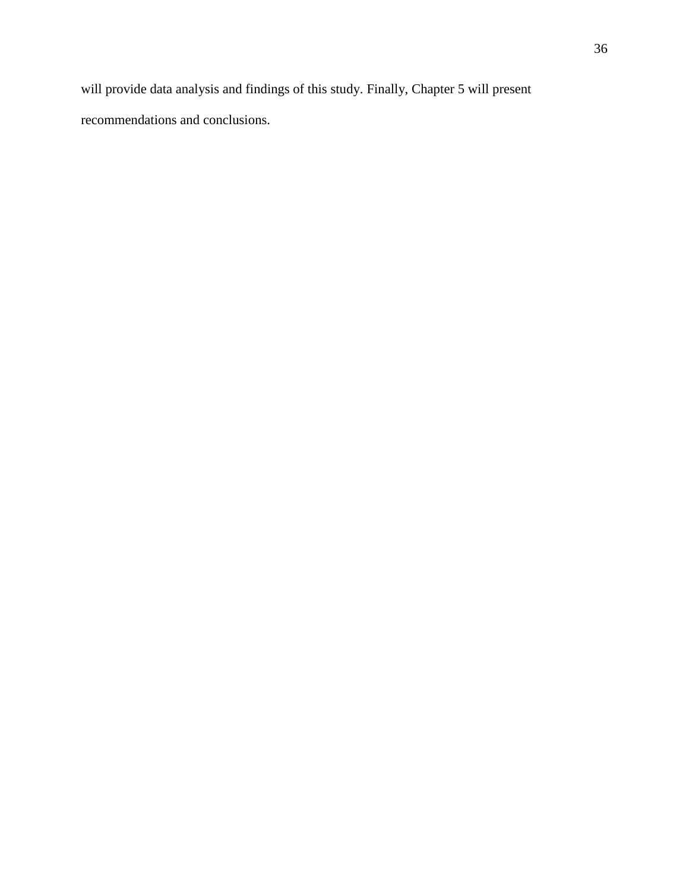will provide data analysis and findings of this study. Finally, Chapter 5 will present recommendations and conclusions.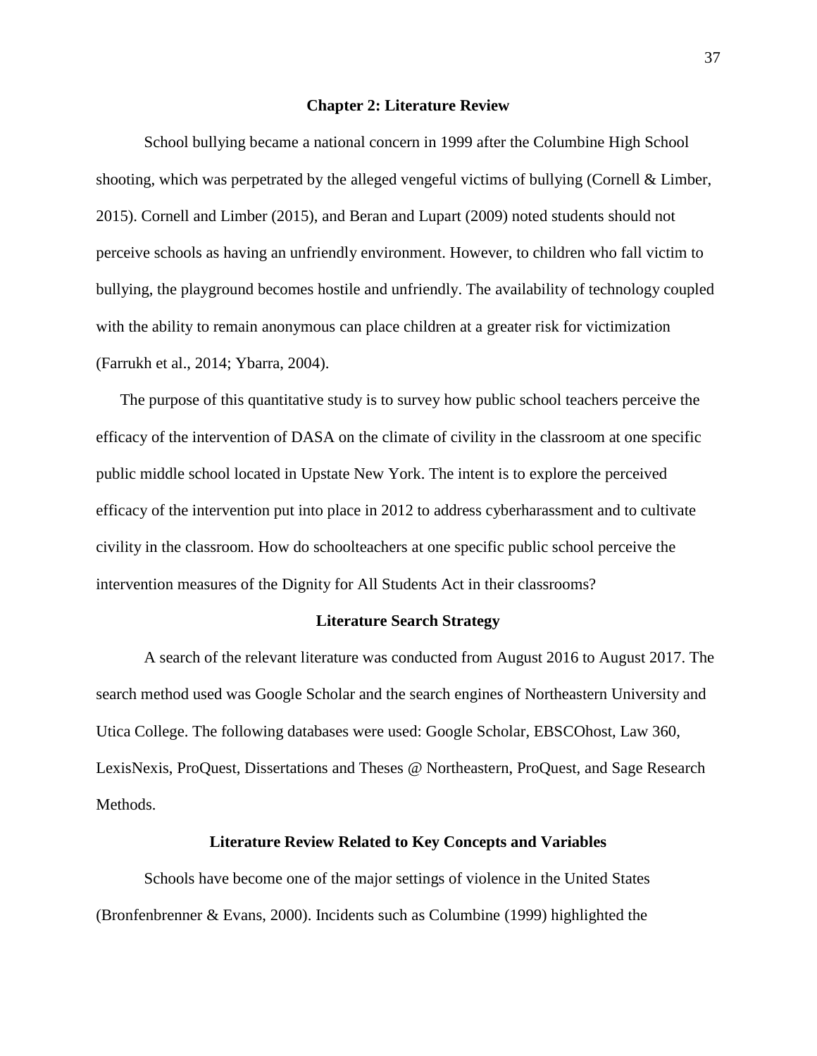## Chapter 2: Literature Review

School bullying became a national concern in 1999 after the Columbine High School shooting, which was perpetrated by the alleged vengeful victims of bullying (Cornell & Limber, 2015). Cornell and Limber (2015), and Beran and Lupart (2009) noted students should not perceive schools as having an unfriendly environment. However, to children who fall victim to bullying, the playground becomes hostile and unfriendly. The availability of technology coupled with the ability to remain anonymous can place children at a greater risk for victimization (Farrukh et al., 2014; Ybarra, 2004).

The purpose of this quantitative study is to survey how public school teachers perceive the efficacy of the intervention of DASA on the climate of civility in the classroom at one specific public middle school located in Upstate New York. The intent is to explore the perceived efficacy of the intervention put into place in 2012 to address cyberharassment and to cultivate civility in the classroom. How do schoolteachers at one specific public school perceive the intervention measures of the Dignity for All Students Act in their classrooms?

### Literature Search Strategy

A search of the relevant literature was conducted from August 2016 to August 2017. The search method used was Google Scholar and the search engines of Northeastern University and Utica College. The following databases were used: Google Scholar, EBSCOhost, Law 360, LexisNexis, ProQuest, Dissertations and Theses @ Northeastern, ProQuest, and Sage Research Methods.

### Literature Review Related to Key Concepts and Variables

Schools have become one of the major settings of violence in the United States (Bronfenbrenner & Evans, 2000). Incidents such as Columbine (1999) highlighted the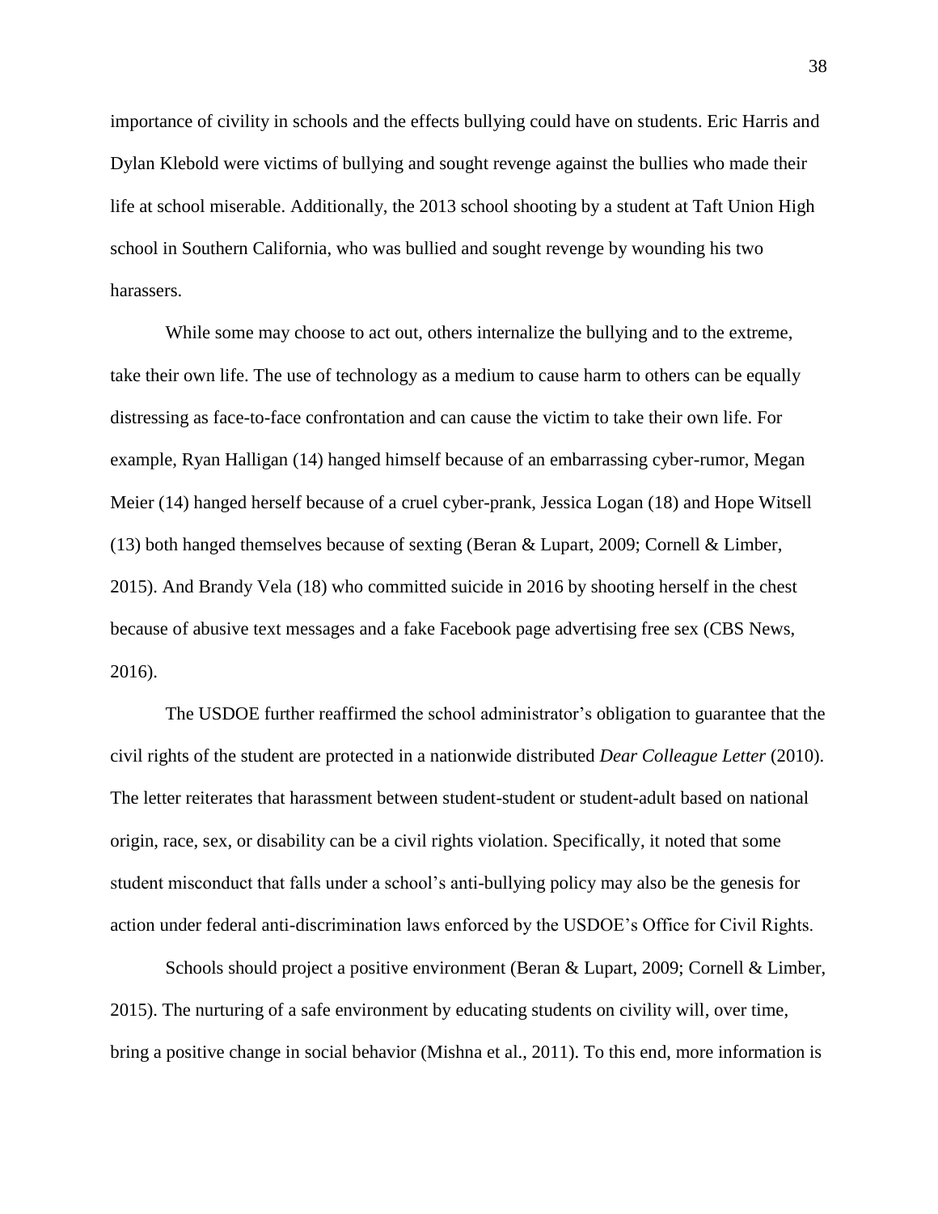importance of civility in schools and the effects bullying could have on students. Eric Harris and Dylan Klebold were victims of bullying and sought revenge against the bullies who made their life at school miserable. Additionally, the 2013 school shooting by a student at Taft Union High school in Southern California, who was bullied and sought revenge by wounding his two harassers.

While some may choose to act out, others internalize the bullying and to the extreme, take their own life. The use of technology as a medium to cause harm to others can be equally distressing as face-to-face confrontation and can cause the victim to take their own life. For example, Ryan Halligan (14) hanged himself because of an embarrassing cyber-rumor, Megan Meier (14) hanged herself because of a cruel cyber-prank, Jessica Logan (18) and Hope Witsell (13) both hanged themselves because of sexting (Beran & Lupart, 2009; Cornell & Limber, 2015). And Brandy Vela (18) who committed suicide in 2016 by shooting herself in the chest because of abusive text messages and a fake Facebook page advertising free sex (CBS News, 2016).

The USDOE further reaffirmed the school administrator's obligation to guarantee that the civil rights of the student are protected in a nationwide distributed *Dear Colleague Letter* (2010). The letter reiterates that harassment between student-student or student-adult based on national origin, race, sex, or disability can be a civil rights violation. Specifically, it noted that some student misconduct that falls under a school's anti-bullying policy may also be the genesis for action under federal anti-discrimination laws enforced by the USDOE's Office for Civil Rights.

Schools should project a positive environment (Beran & Lupart, 2009; Cornell & Limber, 2015). The nurturing of a safe environment by educating students on civility will, over time, bring a positive change in social behavior (Mishna et al., 2011). To this end, more information is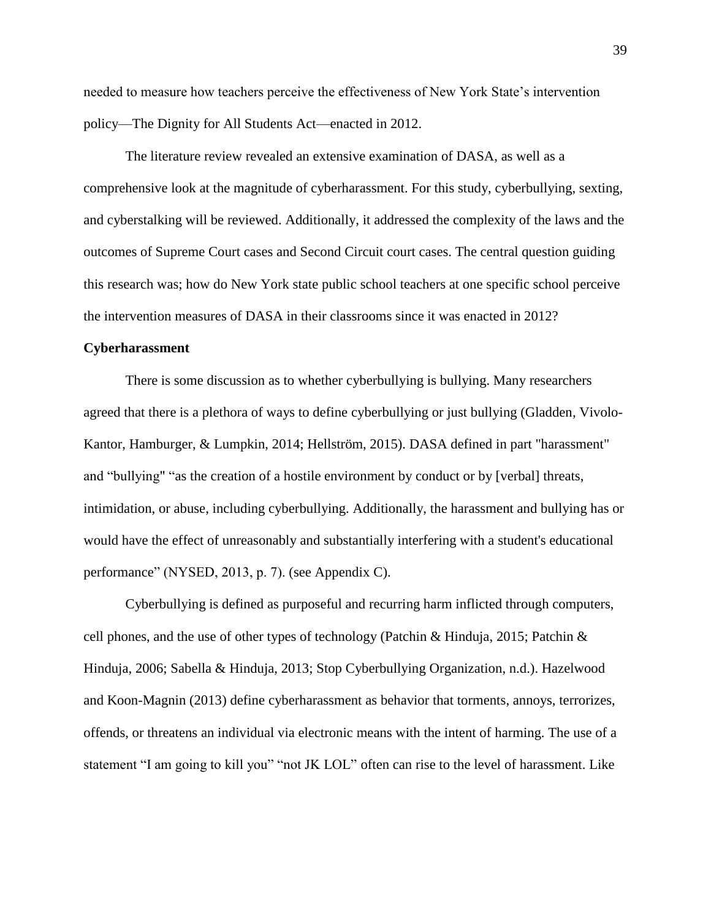needed to measure how teachers perceive the effectiveness of New York State's intervention policy—The Dignity for All Students Act—enacted in 2012.

The literature review revealed an extensive examination of DASA, as well as a comprehensive look at the magnitude of cyberharassment. For this study, cyberbullying, sexting, and cyberstalking will be reviewed. Additionally, it addressed the complexity of the laws and the outcomes of Supreme Court cases and Second Circuit court cases. The central question guiding this research was; how do New York state public school teachers at one specific school perceive the intervention measures of DASA in their classrooms since it was enacted in 2012?

**Cyberharassment**

There is some discussion as to whether cyberbullying is bullying. Many researchers agreed that there is a plethora of ways to define cyberbullying or just bullying (Gladden, Vivolo-Kantor, Hamburger, & Lumpkin, 2014; Hellström, 2015). DASA defined in part "harassment" and "bullying" "as the creation of a hostile environment by conduct or by [verbal] threats, intimidation, or abuse, including cyberbullying. Additionally, the harassment and bullying has or would have the effect of unreasonably and substantially interfering with a student's educational performance" (NYSED, 2013, p. 7). (see Appendix C).

Cyberbullying is defined as purposeful and recurring harm inflicted through computers, cell phones, and the use of other types of technology (Patchin & Hinduja, 2015; Patchin & Hinduja, 2006; Sabella & Hinduja, 2013; Stop Cyberbullying Organization, n.d.). Hazelwood and Koon-Magnin (2013) define cyberharassment as behavior that torments, annoys, terrorizes, offends, or threatens an individual via electronic means with the intent of harming. The use of a statement "I am going to kill you" "not JK LOL" often can rise to the level of harassment. Like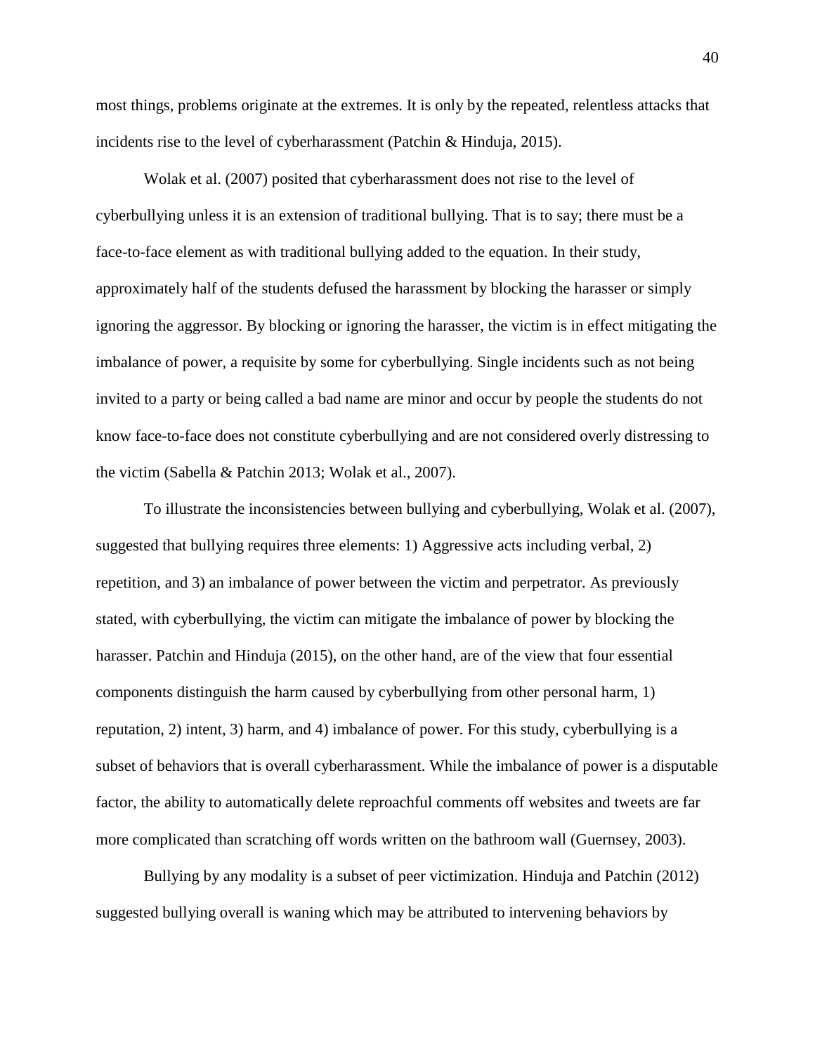most things, problems originate at the extremes. It is only by the repeated, relentless attacks that incidents rise to the level of cyberharassment (Patchin & Hinduja, 2015).

Wolak et al. (2007) posited that cyberharassment does not rise to the level of cyberbullying unless it is an extension of traditional bullying. That is to say; there must be a face-to-face element as with traditional bullying added to the equation. In their study, approximately half of the students defused the harassment by blocking the harasser or simply ignoring the aggressor. By blocking or ignoring the harasser, the victim is in effect mitigating the imbalance of power, a requisite by some for cyberbullying. Single incidents such as not being invited to a party or being called a bad name are minor and occur by people the students do not know face-to-face does not constitute cyberbullying and are not considered overly distressing to the victim (Sabella & Patchin 2013; Wolak et al., 2007).

To illustrate the inconsistencies between bullying and cyberbullying, Wolak et al. (2007), suggested that bullying requires three elements: 1) Aggressive acts including verbal, 2) repetition, and 3) an imbalance of power between the victim and perpetrator. As previously stated, with cyberbullying, the victim can mitigate the imbalance of power by blocking the harasser. Patchin and Hinduja (2015), on the other hand, are of the view that four essential components distinguish the harm caused by cyberbullying from other personal harm, 1) reputation, 2) intent, 3) harm, and 4) imbalance of power. For this study, cyberbullying is a subset of behaviors that is overall cyberharassment. While the imbalance of power is a disputable factor, the ability to automatically delete reproachful comments off websites and tweets are far more complicated than scratching off words written on the bathroom wall (Guernsey, 2003).

Bullying by any modality is a subset of peer victimization. Hinduja and Patchin (2012) suggested bullying overall is waning which may be attributed to intervening behaviors by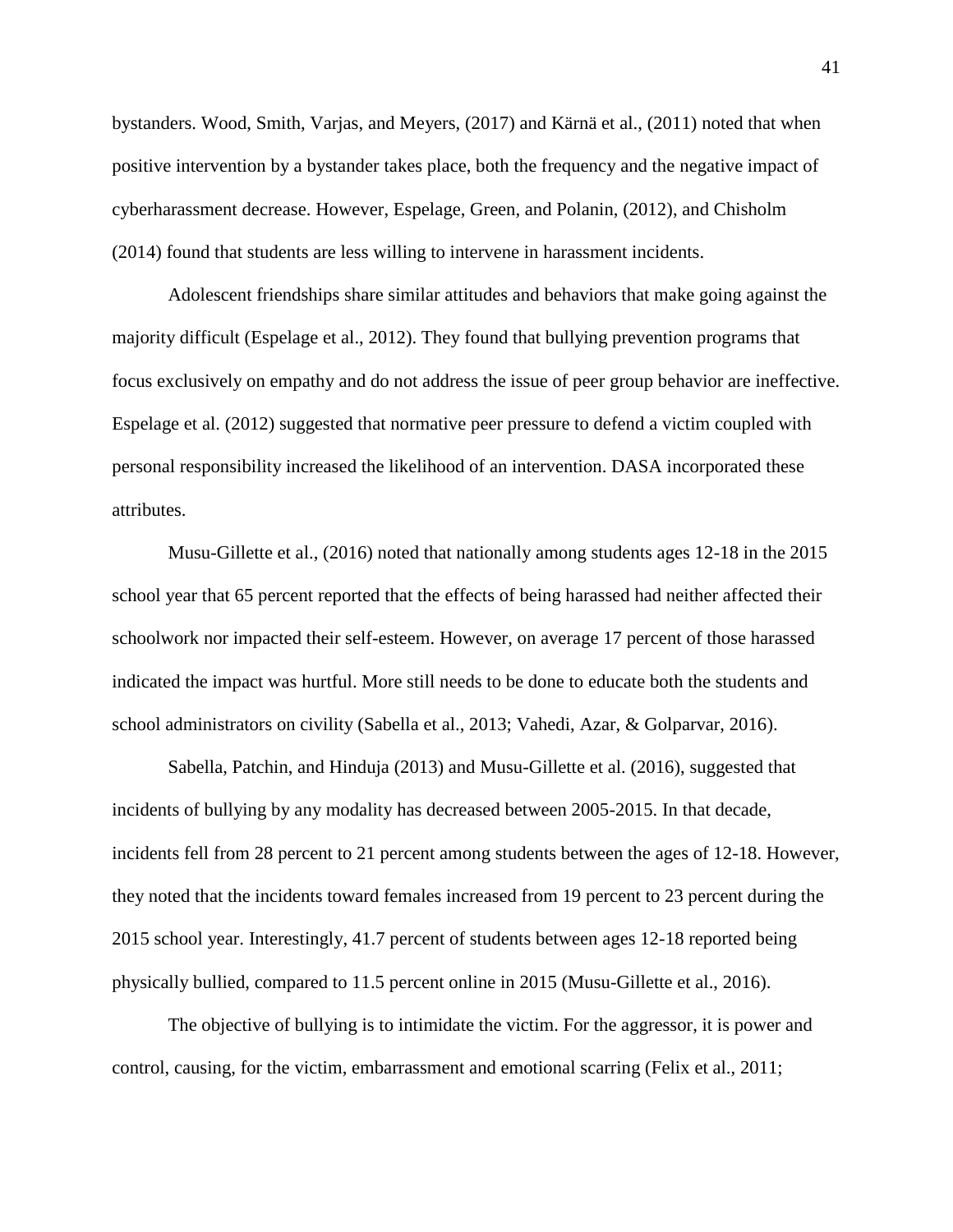bystanders. Wood, Smith, Varjas, and Meyers, (2017) and Kärnä et al., (2011) noted that when positive intervention by a bystander takes place, both the frequency and the negative impact of cyberharassment decrease. However, Espelage, Green, and Polanin, (2012), and Chisholm (2014) found that students are less willing to intervene in harassment incidents.

Adolescent friendships share similar attitudes and behaviors that make going against the majority difficult (Espelage et al., 2012). They found that bullying prevention programs that focus exclusively on empathy and do not address the issue of peer group behavior are ineffective. Espelage et al. (2012) suggested that normative peer pressure to defend a victim coupled with personal responsibility increased the likelihood of an intervention. DASA incorporated these attributes.

Musu-Gillette et al., (2016) noted that nationally among students ages 12-18 in the 2015 school year that 65 percent reported that the effects of being harassed had neither affected their schoolwork nor impacted their self-esteem. However, on average 17 percent of those harassed indicated the impact was hurtful. More still needs to be done to educate both the students and school administrators on civility (Sabella et al., 2013; Vahedi, Azar, & Golparvar, 2016).

Sabella, Patchin, and Hinduja (2013) and Musu-Gillette et al. (2016), suggested that incidents of bullying by any modality has decreased between 2005-2015. In that decade, incidents fell from 28 percent to 21 percent among students between the ages of 12-18. However, they noted that the incidents toward females increased from 19 percent to 23 percent during the 2015 school year. Interestingly, 41.7 percent of students between ages 12-18 reported being physically bullied, compared to 11.5 percent online in 2015 (Musu-Gillette et al., 2016).

The objective of bullying is to intimidate the victim. For the aggressor, it is power and control, causing, for the victim, embarrassment and emotional scarring (Felix et al., 2011;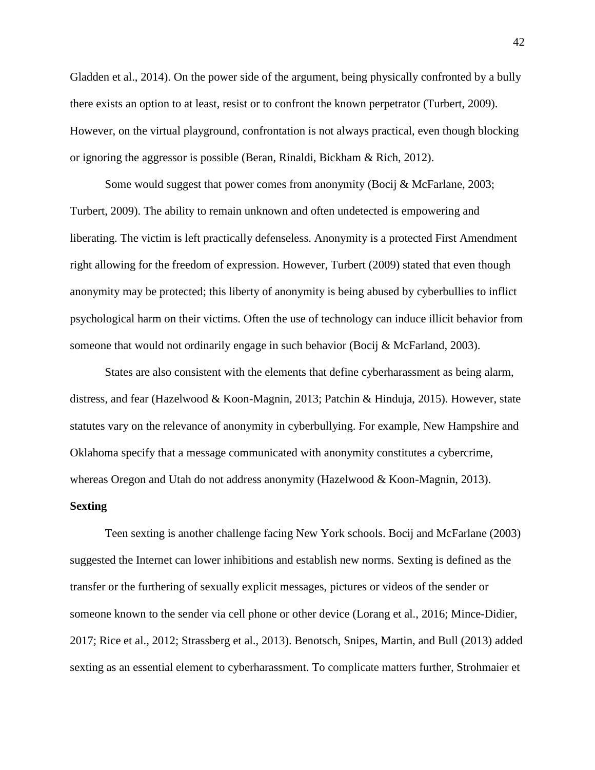Gladden et al., 2014). On the power side of the argument, being physically confronted by a bully there exists an option to at least, resist or to confront the known perpetrator (Turbert, 2009). However, on the virtual playground, confrontation is not always practical, even though blocking or ignoring the aggressor is possible (Beran, Rinaldi, Bickham & Rich, 2012).

Some would suggest that power comes from anonymity (Bocij & McFarlane, 2003; Turbert, 2009). The ability to remain unknown and often undetected is empowering and liberating. The victim is left practically defenseless. Anonymity is a protected First Amendment right allowing for the freedom of expression. However, Turbert (2009) stated that even though anonymity may be protected; this liberty of anonymity is being abused by cyberbullies to inflict psychological harm on their victims. Often the use of technology can induce illicit behavior from someone that would not ordinarily engage in such behavior (Bocij & McFarland, 2003).

States are also consistent with the elements that define cyberharassment as being alarm, distress, and fear (Hazelwood & Koon-Magnin, 2013; Patchin & Hinduja, 2015). However, state statutes vary on the relevance of anonymity in cyberbullying. For example, New Hampshire and Oklahoma specify that a message communicated with anonymity constitutes a cybercrime, whereas Oregon and Utah do not address anonymity (Hazelwood & Koon-Magnin, 2013).

**Sexting**

Teen sexting is another challenge facing New York schools. Bocij and McFarlane (2003) suggested the Internet can lower inhibitions and establish new norms. Sexting is defined as the transfer or the furthering of sexually explicit messages, pictures or videos of the sender or someone known to the sender via cell phone or other device (Lorang et al., 2016; Mince-Didier, 2017; Rice et al., 2012; Strassberg et al., 2013). Benotsch, Snipes, Martin, and Bull (2013) added sexting as an essential element to cyberharassment. To complicate matters further, Strohmaier et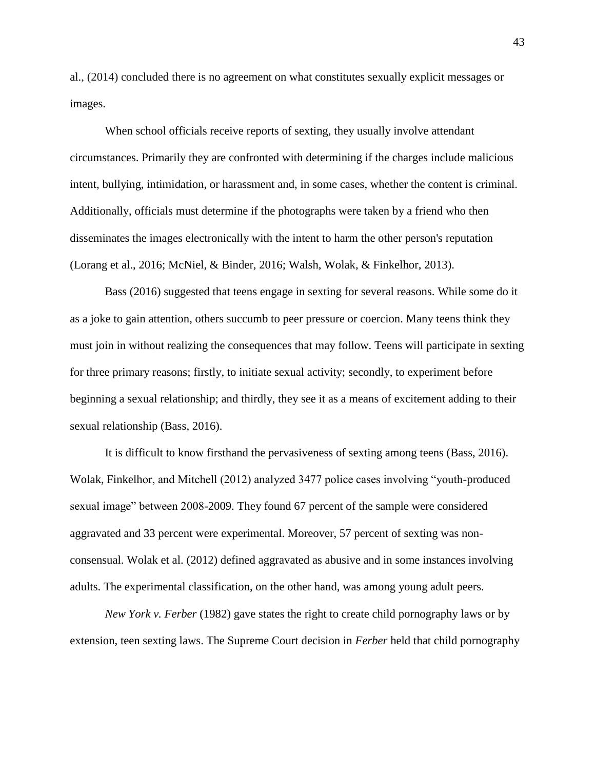al., (2014) concluded there is no agreement on what constitutes sexually explicit messages or images.

When school officials receive reports of sexting, they usually involve attendant circumstances. Primarily they are confronted with determining if the charges include malicious intent, bullying, intimidation, or harassment and, in some cases, whether the content is criminal. Additionally, officials must determine if the photographs were taken by a friend who then disseminates the images electronically with the intent to harm the other person's reputation (Lorang et al., 2016; McNiel, & Binder, 2016; Walsh, Wolak, & Finkelhor, 2013).

Bass (2016) suggested that teens engage in sexting for several reasons. While some do it as a joke to gain attention, others succumb to peer pressure or coercion. Many teens think they must join in without realizing the consequences that may follow. Teens will participate in sexting for three primary reasons; firstly, to initiate sexual activity; secondly, to experiment before beginning a sexual relationship; and thirdly, they see it as a means of excitement adding to their sexual relationship (Bass, 2016).

It is difficult to know firsthand the pervasiveness of sexting among teens (Bass, 2016). Wolak, Finkelhor, and Mitchell (2012) analyzed 3477 police cases involving "youth-produced sexual image" between 2008-2009. They found 67 percent of the sample were considered aggravated and 33 percent were experimental. Moreover, 57 percent of sexting was non-consensual. Wolak et al. (2012) defined aggravated as abusive and in some instances involving adults. The experimental classification, on the other hand, was among young adult peers.

*New York v. Ferber* (1982) gave states the right to create child pornography laws or by extension, teen sexting laws. The Supreme Court decision in *Ferber* held that child pornography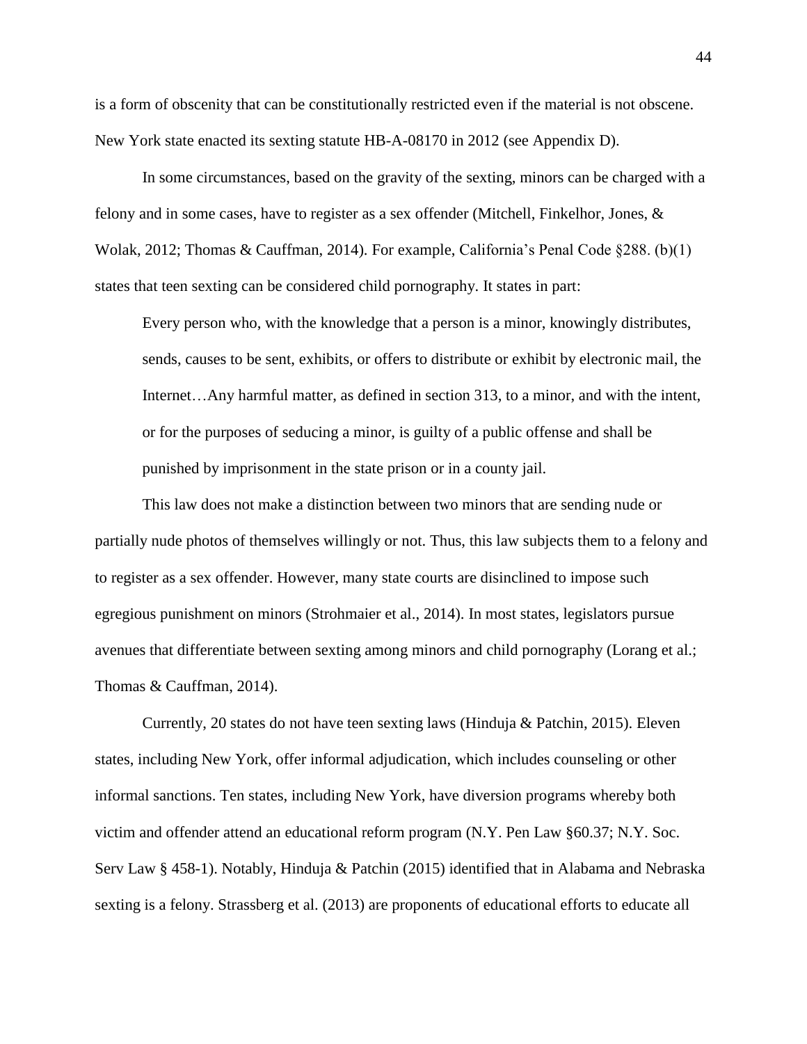is a form of obscenity that can be constitutionally restricted even if the material is not obscene. New York state enacted its sexting statute HB-A-08170 in 2012 (see Appendix D).

In some circumstances, based on the gravity of the sexting, minors can be charged with a felony and in some cases, have to register as a sex offender (Mitchell, Finkelhor, Jones, & Wolak, 2012; Thomas & Cauffman, 2014). For example, California's Penal Code §288. (b)(1) states that teen sexting can be considered child pornography. It states in part:

> Every person who, with the knowledge that a person is a minor, knowingly distributes, sends, causes to be sent, exhibits, or offers to distribute or exhibit by electronic mail, the Internet…Any harmful matter, as defined in section 313, to a minor, and with the intent, or for the purposes of seducing a minor, is guilty of a public offense and shall be punished by imprisonment in the state prison or in a county jail.

This law does not make a distinction between two minors that are sending nude or partially nude photos of themselves willingly or not. Thus, this law subjects them to a felony and to register as a sex offender. However, many state courts are disinclined to impose such egregious punishment on minors (Strohmaier et al., 2014). In most states, legislators pursue avenues that differentiate between sexting among minors and child pornography (Lorang et al.; Thomas & Cauffman, 2014).

Currently, 20 states do not have teen sexting laws (Hinduja & Patchin, 2015). Eleven states, including New York, offer informal adjudication, which includes counseling or other informal sanctions. Ten states, including New York, have diversion programs whereby both victim and offender attend an educational reform program (N.Y. Pen Law §60.37; N.Y. Soc. Serv Law § 458-1). Notably, Hinduja & Patchin (2015) identified that in Alabama and Nebraska sexting is a felony. Strassberg et al. (2013) are proponents of educational efforts to educate all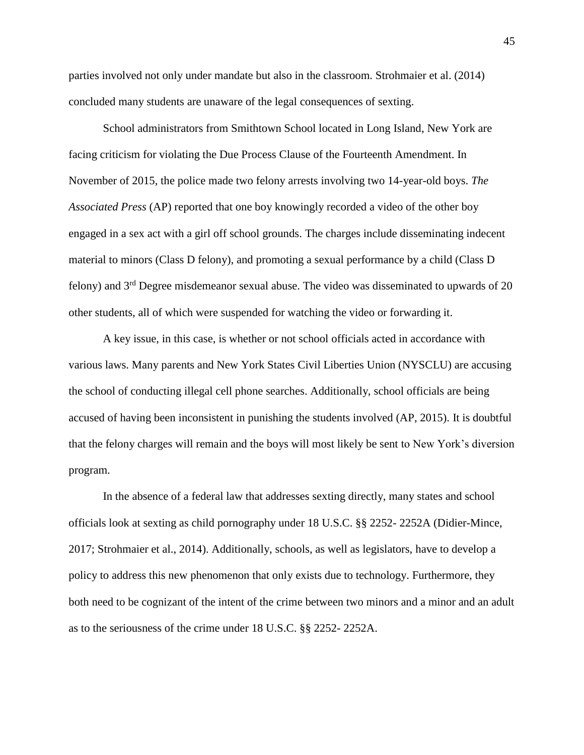parties involved not only under mandate but also in the classroom. Strohmaier et al. (2014) concluded many students are unaware of the legal consequences of sexting.

School administrators from Smithtown School located in Long Island, New York are facing criticism for violating the Due Process Clause of the Fourteenth Amendment. In November of 2015, the police made two felony arrests involving two 14-year-old boys. *The Associated Press* (AP) reported that one boy knowingly recorded a video of the other boy engaged in a sex act with a girl off school grounds. The charges include disseminating indecent material to minors (Class D felony), and promoting a sexual performance by a child (Class D felony) and 3rd Degree misdemeanor sexual abuse. The video was disseminated to upwards of 20 other students, all of which were suspended for watching the video or forwarding it.

A key issue, in this case, is whether or not school officials acted in accordance with various laws. Many parents and New York States Civil Liberties Union (NYSCLU) are accusing the school of conducting illegal cell phone searches. Additionally, school officials are being accused of having been inconsistent in punishing the students involved (AP, 2015). It is doubtful that the felony charges will remain and the boys will most likely be sent to New York's diversion program.

In the absence of a federal law that addresses sexting directly, many states and school officials look at sexting as child pornography under 18 U.S.C. §§ 2252- 2252A (Didier-Mince, 2017; Strohmaier et al., 2014). Additionally, schools, as well as legislators, have to develop a policy to address this new phenomenon that only exists due to technology. Furthermore, they both need to be cognizant of the intent of the crime between two minors and a minor and an adult as to the seriousness of the crime under 18 U.S.C. §§ 2252- 2252A.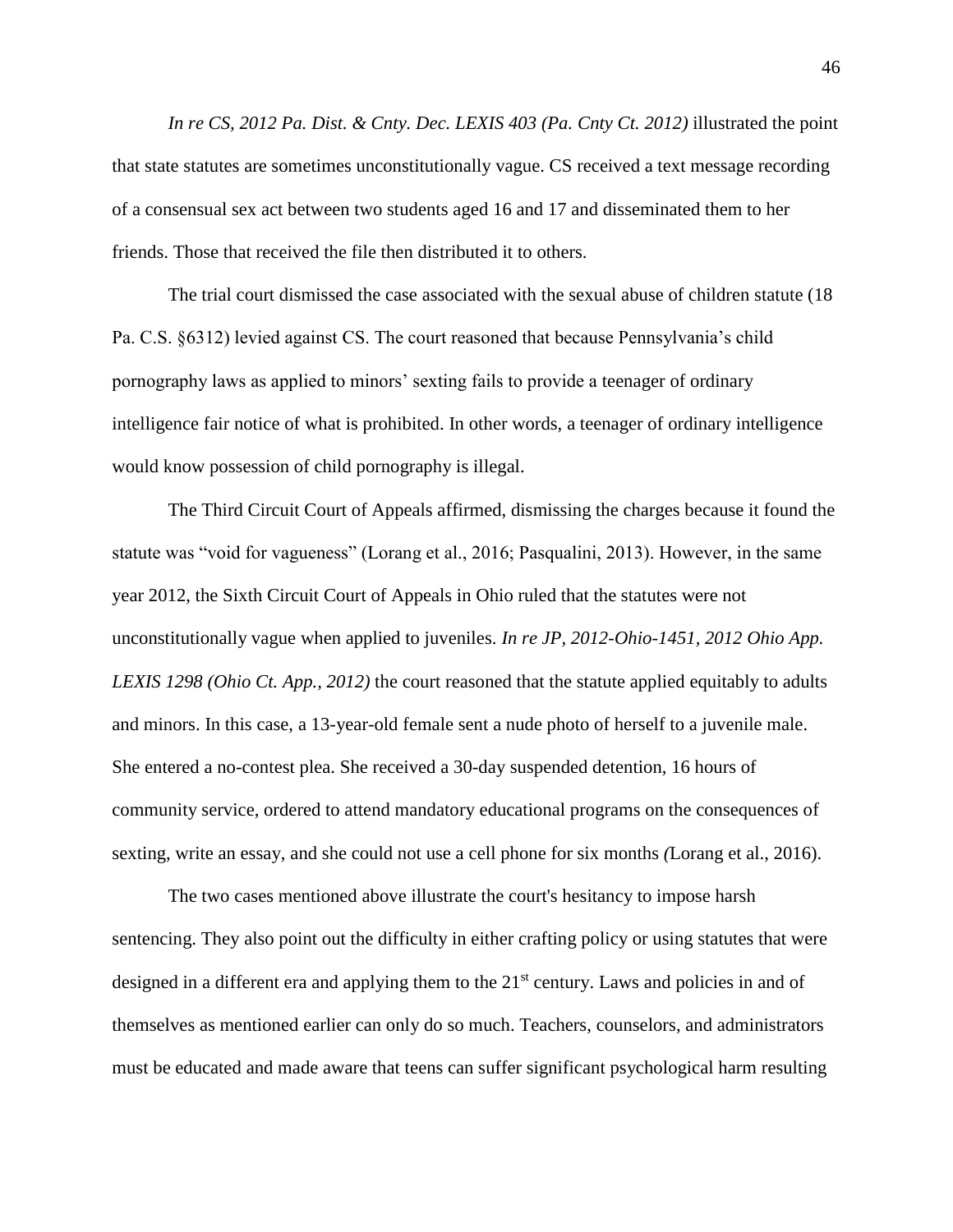*In re CS, 2012 Pa. Dist. & Cnty. Dec. LEXIS 403 (Pa. Cnty Ct. 2012)* illustrated the point that state statutes are sometimes unconstitutionally vague. CS received a text message recording of a consensual sex act between two students aged 16 and 17 and disseminated them to her friends. Those that received the file then distributed it to others.

The trial court dismissed the case associated with the sexual abuse of children statute (18 Pa. C.S. §6312) levied against CS. The court reasoned that because Pennsylvania's child pornography laws as applied to minors' sexting fails to provide a teenager of ordinary intelligence fair notice of what is prohibited. In other words, a teenager of ordinary intelligence would know possession of child pornography is illegal.

The Third Circuit Court of Appeals affirmed, dismissing the charges because it found the statute was "void for vagueness" (Lorang et al., 2016; Pasqualini, 2013). However, in the same year 2012, the Sixth Circuit Court of Appeals in Ohio ruled that the statutes were not unconstitutionally vague when applied to juveniles. *In re JP, 2012-Ohio-1451, 2012 Ohio App. LEXIS 1298 (Ohio Ct. App., 2012)* the court reasoned that the statute applied equitably to adults and minors. In this case, a 13-year-old female sent a nude photo of herself to a juvenile male. She entered a no-contest plea. She received a 30-day suspended detention, 16 hours of community service, ordered to attend mandatory educational programs on the consequences of sexting, write an essay, and she could not use a cell phone for six months (Lorang et al., 2016).

The two cases mentioned above illustrate the court's hesitancy to impose harsh sentencing. They also point out the difficulty in either crafting policy or using statutes that were designed in a different era and applying them to the 21st century. Laws and policies in and of themselves as mentioned earlier can only do so much. Teachers, counselors, and administrators must be educated and made aware that teens can suffer significant psychological harm resulting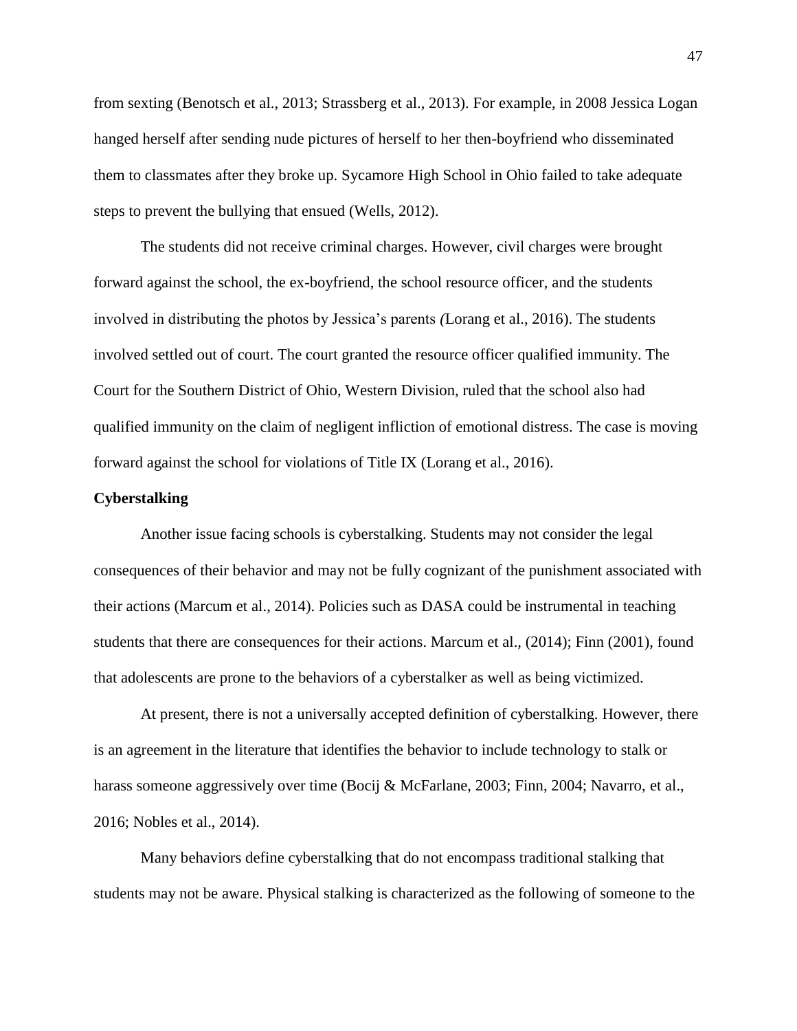from sexting (Benotsch et al., 2013; Strassberg et al., 2013). For example, in 2008 Jessica Logan hanged herself after sending nude pictures of herself to her then-boyfriend who disseminated them to classmates after they broke up. Sycamore High School in Ohio failed to take adequate steps to prevent the bullying that ensued (Wells, 2012).

The students did not receive criminal charges. However, civil charges were brought forward against the school, the ex-boyfriend, the school resource officer, and the students involved in distributing the photos by Jessica's parents *(*Lorang et al., 2016). The students involved settled out of court. The court granted the resource officer qualified immunity. The Court for the Southern District of Ohio, Western Division, ruled that the school also had qualified immunity on the claim of negligent infliction of emotional distress. The case is moving forward against the school for violations of Title IX (Lorang et al., 2016).

**Cyberstalking**

Another issue facing schools is cyberstalking. Students may not consider the legal consequences of their behavior and may not be fully cognizant of the punishment associated with their actions (Marcum et al., 2014). Policies such as DASA could be instrumental in teaching students that there are consequences for their actions. Marcum et al., (2014); Finn (2001), found that adolescents are prone to the behaviors of a cyberstalker as well as being victimized.

At present, there is not a universally accepted definition of cyberstalking. However, there is an agreement in the literature that identifies the behavior to include technology to stalk or harass someone aggressively over time (Bocij & McFarlane, 2003; Finn, 2004; Navarro, et al., 2016; Nobles et al., 2014).

Many behaviors define cyberstalking that do not encompass traditional stalking that students may not be aware. Physical stalking is characterized as the following of someone to the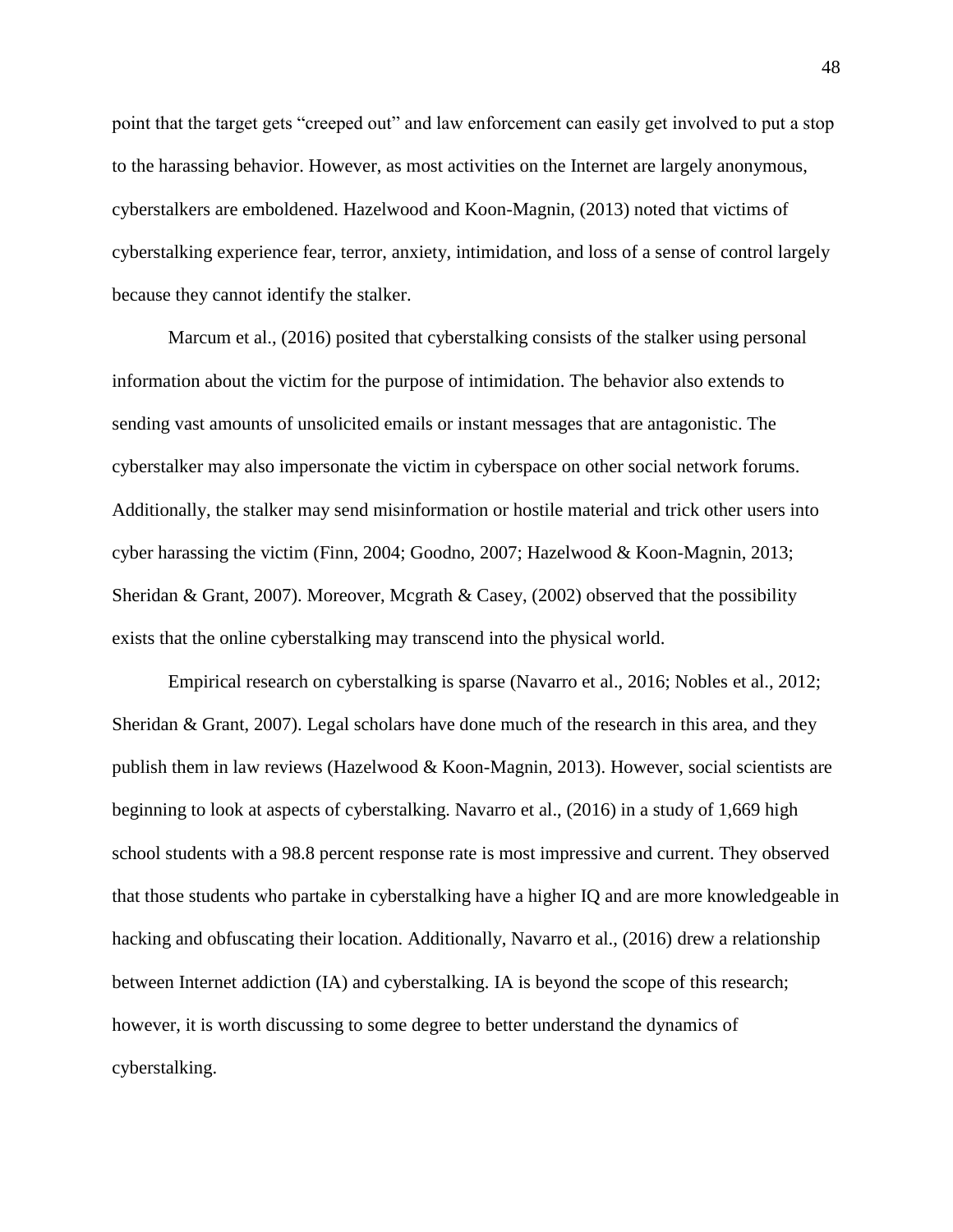point that the target gets "creeped out" and law enforcement can easily get involved to put a stop to the harassing behavior. However, as most activities on the Internet are largely anonymous, cyberstalkers are emboldened. Hazelwood and Koon-Magnin, (2013) noted that victims of cyberstalking experience fear, terror, anxiety, intimidation, and loss of a sense of control largely because they cannot identify the stalker.

Marcum et al., (2016) posited that cyberstalking consists of the stalker using personal information about the victim for the purpose of intimidation. The behavior also extends to sending vast amounts of unsolicited emails or instant messages that are antagonistic. The cyberstalker may also impersonate the victim in cyberspace on other social network forums. Additionally, the stalker may send misinformation or hostile material and trick other users into cyber harassing the victim (Finn, 2004; Goodno, 2007; Hazelwood & Koon-Magnin, 2013; Sheridan & Grant, 2007). Moreover, Mcgrath & Casey, (2002) observed that the possibility exists that the online cyberstalking may transcend into the physical world.

Empirical research on cyberstalking is sparse (Navarro et al., 2016; Nobles et al., 2012; Sheridan & Grant, 2007). Legal scholars have done much of the research in this area, and they publish them in law reviews (Hazelwood & Koon-Magnin, 2013). However, social scientists are beginning to look at aspects of cyberstalking. Navarro et al., (2016) in a study of 1,669 high school students with a 98.8 percent response rate is most impressive and current. They observed that those students who partake in cyberstalking have a higher IQ and are more knowledgeable in hacking and obfuscating their location. Additionally, Navarro et al., (2016) drew a relationship between Internet addiction (IA) and cyberstalking. IA is beyond the scope of this research; however, it is worth discussing to some degree to better understand the dynamics of cyberstalking.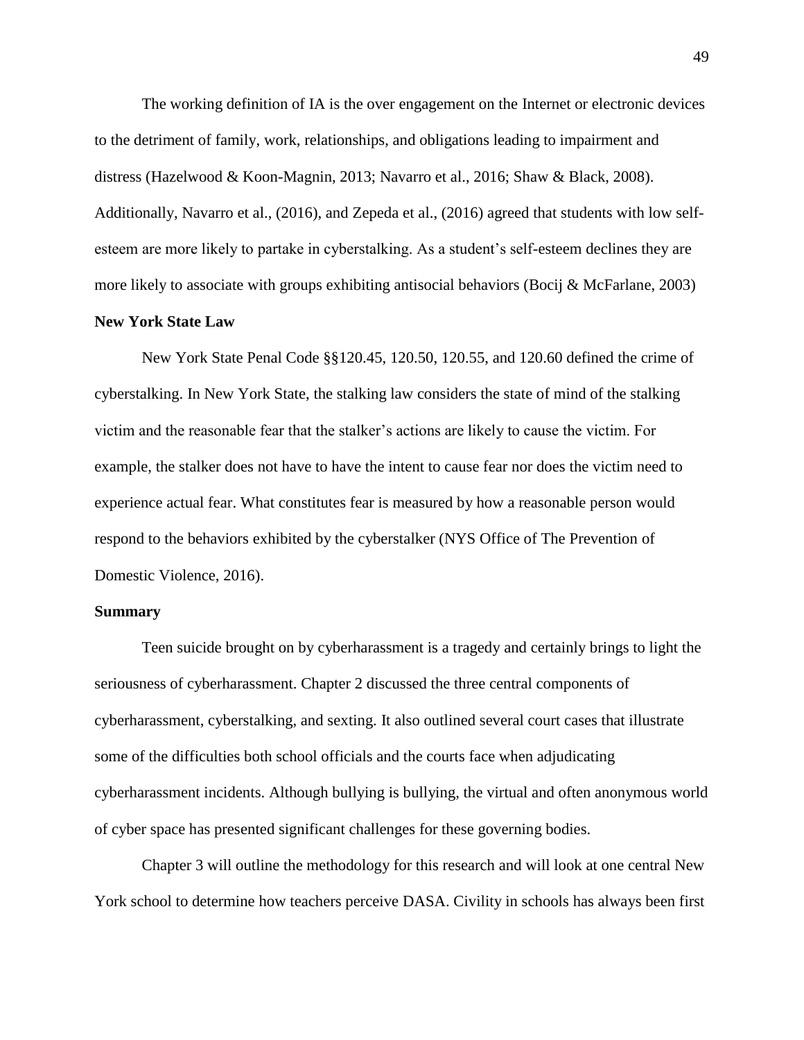The working definition of IA is the over engagement on the Internet or electronic devices to the detriment of family, work, relationships, and obligations leading to impairment and distress (Hazelwood & Koon-Magnin, 2013; Navarro et al., 2016; Shaw & Black, 2008). Additionally, Navarro et al., (2016), and Zepeda et al., (2016) agreed that students with low self-esteem are more likely to partake in cyberstalking. As a student's self-esteem declines they are more likely to associate with groups exhibiting antisocial behaviors (Bocij & McFarlane, 2003)

**New York State Law**

New York State Penal Code §§120.45, 120.50, 120.55, and 120.60 defined the crime of cyberstalking. In New York State, the stalking law considers the state of mind of the stalking victim and the reasonable fear that the stalker's actions are likely to cause the victim. For example, the stalker does not have to have the intent to cause fear nor does the victim need to experience actual fear. What constitutes fear is measured by how a reasonable person would respond to the behaviors exhibited by the cyberstalker (NYS Office of The Prevention of Domestic Violence, 2016).

**Summary**

Teen suicide brought on by cyberharassment is a tragedy and certainly brings to light the seriousness of cyberharassment. Chapter 2 discussed the three central components of cyberharassment, cyberstalking, and sexting. It also outlined several court cases that illustrate some of the difficulties both school officials and the courts face when adjudicating cyberharassment incidents. Although bullying is bullying, the virtual and often anonymous world of cyber space has presented significant challenges for these governing bodies.

Chapter 3 will outline the methodology for this research and will look at one central New York school to determine how teachers perceive DASA. Civility in schools has always been first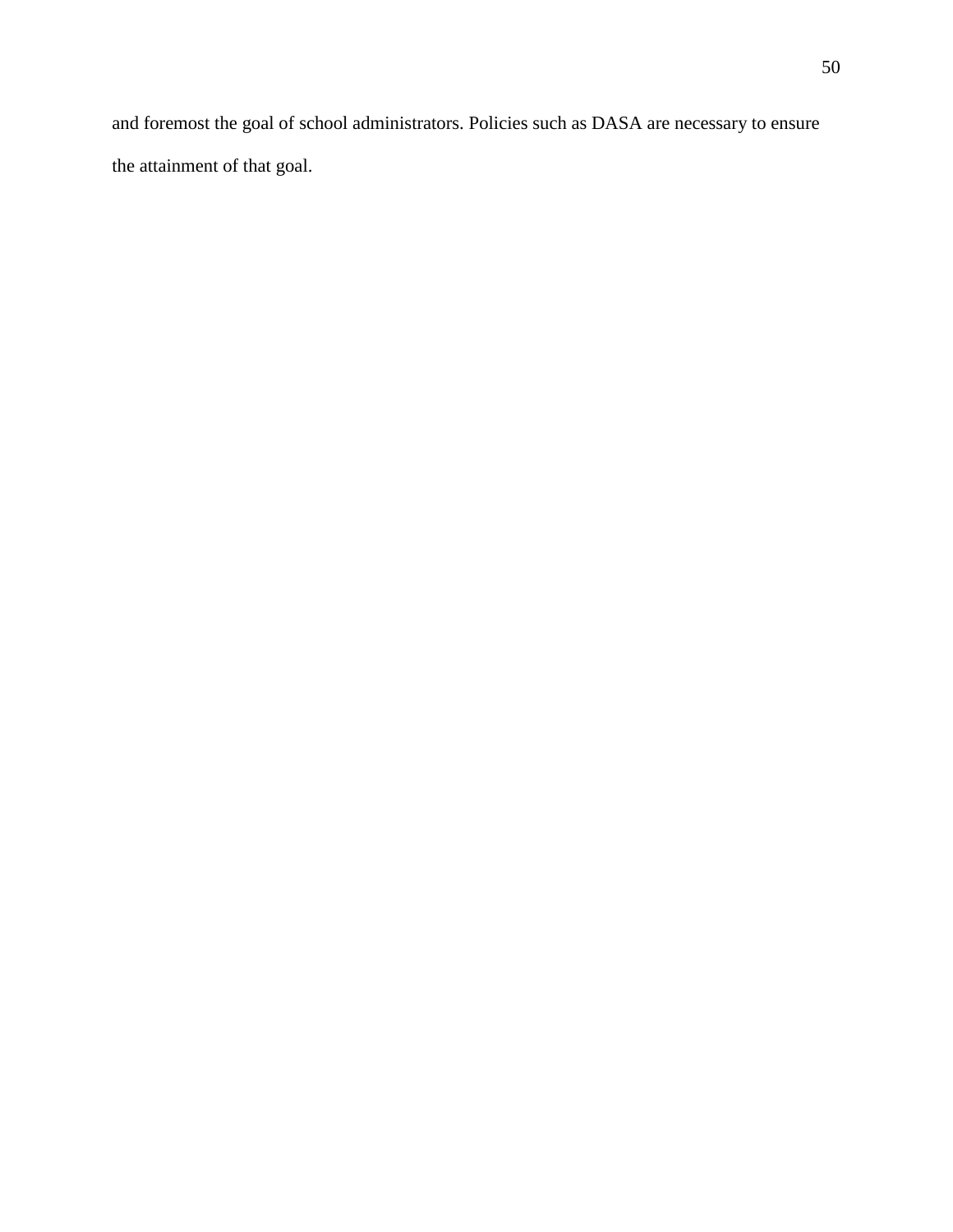and foremost the goal of school administrators. Policies such as DASA are necessary to ensure the attainment of that goal.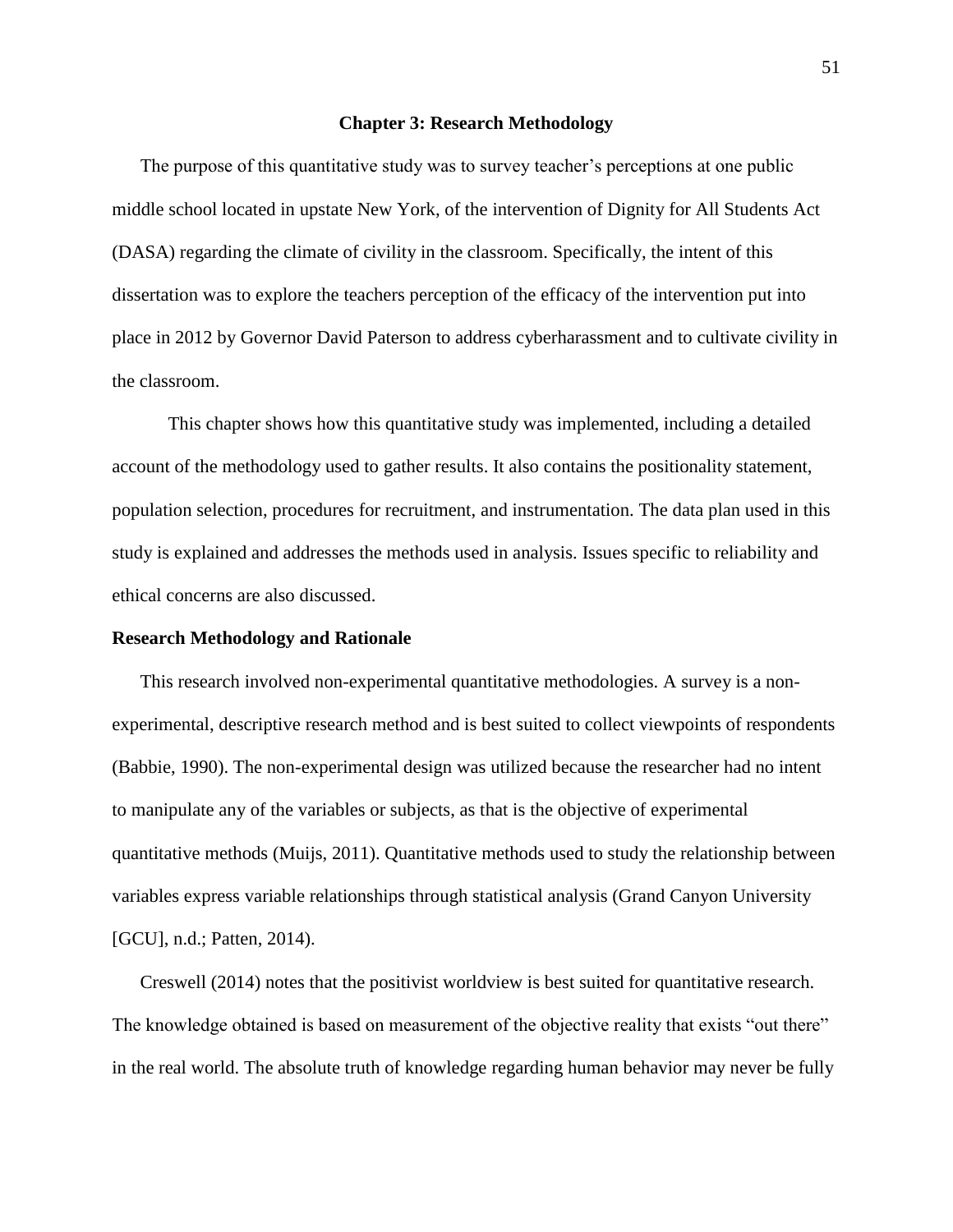## Chapter 3: Research Methodology

The purpose of this quantitative study was to survey teacher's perceptions at one public middle school located in upstate New York, of the intervention of Dignity for All Students Act (DASA) regarding the climate of civility in the classroom. Specifically, the intent of this dissertation was to explore the teachers perception of the efficacy of the intervention put into place in 2012 by Governor David Paterson to address cyberharassment and to cultivate civility in the classroom.

This chapter shows how this quantitative study was implemented, including a detailed account of the methodology used to gather results. It also contains the positionality statement, population selection, procedures for recruitment, and instrumentation. The data plan used in this study is explained and addresses the methods used in analysis. Issues specific to reliability and ethical concerns are also discussed.

### Research Methodology and Rationale

This research involved non-experimental quantitative methodologies. A survey is a non-experimental, descriptive research method and is best suited to collect viewpoints of respondents (Babbie, 1990). The non-experimental design was utilized because the researcher had no intent to manipulate any of the variables or subjects, as that is the objective of experimental quantitative methods (Muijs, 2011). Quantitative methods used to study the relationship between variables express variable relationships through statistical analysis (Grand Canyon University [GCU], n.d.; Patten, 2014).

Creswell (2014) notes that the positivist worldview is best suited for quantitative research. The knowledge obtained is based on measurement of the objective reality that exists "out there" in the real world. The absolute truth of knowledge regarding human behavior may never be fully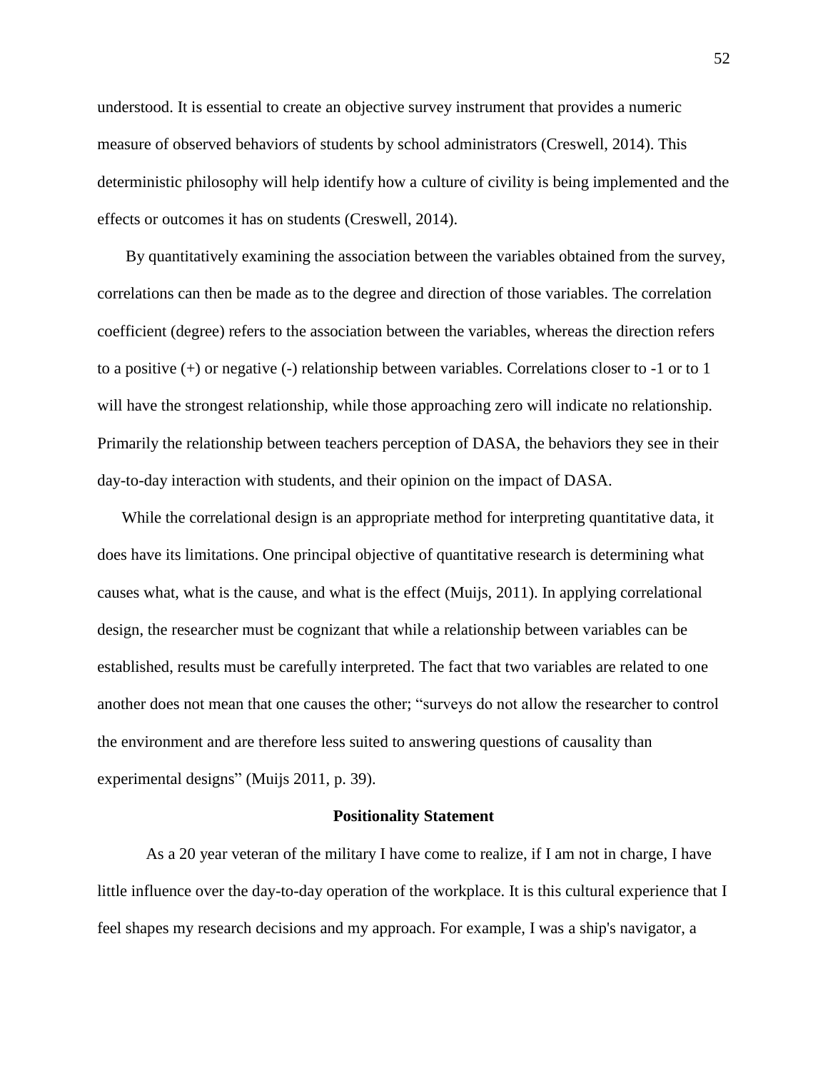understood. It is essential to create an objective survey instrument that provides a numeric measure of observed behaviors of students by school administrators (Creswell, 2014). This deterministic philosophy will help identify how a culture of civility is being implemented and the effects or outcomes it has on students (Creswell, 2014).

By quantitatively examining the association between the variables obtained from the survey, correlations can then be made as to the degree and direction of those variables. The correlation coefficient (degree) refers to the association between the variables, whereas the direction refers to a positive (+) or negative (-) relationship between variables. Correlations closer to -1 or to 1 will have the strongest relationship, while those approaching zero will indicate no relationship. Primarily the relationship between teachers perception of DASA, the behaviors they see in their day-to-day interaction with students, and their opinion on the impact of DASA.

While the correlational design is an appropriate method for interpreting quantitative data, it does have its limitations. One principal objective of quantitative research is determining what causes what, what is the cause, and what is the effect (Muijs, 2011). In applying correlational design, the researcher must be cognizant that while a relationship between variables can be established, results must be carefully interpreted. The fact that two variables are related to one another does not mean that one causes the other; "surveys do not allow the researcher to control the environment and are therefore less suited to answering questions of causality than experimental designs" (Muijs 2011, p. 39).

## Positionality Statement

As a 20 year veteran of the military I have come to realize, if I am not in charge, I have little influence over the day-to-day operation of the workplace. It is this cultural experience that I feel shapes my research decisions and my approach. For example, I was a ship's navigator, a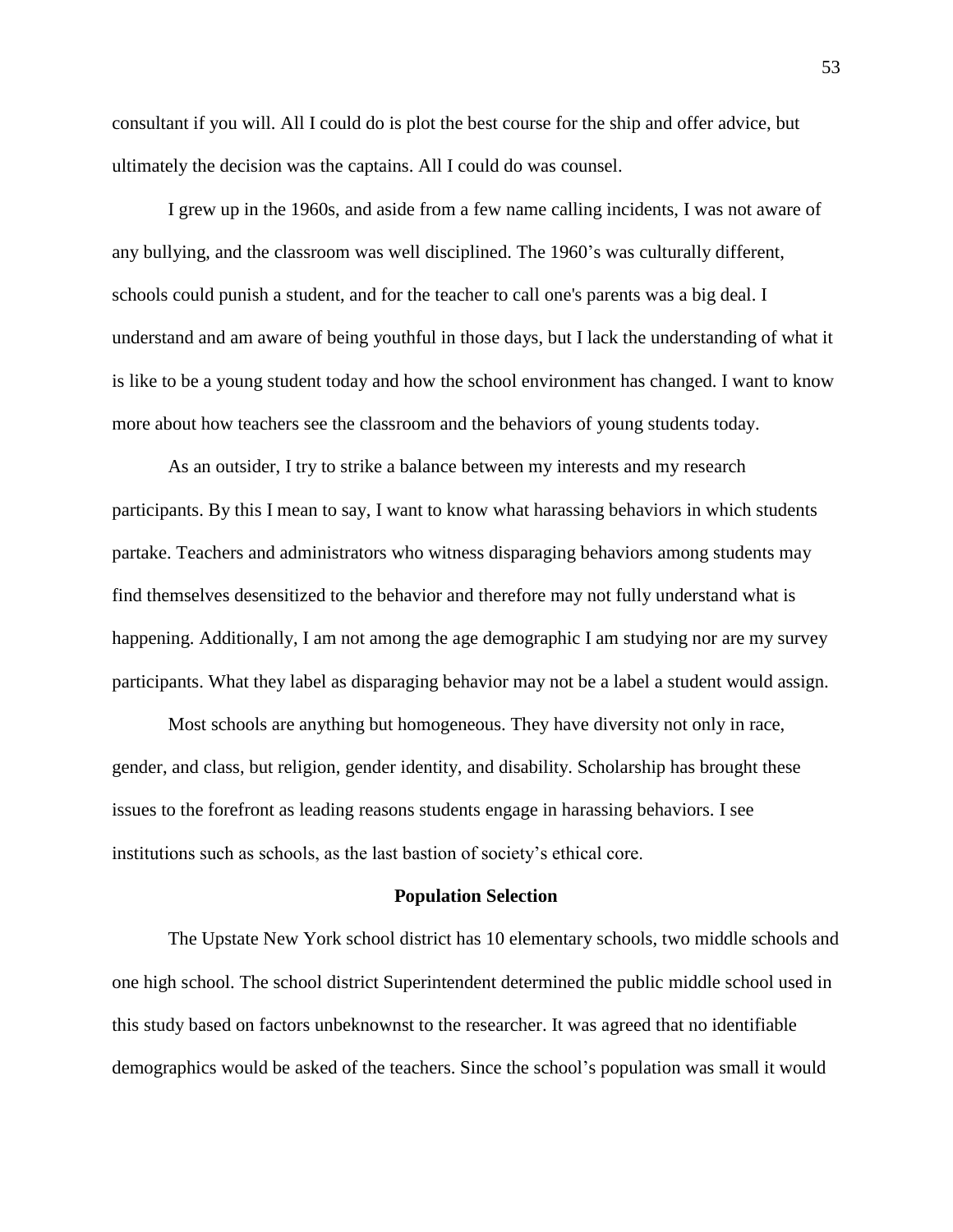consultant if you will. All I could do is plot the best course for the ship and offer advice, but ultimately the decision was the captains. All I could do was counsel.

I grew up in the 1960s, and aside from a few name calling incidents, I was not aware of any bullying, and the classroom was well disciplined. The 1960's was culturally different, schools could punish a student, and for the teacher to call one's parents was a big deal. I understand and am aware of being youthful in those days, but I lack the understanding of what it is like to be a young student today and how the school environment has changed. I want to know more about how teachers see the classroom and the behaviors of young students today.

As an outsider, I try to strike a balance between my interests and my research participants. By this I mean to say, I want to know what harassing behaviors in which students partake. Teachers and administrators who witness disparaging behaviors among students may find themselves desensitized to the behavior and therefore may not fully understand what is happening. Additionally, I am not among the age demographic I am studying nor are my survey participants. What they label as disparaging behavior may not be a label a student would assign.

Most schools are anything but homogeneous. They have diversity not only in race, gender, and class, but religion, gender identity, and disability. Scholarship has brought these issues to the forefront as leading reasons students engage in harassing behaviors. I see institutions such as schools, as the last bastion of society's ethical core.

## Population Selection

The Upstate New York school district has 10 elementary schools, two middle schools and one high school. The school district Superintendent determined the public middle school used in this study based on factors unbeknownst to the researcher. It was agreed that no identifiable demographics would be asked of the teachers. Since the school's population was small it would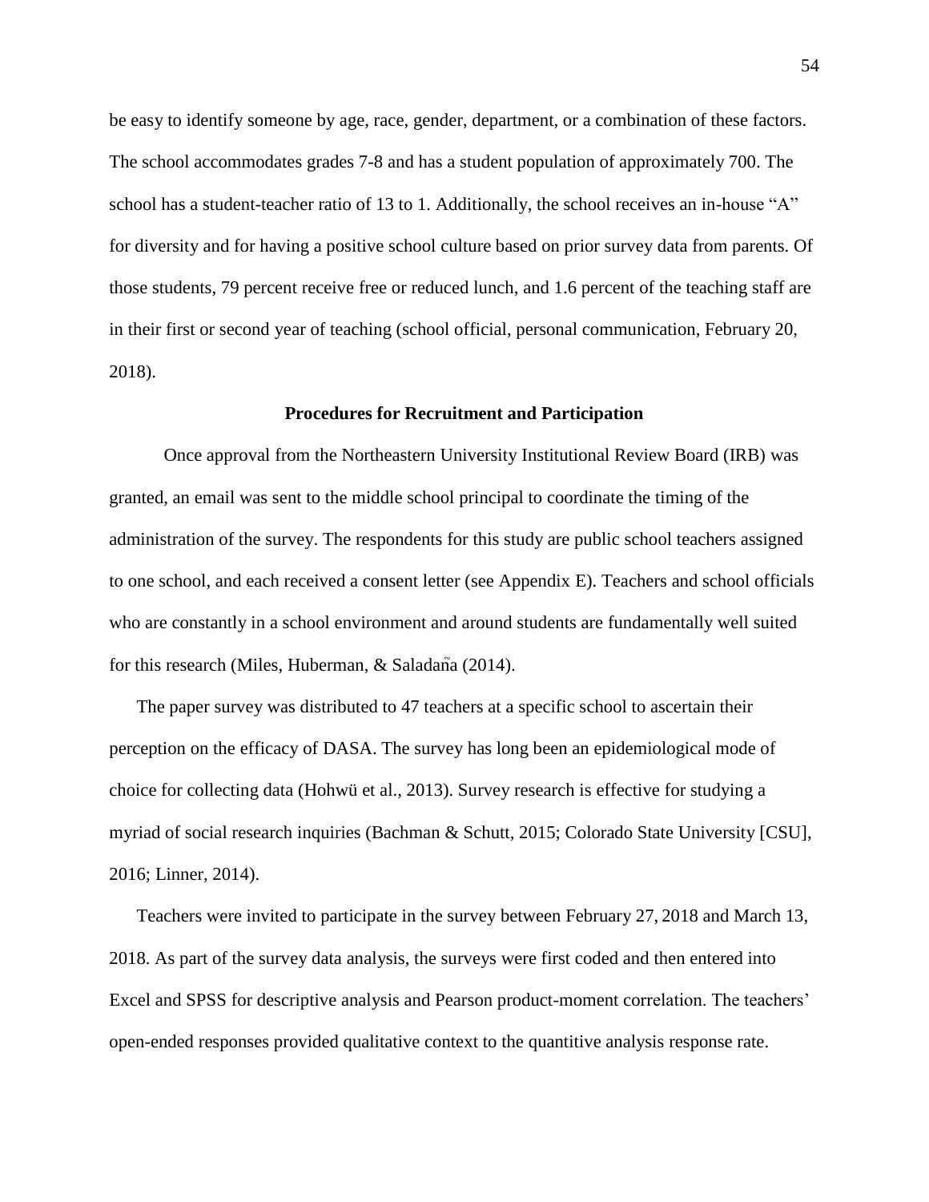be easy to identify someone by age, race, gender, department, or a combination of these factors. The school accommodates grades 7-8 and has a student population of approximately 700. The school has a student-teacher ratio of 13 to 1. Additionally, the school receives an in-house "A" for diversity and for having a positive school culture based on prior survey data from parents. Of those students, 79 percent receive free or reduced lunch, and 1.6 percent of the teaching staff are in their first or second year of teaching (school official, personal communication, February 20, 2018).

## Procedures for Recruitment and Participation

Once approval from the Northeastern University Institutional Review Board (IRB) was granted, an email was sent to the middle school principal to coordinate the timing of the administration of the survey. The respondents for this study are public school teachers assigned to one school, and each received a consent letter (see Appendix E). Teachers and school officials who are constantly in a school environment and around students are fundamentally well suited for this research (Miles, Huberman, & Saladaña (2014).

The paper survey was distributed to 47 teachers at a specific school to ascertain their perception on the efficacy of DASA. The survey has long been an epidemiological mode of choice for collecting data (Hohwü et al., 2013). Survey research is effective for studying a myriad of social research inquiries (Bachman & Schutt, 2015; Colorado State University [CSU], 2016; Linner, 2014).

Teachers were invited to participate in the survey between February 27, 2018 and March 13, 2018. As part of the survey data analysis, the surveys were first coded and then entered into Excel and SPSS for descriptive analysis and Pearson product-moment correlation. The teachers' open-ended responses provided qualitative context to the quantitive analysis response rate.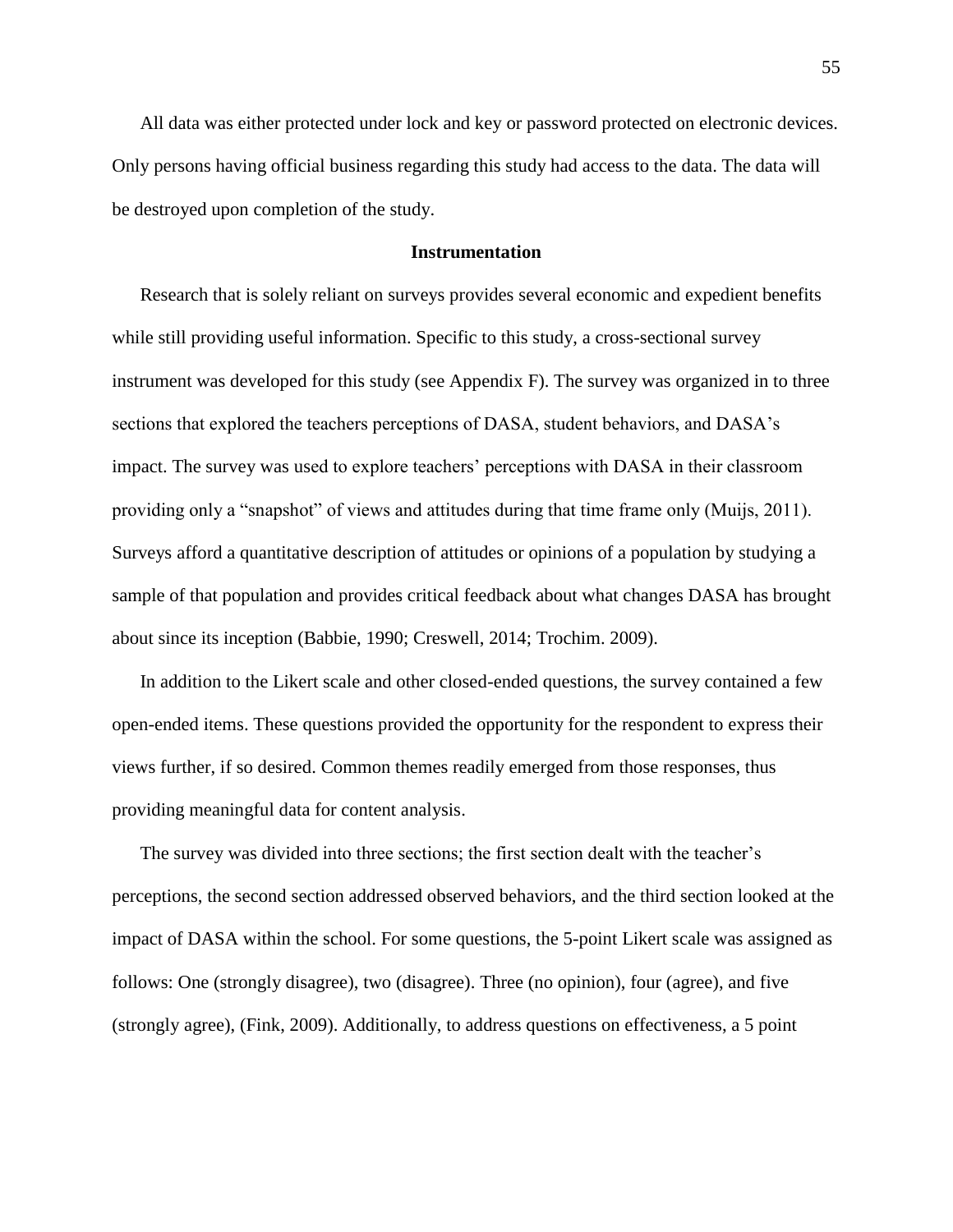All data was either protected under lock and key or password protected on electronic devices. Only persons having official business regarding this study had access to the data. The data will be destroyed upon completion of the study.

## Instrumentation

Research that is solely reliant on surveys provides several economic and expedient benefits while still providing useful information. Specific to this study, a cross-sectional survey instrument was developed for this study (see Appendix F). The survey was organized in to three sections that explored the teachers perceptions of DASA, student behaviors, and DASA's impact. The survey was used to explore teachers' perceptions with DASA in their classroom providing only a "snapshot" of views and attitudes during that time frame only (Muijs, 2011). Surveys afford a quantitative description of attitudes or opinions of a population by studying a sample of that population and provides critical feedback about what changes DASA has brought about since its inception (Babbie, 1990; Creswell, 2014; Trochim. 2009).

In addition to the Likert scale and other closed-ended questions, the survey contained a few open-ended items. These questions provided the opportunity for the respondent to express their views further, if so desired. Common themes readily emerged from those responses, thus providing meaningful data for content analysis.

The survey was divided into three sections; the first section dealt with the teacher's perceptions, the second section addressed observed behaviors, and the third section looked at the impact of DASA within the school. For some questions, the 5-point Likert scale was assigned as follows: One (strongly disagree), two (disagree). Three (no opinion), four (agree), and five (strongly agree), (Fink, 2009). Additionally, to address questions on effectiveness, a 5 point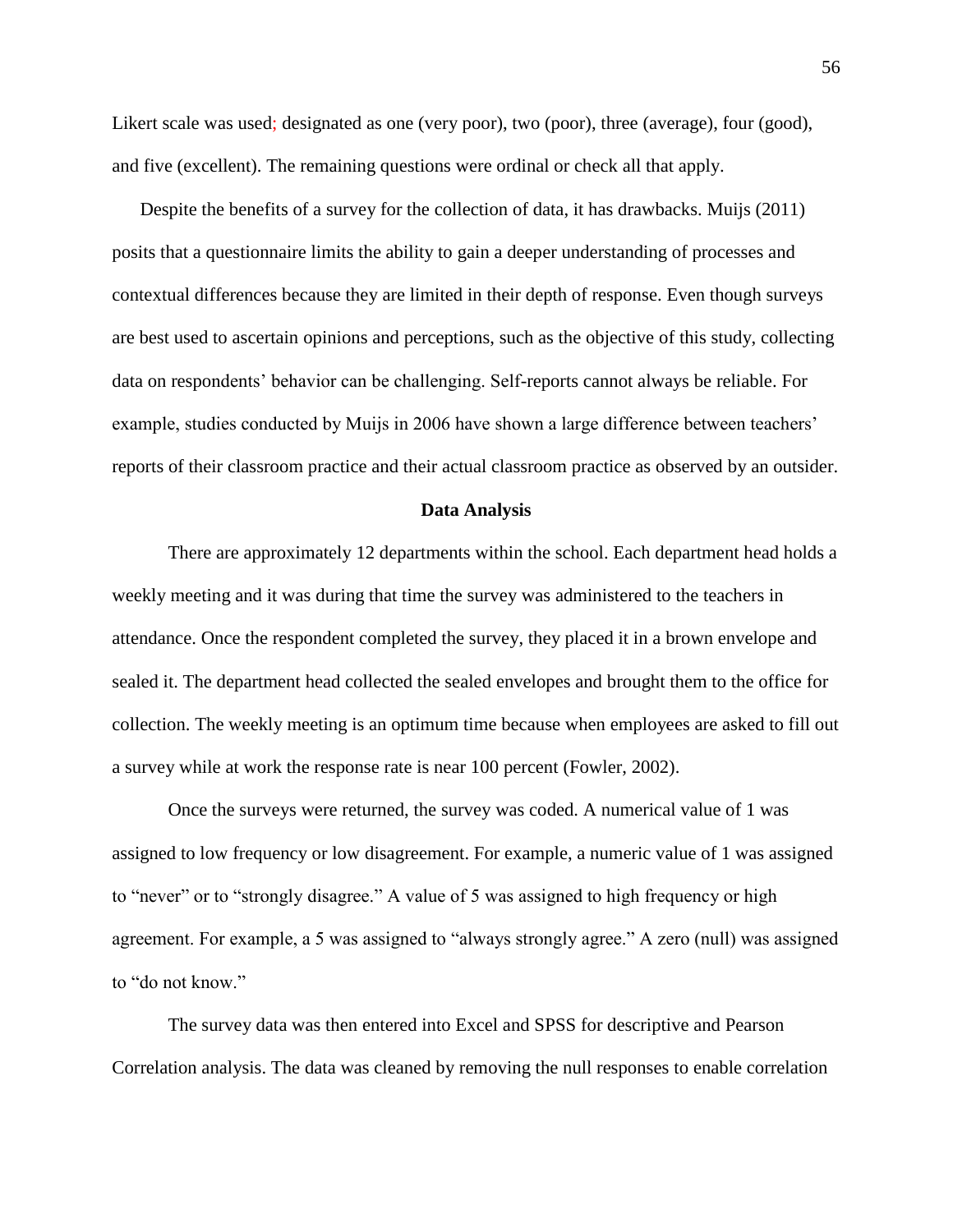Likert scale was used; designated as one (very poor), two (poor), three (average), four (good), and five (excellent). The remaining questions were ordinal or check all that apply.

Despite the benefits of a survey for the collection of data, it has drawbacks. Muijs (2011) posits that a questionnaire limits the ability to gain a deeper understanding of processes and contextual differences because they are limited in their depth of response. Even though surveys are best used to ascertain opinions and perceptions, such as the objective of this study, collecting data on respondents' behavior can be challenging. Self-reports cannot always be reliable. For example, studies conducted by Muijs in 2006 have shown a large difference between teachers' reports of their classroom practice and their actual classroom practice as observed by an outsider.

## Data Analysis

There are approximately 12 departments within the school. Each department head holds a weekly meeting and it was during that time the survey was administered to the teachers in attendance. Once the respondent completed the survey, they placed it in a brown envelope and sealed it. The department head collected the sealed envelopes and brought them to the office for collection. The weekly meeting is an optimum time because when employees are asked to fill out a survey while at work the response rate is near 100 percent (Fowler, 2002).

Once the surveys were returned, the survey was coded. A numerical value of 1 was assigned to low frequency or low disagreement. For example, a numeric value of 1 was assigned to "never" or to "strongly disagree." A value of 5 was assigned to high frequency or high agreement. For example, a 5 was assigned to "always strongly agree." A zero (null) was assigned to "do not know."

The survey data was then entered into Excel and SPSS for descriptive and Pearson Correlation analysis. The data was cleaned by removing the null responses to enable correlation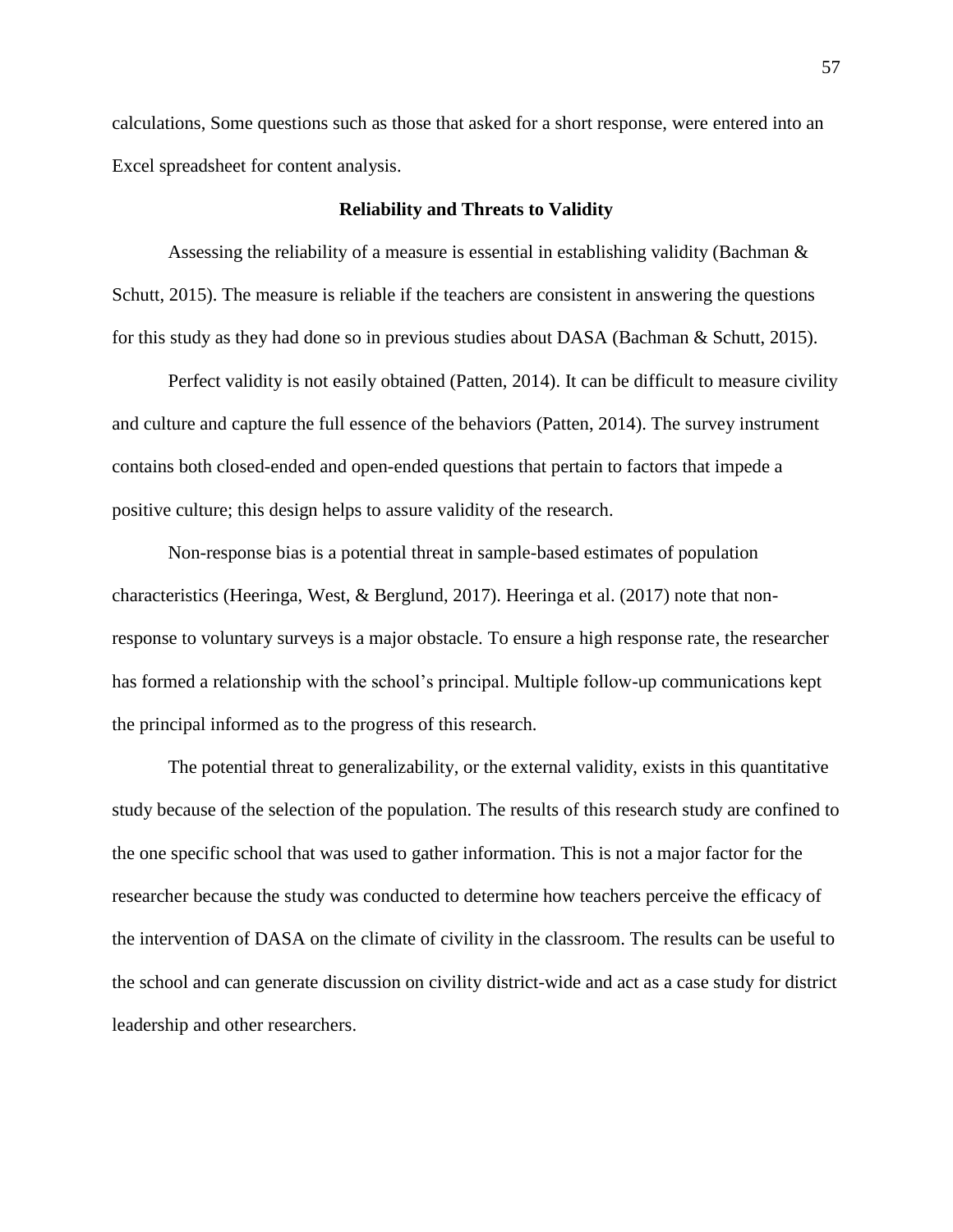calculations, Some questions such as those that asked for a short response, were entered into an Excel spreadsheet for content analysis.

## Reliability and Threats to Validity

Assessing the reliability of a measure is essential in establishing validity (Bachman & Schutt, 2015). The measure is reliable if the teachers are consistent in answering the questions for this study as they had done so in previous studies about DASA (Bachman & Schutt, 2015).

Perfect validity is not easily obtained (Patten, 2014). It can be difficult to measure civility and culture and capture the full essence of the behaviors (Patten, 2014). The survey instrument contains both closed-ended and open-ended questions that pertain to factors that impede a positive culture; this design helps to assure validity of the research.

Non-response bias is a potential threat in sample-based estimates of population characteristics (Heeringa, West, & Berglund, 2017). Heeringa et al. (2017) note that non-response to voluntary surveys is a major obstacle. To ensure a high response rate, the researcher has formed a relationship with the school's principal. Multiple follow-up communications kept the principal informed as to the progress of this research.

The potential threat to generalizability, or the external validity, exists in this quantitative study because of the selection of the population. The results of this research study are confined to the one specific school that was used to gather information. This is not a major factor for the researcher because the study was conducted to determine how teachers perceive the efficacy of the intervention of DASA on the climate of civility in the classroom. The results can be useful to the school and can generate discussion on civility district-wide and act as a case study for district leadership and other researchers.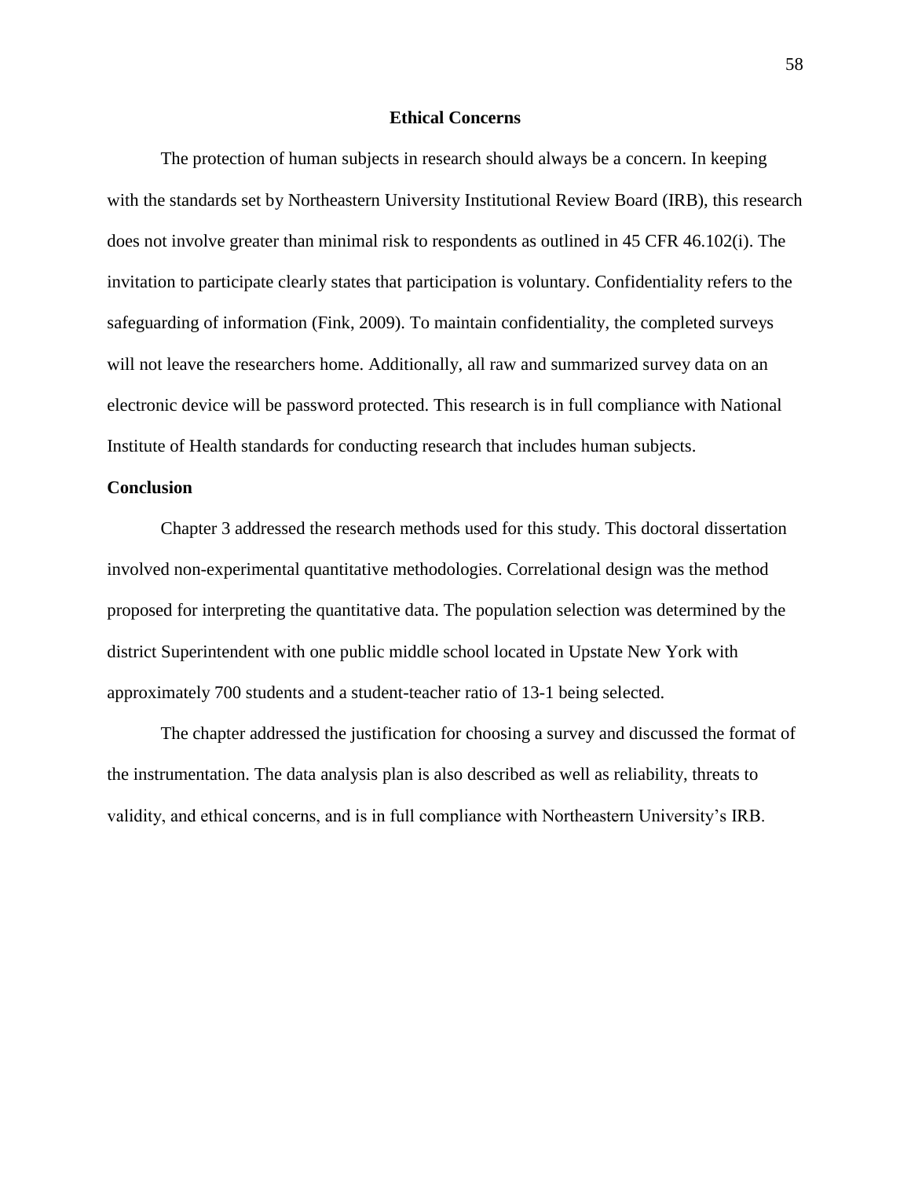## Ethical Concerns

The protection of human subjects in research should always be a concern. In keeping with the standards set by Northeastern University Institutional Review Board (IRB), this research does not involve greater than minimal risk to respondents as outlined in 45 CFR 46.102(i). The invitation to participate clearly states that participation is voluntary. Confidentiality refers to the safeguarding of information (Fink, 2009). To maintain confidentiality, the completed surveys will not leave the researchers home. Additionally, all raw and summarized survey data on an electronic device will be password protected. This research is in full compliance with National Institute of Health standards for conducting research that includes human subjects.

### Conclusion

Chapter 3 addressed the research methods used for this study. This doctoral dissertation involved non-experimental quantitative methodologies. Correlational design was the method proposed for interpreting the quantitative data. The population selection was determined by the district Superintendent with one public middle school located in Upstate New York with approximately 700 students and a student-teacher ratio of 13-1 being selected.

The chapter addressed the justification for choosing a survey and discussed the format of the instrumentation. The data analysis plan is also described as well as reliability, threats to validity, and ethical concerns, and is in full compliance with Northeastern University’s IRB.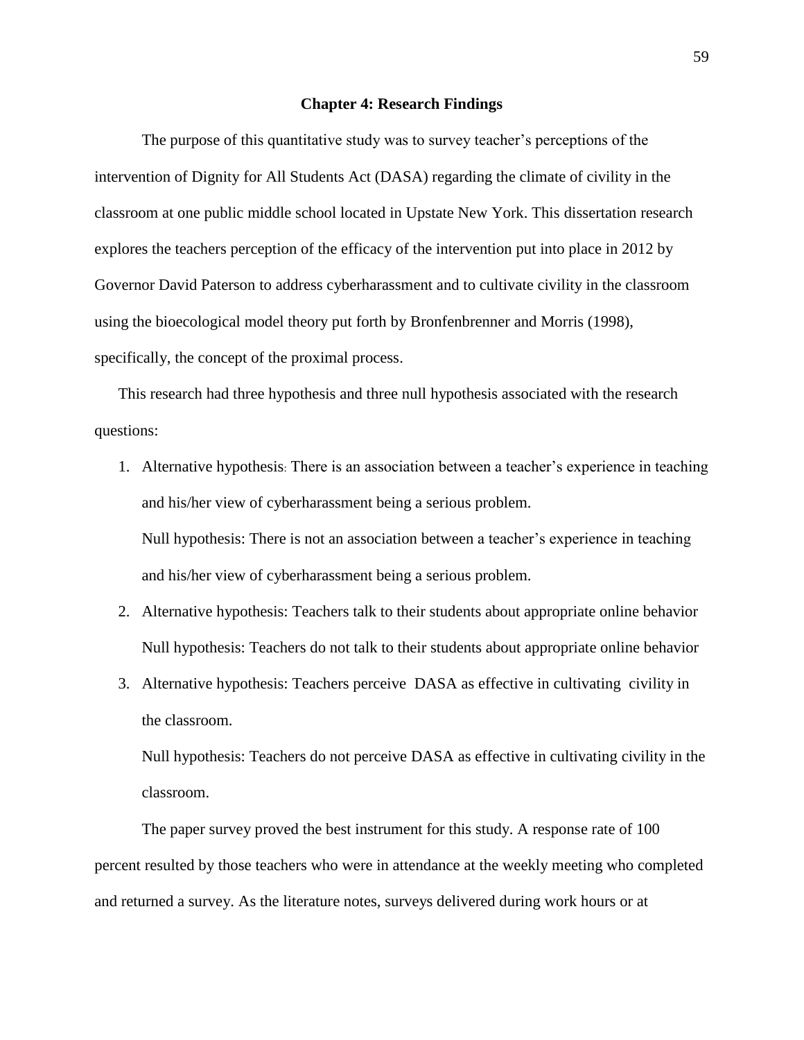# Chapter 4: Research Findings

The purpose of this quantitative study was to survey teacher's perceptions of the intervention of Dignity for All Students Act (DASA) regarding the climate of civility in the classroom at one public middle school located in Upstate New York. This dissertation research explores the teachers perception of the efficacy of the intervention put into place in 2012 by Governor David Paterson to address cyberharassment and to cultivate civility in the classroom using the bioecological model theory put forth by Bronfenbrenner and Morris (1998), specifically, the concept of the proximal process.

This research had three hypothesis and three null hypothesis associated with the research questions:

1. Alternative hypothesis: There is an association between a teacher's experience in teaching and his/her view of cyberharassment being a serious problem.

   Null hypothesis: There is not an association between a teacher's experience in teaching and his/her view of cyberharassment being a serious problem.

2. Alternative hypothesis: Teachers talk to their students about appropriate online behavior

   Null hypothesis: Teachers do not talk to their students about appropriate online behavior

3. Alternative hypothesis: Teachers perceive DASA as effective in cultivating civility in the classroom.

   Null hypothesis: Teachers do not perceive DASA as effective in cultivating civility in the classroom.

The paper survey proved the best instrument for this study. A response rate of 100 percent resulted by those teachers who were in attendance at the weekly meeting who completed and returned a survey. As the literature notes, surveys delivered during work hours or at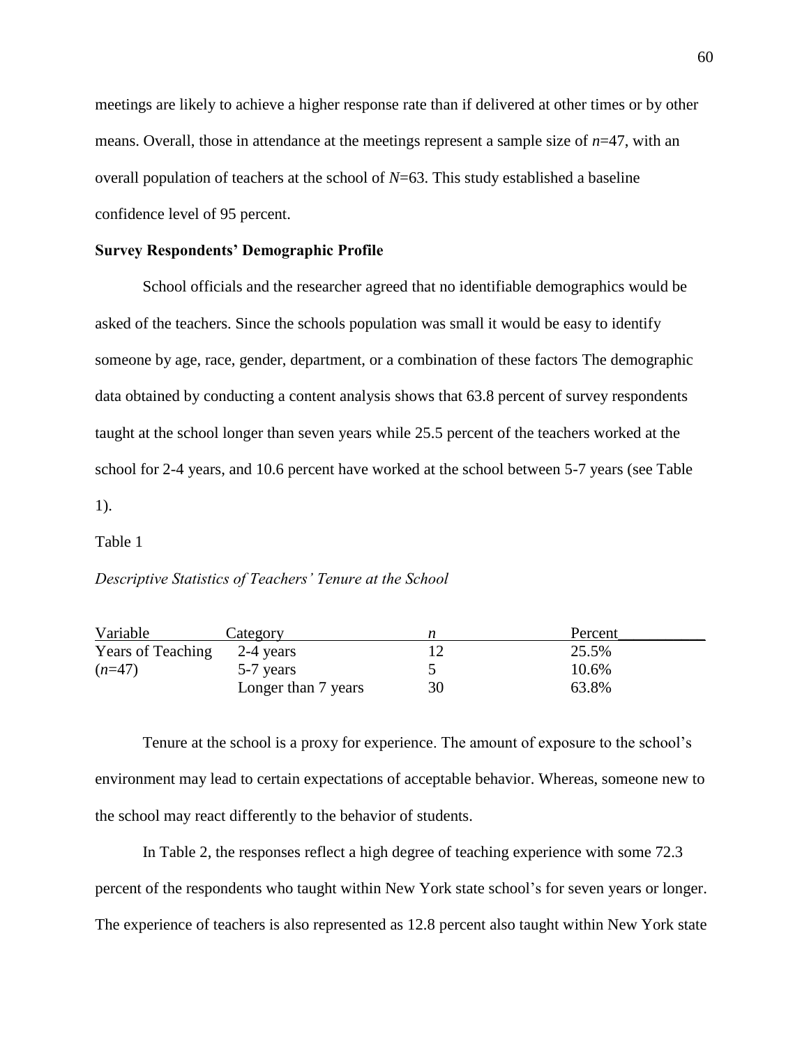meetings are likely to achieve a higher response rate than if delivered at other times or by other means. Overall, those in attendance at the meetings represent a sample size of $n$=47, with an overall population of teachers at the school of $N$=63. This study established a baseline confidence level of 95 percent.

**Survey Respondents' Demographic Profile**

School officials and the researcher agreed that no identifiable demographics would be asked of the teachers. Since the schools population was small it would be easy to identify someone by age, race, gender, department, or a combination of these factors The demographic data obtained by conducting a content analysis shows that 63.8 percent of survey respondents taught at the school longer than seven years while 25.5 percent of the teachers worked at the school for 2-4 years, and 10.6 percent have worked at the school between 5-7 years (see Table 1).

Table 1

*Descriptive Statistics of Teachers' Tenure at the School*

| Variable | Category | *n* | Percent |
|---|---|---|---|
| Years of Teaching ($n$=47) | 2-4 years | 12 | 25.5% |
| | 5-7 years | 5 | 10.6% |
| | Longer than 7 years | 30 | 63.8% |

Tenure at the school is a proxy for experience. The amount of exposure to the school's environment may lead to certain expectations of acceptable behavior. Whereas, someone new to the school may react differently to the behavior of students.

In Table 2, the responses reflect a high degree of teaching experience with some 72.3 percent of the respondents who taught within New York state school's for seven years or longer. The experience of teachers is also represented as 12.8 percent also taught within New York state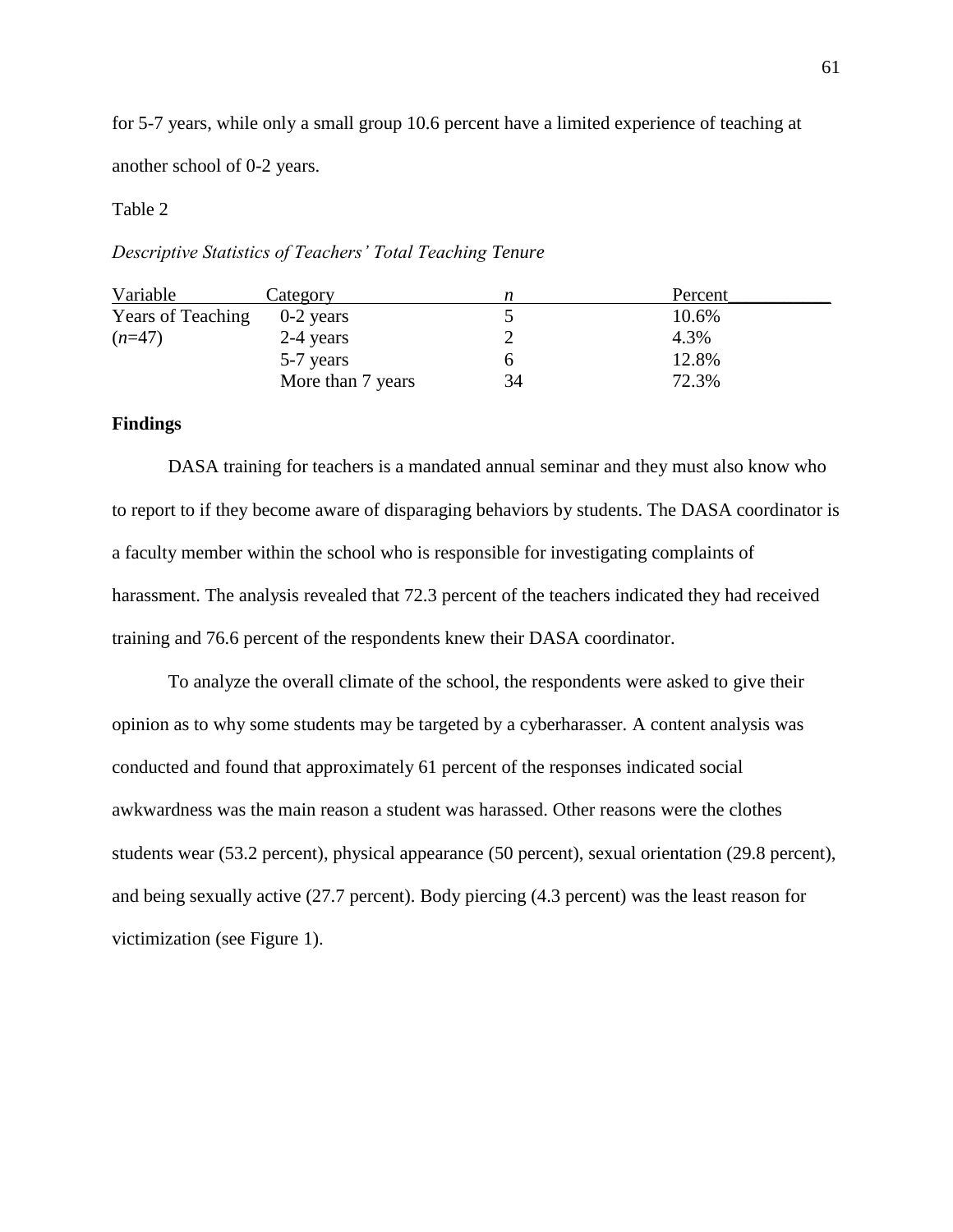for 5-7 years, while only a small group 10.6 percent have a limited experience of teaching at another school of 0-2 years.

Table 2

*Descriptive Statistics of Teachers' Total Teaching Tenure*

| Variable | Category | *n* | Percent |
|---|---|---|---|
| Years of Teaching (*n*=47) | 0-2 years | 5 | 10.6% |
| | 2-4 years | 2 | 4.3% |
| | 5-7 years | 6 | 12.8% |
| | More than 7 years | 34 | 72.3% |

**Findings**

DASA training for teachers is a mandated annual seminar and they must also know who to report to if they become aware of disparaging behaviors by students. The DASA coordinator is a faculty member within the school who is responsible for investigating complaints of harassment. The analysis revealed that 72.3 percent of the teachers indicated they had received training and 76.6 percent of the respondents knew their DASA coordinator.

To analyze the overall climate of the school, the respondents were asked to give their opinion as to why some students may be targeted by a cyberharasser. A content analysis was conducted and found that approximately 61 percent of the responses indicated social awkwardness was the main reason a student was harassed. Other reasons were the clothes students wear (53.2 percent), physical appearance (50 percent), sexual orientation (29.8 percent), and being sexually active (27.7 percent). Body piercing (4.3 percent) was the least reason for victimization (see Figure 1).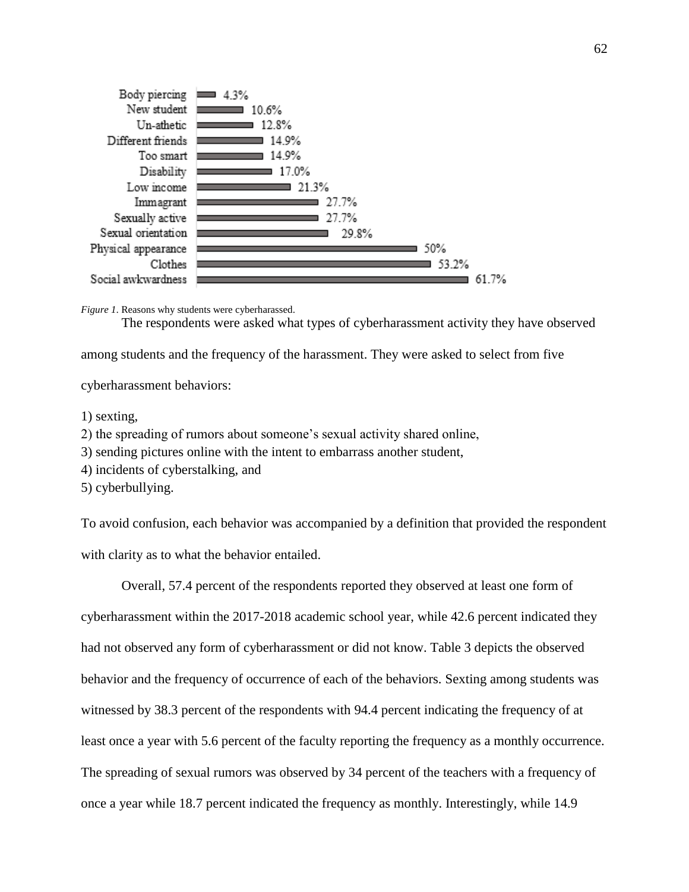| Reason | Percent |
|---|---|
| Body piercing | 4.3% |
| New student | 10.6% |
| Un-athetic | 12.8% |
| Different friends | 14.9% |
| Too smart | 14.9% |
| Disability | 17.0% |
| Low income | 21.3% |
| Immagrant | 27.7% |
| Sexually active | 27.7% |
| Sexual orientation | 29.8% |
| Physical appearance | 50% |
| Clothes | 53.2% |
| Social awkwardness | 61.7% |

*Figure 1*. Reasons why students were cyberharassed.

The respondents were asked what types of cyberharassment activity they have observed among students and the frequency of the harassment. They were asked to select from five cyberharassment behaviors:

1) sexting,
2) the spreading of rumors about someone's sexual activity shared online,
3) sending pictures online with the intent to embarrass another student,
4) incidents of cyberstalking, and
5) cyberbullying.

To avoid confusion, each behavior was accompanied by a definition that provided the respondent with clarity as to what the behavior entailed.

Overall, 57.4 percent of the respondents reported they observed at least one form of cyberharassment within the 2017-2018 academic school year, while 42.6 percent indicated they had not observed any form of cyberharassment or did not know. Table 3 depicts the observed behavior and the frequency of occurrence of each of the behaviors. Sexting among students was witnessed by 38.3 percent of the respondents with 94.4 percent indicating the frequency of at least once a year with 5.6 percent of the faculty reporting the frequency as a monthly occurrence. The spreading of sexual rumors was observed by 34 percent of the teachers with a frequency of once a year while 18.7 percent indicated the frequency as monthly. Interestingly, while 14.9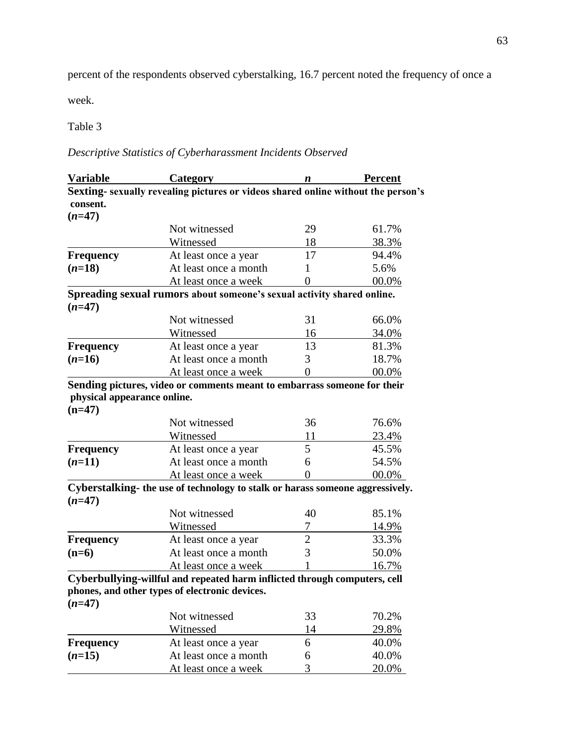percent of the respondents observed cyberstalking, 16.7 percent noted the frequency of once a week.

Table 3

*Descriptive Statistics of Cyberharassment Incidents Observed*

| **Variable** | **Category** | ***n*** | **Percent** |
|---|---|---|---|
| **Sexting- sexually revealing pictures or videos shared online without the person's consent. (*n*=47)** | | | |
| | Not witnessed | 29 | 61.7% |
| | Witnessed | 18 | 38.3% |
| **Frequency (*n*=18)** | At least once a year | 17 | 94.4% |
| | At least once a month | 1 | 5.6% |
| | At least once a week | 0 | 00.0% |
| **Spreading sexual rumors about someone's sexual activity shared online. (*n*=47)** | | | |
| | Not witnessed | 31 | 66.0% |
| | Witnessed | 16 | 34.0% |
| **Frequency (*n*=16)** | At least once a year | 13 | 81.3% |
| | At least once a month | 3 | 18.7% |
| | At least once a week | 0 | 00.0% |
| **Sending pictures, video or comments meant to embarrass someone for their physical appearance online. (n=47)** | | | |
| | Not witnessed | 36 | 76.6% |
| | Witnessed | 11 | 23.4% |
| **Frequency (*n*=11)** | At least once a year | 5 | 45.5% |
| | At least once a month | 6 | 54.5% |
| | At least once a week | 0 | 00.0% |
| **Cyberstalking- the use of technology to stalk or harass someone aggressively. (*n*=47)** | | | |
| | Not witnessed | 40 | 85.1% |
| | Witnessed | 7 | 14.9% |
| **Frequency (n=6)** | At least once a year | 2 | 33.3% |
| | At least once a month | 3 | 50.0% |
| | At least once a week | 1 | 16.7% |
| **Cyberbullying-willful and repeated harm inflicted through computers, cell phones, and other types of electronic devices. (*n*=47)** | | | |
| | Not witnessed | 33 | 70.2% |
| | Witnessed | 14 | 29.8% |
| **Frequency (*n*=15)** | At least once a year | 6 | 40.0% |
| | At least once a month | 6 | 40.0% |
| | At least once a week | 3 | 20.0% |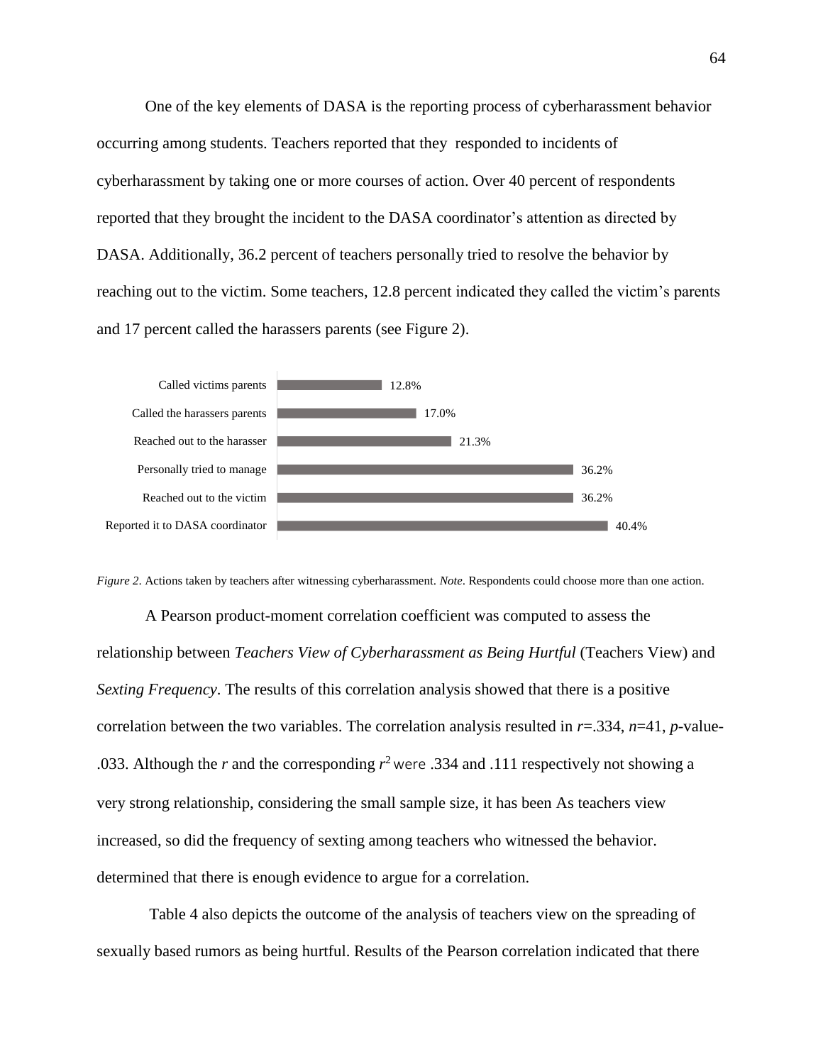One of the key elements of DASA is the reporting process of cyberharassment behavior occurring among students. Teachers reported that they  responded to incidents of cyberharassment by taking one or more courses of action. Over 40 percent of respondents reported that they brought the incident to the DASA coordinator's attention as directed by DASA. Additionally, 36.2 percent of teachers personally tried to resolve the behavior by reaching out to the victim. Some teachers, 12.8 percent indicated they called the victim's parents and 17 percent called the harassers parents (see Figure 2).

| Action | Percent |
| --- | --- |
| Called victims parents | 12.8% |
| Called the harassers parents | 17.0% |
| Reached out to the harasser | 21.3% |
| Personally tried to manage | 36.2% |
| Reached out to the victim | 36.2% |
| Reported it to DASA coordinator | 40.4% |

*Figure 2.* Actions taken by teachers after witnessing cyberharassment. *Note*. Respondents could choose more than one action.

A Pearson product-moment correlation coefficient was computed to assess the relationship between *Teachers View of Cyberharassment as Being Hurtful* (Teachers View) and *Sexting Frequency*. The results of this correlation analysis showed that there is a positive correlation between the two variables. The correlation analysis resulted in $r$=.334, $n$=41, $p$-value-.033. Although the $r$ and the corresponding $r^2$ were .334 and .111 respectively not showing a very strong relationship, considering the small sample size, it has been As teachers view increased, so did the frequency of sexting among teachers who witnessed the behavior. determined that there is enough evidence to argue for a correlation.

Table 4 also depicts the outcome of the analysis of teachers view on the spreading of sexually based rumors as being hurtful. Results of the Pearson correlation indicated that there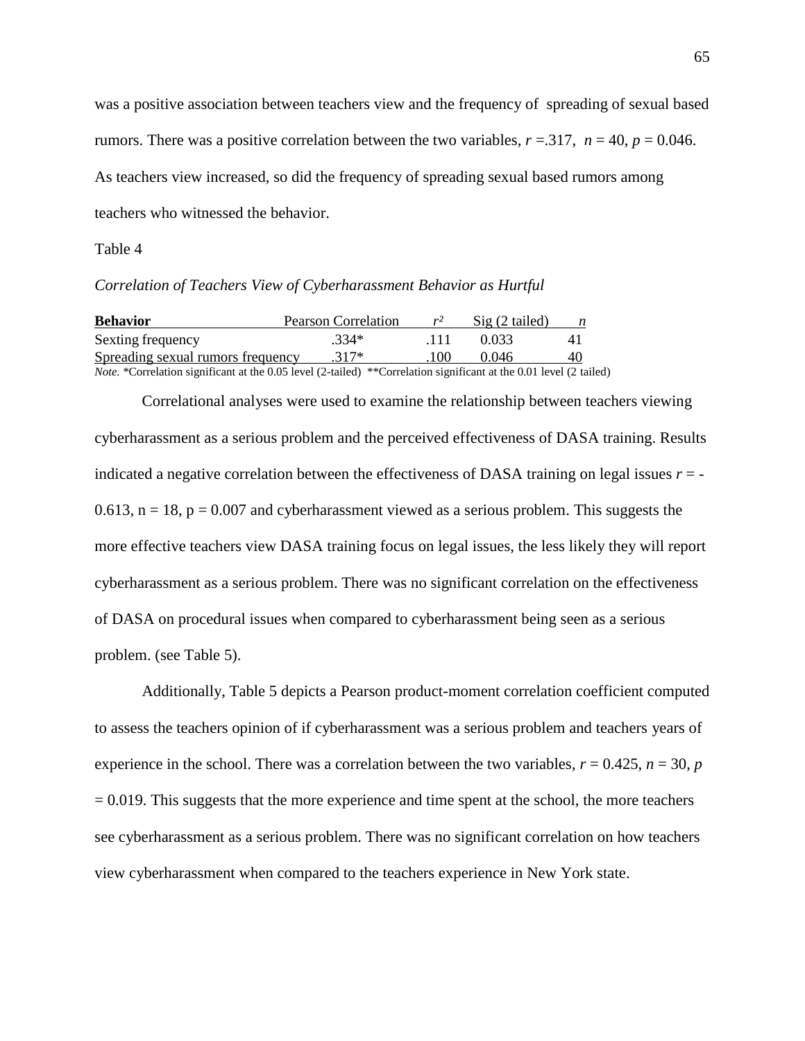was a positive association between teachers view and the frequency of spreading of sexual based rumors. There was a positive correlation between the two variables, $r$ =.317, $n$ = 40, $p$ = 0.046. As teachers view increased, so did the frequency of spreading sexual based rumors among teachers who witnessed the behavior.

Table 4

*Correlation of Teachers View of Cyberharassment Behavior as Hurtful*

| **Behavior** | Pearson Correlation | $r^2$ | Sig (2 tailed) | *n* |
|---|---|---|---|---|
| Sexting frequency | .334* | .111 | 0.033 | 41 |
| Spreading sexual rumors frequency | .317* | .100 | 0.046 | 40 |

*Note.* *Correlation significant at the 0.05 level (2-tailed) **Correlation significant at the 0.01 level (2 tailed)

Correlational analyses were used to examine the relationship between teachers viewing cyberharassment as a serious problem and the perceived effectiveness of DASA training. Results indicated a negative correlation between the effectiveness of DASA training on legal issues $r$ = -0.613, n = 18, p = 0.007 and cyberharassment viewed as a serious problem. This suggests the more effective teachers view DASA training focus on legal issues, the less likely they will report cyberharassment as a serious problem. There was no significant correlation on the effectiveness of DASA on procedural issues when compared to cyberharassment being seen as a serious problem. (see Table 5).

Additionally, Table 5 depicts a Pearson product-moment correlation coefficient computed to assess the teachers opinion of if cyberharassment was a serious problem and teachers years of experience in the school. There was a correlation between the two variables, $r$ = 0.425, $n$ = 30, $p$ = 0.019. This suggests that the more experience and time spent at the school, the more teachers see cyberharassment as a serious problem. There was no significant correlation on how teachers view cyberharassment when compared to the teachers experience in New York state.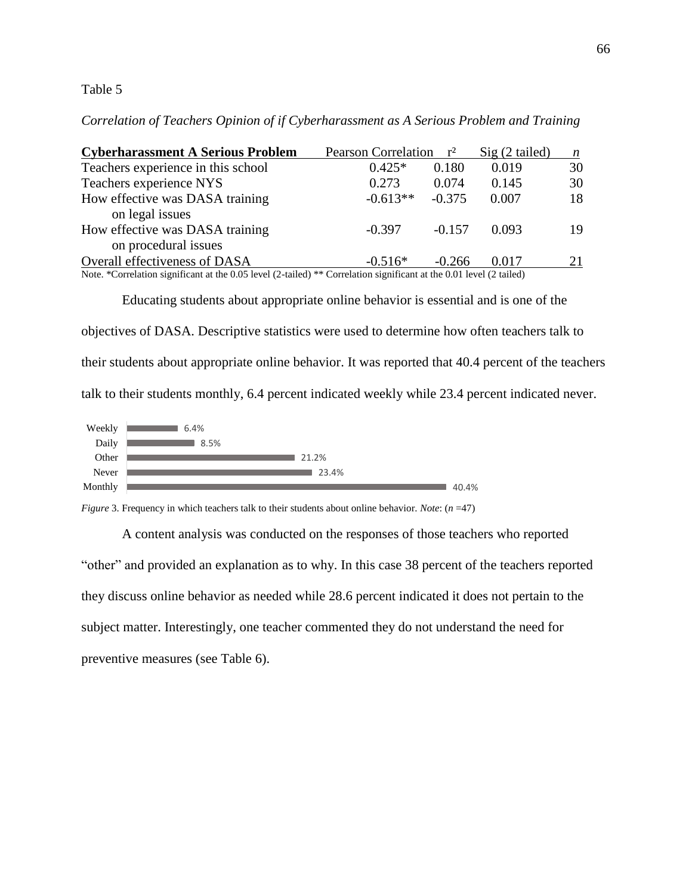Table 5

*Correlation of Teachers Opinion of if Cyberharassment as A Serious Problem and Training*

| **Cyberharassment A Serious Problem** | Pearson Correlation | $r^2$ | Sig (2 tailed) | *n* |
|---|---|---|---|---|
| Teachers experience in this school | 0.425* | 0.180 | 0.019 | 30 |
| Teachers experience NYS | 0.273 | 0.074 | 0.145 | 30 |
| How effective was DASA training on legal issues | -0.613** | -0.375 | 0.007 | 18 |
| How effective was DASA training on procedural issues | -0.397 | -0.157 | 0.093 | 19 |
| Overall effectiveness of DASA | -0.516* | -0.266 | 0.017 | 21 |

Note. *Correlation significant at the 0.05 level (2-tailed) ** Correlation significant at the 0.01 level (2 tailed)

Educating students about appropriate online behavior is essential and is one of the objectives of DASA. Descriptive statistics were used to determine how often teachers talk to their students about appropriate online behavior. It was reported that 40.4 percent of the teachers talk to their students monthly, 6.4 percent indicated weekly while 23.4 percent indicated never.

| Frequency | Percent |
|---|---|
| Weekly | 6.4% |
| Daily | 8.5% |
| Other | 21.2% |
| Never | 23.4% |
| Monthly | 40.4% |

*Figure* 3. Frequency in which teachers talk to their students about online behavior. *Note*: (*n* =47)

A content analysis was conducted on the responses of those teachers who reported "other" and provided an explanation as to why. In this case 38 percent of the teachers reported they discuss online behavior as needed while 28.6 percent indicated it does not pertain to the subject matter. Interestingly, one teacher commented they do not understand the need for preventive measures (see Table 6).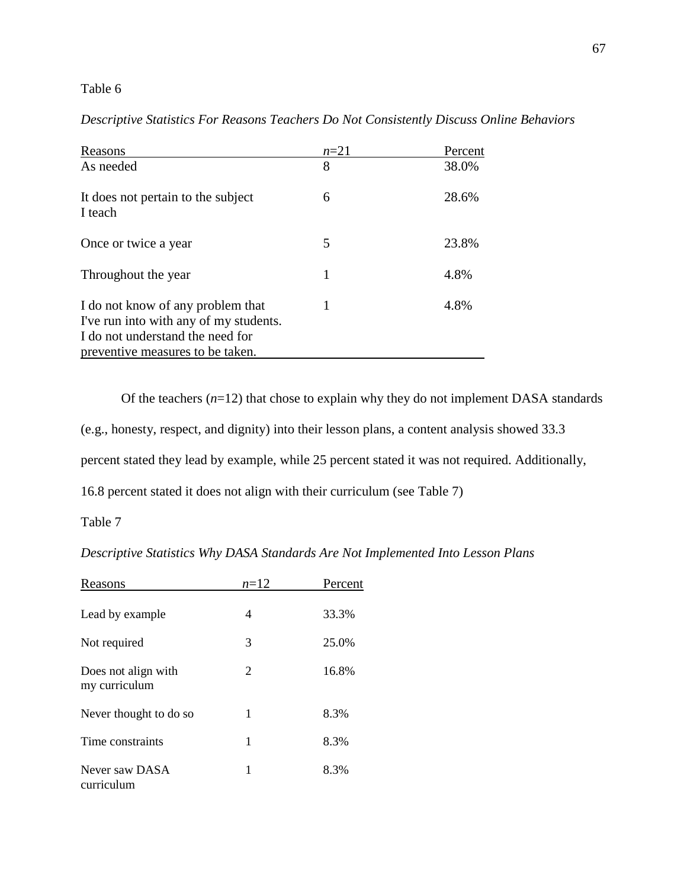Table 6

*Descriptive Statistics For Reasons Teachers Do Not Consistently Discuss Online Behaviors*

| Reasons | *n*=21 | Percent |
|---|---|---|
| As needed | 8 | 38.0% |
| It does not pertain to the subject I teach | 6 | 28.6% |
| Once or twice a year | 5 | 23.8% |
| Throughout the year | 1 | 4.8% |
| I do not know of any problem that I've run into with any of my students. I do not understand the need for preventive measures to be taken. | 1 | 4.8% |

Of the teachers (*n*=12) that chose to explain why they do not implement DASA standards (e.g., honesty, respect, and dignity) into their lesson plans, a content analysis showed 33.3 percent stated they lead by example, while 25 percent stated it was not required. Additionally, 16.8 percent stated it does not align with their curriculum (see Table 7)

Table 7

*Descriptive Statistics Why DASA Standards Are Not Implemented Into Lesson Plans*

| Reasons | *n*=12 | Percent |
|---|---|---|
| Lead by example | 4 | 33.3% |
| Not required | 3 | 25.0% |
| Does not align with my curriculum | 2 | 16.8% |
| Never thought to do so | 1 | 8.3% |
| Time constraints | 1 | 8.3% |
| Never saw DASA curriculum | 1 | 8.3% |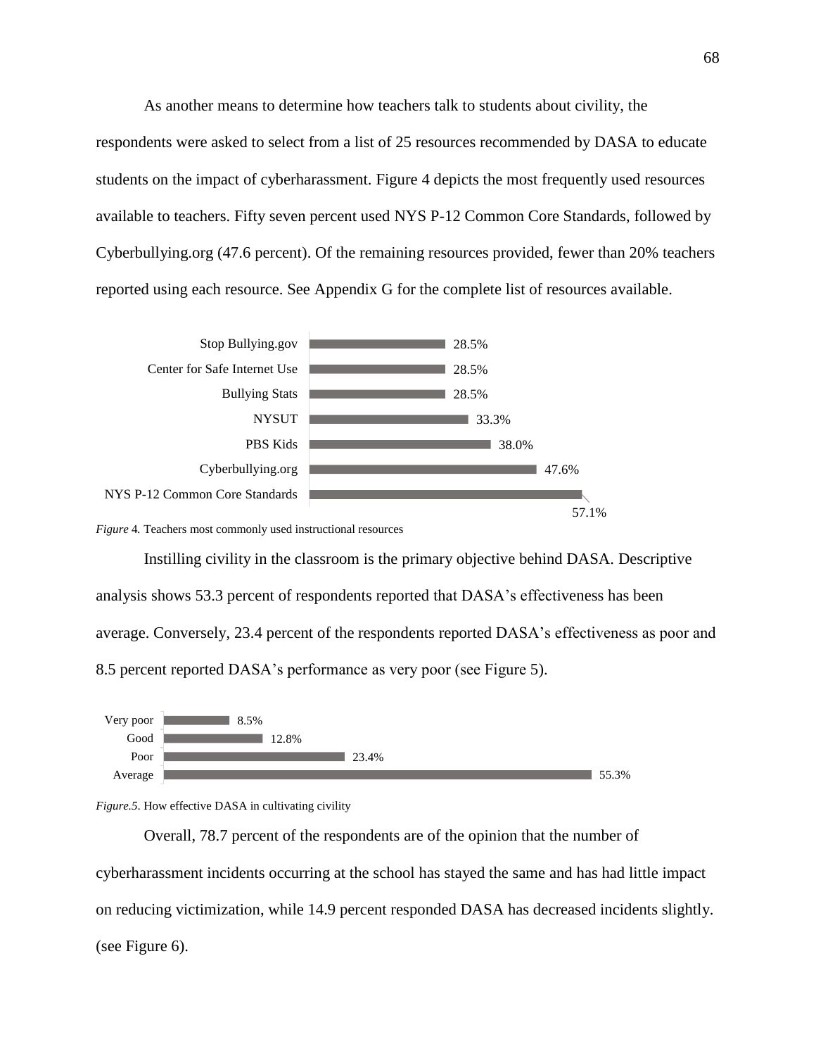As another means to determine how teachers talk to students about civility, the respondents were asked to select from a list of 25 resources recommended by DASA to educate students on the impact of cyberharassment. Figure 4 depicts the most frequently used resources available to teachers. Fifty seven percent used NYS P-12 Common Core Standards, followed by Cyberbullying.org (47.6 percent). Of the remaining resources provided, fewer than 20% teachers reported using each resource. See Appendix G for the complete list of resources available.

| Resource | Percent |
|---|---|
| Stop Bullying.gov | 28.5% |
| Center for Safe Internet Use | 28.5% |
| Bullying Stats | 28.5% |
| NYSUT | 33.3% |
| PBS Kids | 38.0% |
| Cyberbullying.org | 47.6% |
| NYS P-12 Common Core Standards | 57.1% |

*Figure* 4. Teachers most commonly used instructional resources

Instilling civility in the classroom is the primary objective behind DASA. Descriptive analysis shows 53.3 percent of respondents reported that DASA's effectiveness has been average. Conversely, 23.4 percent of the respondents reported DASA's effectiveness as poor and 8.5 percent reported DASA's performance as very poor (see Figure 5).

| Rating | Percent |
|---|---|
| Very poor | 8.5% |
| Good | 12.8% |
| Poor | 23.4% |
| Average | 55.3% |

*Figure.5*. How effective DASA in cultivating civility

Overall, 78.7 percent of the respondents are of the opinion that the number of cyberharassment incidents occurring at the school has stayed the same and has had little impact on reducing victimization, while 14.9 percent responded DASA has decreased incidents slightly. (see Figure 6).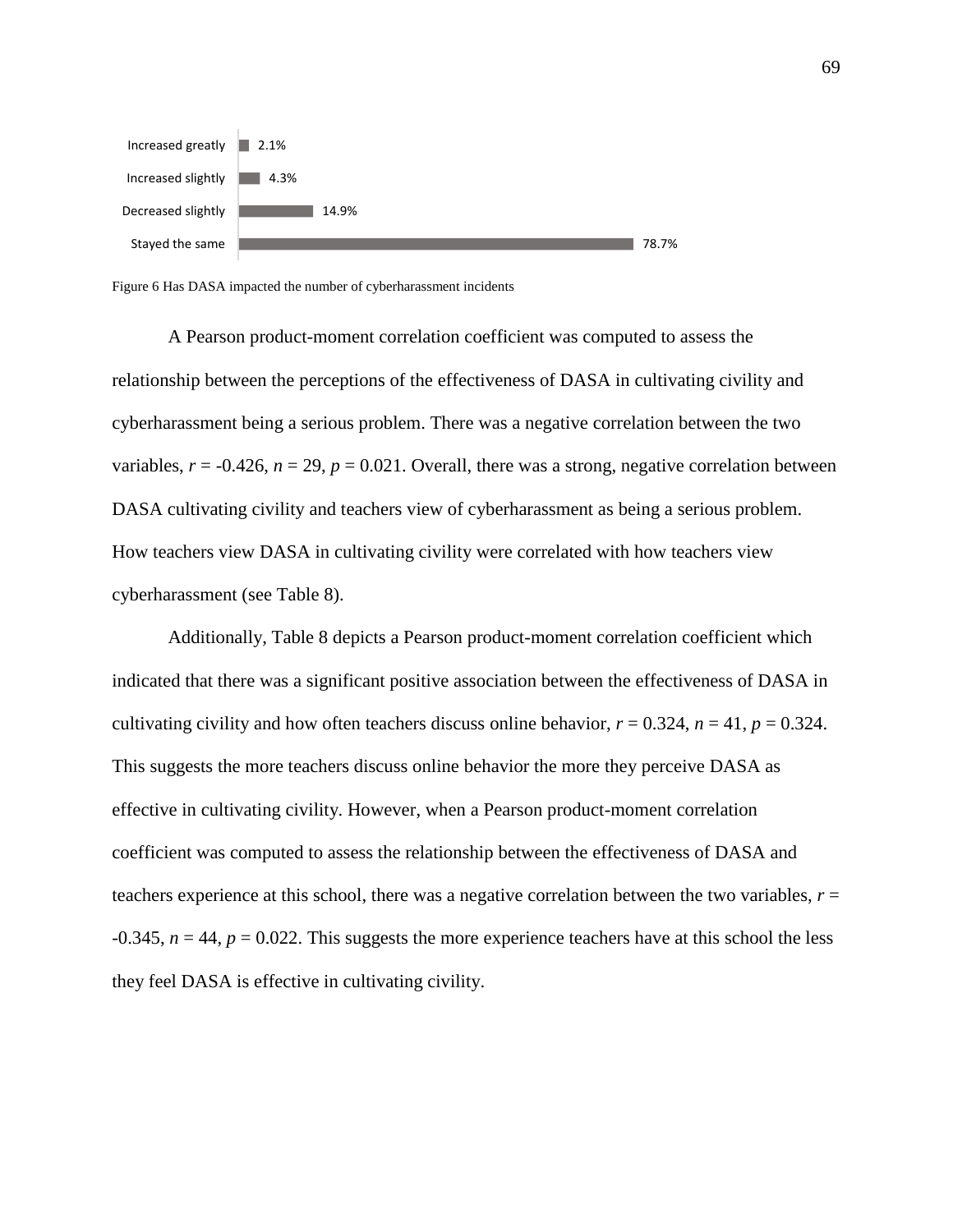| Response | Percentage |
| --- | --- |
| Increased greatly | 2.1% |
| Increased slightly | 4.3% |
| Decreased slightly | 14.9% |
| Stayed the same | 78.7% |

Figure 6 Has DASA impacted the number of cyberharassment incidents

A Pearson product-moment correlation coefficient was computed to assess the relationship between the perceptions of the effectiveness of DASA in cultivating civility and cyberharassment being a serious problem. There was a negative correlation between the two variables, $r$ = -0.426, $n$ = 29, $p$ = 0.021. Overall, there was a strong, negative correlation between DASA cultivating civility and teachers view of cyberharassment as being a serious problem. How teachers view DASA in cultivating civility were correlated with how teachers view cyberharassment (see Table 8).

Additionally, Table 8 depicts a Pearson product-moment correlation coefficient which indicated that there was a significant positive association between the effectiveness of DASA in cultivating civility and how often teachers discuss online behavior, $r$ = 0.324, $n$ = 41, $p$ = 0.324. This suggests the more teachers discuss online behavior the more they perceive DASA as effective in cultivating civility. However, when a Pearson product-moment correlation coefficient was computed to assess the relationship between the effectiveness of DASA and teachers experience at this school, there was a negative correlation between the two variables, $r$ = -0.345, $n$ = 44, $p$ = 0.022. This suggests the more experience teachers have at this school the less they feel DASA is effective in cultivating civility.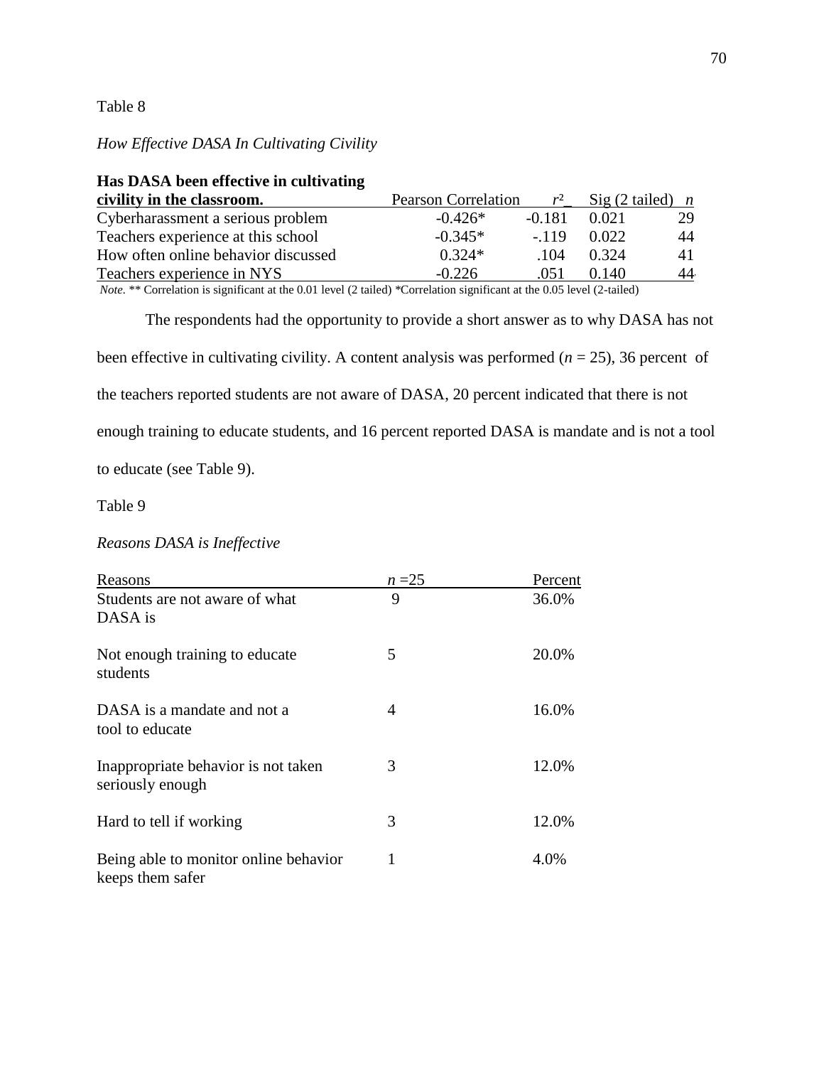Table 8

*How Effective DASA In Cultivating Civility*

| **Has DASA been effective in cultivating civility in the classroom.** | Pearson Correlation | $r^2$ | Sig (2 tailed) | *n* |
|---|---|---|---|---|
| Cyberharassment a serious problem | -0.426* | -0.181 | 0.021 | 29 |
| Teachers experience at this school | -0.345* | -.119 | 0.022 | 44 |
| How often online behavior discussed | 0.324* | .104 | 0.324 | 41 |
| Teachers experience in NYS | -0.226 | .051 | 0.140 | 44 |

*Note.* ** Correlation is significant at the 0.01 level (2 tailed) *Correlation significant at the 0.05 level (2-tailed)

The respondents had the opportunity to provide a short answer as to why DASA has not been effective in cultivating civility. A content analysis was performed (*n* = 25), 36 percent of the teachers reported students are not aware of DASA, 20 percent indicated that there is not enough training to educate students, and 16 percent reported DASA is mandate and is not a tool to educate (see Table 9).

Table 9

*Reasons DASA is Ineffective*

| Reasons | *n* =25 | Percent |
|---|---|---|
| Students are not aware of what DASA is | 9 | 36.0% |
| Not enough training to educate students | 5 | 20.0% |
| DASA is a mandate and not a tool to educate | 4 | 16.0% |
| Inappropriate behavior is not taken seriously enough | 3 | 12.0% |
| Hard to tell if working | 3 | 12.0% |
| Being able to monitor online behavior keeps them safer | 1 | 4.0% |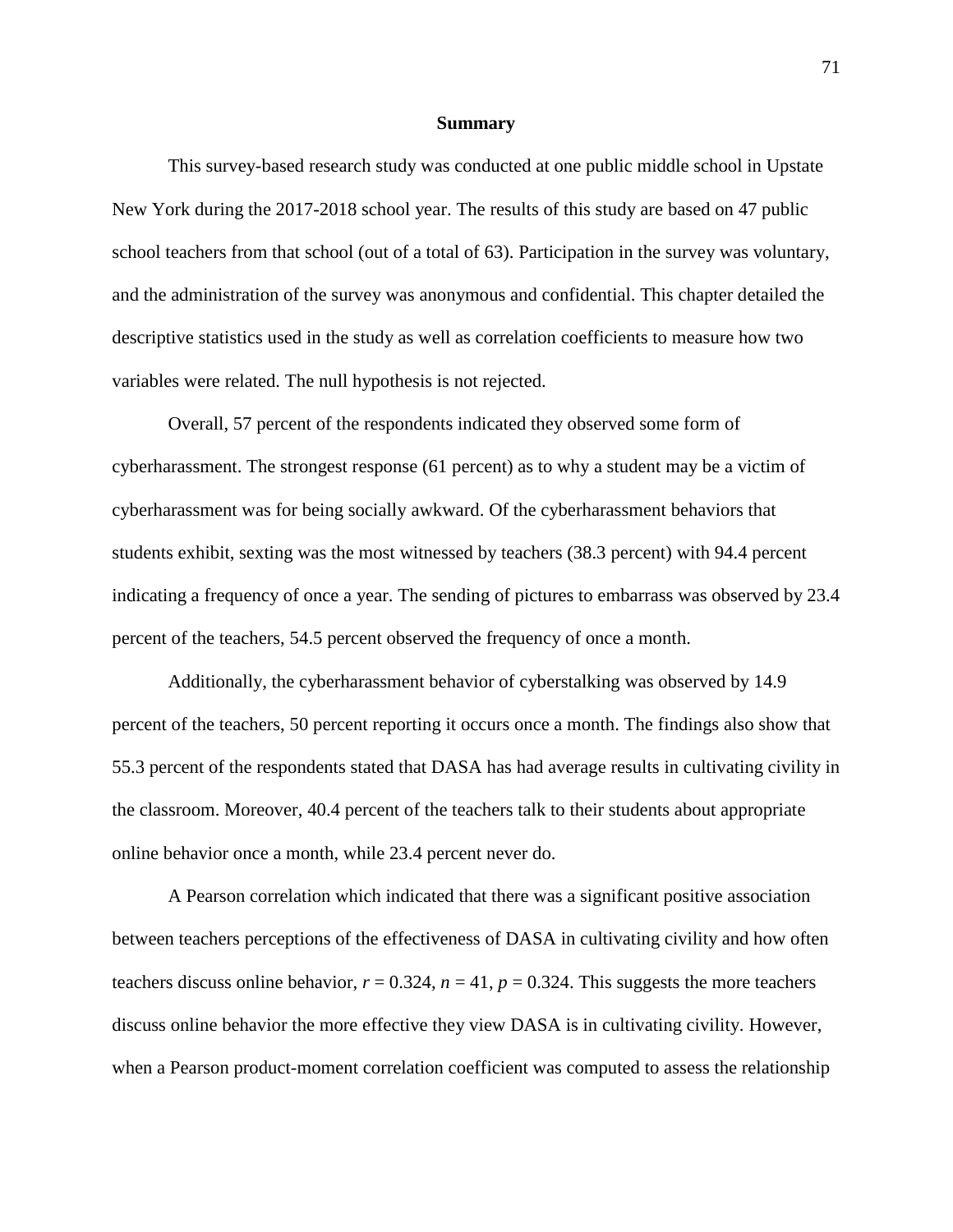## Summary

This survey-based research study was conducted at one public middle school in Upstate New York during the 2017-2018 school year. The results of this study are based on 47 public school teachers from that school (out of a total of 63). Participation in the survey was voluntary, and the administration of the survey was anonymous and confidential. This chapter detailed the descriptive statistics used in the study as well as correlation coefficients to measure how two variables were related. The null hypothesis is not rejected.

Overall, 57 percent of the respondents indicated they observed some form of cyberharassment. The strongest response (61 percent) as to why a student may be a victim of cyberharassment was for being socially awkward. Of the cyberharassment behaviors that students exhibit, sexting was the most witnessed by teachers (38.3 percent) with 94.4 percent indicating a frequency of once a year. The sending of pictures to embarrass was observed by 23.4 percent of the teachers, 54.5 percent observed the frequency of once a month.

Additionally, the cyberharassment behavior of cyberstalking was observed by 14.9 percent of the teachers, 50 percent reporting it occurs once a month. The findings also show that 55.3 percent of the respondents stated that DASA has had average results in cultivating civility in the classroom. Moreover, 40.4 percent of the teachers talk to their students about appropriate online behavior once a month, while 23.4 percent never do.

A Pearson correlation which indicated that there was a significant positive association between teachers perceptions of the effectiveness of DASA in cultivating civility and how often teachers discuss online behavior, $r = 0.324$, $n = 41$, $p = 0.324$. This suggests the more teachers discuss online behavior the more effective they view DASA is in cultivating civility. However, when a Pearson product-moment correlation coefficient was computed to assess the relationship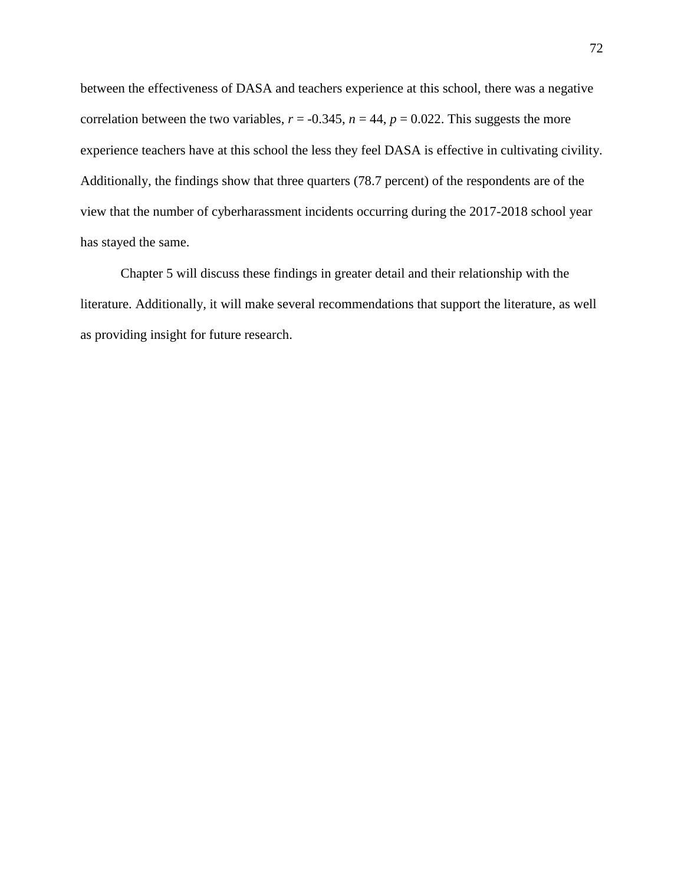between the effectiveness of DASA and teachers experience at this school, there was a negative correlation between the two variables, $r = -0.345$, $n = 44$, $p = 0.022$. This suggests the more experience teachers have at this school the less they feel DASA is effective in cultivating civility. Additionally, the findings show that three quarters (78.7 percent) of the respondents are of the view that the number of cyberharassment incidents occurring during the 2017-2018 school year has stayed the same.

Chapter 5 will discuss these findings in greater detail and their relationship with the literature. Additionally, it will make several recommendations that support the literature, as well as providing insight for future research.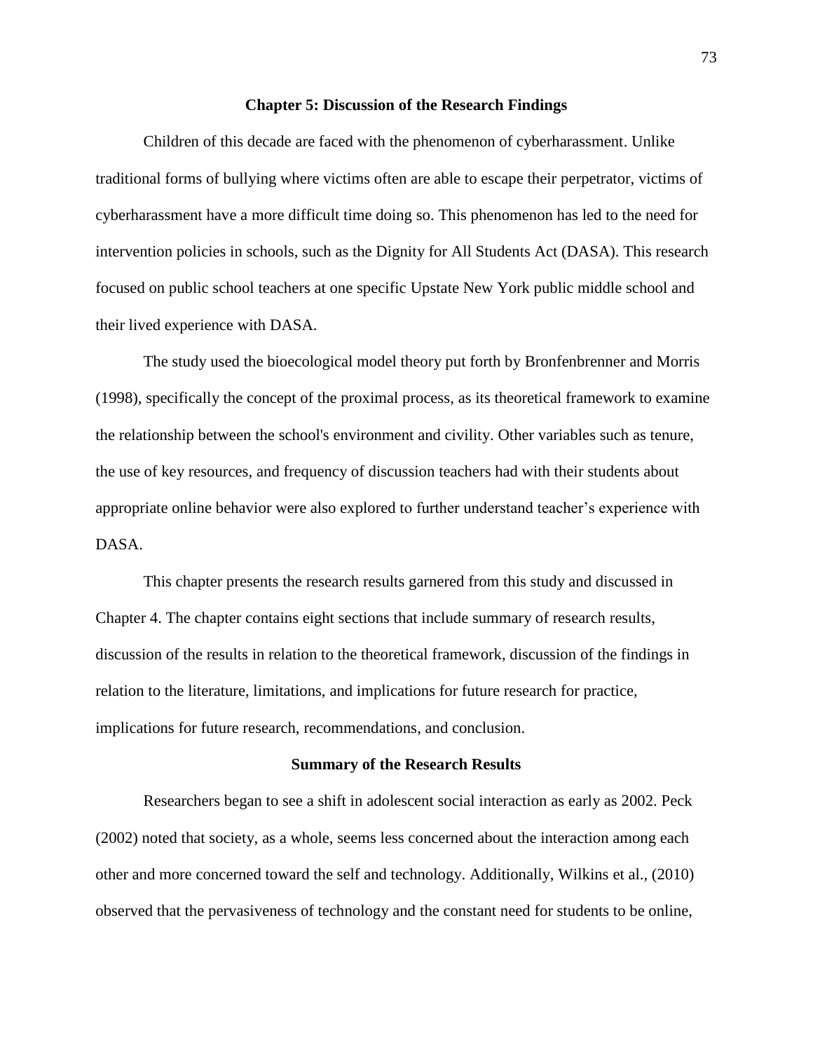## Chapter 5: Discussion of the Research Findings

Children of this decade are faced with the phenomenon of cyberharassment. Unlike traditional forms of bullying where victims often are able to escape their perpetrator, victims of cyberharassment have a more difficult time doing so. This phenomenon has led to the need for intervention policies in schools, such as the Dignity for All Students Act (DASA). This research focused on public school teachers at one specific Upstate New York public middle school and their lived experience with DASA.

The study used the bioecological model theory put forth by Bronfenbrenner and Morris (1998), specifically the concept of the proximal process, as its theoretical framework to examine the relationship between the school's environment and civility. Other variables such as tenure, the use of key resources, and frequency of discussion teachers had with their students about appropriate online behavior were also explored to further understand teacher's experience with DASA.

This chapter presents the research results garnered from this study and discussed in Chapter 4. The chapter contains eight sections that include summary of research results, discussion of the results in relation to the theoretical framework, discussion of the findings in relation to the literature, limitations, and implications for future research for practice, implications for future research, recommendations, and conclusion.

### Summary of the Research Results

Researchers began to see a shift in adolescent social interaction as early as 2002. Peck (2002) noted that society, as a whole, seems less concerned about the interaction among each other and more concerned toward the self and technology. Additionally, Wilkins et al., (2010) observed that the pervasiveness of technology and the constant need for students to be online,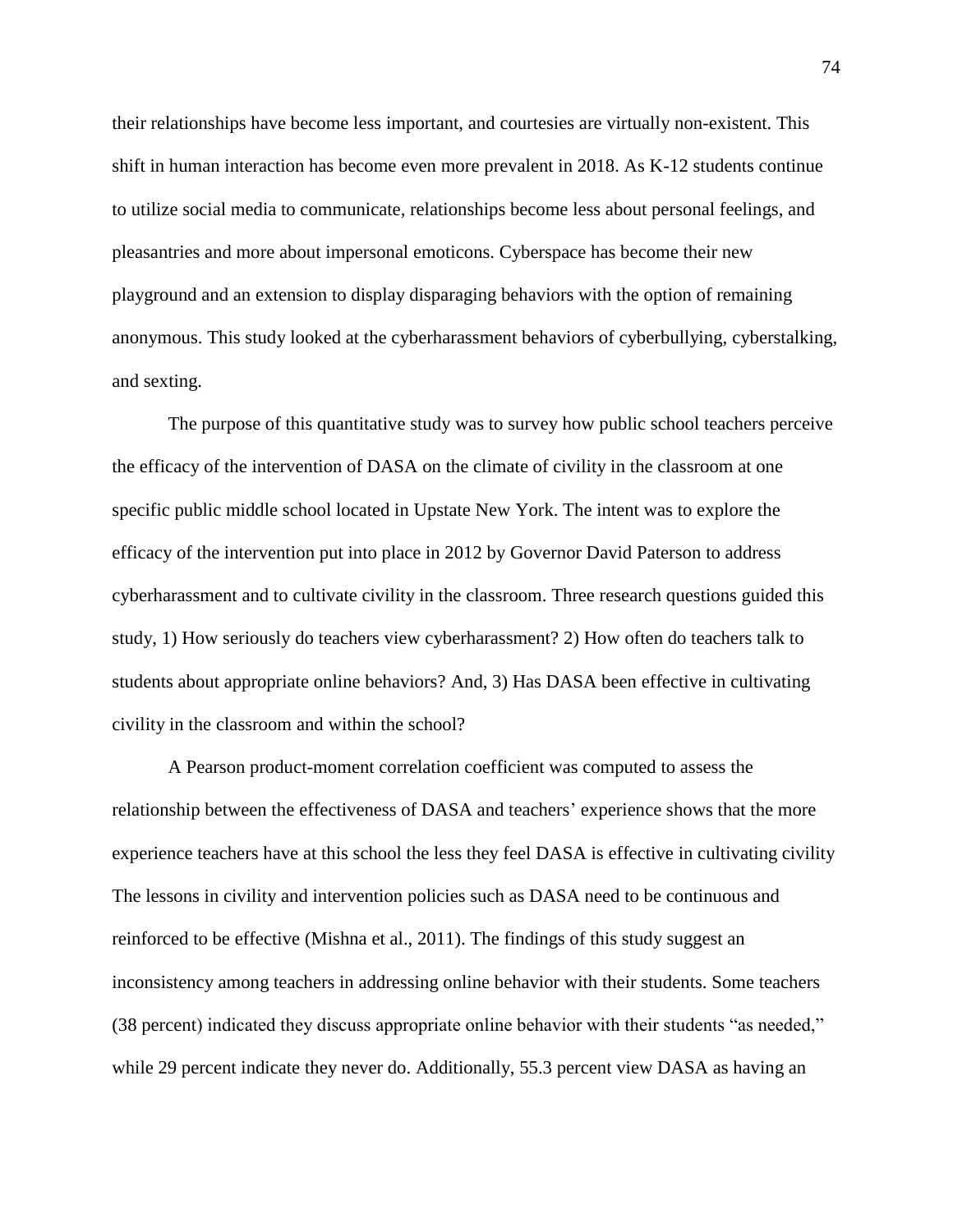their relationships have become less important, and courtesies are virtually non-existent. This shift in human interaction has become even more prevalent in 2018. As K-12 students continue to utilize social media to communicate, relationships become less about personal feelings, and pleasantries and more about impersonal emoticons. Cyberspace has become their new playground and an extension to display disparaging behaviors with the option of remaining anonymous. This study looked at the cyberharassment behaviors of cyberbullying, cyberstalking, and sexting.

The purpose of this quantitative study was to survey how public school teachers perceive the efficacy of the intervention of DASA on the climate of civility in the classroom at one specific public middle school located in Upstate New York. The intent was to explore the efficacy of the intervention put into place in 2012 by Governor David Paterson to address cyberharassment and to cultivate civility in the classroom. Three research questions guided this study, 1) How seriously do teachers view cyberharassment? 2) How often do teachers talk to students about appropriate online behaviors? And, 3) Has DASA been effective in cultivating civility in the classroom and within the school?

A Pearson product-moment correlation coefficient was computed to assess the relationship between the effectiveness of DASA and teachers' experience shows that the more experience teachers have at this school the less they feel DASA is effective in cultivating civility The lessons in civility and intervention policies such as DASA need to be continuous and reinforced to be effective (Mishna et al., 2011). The findings of this study suggest an inconsistency among teachers in addressing online behavior with their students. Some teachers (38 percent) indicated they discuss appropriate online behavior with their students "as needed," while 29 percent indicate they never do. Additionally, 55.3 percent view DASA as having an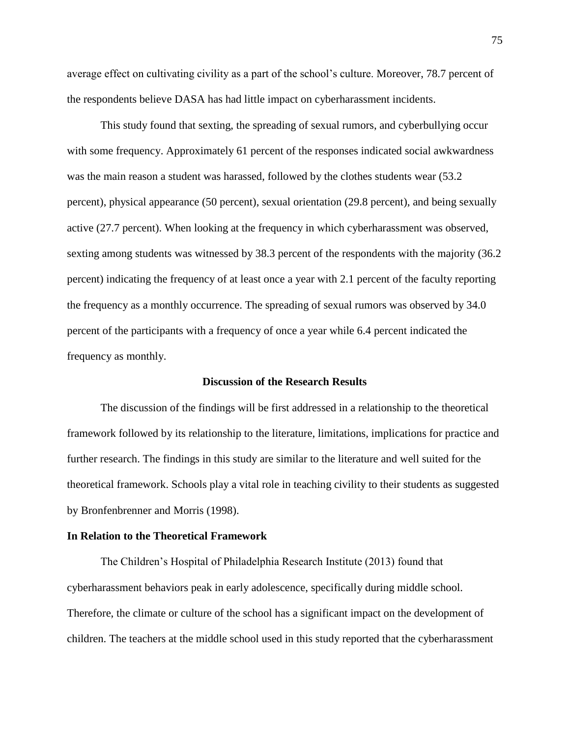average effect on cultivating civility as a part of the school's culture. Moreover, 78.7 percent of the respondents believe DASA has had little impact on cyberharassment incidents.

This study found that sexting, the spreading of sexual rumors, and cyberbullying occur with some frequency. Approximately 61 percent of the responses indicated social awkwardness was the main reason a student was harassed, followed by the clothes students wear (53.2 percent), physical appearance (50 percent), sexual orientation (29.8 percent), and being sexually active (27.7 percent). When looking at the frequency in which cyberharassment was observed, sexting among students was witnessed by 38.3 percent of the respondents with the majority (36.2 percent) indicating the frequency of at least once a year with 2.1 percent of the faculty reporting the frequency as a monthly occurrence. The spreading of sexual rumors was observed by 34.0 percent of the participants with a frequency of once a year while 6.4 percent indicated the frequency as monthly.

## Discussion of the Research Results

The discussion of the findings will be first addressed in a relationship to the theoretical framework followed by its relationship to the literature, limitations, implications for practice and further research. The findings in this study are similar to the literature and well suited for the theoretical framework. Schools play a vital role in teaching civility to their students as suggested by Bronfenbrenner and Morris (1998).

### In Relation to the Theoretical Framework

The Children's Hospital of Philadelphia Research Institute (2013) found that cyberharassment behaviors peak in early adolescence, specifically during middle school. Therefore, the climate or culture of the school has a significant impact on the development of children. The teachers at the middle school used in this study reported that the cyberharassment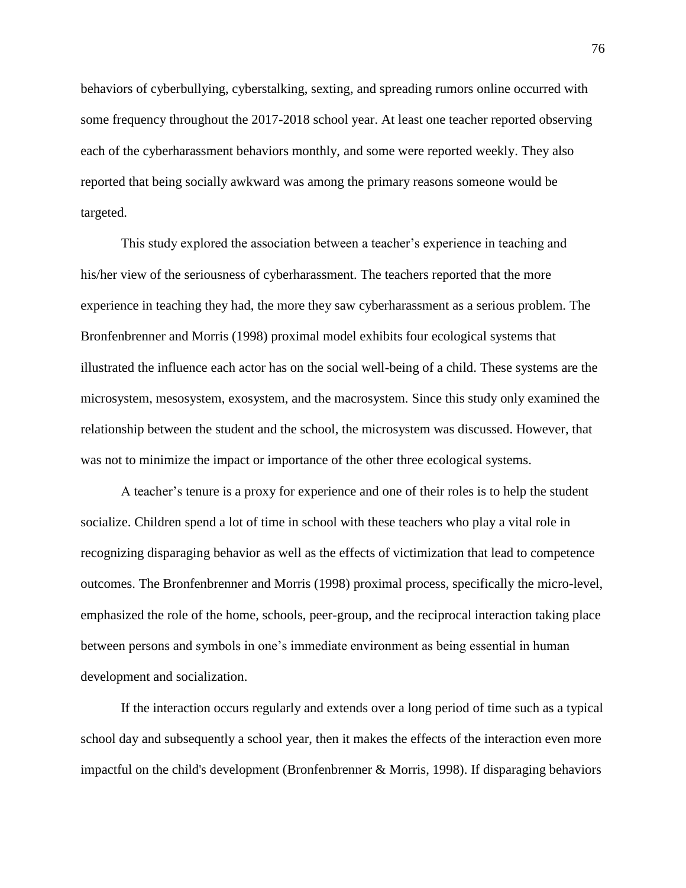behaviors of cyberbullying, cyberstalking, sexting, and spreading rumors online occurred with some frequency throughout the 2017-2018 school year. At least one teacher reported observing each of the cyberharassment behaviors monthly, and some were reported weekly. They also reported that being socially awkward was among the primary reasons someone would be targeted.

This study explored the association between a teacher's experience in teaching and his/her view of the seriousness of cyberharassment. The teachers reported that the more experience in teaching they had, the more they saw cyberharassment as a serious problem. The Bronfenbrenner and Morris (1998) proximal model exhibits four ecological systems that illustrated the influence each actor has on the social well-being of a child. These systems are the microsystem, mesosystem, exosystem, and the macrosystem. Since this study only examined the relationship between the student and the school, the microsystem was discussed. However, that was not to minimize the impact or importance of the other three ecological systems.

A teacher's tenure is a proxy for experience and one of their roles is to help the student socialize. Children spend a lot of time in school with these teachers who play a vital role in recognizing disparaging behavior as well as the effects of victimization that lead to competence outcomes. The Bronfenbrenner and Morris (1998) proximal process, specifically the micro-level, emphasized the role of the home, schools, peer-group, and the reciprocal interaction taking place between persons and symbols in one's immediate environment as being essential in human development and socialization.

If the interaction occurs regularly and extends over a long period of time such as a typical school day and subsequently a school year, then it makes the effects of the interaction even more impactful on the child's development (Bronfenbrenner & Morris, 1998). If disparaging behaviors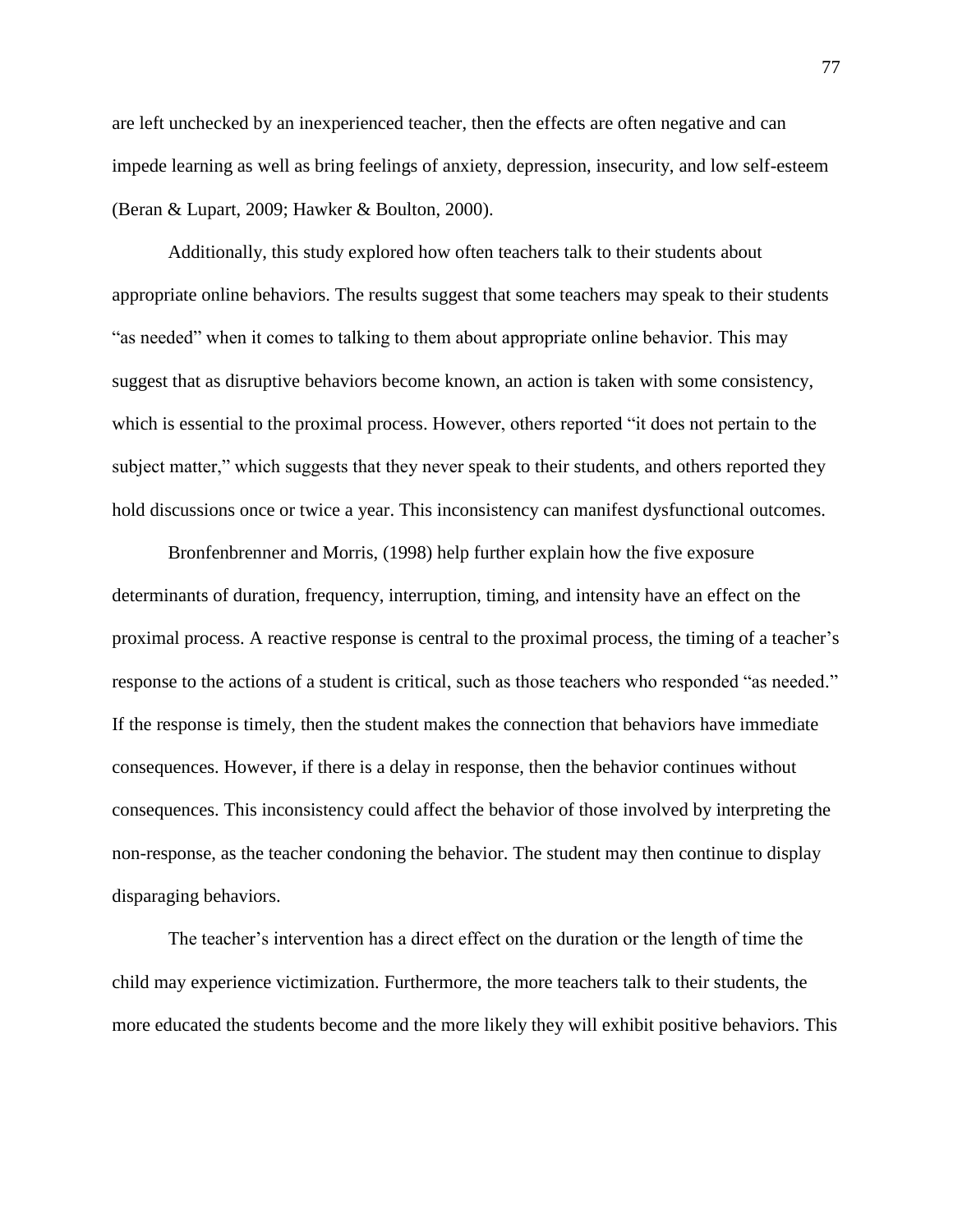are left unchecked by an inexperienced teacher, then the effects are often negative and can impede learning as well as bring feelings of anxiety, depression, insecurity, and low self-esteem (Beran & Lupart, 2009; Hawker & Boulton, 2000).

Additionally, this study explored how often teachers talk to their students about appropriate online behaviors. The results suggest that some teachers may speak to their students "as needed" when it comes to talking to them about appropriate online behavior. This may suggest that as disruptive behaviors become known, an action is taken with some consistency, which is essential to the proximal process. However, others reported "it does not pertain to the subject matter," which suggests that they never speak to their students, and others reported they hold discussions once or twice a year. This inconsistency can manifest dysfunctional outcomes.

Bronfenbrenner and Morris, (1998) help further explain how the five exposure determinants of duration, frequency, interruption, timing, and intensity have an effect on the proximal process. A reactive response is central to the proximal process, the timing of a teacher's response to the actions of a student is critical, such as those teachers who responded "as needed." If the response is timely, then the student makes the connection that behaviors have immediate consequences. However, if there is a delay in response, then the behavior continues without consequences. This inconsistency could affect the behavior of those involved by interpreting the non-response, as the teacher condoning the behavior. The student may then continue to display disparaging behaviors.

The teacher's intervention has a direct effect on the duration or the length of time the child may experience victimization. Furthermore, the more teachers talk to their students, the more educated the students become and the more likely they will exhibit positive behaviors. This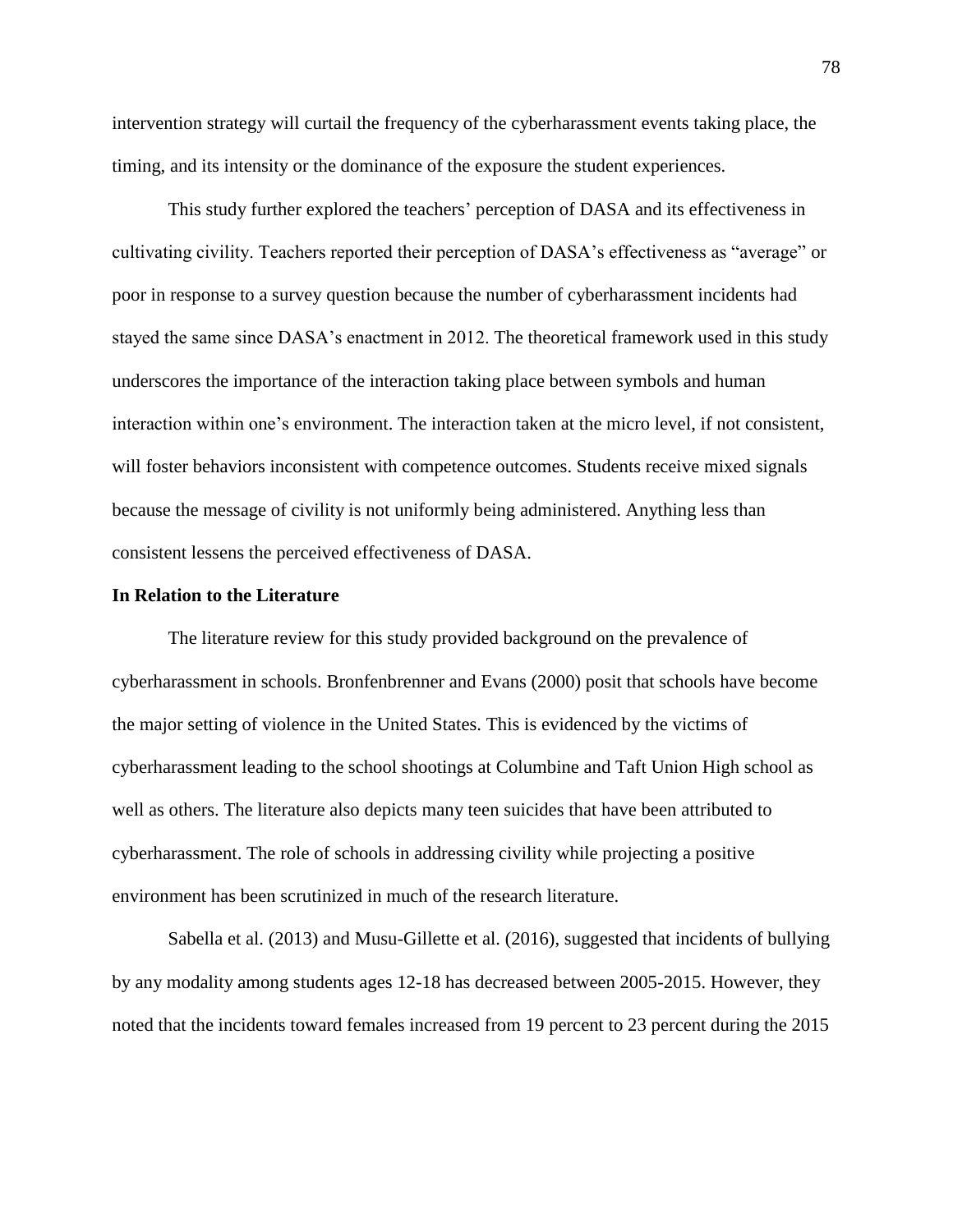intervention strategy will curtail the frequency of the cyberharassment events taking place, the timing, and its intensity or the dominance of the exposure the student experiences.

This study further explored the teachers' perception of DASA and its effectiveness in cultivating civility. Teachers reported their perception of DASA's effectiveness as "average" or poor in response to a survey question because the number of cyberharassment incidents had stayed the same since DASA's enactment in 2012. The theoretical framework used in this study underscores the importance of the interaction taking place between symbols and human interaction within one's environment. The interaction taken at the micro level, if not consistent, will foster behaviors inconsistent with competence outcomes. Students receive mixed signals because the message of civility is not uniformly being administered. Anything less than consistent lessens the perceived effectiveness of DASA.

**In Relation to the Literature**

The literature review for this study provided background on the prevalence of cyberharassment in schools. Bronfenbrenner and Evans (2000) posit that schools have become the major setting of violence in the United States. This is evidenced by the victims of cyberharassment leading to the school shootings at Columbine and Taft Union High school as well as others. The literature also depicts many teen suicides that have been attributed to cyberharassment. The role of schools in addressing civility while projecting a positive environment has been scrutinized in much of the research literature.

Sabella et al. (2013) and Musu-Gillette et al. (2016), suggested that incidents of bullying by any modality among students ages 12-18 has decreased between 2005-2015. However, they noted that the incidents toward females increased from 19 percent to 23 percent during the 2015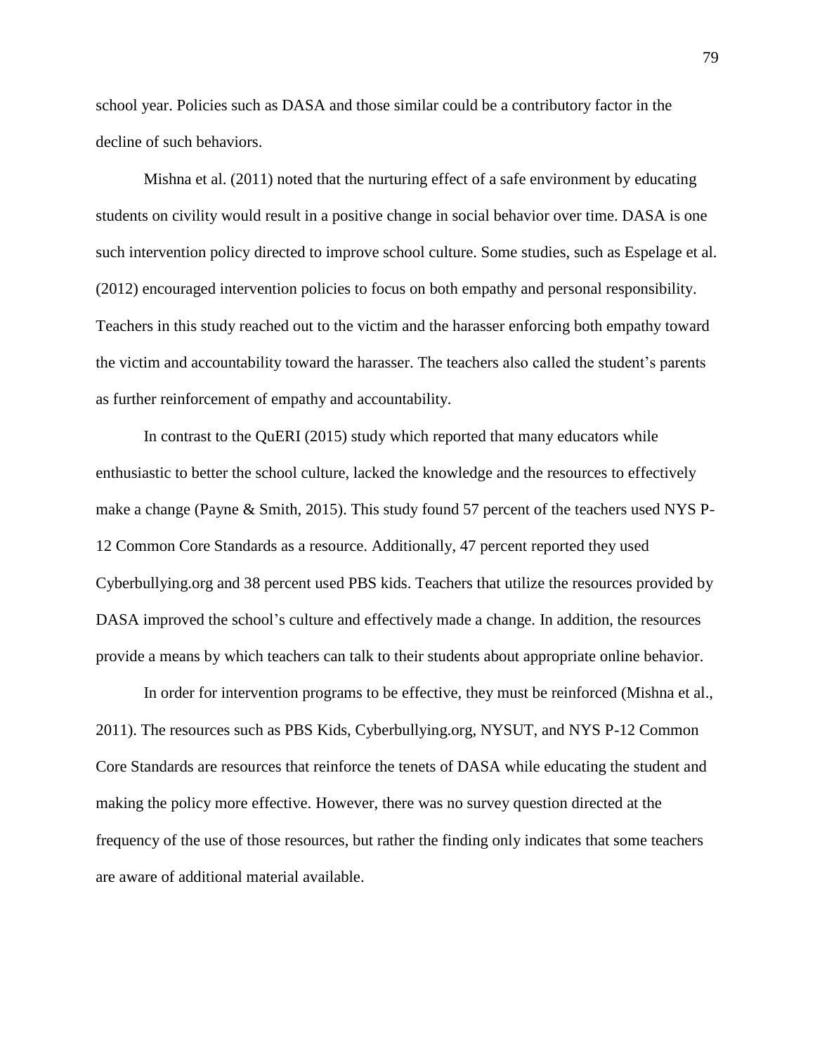school year. Policies such as DASA and those similar could be a contributory factor in the decline of such behaviors.

Mishna et al. (2011) noted that the nurturing effect of a safe environment by educating students on civility would result in a positive change in social behavior over time. DASA is one such intervention policy directed to improve school culture. Some studies, such as Espelage et al. (2012) encouraged intervention policies to focus on both empathy and personal responsibility. Teachers in this study reached out to the victim and the harasser enforcing both empathy toward the victim and accountability toward the harasser. The teachers also called the student's parents as further reinforcement of empathy and accountability.

In contrast to the QuERI (2015) study which reported that many educators while enthusiastic to better the school culture, lacked the knowledge and the resources to effectively make a change (Payne & Smith, 2015). This study found 57 percent of the teachers used NYS P-12 Common Core Standards as a resource. Additionally, 47 percent reported they used Cyberbullying.org and 38 percent used PBS kids. Teachers that utilize the resources provided by DASA improved the school's culture and effectively made a change. In addition, the resources provide a means by which teachers can talk to their students about appropriate online behavior.

In order for intervention programs to be effective, they must be reinforced (Mishna et al., 2011). The resources such as PBS Kids, Cyberbullying.org, NYSUT, and NYS P-12 Common Core Standards are resources that reinforce the tenets of DASA while educating the student and making the policy more effective. However, there was no survey question directed at the frequency of the use of those resources, but rather the finding only indicates that some teachers are aware of additional material available.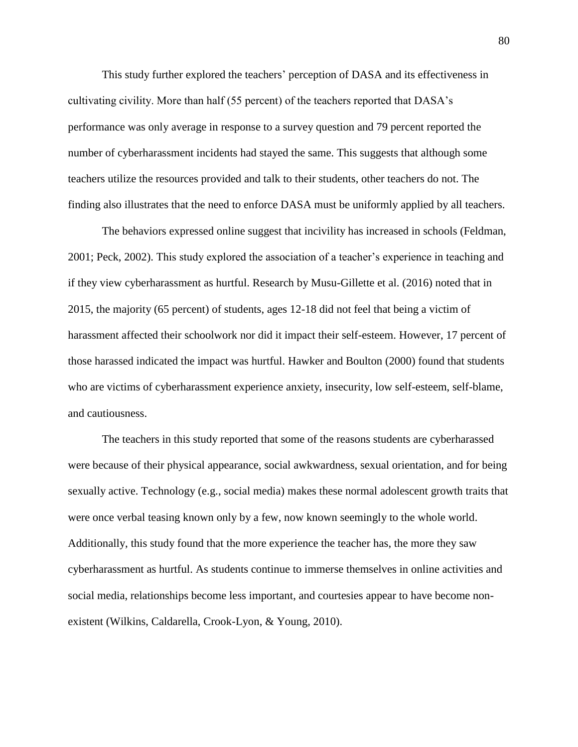This study further explored the teachers' perception of DASA and its effectiveness in cultivating civility. More than half (55 percent) of the teachers reported that DASA's performance was only average in response to a survey question and 79 percent reported the number of cyberharassment incidents had stayed the same. This suggests that although some teachers utilize the resources provided and talk to their students, other teachers do not. The finding also illustrates that the need to enforce DASA must be uniformly applied by all teachers.

The behaviors expressed online suggest that incivility has increased in schools (Feldman, 2001; Peck, 2002). This study explored the association of a teacher's experience in teaching and if they view cyberharassment as hurtful. Research by Musu-Gillette et al. (2016) noted that in 2015, the majority (65 percent) of students, ages 12-18 did not feel that being a victim of harassment affected their schoolwork nor did it impact their self-esteem. However, 17 percent of those harassed indicated the impact was hurtful. Hawker and Boulton (2000) found that students who are victims of cyberharassment experience anxiety, insecurity, low self-esteem, self-blame, and cautiousness.

The teachers in this study reported that some of the reasons students are cyberharassed were because of their physical appearance, social awkwardness, sexual orientation, and for being sexually active. Technology (e.g., social media) makes these normal adolescent growth traits that were once verbal teasing known only by a few, now known seemingly to the whole world. Additionally, this study found that the more experience the teacher has, the more they saw cyberharassment as hurtful. As students continue to immerse themselves in online activities and social media, relationships become less important, and courtesies appear to have become non-existent (Wilkins, Caldarella, Crook-Lyon, & Young, 2010).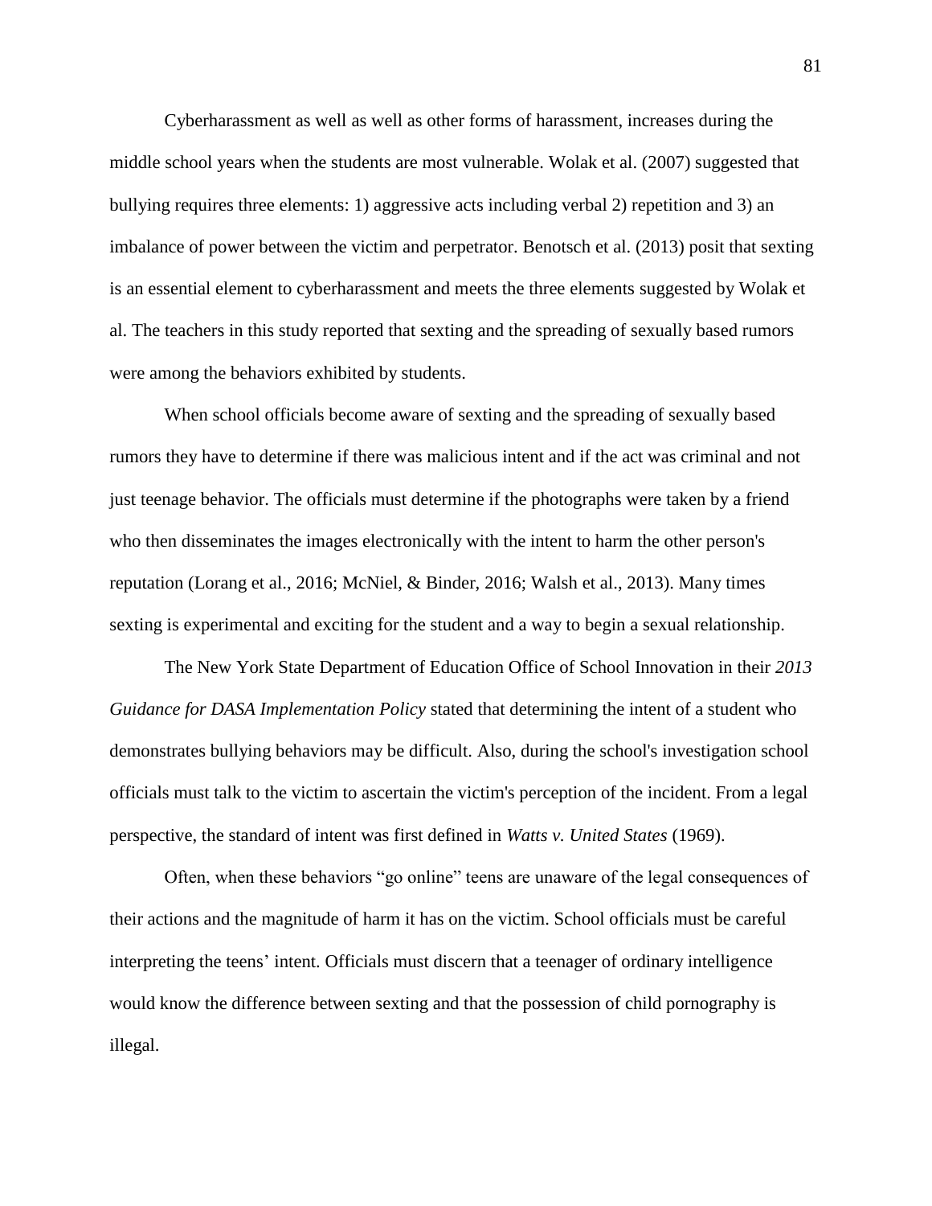Cyberharassment as well as well as other forms of harassment, increases during the middle school years when the students are most vulnerable. Wolak et al. (2007) suggested that bullying requires three elements: 1) aggressive acts including verbal 2) repetition and 3) an imbalance of power between the victim and perpetrator. Benotsch et al. (2013) posit that sexting is an essential element to cyberharassment and meets the three elements suggested by Wolak et al. The teachers in this study reported that sexting and the spreading of sexually based rumors were among the behaviors exhibited by students.

When school officials become aware of sexting and the spreading of sexually based rumors they have to determine if there was malicious intent and if the act was criminal and not just teenage behavior. The officials must determine if the photographs were taken by a friend who then disseminates the images electronically with the intent to harm the other person's reputation (Lorang et al., 2016; McNiel, & Binder, 2016; Walsh et al., 2013). Many times sexting is experimental and exciting for the student and a way to begin a sexual relationship.

The New York State Department of Education Office of School Innovation in their *2013 Guidance for DASA Implementation Policy* stated that determining the intent of a student who demonstrates bullying behaviors may be difficult. Also, during the school's investigation school officials must talk to the victim to ascertain the victim's perception of the incident. From a legal perspective, the standard of intent was first defined in *Watts v. United States* (1969).

Often, when these behaviors "go online" teens are unaware of the legal consequences of their actions and the magnitude of harm it has on the victim. School officials must be careful interpreting the teens' intent. Officials must discern that a teenager of ordinary intelligence would know the difference between sexting and that the possession of child pornography is illegal.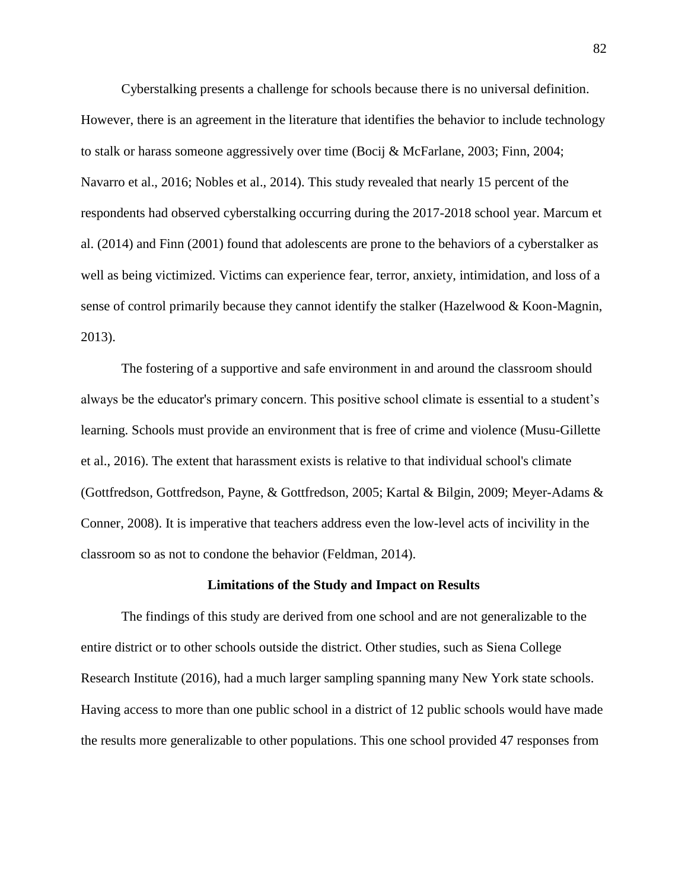Cyberstalking presents a challenge for schools because there is no universal definition. However, there is an agreement in the literature that identifies the behavior to include technology to stalk or harass someone aggressively over time (Bocij & McFarlane, 2003; Finn, 2004; Navarro et al., 2016; Nobles et al., 2014). This study revealed that nearly 15 percent of the respondents had observed cyberstalking occurring during the 2017-2018 school year. Marcum et al. (2014) and Finn (2001) found that adolescents are prone to the behaviors of a cyberstalker as well as being victimized. Victims can experience fear, terror, anxiety, intimidation, and loss of a sense of control primarily because they cannot identify the stalker (Hazelwood & Koon-Magnin, 2013).

The fostering of a supportive and safe environment in and around the classroom should always be the educator's primary concern. This positive school climate is essential to a student's learning. Schools must provide an environment that is free of crime and violence (Musu-Gillette et al., 2016). The extent that harassment exists is relative to that individual school's climate (Gottfredson, Gottfredson, Payne, & Gottfredson, 2005; Kartal & Bilgin, 2009; Meyer-Adams & Conner, 2008). It is imperative that teachers address even the low-level acts of incivility in the classroom so as not to condone the behavior (Feldman, 2014).

## Limitations of the Study and Impact on Results

The findings of this study are derived from one school and are not generalizable to the entire district or to other schools outside the district. Other studies, such as Siena College Research Institute (2016), had a much larger sampling spanning many New York state schools. Having access to more than one public school in a district of 12 public schools would have made the results more generalizable to other populations. This one school provided 47 responses from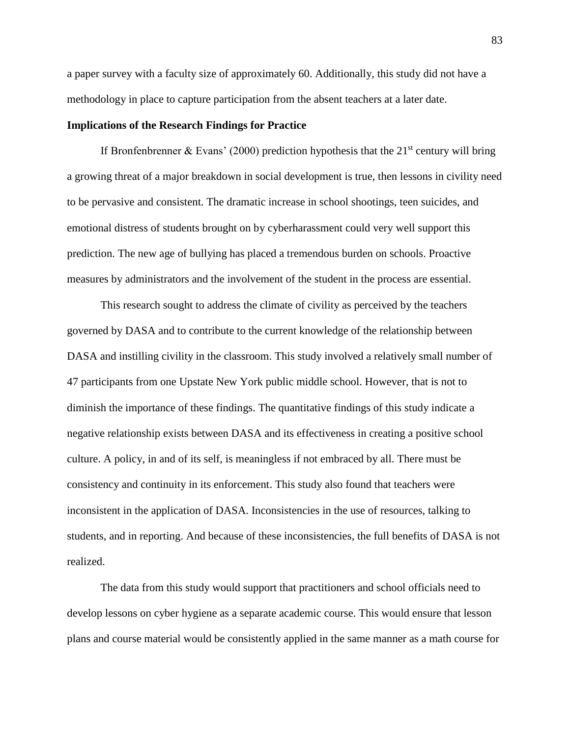a paper survey with a faculty size of approximately 60. Additionally, this study did not have a methodology in place to capture participation from the absent teachers at a later date.

**Implications of the Research Findings for Practice**

If Bronfenbrenner & Evans' (2000) prediction hypothesis that the 21st century will bring a growing threat of a major breakdown in social development is true, then lessons in civility need to be pervasive and consistent. The dramatic increase in school shootings, teen suicides, and emotional distress of students brought on by cyberharassment could very well support this prediction. The new age of bullying has placed a tremendous burden on schools. Proactive measures by administrators and the involvement of the student in the process are essential.

This research sought to address the climate of civility as perceived by the teachers governed by DASA and to contribute to the current knowledge of the relationship between DASA and instilling civility in the classroom. This study involved a relatively small number of 47 participants from one Upstate New York public middle school. However, that is not to diminish the importance of these findings. The quantitative findings of this study indicate a negative relationship exists between DASA and its effectiveness in creating a positive school culture. A policy, in and of its self, is meaningless if not embraced by all. There must be consistency and continuity in its enforcement. This study also found that teachers were inconsistent in the application of DASA. Inconsistencies in the use of resources, talking to students, and in reporting. And because of these inconsistencies, the full benefits of DASA is not realized.

The data from this study would support that practitioners and school officials need to develop lessons on cyber hygiene as a separate academic course. This would ensure that lesson plans and course material would be consistently applied in the same manner as a math course for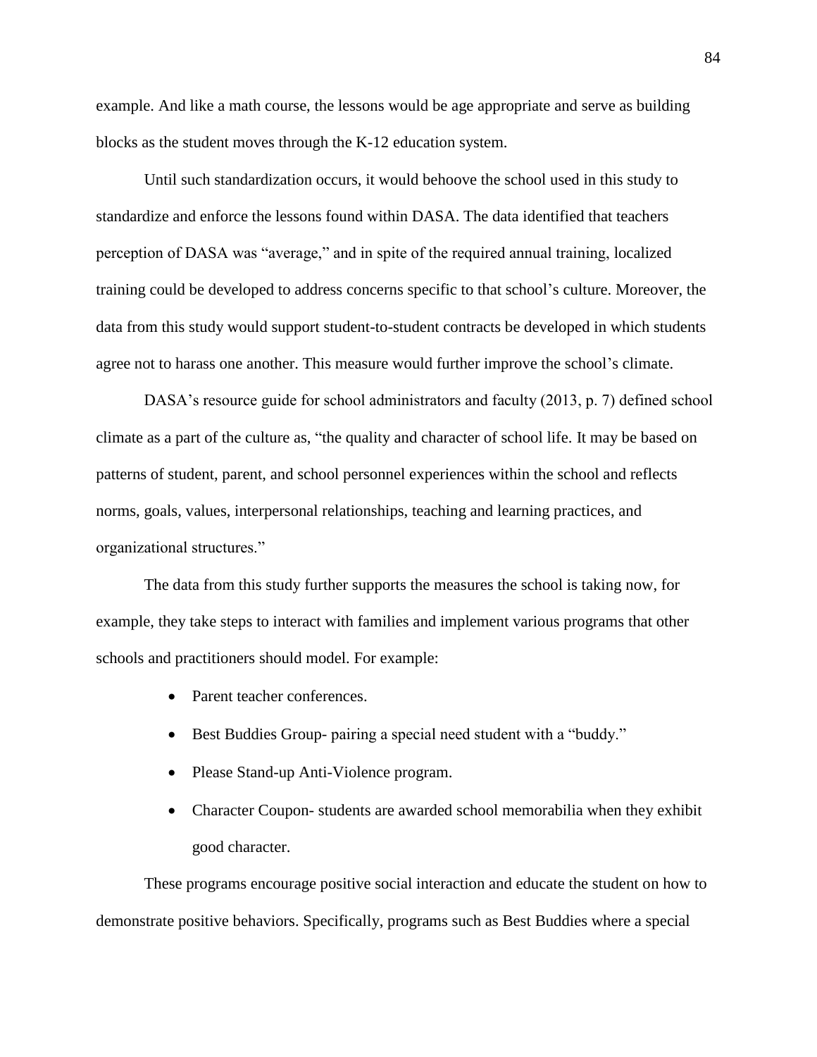example. And like a math course, the lessons would be age appropriate and serve as building blocks as the student moves through the K-12 education system.

Until such standardization occurs, it would behoove the school used in this study to standardize and enforce the lessons found within DASA. The data identified that teachers perception of DASA was "average," and in spite of the required annual training, localized training could be developed to address concerns specific to that school's culture. Moreover, the data from this study would support student-to-student contracts be developed in which students agree not to harass one another. This measure would further improve the school's climate.

DASA's resource guide for school administrators and faculty (2013, p. 7) defined school climate as a part of the culture as, "the quality and character of school life. It may be based on patterns of student, parent, and school personnel experiences within the school and reflects norms, goals, values, interpersonal relationships, teaching and learning practices, and organizational structures."

The data from this study further supports the measures the school is taking now, for example, they take steps to interact with families and implement various programs that other schools and practitioners should model. For example:

- Parent teacher conferences.
- Best Buddies Group- pairing a special need student with a "buddy."
- Please Stand-up Anti-Violence program.
- Character Coupon- students are awarded school memorabilia when they exhibit good character.

These programs encourage positive social interaction and educate the student on how to demonstrate positive behaviors. Specifically, programs such as Best Buddies where a special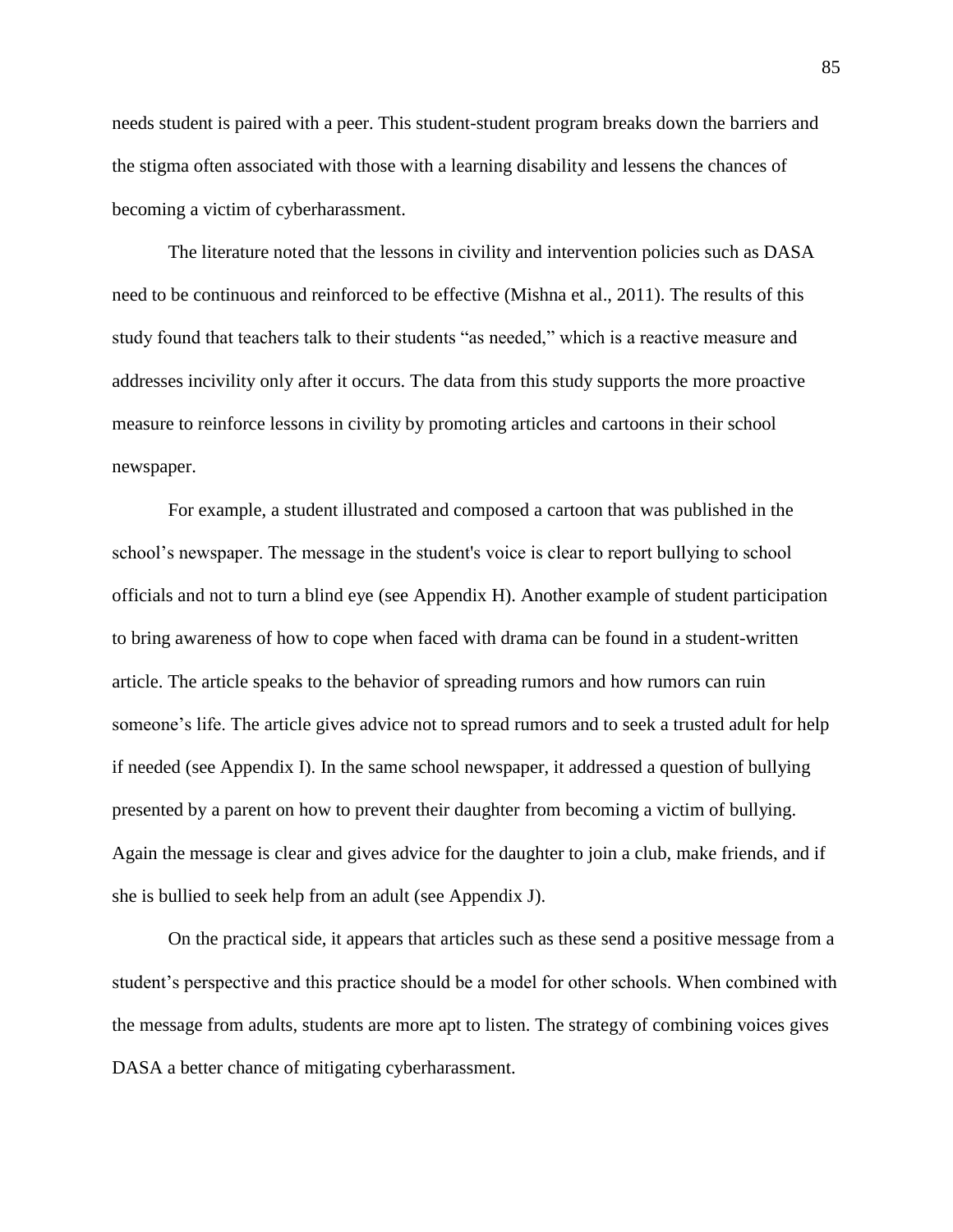needs student is paired with a peer. This student-student program breaks down the barriers and the stigma often associated with those with a learning disability and lessens the chances of becoming a victim of cyberharassment.

The literature noted that the lessons in civility and intervention policies such as DASA need to be continuous and reinforced to be effective (Mishna et al., 2011). The results of this study found that teachers talk to their students "as needed," which is a reactive measure and addresses incivility only after it occurs. The data from this study supports the more proactive measure to reinforce lessons in civility by promoting articles and cartoons in their school newspaper.

For example, a student illustrated and composed a cartoon that was published in the school's newspaper. The message in the student's voice is clear to report bullying to school officials and not to turn a blind eye (see Appendix H). Another example of student participation to bring awareness of how to cope when faced with drama can be found in a student-written article. The article speaks to the behavior of spreading rumors and how rumors can ruin someone's life. The article gives advice not to spread rumors and to seek a trusted adult for help if needed (see Appendix I). In the same school newspaper, it addressed a question of bullying presented by a parent on how to prevent their daughter from becoming a victim of bullying. Again the message is clear and gives advice for the daughter to join a club, make friends, and if she is bullied to seek help from an adult (see Appendix J).

On the practical side, it appears that articles such as these send a positive message from a student's perspective and this practice should be a model for other schools. When combined with the message from adults, students are more apt to listen. The strategy of combining voices gives DASA a better chance of mitigating cyberharassment.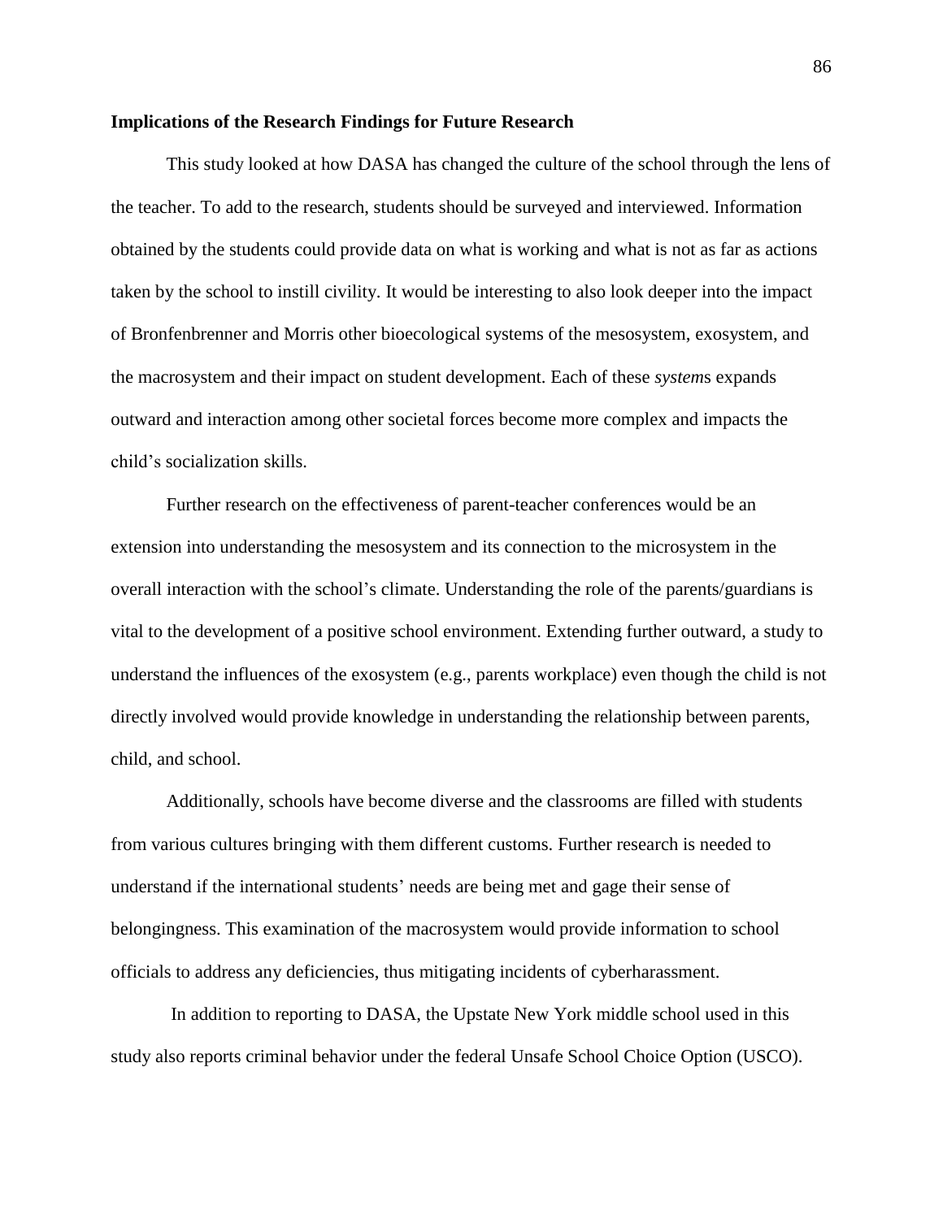**Implications of the Research Findings for Future Research**

This study looked at how DASA has changed the culture of the school through the lens of the teacher. To add to the research, students should be surveyed and interviewed. Information obtained by the students could provide data on what is working and what is not as far as actions taken by the school to instill civility. It would be interesting to also look deeper into the impact of Bronfenbrenner and Morris other bioecological systems of the mesosystem, exosystem, and the macrosystem and their impact on student development. Each of these *system*s expands outward and interaction among other societal forces become more complex and impacts the child's socialization skills.

Further research on the effectiveness of parent-teacher conferences would be an extension into understanding the mesosystem and its connection to the microsystem in the overall interaction with the school's climate. Understanding the role of the parents/guardians is vital to the development of a positive school environment. Extending further outward, a study to understand the influences of the exosystem (e.g., parents workplace) even though the child is not directly involved would provide knowledge in understanding the relationship between parents, child, and school.

Additionally, schools have become diverse and the classrooms are filled with students from various cultures bringing with them different customs. Further research is needed to understand if the international students' needs are being met and gage their sense of belongingness. This examination of the macrosystem would provide information to school officials to address any deficiencies, thus mitigating incidents of cyberharassment.

In addition to reporting to DASA, the Upstate New York middle school used in this study also reports criminal behavior under the federal Unsafe School Choice Option (USCO).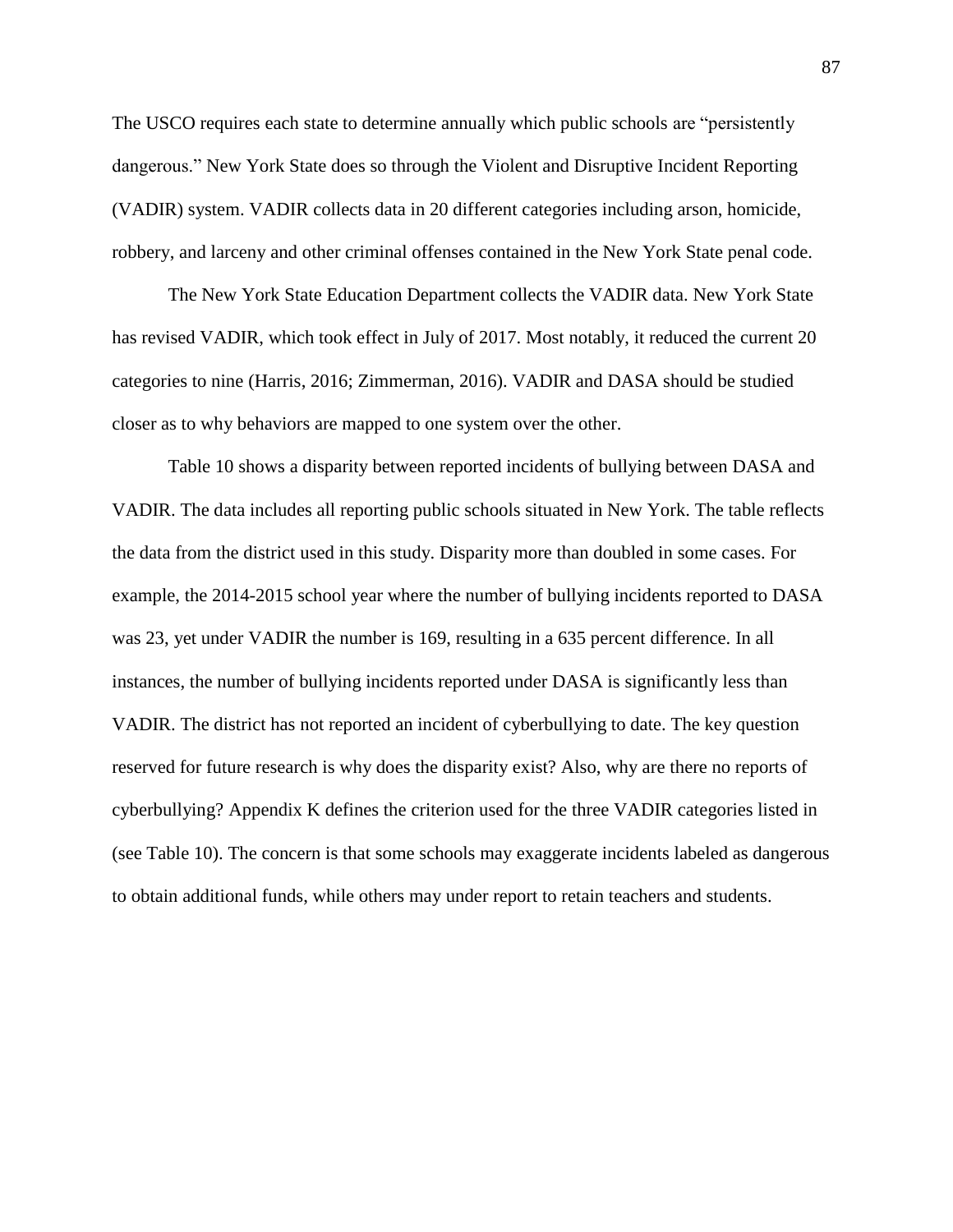The USCO requires each state to determine annually which public schools are "persistently dangerous." New York State does so through the Violent and Disruptive Incident Reporting (VADIR) system. VADIR collects data in 20 different categories including arson, homicide, robbery, and larceny and other criminal offenses contained in the New York State penal code.

The New York State Education Department collects the VADIR data. New York State has revised VADIR, which took effect in July of 2017. Most notably, it reduced the current 20 categories to nine (Harris, 2016; Zimmerman, 2016). VADIR and DASA should be studied closer as to why behaviors are mapped to one system over the other.

Table 10 shows a disparity between reported incidents of bullying between DASA and VADIR. The data includes all reporting public schools situated in New York. The table reflects the data from the district used in this study. Disparity more than doubled in some cases. For example, the 2014-2015 school year where the number of bullying incidents reported to DASA was 23, yet under VADIR the number is 169, resulting in a 635 percent difference. In all instances, the number of bullying incidents reported under DASA is significantly less than VADIR. The district has not reported an incident of cyberbullying to date. The key question reserved for future research is why does the disparity exist? Also, why are there no reports of cyberbullying? Appendix K defines the criterion used for the three VADIR categories listed in (see Table 10). The concern is that some schools may exaggerate incidents labeled as dangerous to obtain additional funds, while others may under report to retain teachers and students.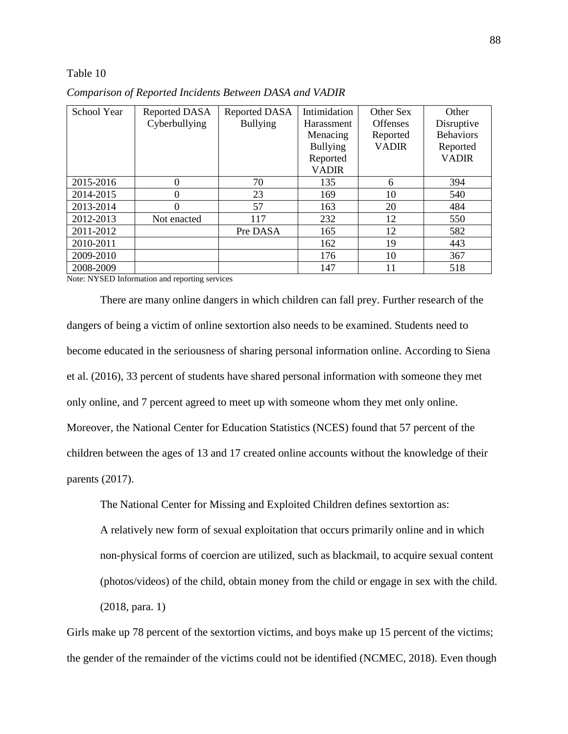Table 10

*Comparison of Reported Incidents Between DASA and VADIR*

| School Year | Reported DASA Cyberbullying | Reported DASA Bullying | Intimidation Harassment Menacing Bullying Reported VADIR | Other Sex Offenses Reported VADIR | Other Disruptive Behaviors Reported VADIR |
|---|---|---|---|---|---|
| 2015-2016 | 0 | 70 | 135 | 6 | 394 |
| 2014-2015 | 0 | 23 | 169 | 10 | 540 |
| 2013-2014 | 0 | 57 | 163 | 20 | 484 |
| 2012-2013 | Not enacted | 117 | 232 | 12 | 550 |
| 2011-2012 | | Pre DASA | 165 | 12 | 582 |
| 2010-2011 | | | 162 | 19 | 443 |
| 2009-2010 | | | 176 | 10 | 367 |
| 2008-2009 | | | 147 | 11 | 518 |

Note: NYSED Information and reporting services

There are many online dangers in which children can fall prey. Further research of the dangers of being a victim of online sextortion also needs to be examined. Students need to become educated in the seriousness of sharing personal information online. According to Siena et al. (2016), 33 percent of students have shared personal information with someone they met only online, and 7 percent agreed to meet up with someone whom they met only online. Moreover, the National Center for Education Statistics (NCES) found that 57 percent of the children between the ages of 13 and 17 created online accounts without the knowledge of their parents (2017).

The National Center for Missing and Exploited Children defines sextortion as:

> A relatively new form of sexual exploitation that occurs primarily online and in which non-physical forms of coercion are utilized, such as blackmail, to acquire sexual content (photos/videos) of the child, obtain money from the child or engage in sex with the child. (2018, para. 1)

Girls make up 78 percent of the sextortion victims, and boys make up 15 percent of the victims; the gender of the remainder of the victims could not be identified (NCMEC, 2018). Even though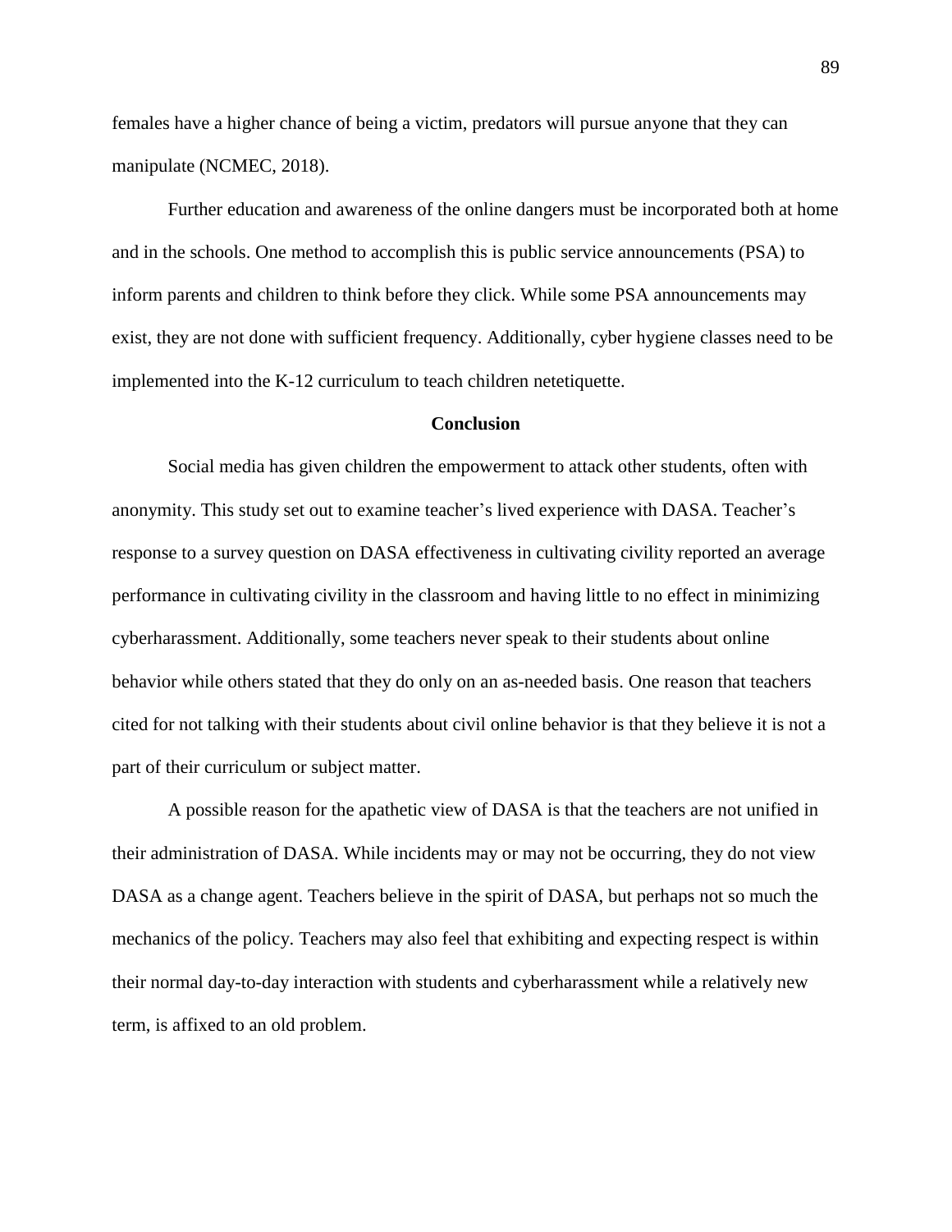females have a higher chance of being a victim, predators will pursue anyone that they can manipulate (NCMEC, 2018).

Further education and awareness of the online dangers must be incorporated both at home and in the schools. One method to accomplish this is public service announcements (PSA) to inform parents and children to think before they click. While some PSA announcements may exist, they are not done with sufficient frequency. Additionally, cyber hygiene classes need to be implemented into the K-12 curriculum to teach children netetiquette.

## Conclusion

Social media has given children the empowerment to attack other students, often with anonymity. This study set out to examine teacher's lived experience with DASA. Teacher's response to a survey question on DASA effectiveness in cultivating civility reported an average performance in cultivating civility in the classroom and having little to no effect in minimizing cyberharassment. Additionally, some teachers never speak to their students about online behavior while others stated that they do only on an as-needed basis. One reason that teachers cited for not talking with their students about civil online behavior is that they believe it is not a part of their curriculum or subject matter.

A possible reason for the apathetic view of DASA is that the teachers are not unified in their administration of DASA. While incidents may or may not be occurring, they do not view DASA as a change agent. Teachers believe in the spirit of DASA, but perhaps not so much the mechanics of the policy. Teachers may also feel that exhibiting and expecting respect is within their normal day-to-day interaction with students and cyberharassment while a relatively new term, is affixed to an old problem.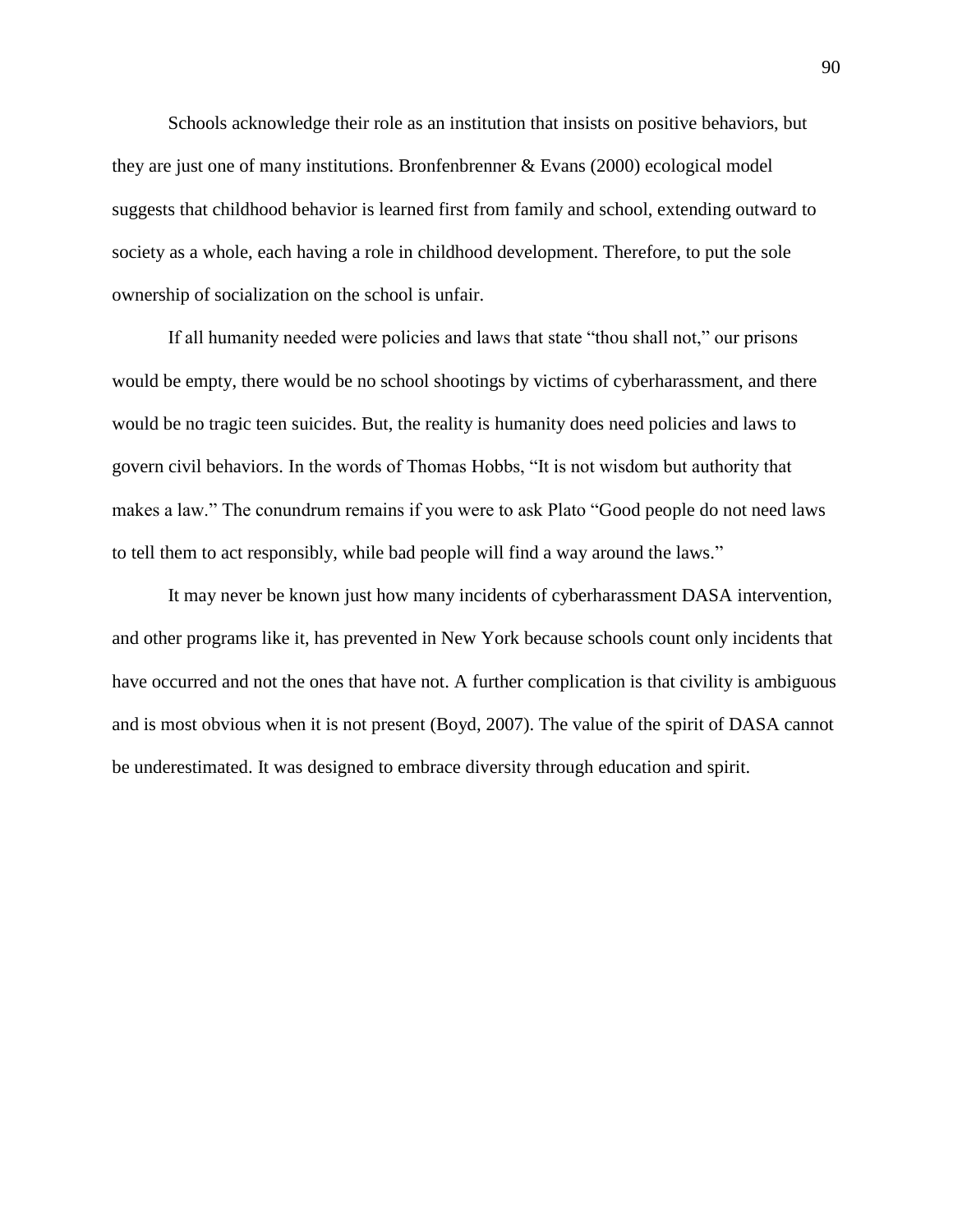Schools acknowledge their role as an institution that insists on positive behaviors, but they are just one of many institutions. Bronfenbrenner & Evans (2000) ecological model suggests that childhood behavior is learned first from family and school, extending outward to society as a whole, each having a role in childhood development. Therefore, to put the sole ownership of socialization on the school is unfair.

If all humanity needed were policies and laws that state "thou shall not," our prisons would be empty, there would be no school shootings by victims of cyberharassment, and there would be no tragic teen suicides. But, the reality is humanity does need policies and laws to govern civil behaviors. In the words of Thomas Hobbs, "It is not wisdom but authority that makes a law." The conundrum remains if you were to ask Plato "Good people do not need laws to tell them to act responsibly, while bad people will find a way around the laws."

It may never be known just how many incidents of cyberharassment DASA intervention, and other programs like it, has prevented in New York because schools count only incidents that have occurred and not the ones that have not. A further complication is that civility is ambiguous and is most obvious when it is not present (Boyd, 2007). The value of the spirit of DASA cannot be underestimated. It was designed to embrace diversity through education and spirit.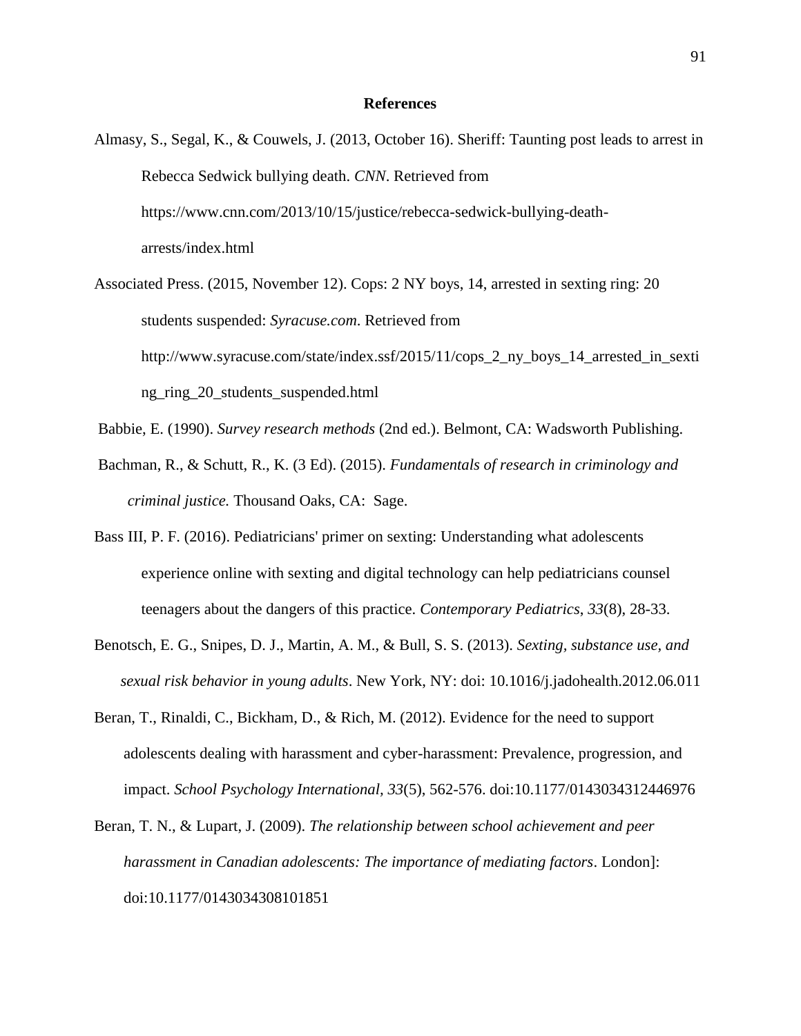# References

Almasy, S., Segal, K., & Couwels, J. (2013, October 16). Sheriff: Taunting post leads to arrest in Rebecca Sedwick bullying death. *CNN*. Retrieved from https://www.cnn.com/2013/10/15/justice/rebecca-sedwick-bullying-death-arrests/index.html

Associated Press. (2015, November 12). Cops: 2 NY boys, 14, arrested in sexting ring: 20 students suspended: *Syracuse.com*. Retrieved from http://www.syracuse.com/state/index.ssf/2015/11/cops_2_ny_boys_14_arrested_in_sexting_ring_20_students_suspended.html

Babbie, E. (1990). *Survey research methods* (2nd ed.). Belmont, CA: Wadsworth Publishing.

Bachman, R., & Schutt, R., K. (3 Ed). (2015). *Fundamentals of research in criminology and criminal justice.* Thousand Oaks, CA: Sage.

Bass III, P. F. (2016). Pediatricians' primer on sexting: Understanding what adolescents experience online with sexting and digital technology can help pediatricians counsel teenagers about the dangers of this practice. *Contemporary Pediatrics*, *33*(8), 28-33.

Benotsch, E. G., Snipes, D. J., Martin, A. M., & Bull, S. S. (2013). *Sexting, substance use, and sexual risk behavior in young adults*. New York, NY: doi: 10.1016/j.jadohealth.2012.06.011

Beran, T., Rinaldi, C., Bickham, D., & Rich, M. (2012). Evidence for the need to support adolescents dealing with harassment and cyber-harassment: Prevalence, progression, and impact. *School Psychology International, 33*(5), 562-576. doi:10.1177/0143034312446976

Beran, T. N., & Lupart, J. (2009). *The relationship between school achievement and peer harassment in Canadian adolescents: The importance of mediating factors*. London]: doi:10.1177/0143034308101851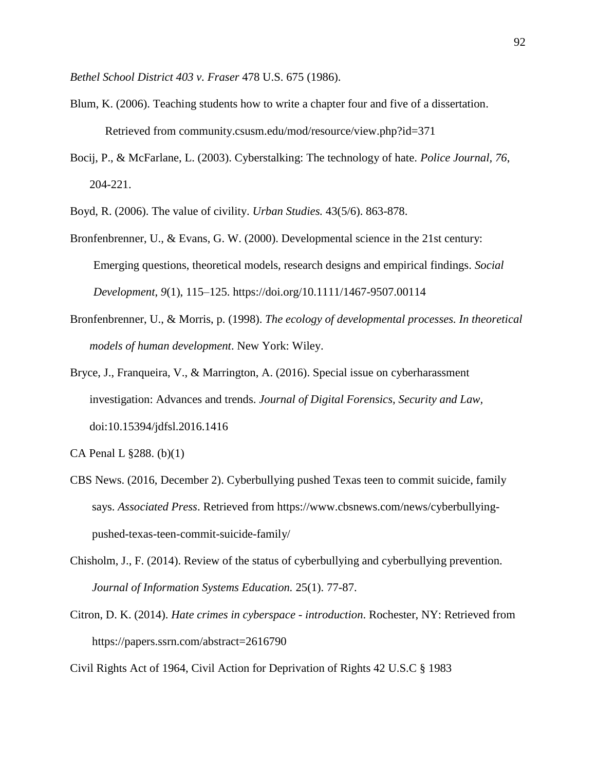*Bethel School District 403 v. Fraser* 478 U.S. 675 (1986).

Blum, K. (2006). Teaching students how to write a chapter four and five of a dissertation. Retrieved from community.csusm.edu/mod/resource/view.php?id=371

Bocij, P., & McFarlane, L. (2003). Cyberstalking: The technology of hate. *Police Journal*, *76*, 204-221.

Boyd, R. (2006). The value of civility. *Urban Studies.* 43(5/6). 863-878.

Bronfenbrenner, U., & Evans, G. W. (2000). Developmental science in the 21st century: Emerging questions, theoretical models, research designs and empirical findings. *Social Development*, *9*(1), 115–125. https://doi.org/10.1111/1467-9507.00114

Bronfenbrenner, U., & Morris, p. (1998). *The ecology of developmental processes. In theoretical models of human development*. New York: Wiley.

Bryce, J., Franqueira, V., & Marrington, A. (2016). Special issue on cyberharassment investigation: Advances and trends. *Journal of Digital Forensics, Security and Law,* doi:10.15394/jdfsl.2016.1416

CA Penal L §288. (b)(1)

CBS News. (2016, December 2). Cyberbullying pushed Texas teen to commit suicide, family says. *Associated Press*. Retrieved from https://www.cbsnews.com/news/cyberbullying-pushed-texas-teen-commit-suicide-family/

Chisholm, J., F. (2014). Review of the status of cyberbullying and cyberbullying prevention. *Journal of Information Systems Education.* 25(1). 77-87.

Citron, D. K. (2014). *Hate crimes in cyberspace - introduction*. Rochester, NY: Retrieved from https://papers.ssrn.com/abstract=2616790

Civil Rights Act of 1964, Civil Action for Deprivation of Rights 42 U.S.C § 1983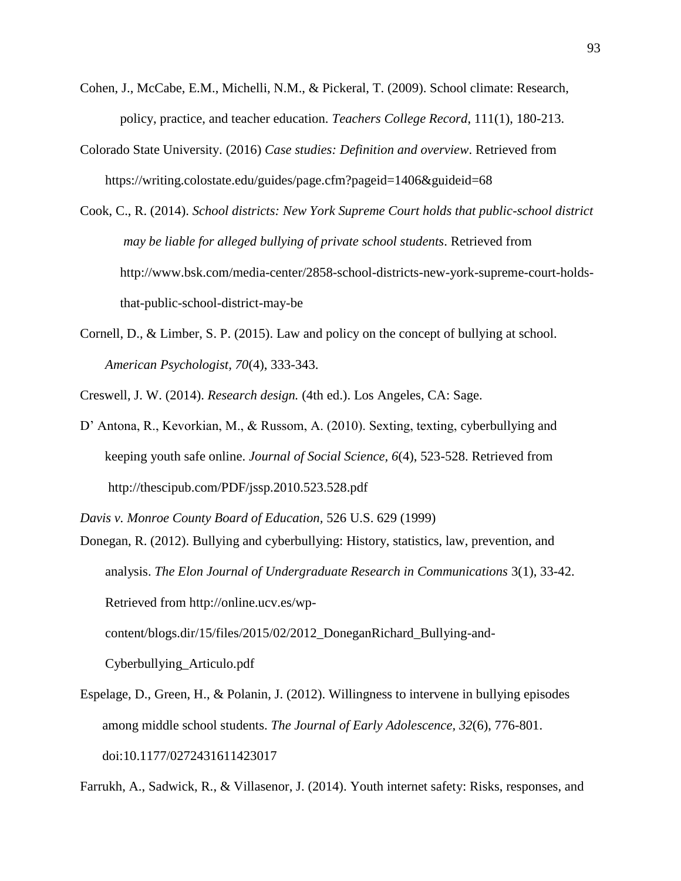Cohen, J., McCabe, E.M., Michelli, N.M., & Pickeral, T. (2009). School climate: Research, policy, practice, and teacher education. *Teachers College Record*, 111(1), 180-213.

Colorado State University. (2016) *Case studies: Definition and overview*. Retrieved from https://writing.colostate.edu/guides/page.cfm?pageid=1406&guideid=68

Cook, C., R. (2014). *School districts: New York Supreme Court holds that public-school district may be liable for alleged bullying of private school students*. Retrieved from http://www.bsk.com/media-center/2858-school-districts-new-york-supreme-court-holds-that-public-school-district-may-be

Cornell, D., & Limber, S. P. (2015). Law and policy on the concept of bullying at school. *American Psychologist, 70*(4), 333-343.

Creswell, J. W. (2014). *Research design.* (4th ed.). Los Angeles, CA: Sage.

D' Antona, R., Kevorkian, M., & Russom, A. (2010). Sexting, texting, cyberbullying and keeping youth safe online. *Journal of Social Science, 6*(4), 523-528. Retrieved from http://thescipub.com/PDF/jssp.2010.523.528.pdf

*Davis v. Monroe County Board of Education,* 526 U.S. 629 (1999)

Donegan, R. (2012). Bullying and cyberbullying: History, statistics, law, prevention, and analysis. *The Elon Journal of Undergraduate Research in Communications* 3(1), 33-42. Retrieved from http://online.ucv.es/wp-content/blogs.dir/15/files/2015/02/2012_DoneganRichard_Bullying-and-Cyberbullying_Articulo.pdf

Espelage, D., Green, H., & Polanin, J. (2012). Willingness to intervene in bullying episodes among middle school students. *The Journal of Early Adolescence, 32*(6), 776-801. doi:10.1177/0272431611423017

Farrukh, A., Sadwick, R., & Villasenor, J. (2014). Youth internet safety: Risks, responses, and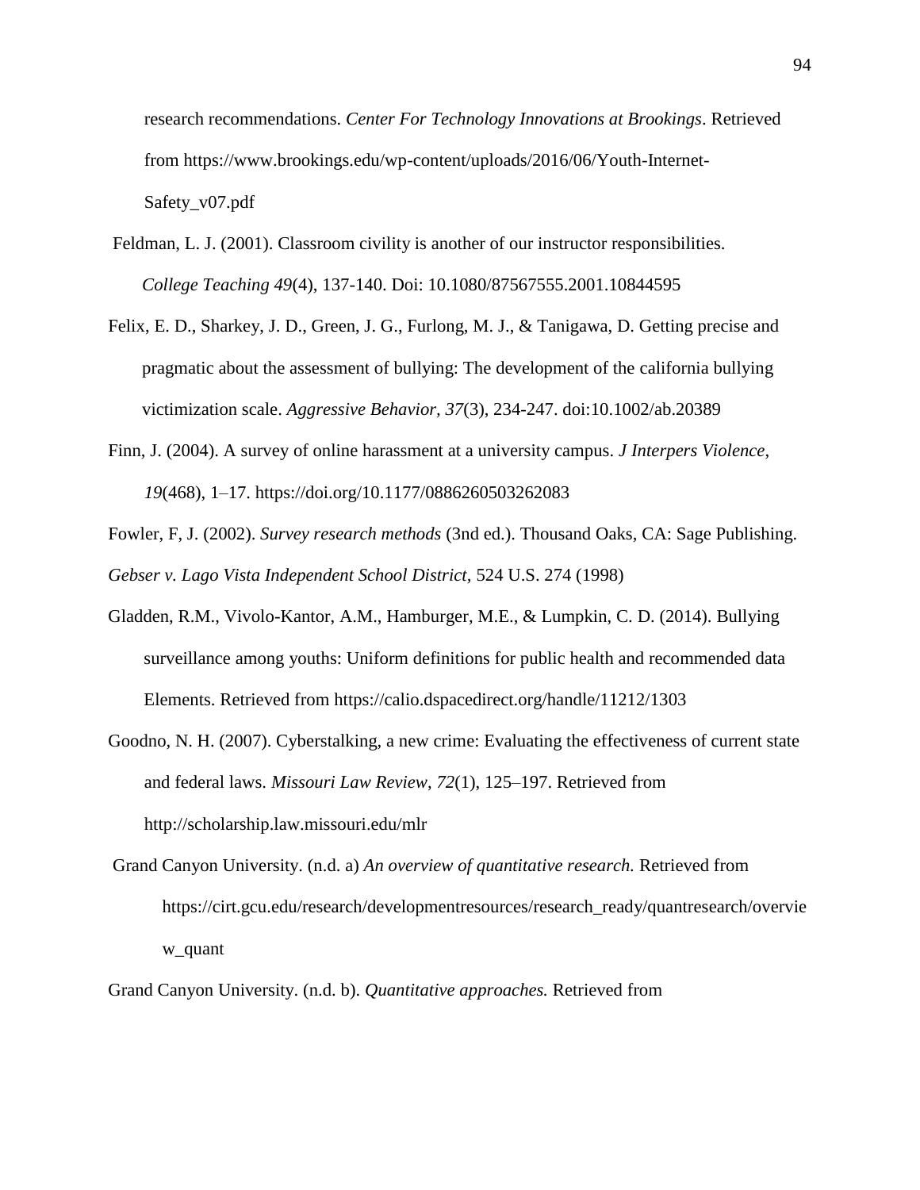research recommendations. *Center For Technology Innovations at Brookings*. Retrieved from https://www.brookings.edu/wp-content/uploads/2016/06/Youth-Internet-Safety_v07.pdf

Feldman, L. J. (2001). Classroom civility is another of our instructor responsibilities. *College Teaching 49*(4), 137-140. Doi: 10.1080/87567555.2001.10844595

Felix, E. D., Sharkey, J. D., Green, J. G., Furlong, M. J., & Tanigawa, D. Getting precise and pragmatic about the assessment of bullying: The development of the california bullying victimization scale. *Aggressive Behavior, 37*(3), 234-247. doi:10.1002/ab.20389

Finn, J. (2004). A survey of online harassment at a university campus. *J Interpers Violence*, *19*(468), 1–17. https://doi.org/10.1177/0886260503262083

Fowler, F, J. (2002). *Survey research methods* (3nd ed.). Thousand Oaks, CA: Sage Publishing.

*Gebser v. Lago Vista Independent School District*, 524 U.S. 274 (1998)

Gladden, R.M., Vivolo-Kantor, A.M., Hamburger, M.E., & Lumpkin, C. D. (2014). Bullying surveillance among youths: Uniform definitions for public health and recommended data Elements. Retrieved from https://calio.dspacedirect.org/handle/11212/1303

Goodno, N. H. (2007). Cyberstalking, a new crime: Evaluating the effectiveness of current state and federal laws. *Missouri Law Review*, *72*(1), 125–197. Retrieved from http://scholarship.law.missouri.edu/mlr

Grand Canyon University. (n.d. a) *An overview of quantitative research.* Retrieved from https://cirt.gcu.edu/research/developmentresources/research_ready/quantresearch/overview_quant

Grand Canyon University. (n.d. b). *Quantitative approaches.* Retrieved from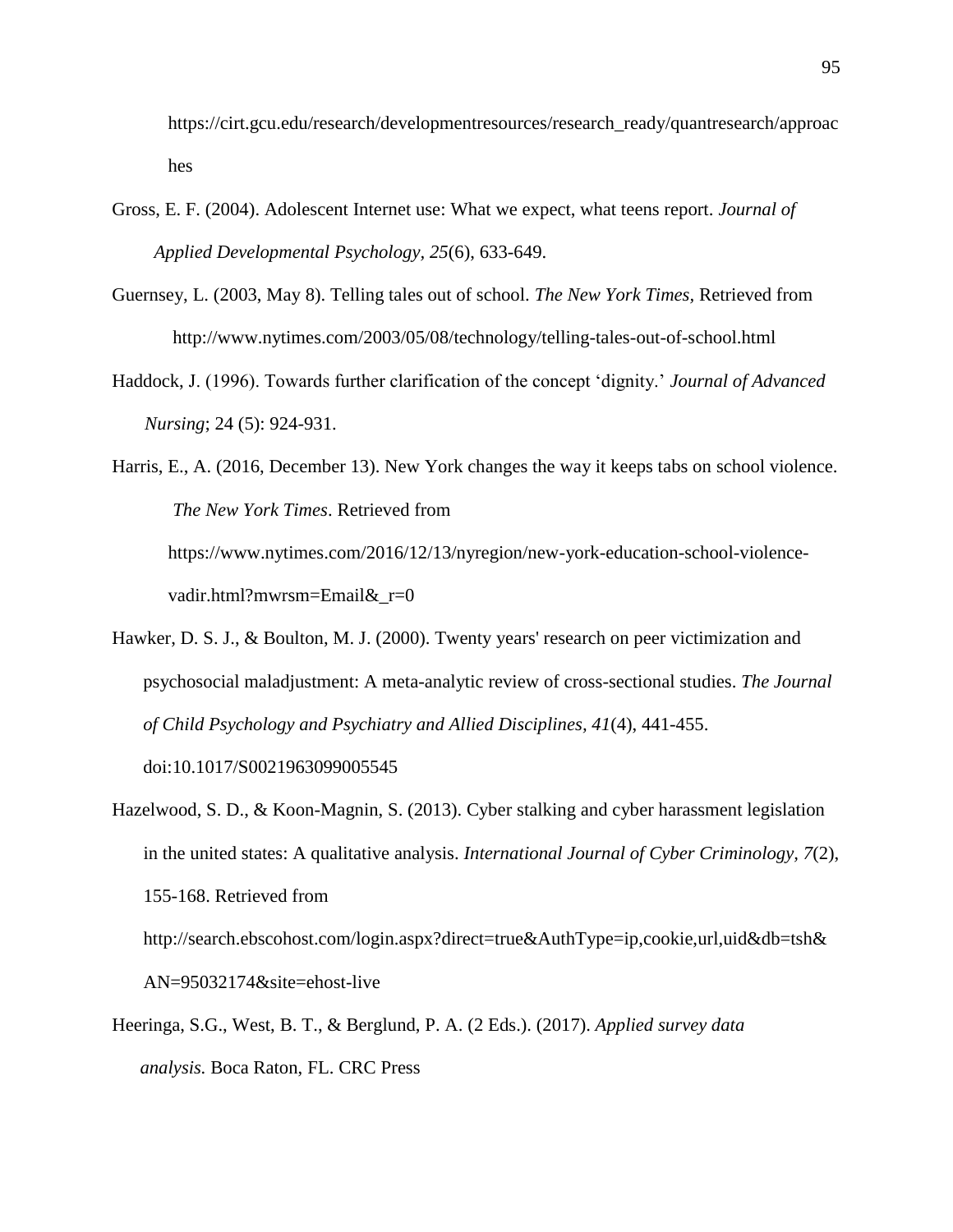https://cirt.gcu.edu/research/developmentresources/research_ready/quantresearch/approaches

Gross, E. F. (2004). Adolescent Internet use: What we expect, what teens report. *Journal of Applied Developmental Psychology, 25*(6), 633-649.

Guernsey, L. (2003, May 8). Telling tales out of school. *The New York Times*, Retrieved from http://www.nytimes.com/2003/05/08/technology/telling-tales-out-of-school.html

Haddock, J. (1996). Towards further clarification of the concept 'dignity.' *Journal of Advanced Nursing*; 24 (5): 924-931.

Harris, E., A. (2016, December 13). New York changes the way it keeps tabs on school violence. *The New York Times*. Retrieved from https://www.nytimes.com/2016/12/13/nyregion/new-york-education-school-violence-vadir.html?mwrsm=Email&_r=0

Hawker, D. S. J., & Boulton, M. J. (2000). Twenty years' research on peer victimization and psychosocial maladjustment: A meta-analytic review of cross-sectional studies. *The Journal of Child Psychology and Psychiatry and Allied Disciplines, 41*(4), 441-455. doi:10.1017/S0021963099005545

Hazelwood, S. D., & Koon-Magnin, S. (2013). Cyber stalking and cyber harassment legislation in the united states: A qualitative analysis. *International Journal of Cyber Criminology, 7*(2), 155-168. Retrieved from http://search.ebscohost.com/login.aspx?direct=true&AuthType=ip,cookie,url,uid&db=tsh&AN=95032174&site=ehost-live

Heeringa, S.G., West, B. T., & Berglund, P. A. (2 Eds.). (2017). *Applied survey data analysis.* Boca Raton, FL. CRC Press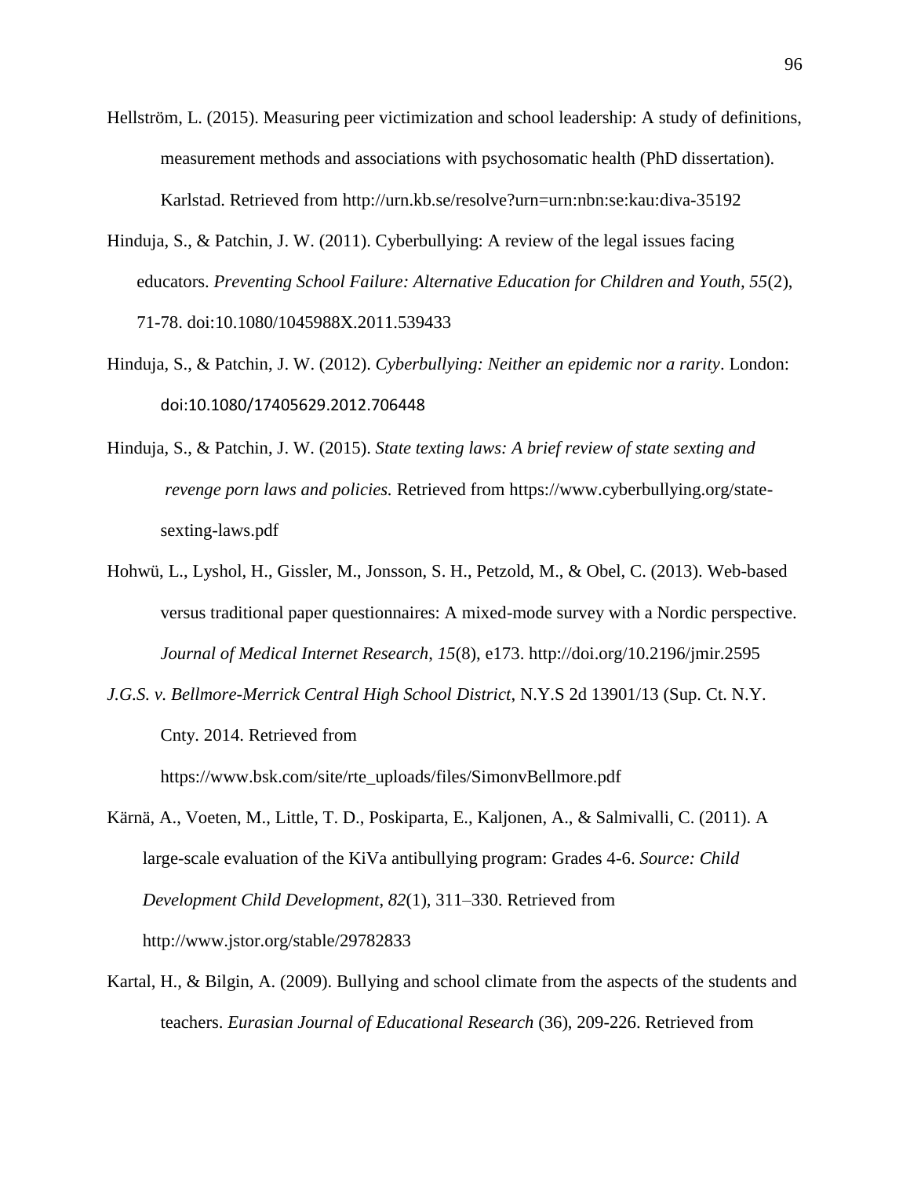Hellström, L. (2015). Measuring peer victimization and school leadership: A study of definitions, measurement methods and associations with psychosomatic health (PhD dissertation). Karlstad. Retrieved from http://urn.kb.se/resolve?urn=urn:nbn:se:kau:diva-35192

Hinduja, S., & Patchin, J. W. (2011). Cyberbullying: A review of the legal issues facing educators. *Preventing School Failure: Alternative Education for Children and Youth, 55*(2), 71-78. doi:10.1080/1045988X.2011.539433

Hinduja, S., & Patchin, J. W. (2012). *Cyberbullying: Neither an epidemic nor a rarity*. London: doi:10.1080/17405629.2012.706448

Hinduja, S., & Patchin, J. W. (2015). *State texting laws: A brief review of state sexting and revenge porn laws and policies.* Retrieved from https://www.cyberbullying.org/state-sexting-laws.pdf

Hohwü, L., Lyshol, H., Gissler, M., Jonsson, S. H., Petzold, M., & Obel, C. (2013). Web-based versus traditional paper questionnaires: A mixed-mode survey with a Nordic perspective. *Journal of Medical Internet Research, 15*(8), e173. http://doi.org/10.2196/jmir.2595

*J.G.S. v. Bellmore-Merrick Central High School District*, N.Y.S 2d 13901/13 (Sup. Ct. N.Y. Cnty. 2014. Retrieved from https://www.bsk.com/site/rte_uploads/files/SimonvBellmore.pdf

Kärnä, A., Voeten, M., Little, T. D., Poskiparta, E., Kaljonen, A., & Salmivalli, C. (2011). A large-scale evaluation of the KiVa antibullying program: Grades 4-6. *Source: Child Development Child Development*, *82*(1), 311–330. Retrieved from http://www.jstor.org/stable/29782833

Kartal, H., & Bilgin, A. (2009). Bullying and school climate from the aspects of the students and teachers. *Eurasian Journal of Educational Research* (36), 209-226. Retrieved from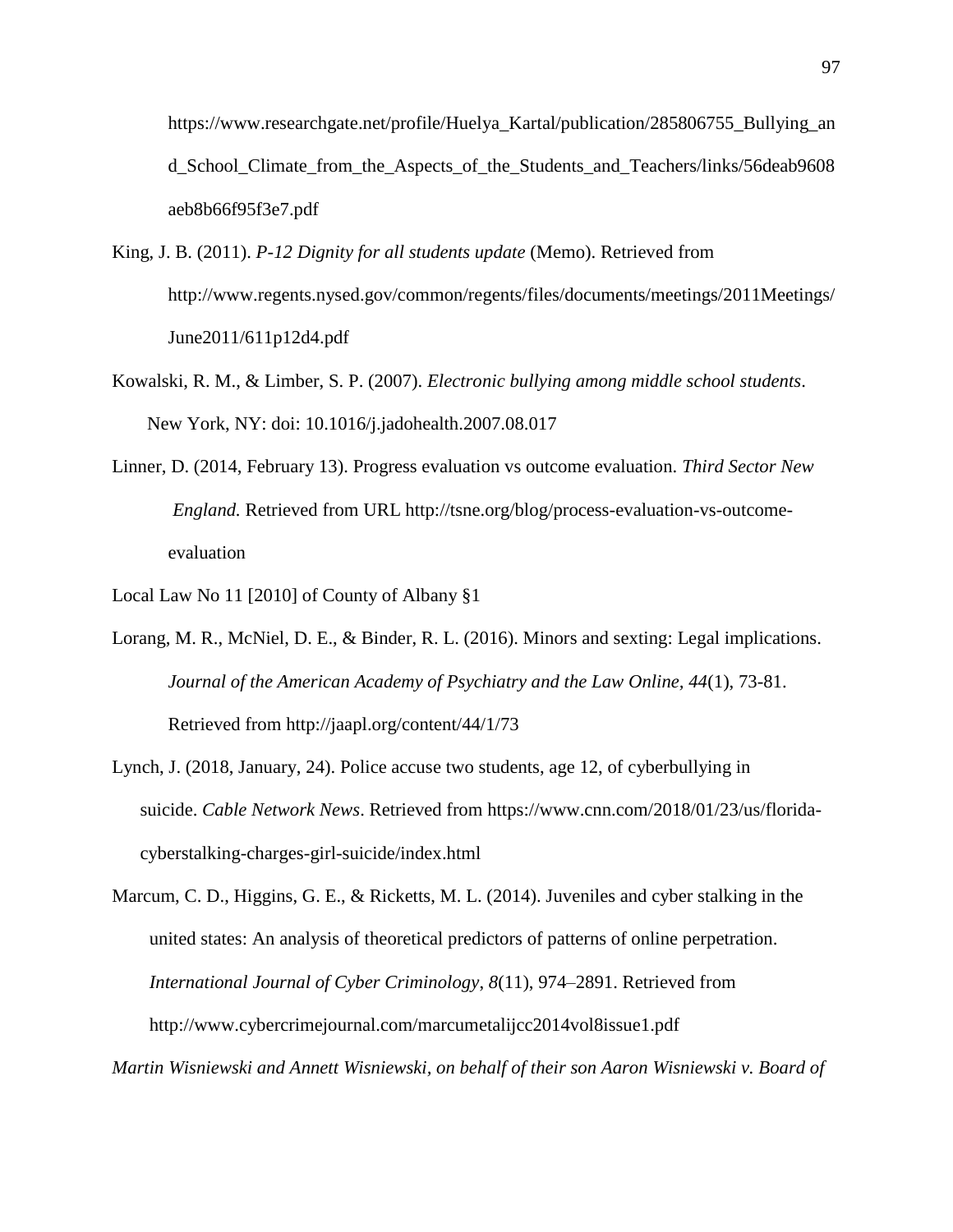https://www.researchgate.net/profile/Huelya_Kartal/publication/285806755_Bullying_and_School_Climate_from_the_Aspects_of_the_Students_and_Teachers/links/56deab9608aeb8b66f95f3e7.pdf

King, J. B. (2011). *P-12 Dignity for all students update* (Memo). Retrieved from http://www.regents.nysed.gov/common/regents/files/documents/meetings/2011Meetings/June2011/611p12d4.pdf

Kowalski, R. M., & Limber, S. P. (2007). *Electronic bullying among middle school students*. New York, NY: doi: 10.1016/j.jadohealth.2007.08.017

Linner, D. (2014, February 13). Progress evaluation vs outcome evaluation. *Third Sector New England.* Retrieved from URL http://tsne.org/blog/process-evaluation-vs-outcome-evaluation

Local Law No 11 [2010] of County of Albany §1

Lorang, M. R., McNiel, D. E., & Binder, R. L. (2016). Minors and sexting: Legal implications. *Journal of the American Academy of Psychiatry and the Law Online*, *44*(1), 73-81. Retrieved from http://jaapl.org/content/44/1/73

Lynch, J. (2018, January, 24). Police accuse two students, age 12, of cyberbullying in suicide. *Cable Network News*. Retrieved from https://www.cnn.com/2018/01/23/us/florida-cyberstalking-charges-girl-suicide/index.html

Marcum, C. D., Higgins, G. E., & Ricketts, M. L. (2014). Juveniles and cyber stalking in the united states: An analysis of theoretical predictors of patterns of online perpetration. *International Journal of Cyber Criminology*, *8*(11), 974–2891. Retrieved from http://www.cybercrimejournal.com/marcumetalijcc2014vol8issue1.pdf

*Martin Wisniewski and Annett Wisniewski, on behalf of their son Aaron Wisniewski v. Board of*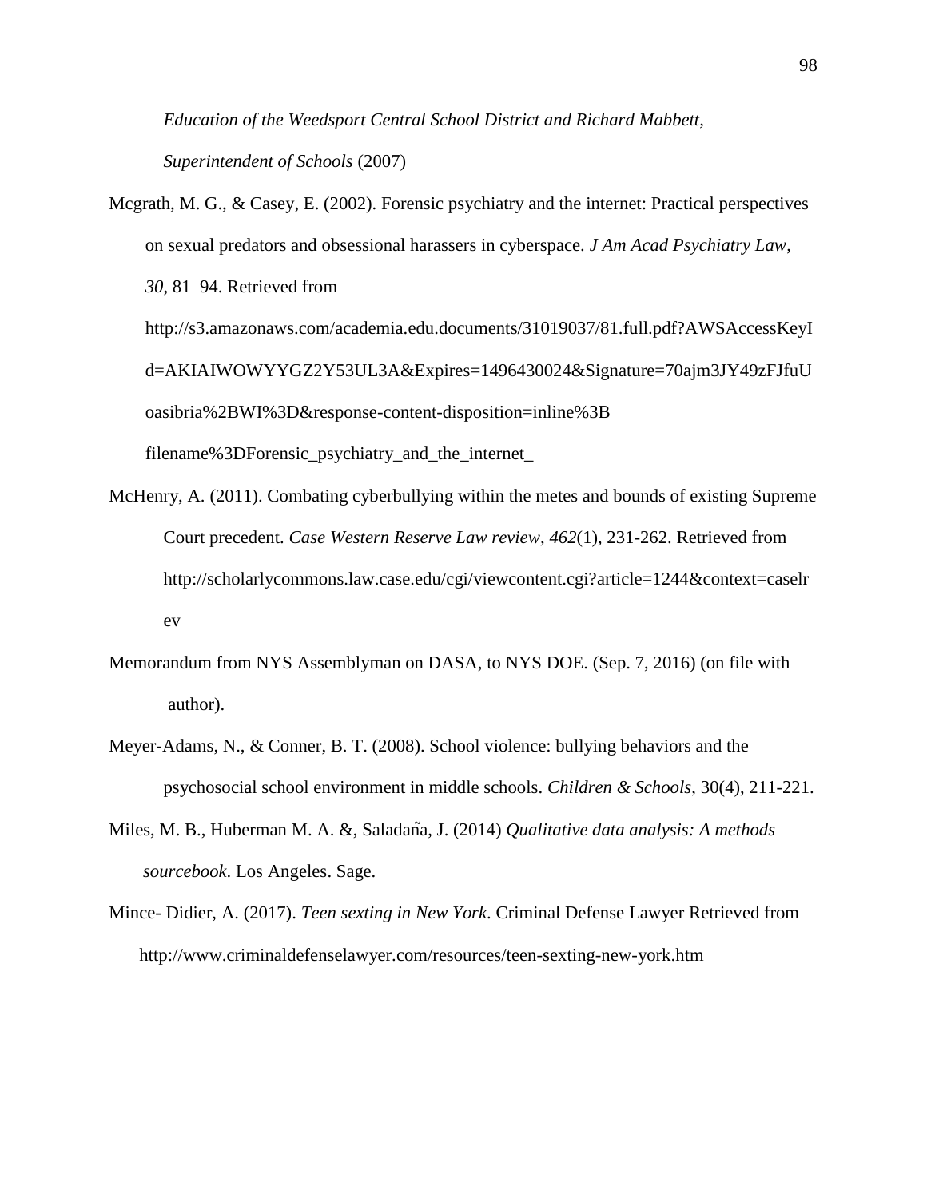*Education of the Weedsport Central School District and Richard Mabbett, Superintendent of Schools* (2007)

Mcgrath, M. G., & Casey, E. (2002). Forensic psychiatry and the internet: Practical perspectives on sexual predators and obsessional harassers in cyberspace. *J Am Acad Psychiatry Law*, *30*, 81–94. Retrieved from http://s3.amazonaws.com/academia.edu.documents/31019037/81.full.pdf?AWSAccessKeyId=AKIAIWOWYYGZ2Y53UL3A&Expires=1496430024&Signature=70ajm3JY49zFJfuUoasibria%2BWI%3D&response-content-disposition=inline%3B filename%3DForensic_psychiatry_and_the_internet_

McHenry, A. (2011). Combating cyberbullying within the metes and bounds of existing Supreme Court precedent. *Case Western Reserve Law review, 462*(1), 231-262. Retrieved from http://scholarlycommons.law.case.edu/cgi/viewcontent.cgi?article=1244&context=caselrev

Memorandum from NYS Assemblyman on DASA, to NYS DOE. (Sep. 7, 2016) (on file with author).

Meyer-Adams, N., & Conner, B. T. (2008). School violence: bullying behaviors and the psychosocial school environment in middle schools. *Children & Schools*, 30(4), 211-221.

Miles, M. B., Huberman M. A. &, Saladaña, J. (2014) *Qualitative data analysis: A methods sourcebook*. Los Angeles. Sage.

Mince- Didier, A. (2017). *Teen sexting in New York*. Criminal Defense Lawyer Retrieved from http://www.criminaldefenselawyer.com/resources/teen-sexting-new-york.htm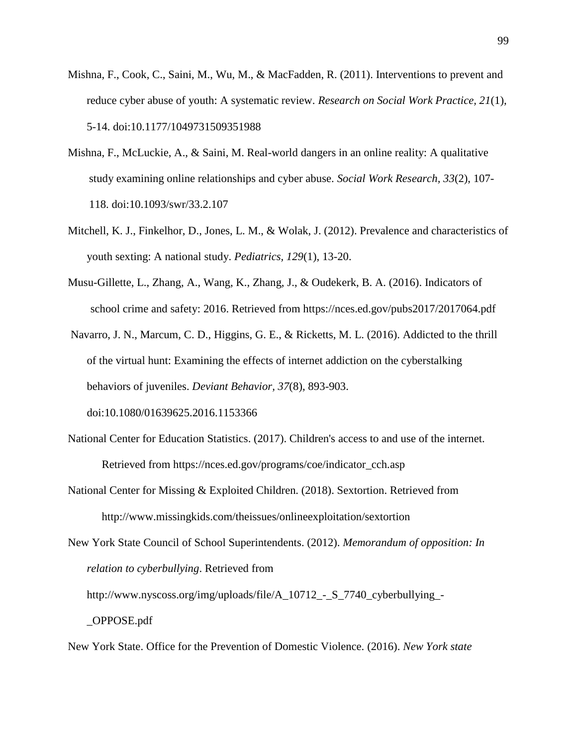Mishna, F., Cook, C., Saini, M., Wu, M., & MacFadden, R. (2011). Interventions to prevent and reduce cyber abuse of youth: A systematic review. *Research on Social Work Practice, 21*(1), 5-14. doi:10.1177/1049731509351988

Mishna, F., McLuckie, A., & Saini, M. Real-world dangers in an online reality: A qualitative study examining online relationships and cyber abuse. *Social Work Research, 33*(2), 107-118. doi:10.1093/swr/33.2.107

Mitchell, K. J., Finkelhor, D., Jones, L. M., & Wolak, J. (2012). Prevalence and characteristics of youth sexting: A national study. *Pediatrics, 129*(1), 13-20.

Musu-Gillette, L., Zhang, A., Wang, K., Zhang, J., & Oudekerk, B. A. (2016). Indicators of school crime and safety: 2016. Retrieved from https://nces.ed.gov/pubs2017/2017064.pdf

Navarro, J. N., Marcum, C. D., Higgins, G. E., & Ricketts, M. L. (2016). Addicted to the thrill of the virtual hunt: Examining the effects of internet addiction on the cyberstalking behaviors of juveniles. *Deviant Behavior, 37*(8), 893-903. doi:10.1080/01639625.2016.1153366

National Center for Education Statistics. (2017). Children's access to and use of the internet. Retrieved from https://nces.ed.gov/programs/coe/indicator_cch.asp

National Center for Missing & Exploited Children. (2018). Sextortion. Retrieved from http://www.missingkids.com/theissues/onlineexploitation/sextortion

New York State Council of School Superintendents. (2012). *Memorandum of opposition: In relation to cyberbullying*. Retrieved from http://www.nyscoss.org/img/uploads/file/A_10712_-_S_7740_cyberbullying_-_OPPOSE.pdf

New York State. Office for the Prevention of Domestic Violence. (2016). *New York state*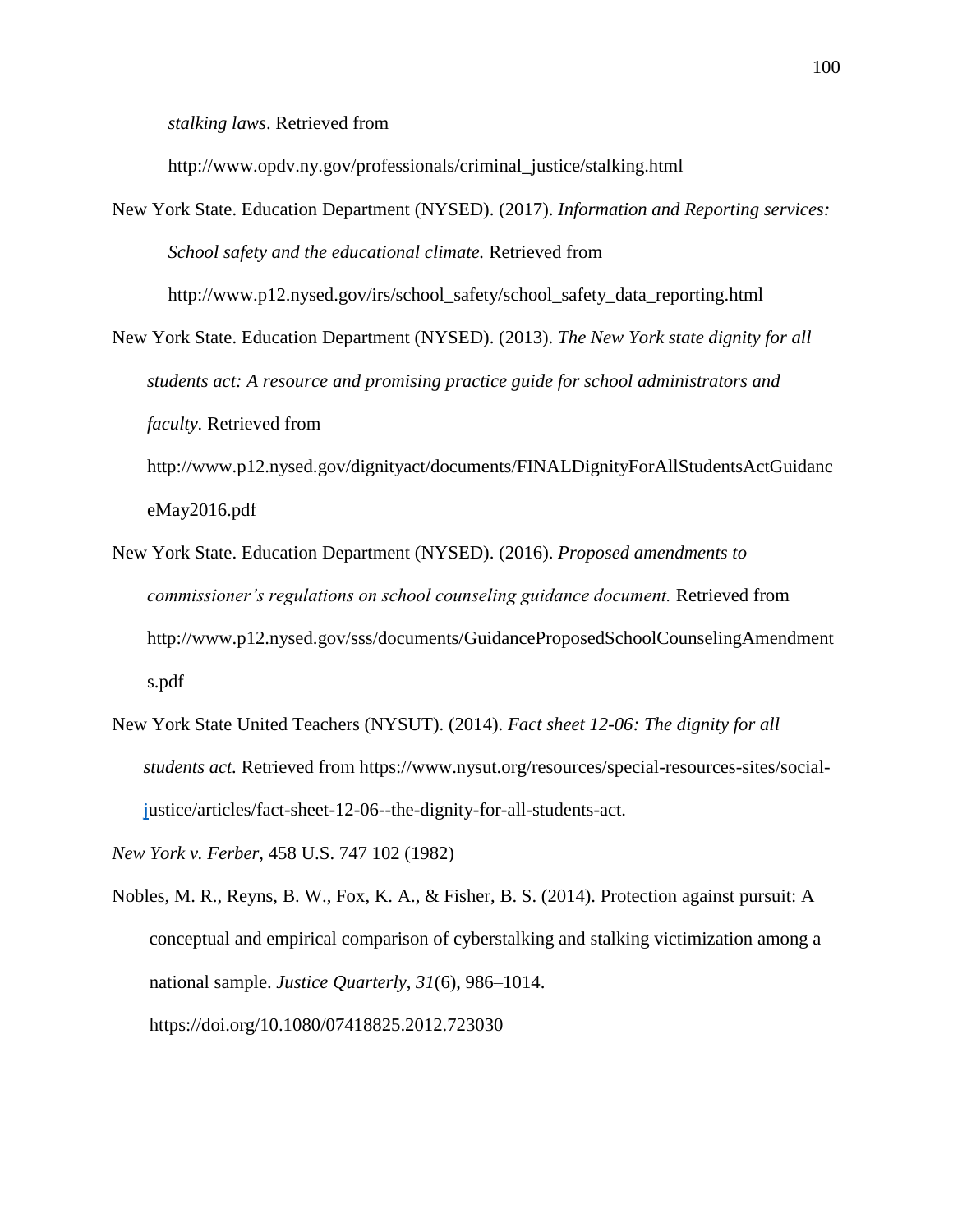*stalking laws*. Retrieved from http://www.opdv.ny.gov/professionals/criminal_justice/stalking.html

New York State. Education Department (NYSED). (2017). *Information and Reporting services: School safety and the educational climate.* Retrieved from http://www.p12.nysed.gov/irs/school_safety/school_safety_data_reporting.html

New York State. Education Department (NYSED). (2013). *The New York state dignity for all students act: A resource and promising practice guide for school administrators and faculty*. Retrieved from http://www.p12.nysed.gov/dignityact/documents/FINALDignityForAllStudentsActGuidanceMay2016.pdf

New York State. Education Department (NYSED). (2016). *Proposed amendments to commissioner's regulations on school counseling guidance document.* Retrieved from http://www.p12.nysed.gov/sss/documents/GuidanceProposedSchoolCounselingAmendments.pdf

New York State United Teachers (NYSUT). (2014). *Fact sheet 12-06: The dignity for all students act.* Retrieved from https://www.nysut.org/resources/special-resources-sites/social-justice/articles/fact-sheet-12-06--the-dignity-for-all-students-act.

*New York v. Ferber*, 458 U.S. 747 102 (1982)

Nobles, M. R., Reyns, B. W., Fox, K. A., & Fisher, B. S. (2014). Protection against pursuit: A conceptual and empirical comparison of cyberstalking and stalking victimization among a national sample. *Justice Quarterly*, *31*(6), 986–1014. https://doi.org/10.1080/07418825.2012.723030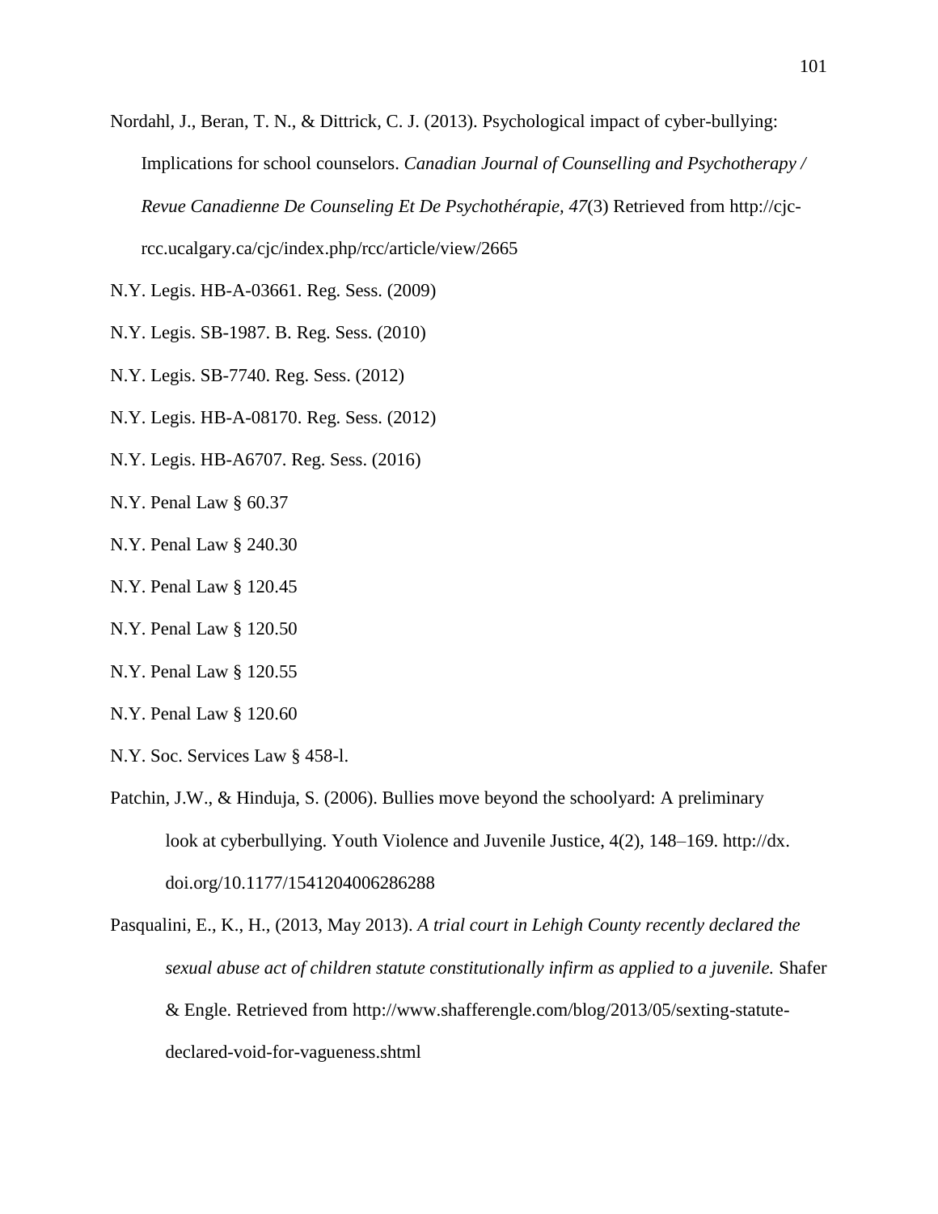Nordahl, J., Beran, T. N., & Dittrick, C. J. (2013). Psychological impact of cyber-bullying: Implications for school counselors. *Canadian Journal of Counselling and Psychotherapy / Revue Canadienne De Counseling Et De Psychothérapie, 47*(3) Retrieved from http://cjc-rcc.ucalgary.ca/cjc/index.php/rcc/article/view/2665

N.Y. Legis. HB-A-03661. Reg. Sess. (2009)

N.Y. Legis. SB-1987. B. Reg. Sess. (2010)

N.Y. Legis. SB-7740. Reg. Sess. (2012)

N.Y. Legis. HB-A-08170. Reg. Sess. (2012)

N.Y. Legis. HB-A6707. Reg. Sess. (2016)

N.Y. Penal Law § 60.37

N.Y. Penal Law § 240.30

N.Y. Penal Law § 120.45

N.Y. Penal Law § 120.50

N.Y. Penal Law § 120.55

N.Y. Penal Law § 120.60

N.Y. Soc. Services Law § 458-l.

Patchin, J.W., & Hinduja, S. (2006). Bullies move beyond the schoolyard: A preliminary look at cyberbullying. Youth Violence and Juvenile Justice, 4(2), 148–169. http://dx. doi.org/10.1177/1541204006286288

Pasqualini, E., K., H., (2013, May 2013). *A trial court in Lehigh County recently declared the sexual abuse act of children statute constitutionally infirm as applied to a juvenile.* Shafer & Engle. Retrieved from http://www.shafferengle.com/blog/2013/05/sexting-statute-declared-void-for-vagueness.shtml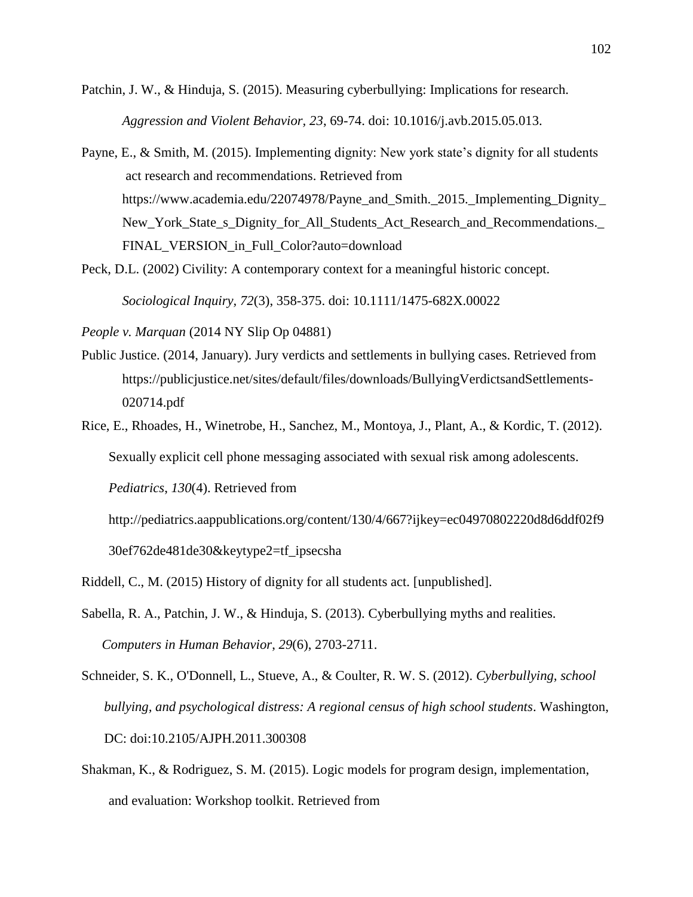Patchin, J. W., & Hinduja, S. (2015). Measuring cyberbullying: Implications for research. *Aggression and Violent Behavior, 23*, 69-74. doi: 10.1016/j.avb.2015.05.013.

Payne, E., & Smith, M. (2015). Implementing dignity: New york state's dignity for all students act research and recommendations. Retrieved from https://www.academia.edu/22074978/Payne_and_Smith._2015._Implementing_Dignity_New_York_State_s_Dignity_for_All_Students_Act_Research_and_Recommendations._FINAL_VERSION_in_Full_Color?auto=download

Peck, D.L. (2002) Civility: A contemporary context for a meaningful historic concept. *Sociological Inquiry, 72*(3), 358-375. doi: 10.1111/1475-682X.00022

*People v. Marquan* (2014 NY Slip Op 04881)

Public Justice. (2014, January). Jury verdicts and settlements in bullying cases. Retrieved from https://publicjustice.net/sites/default/files/downloads/BullyingVerdictsandSettlements-020714.pdf

Rice, E., Rhoades, H., Winetrobe, H., Sanchez, M., Montoya, J., Plant, A., & Kordic, T. (2012). Sexually explicit cell phone messaging associated with sexual risk among adolescents. *Pediatrics*, *130*(4). Retrieved from http://pediatrics.aappublications.org/content/130/4/667?ijkey=ec04970802220d8d6ddf02f930ef762de481de30&keytype2=tf_ipsecsha

Riddell, C., M. (2015) History of dignity for all students act. [unpublished].

Sabella, R. A., Patchin, J. W., & Hinduja, S. (2013). Cyberbullying myths and realities. *Computers in Human Behavior*, *29*(6), 2703-2711.

Schneider, S. K., O'Donnell, L., Stueve, A., & Coulter, R. W. S. (2012). *Cyberbullying, school bullying, and psychological distress: A regional census of high school students*. Washington, DC: doi:10.2105/AJPH.2011.300308

Shakman, K., & Rodriguez, S. M. (2015). Logic models for program design, implementation, and evaluation: Workshop toolkit. Retrieved from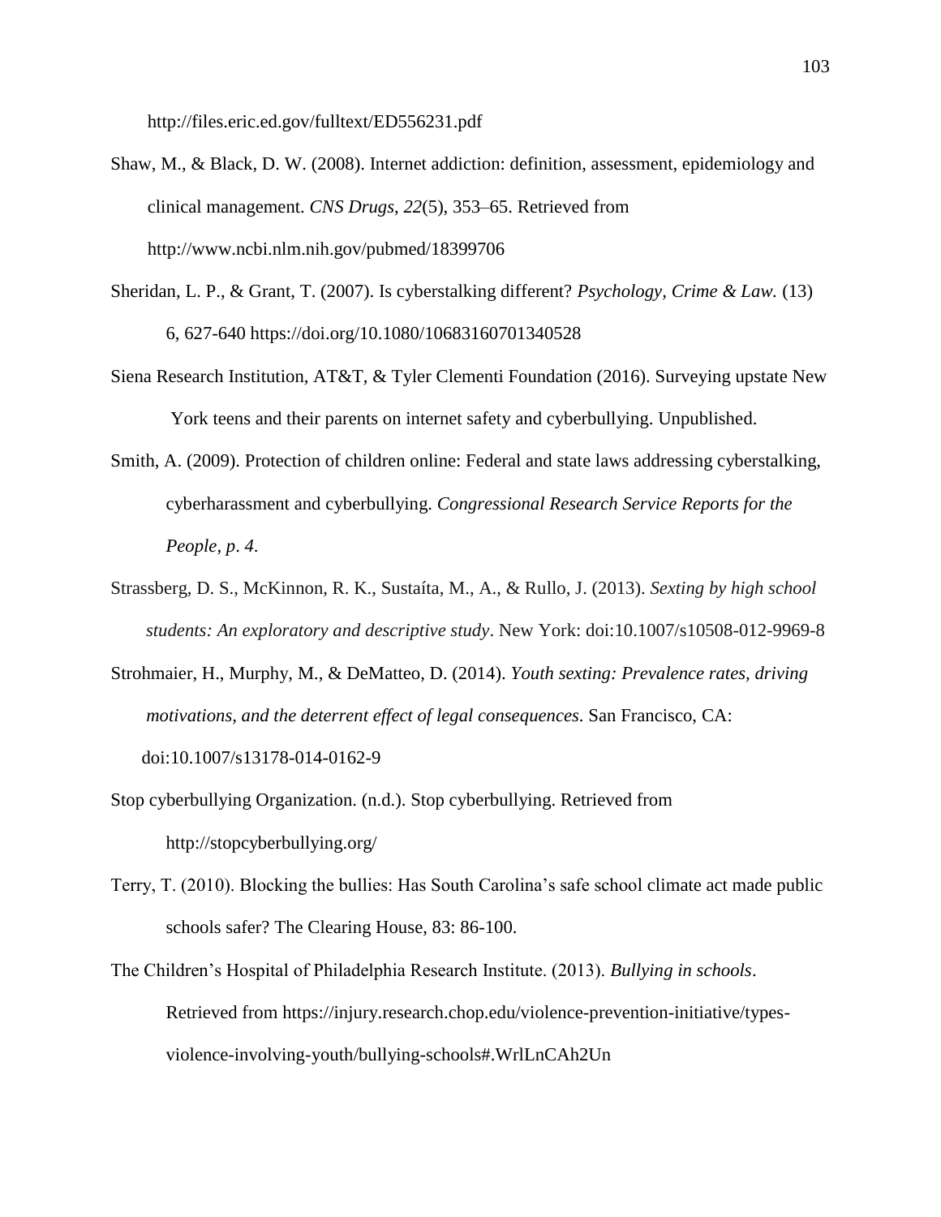http://files.eric.ed.gov/fulltext/ED556231.pdf

Shaw, M., & Black, D. W. (2008). Internet addiction: definition, assessment, epidemiology and clinical management. *CNS Drugs*, *22*(5), 353–65. Retrieved from http://www.ncbi.nlm.nih.gov/pubmed/18399706

Sheridan, L. P., & Grant, T. (2007). Is cyberstalking different? *Psychology, Crime & Law.* (13) 6, 627-640 https://doi.org/10.1080/10683160701340528

Siena Research Institution, AT&T, & Tyler Clementi Foundation (2016). Surveying upstate New York teens and their parents on internet safety and cyberbullying. Unpublished.

Smith, A. (2009). Protection of children online: Federal and state laws addressing cyberstalking, cyberharassment and cyberbullying. *Congressional Research Service Reports for the People, p. 4*.

Strassberg, D. S., McKinnon, R. K., Sustaíta, M., A., & Rullo, J. (2013). *Sexting by high school students: An exploratory and descriptive study*. New York: doi:10.1007/s10508-012-9969-8

Strohmaier, H., Murphy, M., & DeMatteo, D. (2014). *Youth sexting: Prevalence rates, driving motivations, and the deterrent effect of legal consequences*. San Francisco, CA: doi:10.1007/s13178-014-0162-9

Stop cyberbullying Organization. (n.d.). Stop cyberbullying. Retrieved from http://stopcyberbullying.org/

Terry, T. (2010). Blocking the bullies: Has South Carolina's safe school climate act made public schools safer? The Clearing House, 83: 86-100.

The Children's Hospital of Philadelphia Research Institute. (2013). *Bullying in schools*. Retrieved from https://injury.research.chop.edu/violence-prevention-initiative/types-violence-involving-youth/bullying-schools#.WrlLnCAh2Un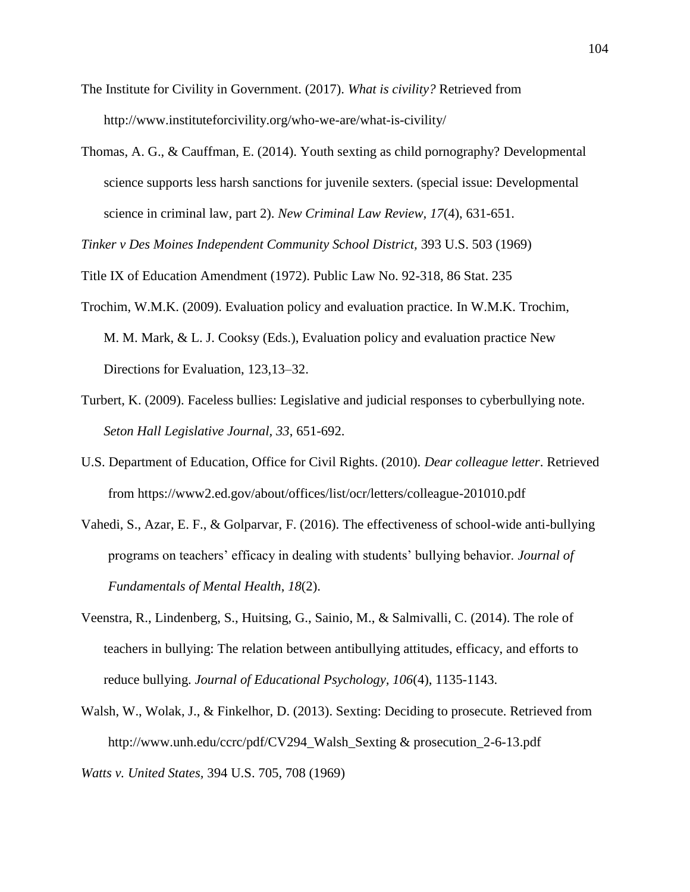The Institute for Civility in Government. (2017). *What is civility?* Retrieved from http://www.instituteforcivility.org/who-we-are/what-is-civility/

Thomas, A. G., & Cauffman, E. (2014). Youth sexting as child pornography? Developmental science supports less harsh sanctions for juvenile sexters. (special issue: Developmental science in criminal law, part 2). *New Criminal Law Review, 17*(4), 631-651.

*Tinker v Des Moines Independent Community School District*, 393 U.S. 503 (1969)

Title IX of Education Amendment (1972). Public Law No. 92-318, 86 Stat. 235

Trochim, W.M.K. (2009). Evaluation policy and evaluation practice. In W.M.K. Trochim, M. M. Mark, & L. J. Cooksy (Eds.), Evaluation policy and evaluation practice New Directions for Evaluation, 123,13–32.

Turbert, K. (2009). Faceless bullies: Legislative and judicial responses to cyberbullying note. *Seton Hall Legislative Journal*, *33*, 651-692.

U.S. Department of Education, Office for Civil Rights. (2010). *Dear colleague letter*. Retrieved from https://www2.ed.gov/about/offices/list/ocr/letters/colleague-201010.pdf

Vahedi, S., Azar, E. F., & Golparvar, F. (2016). The effectiveness of school-wide anti-bullying programs on teachers' efficacy in dealing with students' bullying behavior. *Journal of Fundamentals of Mental Health*, *18*(2).

Veenstra, R., Lindenberg, S., Huitsing, G., Sainio, M., & Salmivalli, C. (2014). The role of teachers in bullying: The relation between antibullying attitudes, efficacy, and efforts to reduce bullying. *Journal of Educational Psychology, 106*(4), 1135-1143.

Walsh, W., Wolak, J., & Finkelhor, D. (2013). Sexting: Deciding to prosecute. Retrieved from http://www.unh.edu/ccrc/pdf/CV294_Walsh_Sexting & prosecution_2-6-13.pdf

*Watts v. United States*, 394 U.S. 705, 708 (1969)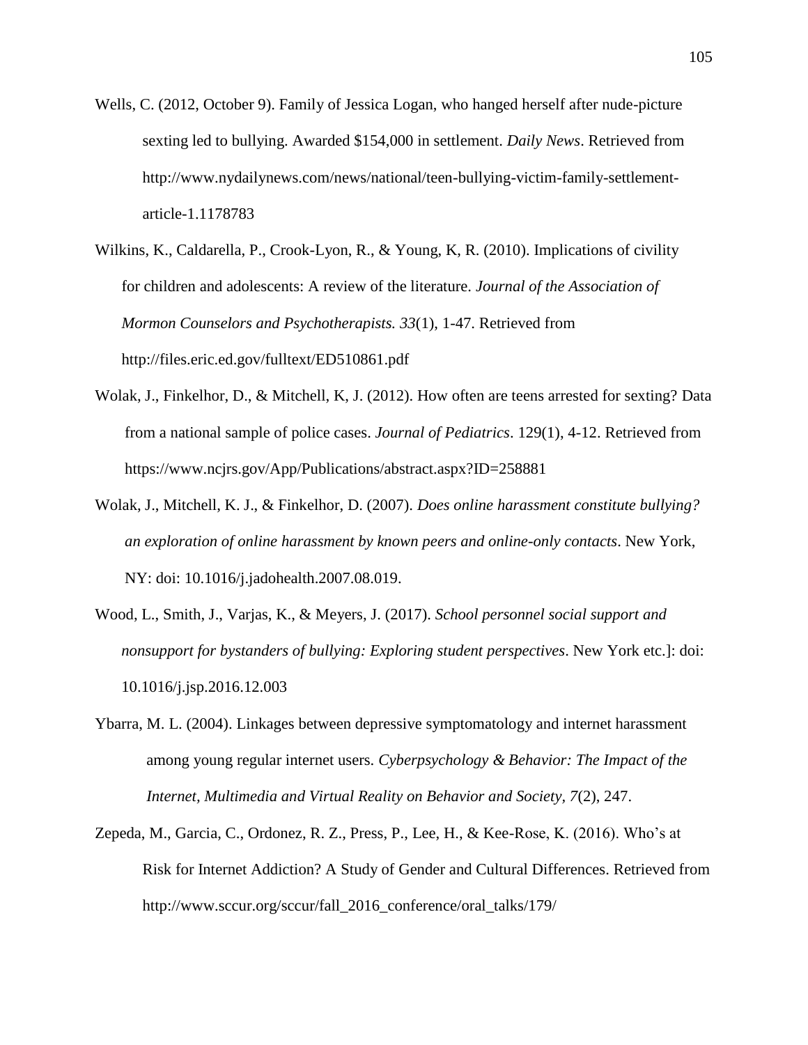Wells, C. (2012, October 9). Family of Jessica Logan, who hanged herself after nude-picture sexting led to bullying. Awarded $154,000 in settlement. *Daily News*. Retrieved from http://www.nydailynews.com/news/national/teen-bullying-victim-family-settlement-article-1.1178783

Wilkins, K., Caldarella, P., Crook-Lyon, R., & Young, K, R. (2010). Implications of civility for children and adolescents: A review of the literature. *Journal of the Association of Mormon Counselors and Psychotherapists. 33*(1), 1-47. Retrieved from http://files.eric.ed.gov/fulltext/ED510861.pdf

Wolak, J., Finkelhor, D., & Mitchell, K, J. (2012). How often are teens arrested for sexting? Data from a national sample of police cases. *Journal of Pediatrics*. 129(1), 4-12. Retrieved from https://www.ncjrs.gov/App/Publications/abstract.aspx?ID=258881

Wolak, J., Mitchell, K. J., & Finkelhor, D. (2007). *Does online harassment constitute bullying? an exploration of online harassment by known peers and online-only contacts*. New York, NY: doi: 10.1016/j.jadohealth.2007.08.019.

Wood, L., Smith, J., Varjas, K., & Meyers, J. (2017). *School personnel social support and nonsupport for bystanders of bullying: Exploring student perspectives*. New York etc.]: doi: 10.1016/j.jsp.2016.12.003

Ybarra, M. L. (2004). Linkages between depressive symptomatology and internet harassment among young regular internet users. *Cyberpsychology & Behavior: The Impact of the Internet, Multimedia and Virtual Reality on Behavior and Society*, *7*(2), 247.

Zepeda, M., Garcia, C., Ordonez, R. Z., Press, P., Lee, H., & Kee-Rose, K. (2016). Who's at Risk for Internet Addiction? A Study of Gender and Cultural Differences. Retrieved from http://www.sccur.org/sccur/fall_2016_conference/oral_talks/179/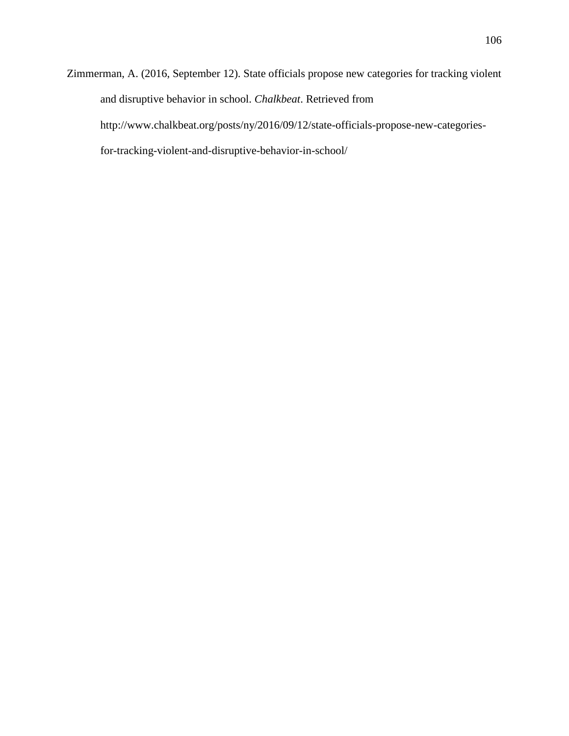Zimmerman, A. (2016, September 12). State officials propose new categories for tracking violent and disruptive behavior in school. *Chalkbeat*. Retrieved from http://www.chalkbeat.org/posts/ny/2016/09/12/state-officials-propose-new-categories-for-tracking-violent-and-disruptive-behavior-in-school/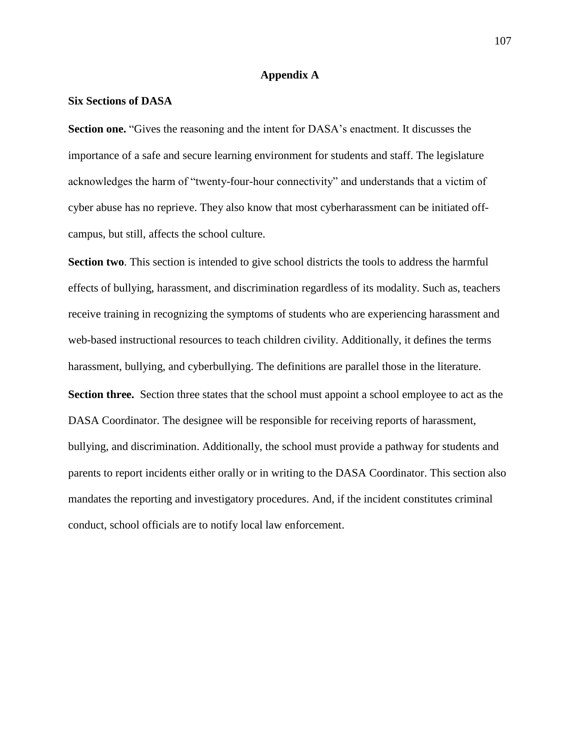# Appendix A

**Six Sections of DASA**

**Section one.** "Gives the reasoning and the intent for DASA's enactment. It discusses the importance of a safe and secure learning environment for students and staff. The legislature acknowledges the harm of "twenty-four-hour connectivity" and understands that a victim of cyber abuse has no reprieve. They also know that most cyberharassment can be initiated off-campus, but still, affects the school culture.

**Section two**. This section is intended to give school districts the tools to address the harmful effects of bullying, harassment, and discrimination regardless of its modality. Such as, teachers receive training in recognizing the symptoms of students who are experiencing harassment and web-based instructional resources to teach children civility. Additionally, it defines the terms harassment, bullying, and cyberbullying. The definitions are parallel those in the literature.

**Section three.** Section three states that the school must appoint a school employee to act as the DASA Coordinator. The designee will be responsible for receiving reports of harassment, bullying, and discrimination. Additionally, the school must provide a pathway for students and parents to report incidents either orally or in writing to the DASA Coordinator. This section also mandates the reporting and investigatory procedures. And, if the incident constitutes criminal conduct, school officials are to notify local law enforcement.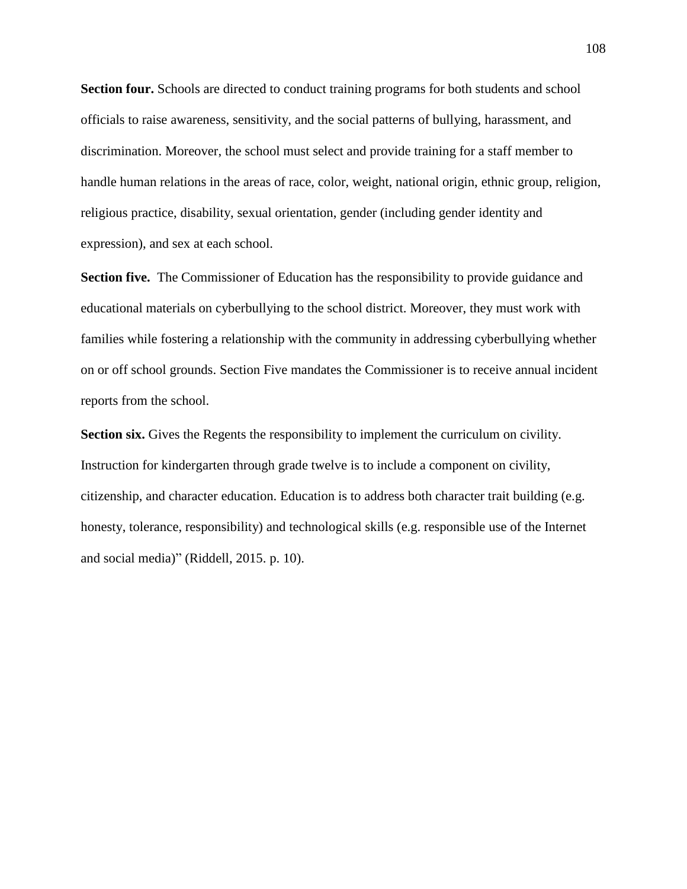**Section four.** Schools are directed to conduct training programs for both students and school officials to raise awareness, sensitivity, and the social patterns of bullying, harassment, and discrimination. Moreover, the school must select and provide training for a staff member to handle human relations in the areas of race, color, weight, national origin, ethnic group, religion, religious practice, disability, sexual orientation, gender (including gender identity and expression), and sex at each school.

**Section five.** The Commissioner of Education has the responsibility to provide guidance and educational materials on cyberbullying to the school district. Moreover, they must work with families while fostering a relationship with the community in addressing cyberbullying whether on or off school grounds. Section Five mandates the Commissioner is to receive annual incident reports from the school.

**Section six.** Gives the Regents the responsibility to implement the curriculum on civility. Instruction for kindergarten through grade twelve is to include a component on civility, citizenship, and character education. Education is to address both character trait building (e.g. honesty, tolerance, responsibility) and technological skills (e.g. responsible use of the Internet and social media)" (Riddell, 2015. p. 10).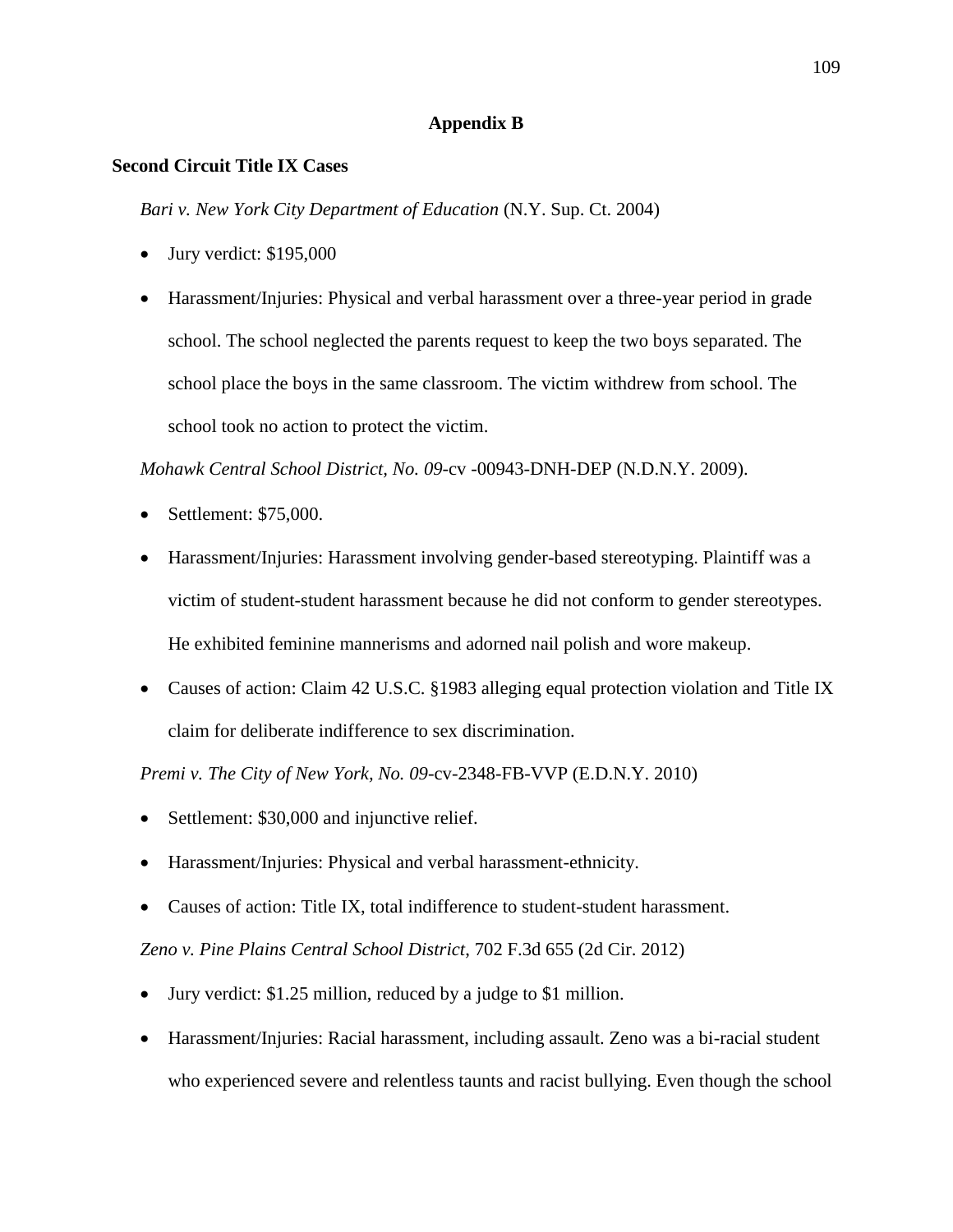# Appendix B

## Second Circuit Title IX Cases

*Bari v. New York City Department of Education* (N.Y. Sup. Ct. 2004)

- Jury verdict: $195,000
- Harassment/Injuries: Physical and verbal harassment over a three-year period in grade school. The school neglected the parents request to keep the two boys separated. The school place the boys in the same classroom. The victim withdrew from school. The school took no action to protect the victim.

*Mohawk Central School District, No. 09*-cv -00943-DNH-DEP (N.D.N.Y. 2009).

- Settlement: $75,000.
- Harassment/Injuries: Harassment involving gender-based stereotyping. Plaintiff was a victim of student-student harassment because he did not conform to gender stereotypes. He exhibited feminine mannerisms and adorned nail polish and wore makeup.
- Causes of action: Claim 42 U.S.C. §1983 alleging equal protection violation and Title IX claim for deliberate indifference to sex discrimination.

*Premi v. The City of New York, No. 09*-cv-2348-FB-VVP (E.D.N.Y. 2010)

- Settlement: $30,000 and injunctive relief.
- Harassment/Injuries: Physical and verbal harassment-ethnicity.
- Causes of action: Title IX, total indifference to student-student harassment.

*Zeno v. Pine Plains Central School District*, 702 F.3d 655 (2d Cir. 2012)

- Jury verdict: $1.25 million, reduced by a judge to $1 million.
- Harassment/Injuries: Racial harassment, including assault. Zeno was a bi-racial student who experienced severe and relentless taunts and racist bullying. Even though the school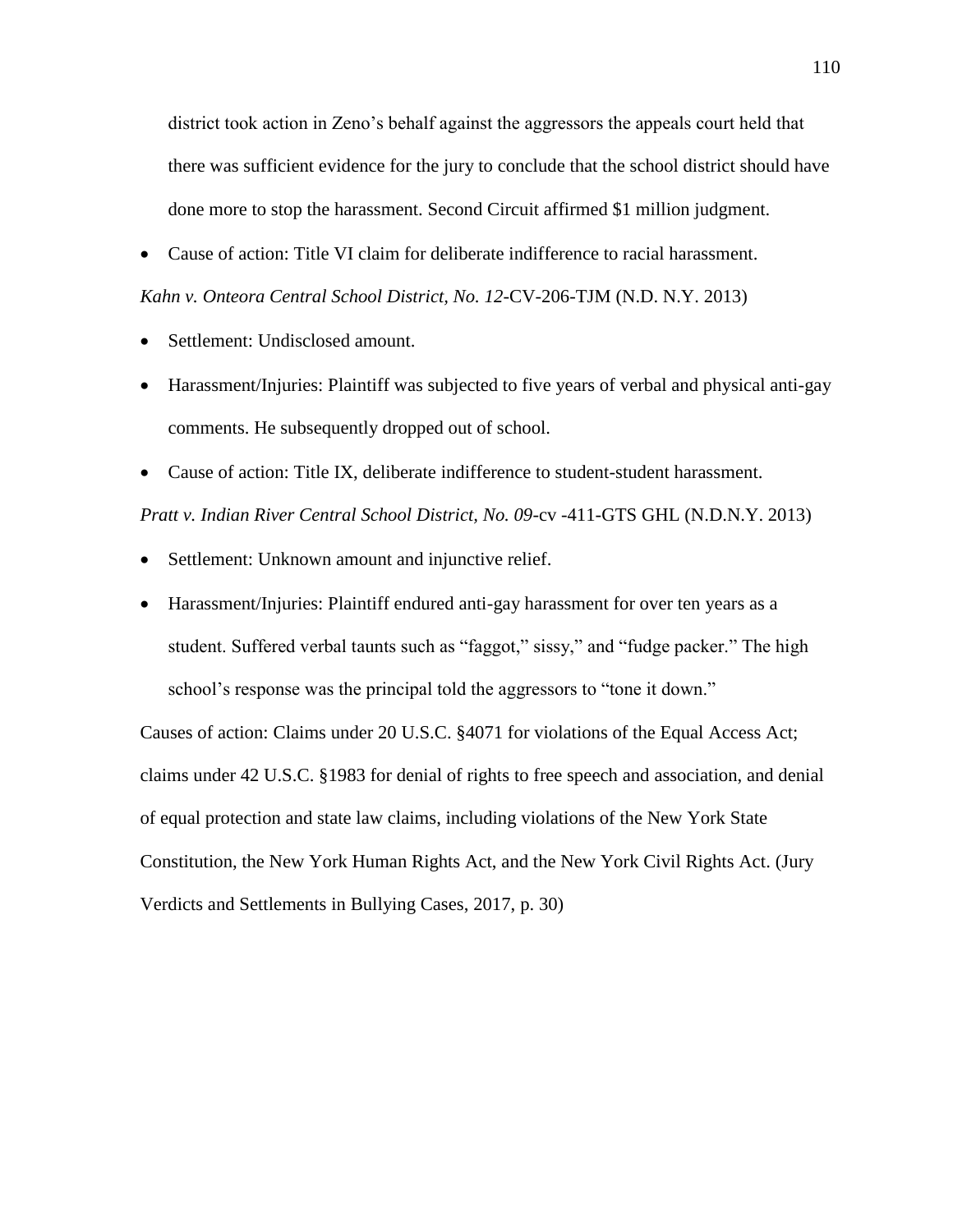district took action in Zeno's behalf against the aggressors the appeals court held that there was sufficient evidence for the jury to conclude that the school district should have done more to stop the harassment. Second Circuit affirmed $1 million judgment.

- Cause of action: Title VI claim for deliberate indifference to racial harassment.

*Kahn v. Onteora Central School District, No. 12*-CV-206-TJM (N.D. N.Y. 2013)

- Settlement: Undisclosed amount.
- Harassment/Injuries: Plaintiff was subjected to five years of verbal and physical anti-gay comments. He subsequently dropped out of school.
- Cause of action: Title IX, deliberate indifference to student-student harassment.

*Pratt v. Indian River Central School District, No. 09*-cv -411-GTS GHL (N.D.N.Y. 2013)

- Settlement: Unknown amount and injunctive relief.
- Harassment/Injuries: Plaintiff endured anti-gay harassment for over ten years as a student. Suffered verbal taunts such as "faggot," sissy," and "fudge packer." The high school's response was the principal told the aggressors to "tone it down."

Causes of action: Claims under 20 U.S.C. §4071 for violations of the Equal Access Act; claims under 42 U.S.C. §1983 for denial of rights to free speech and association, and denial of equal protection and state law claims, including violations of the New York State Constitution, the New York Human Rights Act, and the New York Civil Rights Act. (Jury Verdicts and Settlements in Bullying Cases, 2017, p. 30)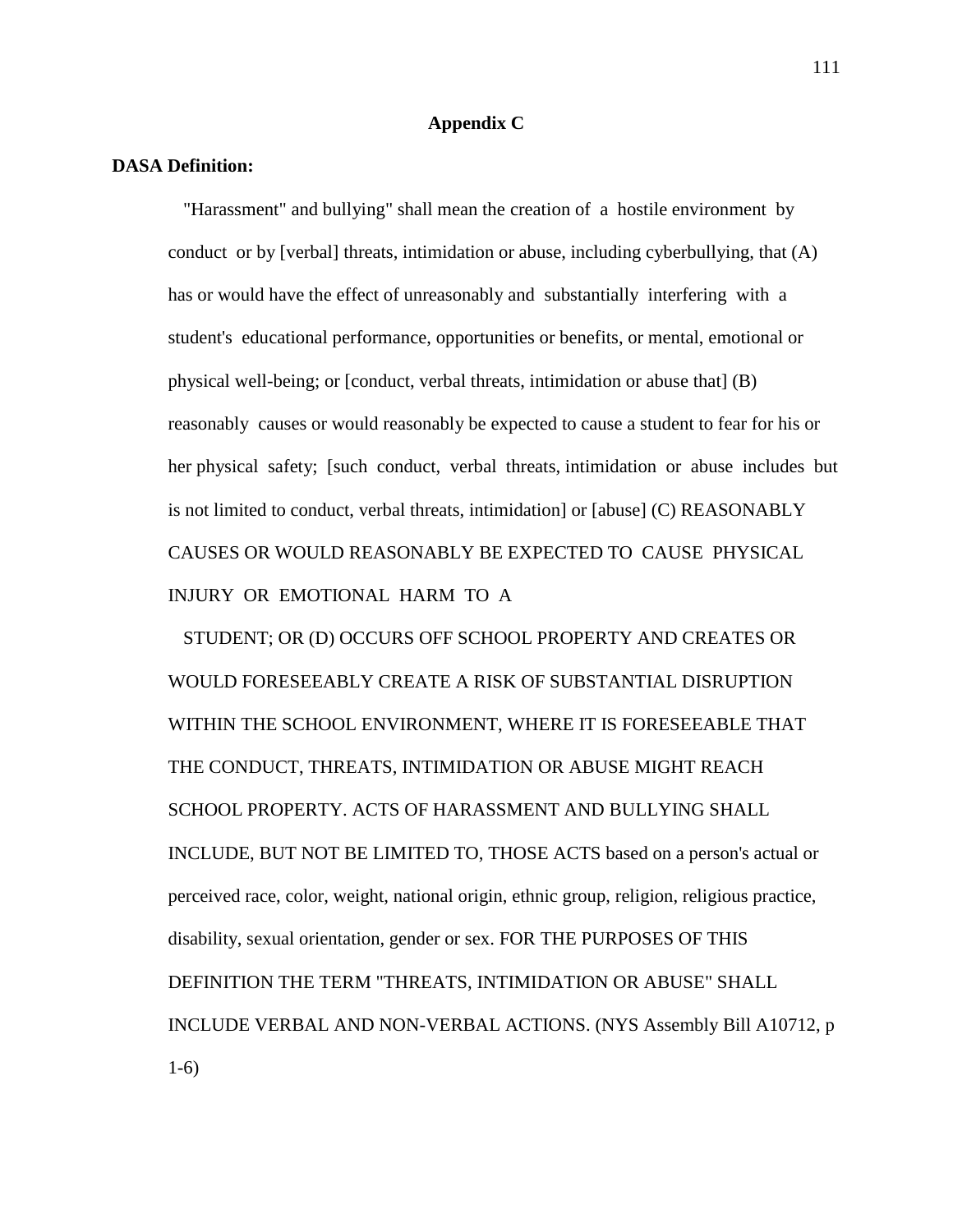## Appendix C

**DASA Definition:**

"Harassment" and bullying" shall mean the creation of a hostile environment by conduct or by [verbal] threats, intimidation or abuse, including cyberbullying, that (A) has or would have the effect of unreasonably and substantially interfering with a student's educational performance, opportunities or benefits, or mental, emotional or physical well-being; or [conduct, verbal threats, intimidation or abuse that] (B) reasonably causes or would reasonably be expected to cause a student to fear for his or her physical safety; [such conduct, verbal threats, intimidation or abuse includes but is not limited to conduct, verbal threats, intimidation] or [abuse] (C) REASONABLY CAUSES OR WOULD REASONABLY BE EXPECTED TO CAUSE PHYSICAL INJURY OR EMOTIONAL HARM TO A

STUDENT; OR (D) OCCURS OFF SCHOOL PROPERTY AND CREATES OR WOULD FORESEEABLY CREATE A RISK OF SUBSTANTIAL DISRUPTION WITHIN THE SCHOOL ENVIRONMENT, WHERE IT IS FORESEEABLE THAT THE CONDUCT, THREATS, INTIMIDATION OR ABUSE MIGHT REACH SCHOOL PROPERTY. ACTS OF HARASSMENT AND BULLYING SHALL INCLUDE, BUT NOT BE LIMITED TO, THOSE ACTS based on a person's actual or perceived race, color, weight, national origin, ethnic group, religion, religious practice, disability, sexual orientation, gender or sex. FOR THE PURPOSES OF THIS DEFINITION THE TERM "THREATS, INTIMIDATION OR ABUSE" SHALL INCLUDE VERBAL AND NON-VERBAL ACTIONS. (NYS Assembly Bill A10712, p 1-6)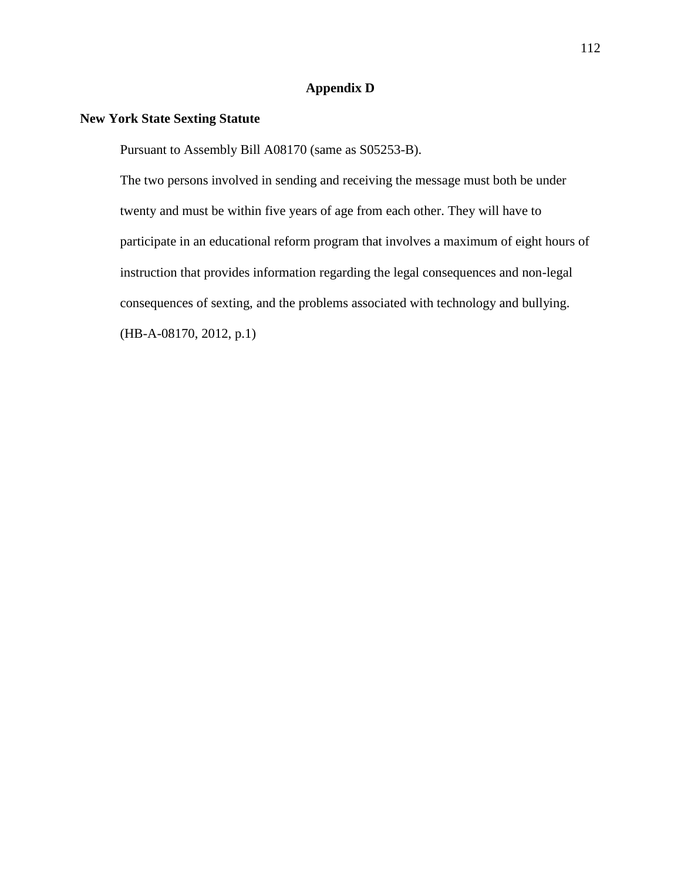# Appendix D

## New York State Sexting Statute

Pursuant to Assembly Bill A08170 (same as S05253-B).

The two persons involved in sending and receiving the message must both be under twenty and must be within five years of age from each other. They will have to participate in an educational reform program that involves a maximum of eight hours of instruction that provides information regarding the legal consequences and non-legal consequences of sexting, and the problems associated with technology and bullying. (HB-A-08170, 2012, p.1)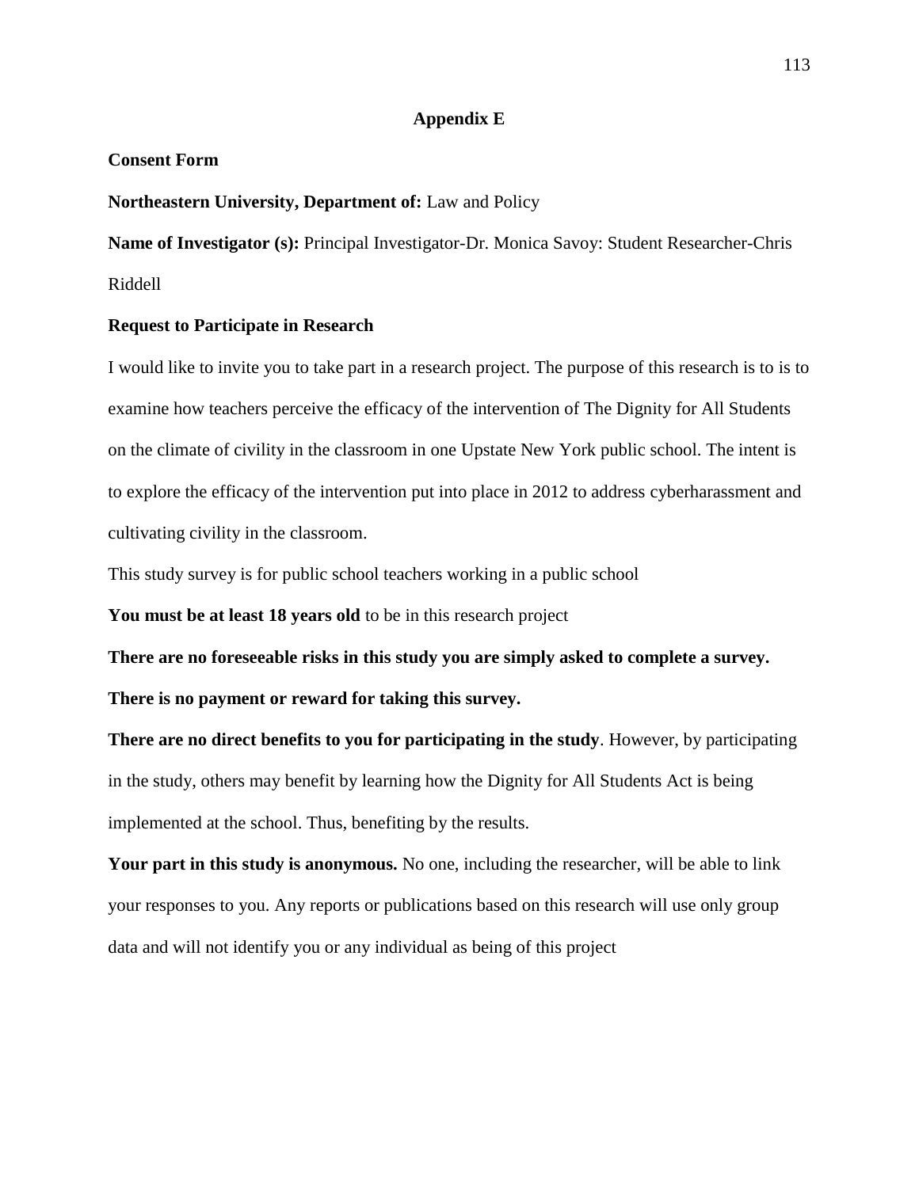# Appendix E

**Consent Form**

**Northeastern University, Department of:** Law and Policy

**Name of Investigator (s):** Principal Investigator-Dr. Monica Savoy: Student Researcher-Chris Riddell

**Request to Participate in Research**

I would like to invite you to take part in a research project. The purpose of this research is to is to examine how teachers perceive the efficacy of the intervention of The Dignity for All Students on the climate of civility in the classroom in one Upstate New York public school. The intent is to explore the efficacy of the intervention put into place in 2012 to address cyberharassment and cultivating civility in the classroom.

This study survey is for public school teachers working in a public school

**You must be at least 18 years old** to be in this research project

**There are no foreseeable risks in this study you are simply asked to complete a survey.**

**There is no payment or reward for taking this survey.**

**There are no direct benefits to you for participating in the study**. However, by participating in the study, others may benefit by learning how the Dignity for All Students Act is being implemented at the school. Thus, benefiting by the results.

**Your part in this study is anonymous.** No one, including the researcher, will be able to link your responses to you. Any reports or publications based on this research will use only group data and will not identify you or any individual as being of this project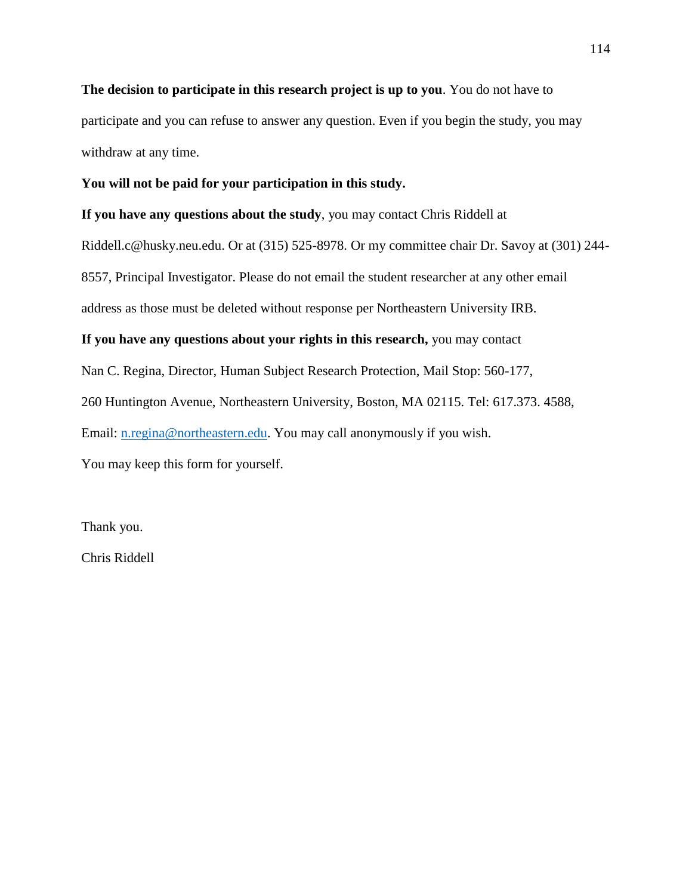**The decision to participate in this research project is up to you**. You do not have to participate and you can refuse to answer any question. Even if you begin the study, you may withdraw at any time.

**You will not be paid for your participation in this study.**

**If you have any questions about the study**, you may contact Chris Riddell at Riddell.c@husky.neu.edu. Or at (315) 525-8978. Or my committee chair Dr. Savoy at (301) 244-8557, Principal Investigator. Please do not email the student researcher at any other email address as those must be deleted without response per Northeastern University IRB.

**If you have any questions about your rights in this research,** you may contact Nan C. Regina, Director, Human Subject Research Protection, Mail Stop: 560-177, 260 Huntington Avenue, Northeastern University, Boston, MA 02115. Tel: 617.373. 4588, Email: n.regina@northeastern.edu. You may call anonymously if you wish.

You may keep this form for yourself.

Thank you.

Chris Riddell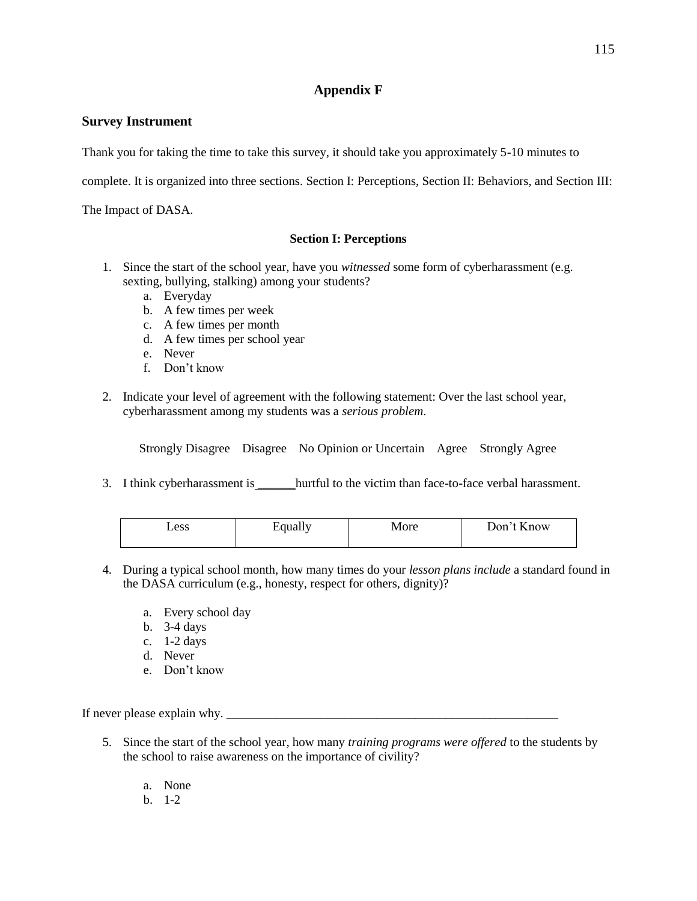# Appendix F

## Survey Instrument

Thank you for taking the time to take this survey, it should take you approximately 5-10 minutes to complete. It is organized into three sections. Section I: Perceptions, Section II: Behaviors, and Section III: The Impact of DASA.

### Section I: Perceptions

1. Since the start of the school year, have you *witnessed* some form of cyberharassment (e.g. sexting, bullying, stalking) among your students?
   a. Everyday
   b. A few times per week
   c. A few times per month
   d. A few times per school year
   e. Never
   f. Don't know

2. Indicate your level of agreement with the following statement: Over the last school year, cyberharassment among my students was a *serious problem*.

   Strongly Disagree    Disagree    No Opinion or Uncertain    Agree    Strongly Agree

3. I think cyberharassment is ______ hurtful to the victim than face-to-face verbal harassment.

| Less | Equally | More | Don't Know |
|---|---|---|---|

4. During a typical school month, how many times do your *lesson plans include* a standard found in the DASA curriculum (e.g., honesty, respect for others, dignity)?

   a. Every school day
   b. 3-4 days
   c. 1-2 days
   d. Never
   e. Don't know

If never please explain why. ________________________________________________________

5. Since the start of the school year, how many *training programs were offered* to the students by the school to raise awareness on the importance of civility?

   a. None
   b. 1-2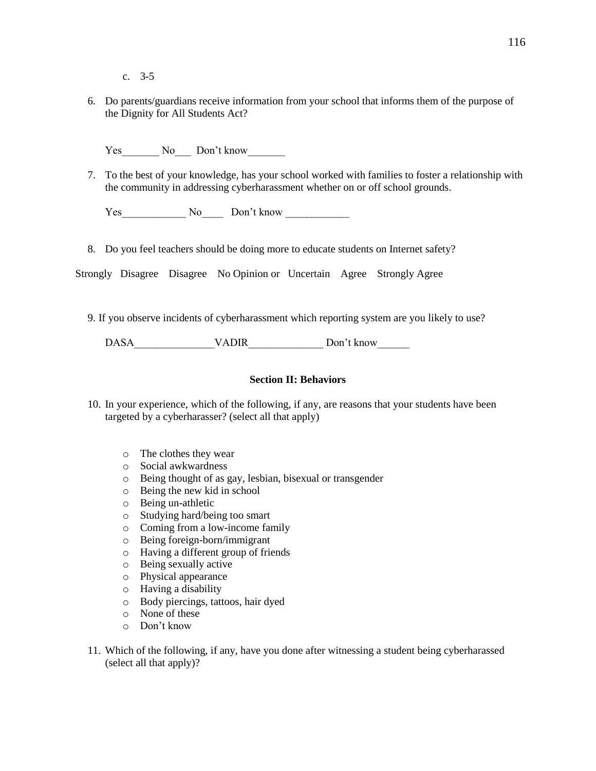c. 3-5

6. Do parents/guardians receive information from your school that informs them of the purpose of the Dignity for All Students Act?

   Yes_______ No___ Don't know_______

7. To the best of your knowledge, has your school worked with families to foster a relationship with the community in addressing cyberharassment whether on or off school grounds.

   Yes____________ No____ Don't know ____________

8. Do you feel teachers should be doing more to educate students on Internet safety?

Strongly Disagree   Disagree   No Opinion or Uncertain   Agree   Strongly Agree

9. If you observe incidents of cyberharassment which reporting system are you likely to use?

   DASA_______________VADIR______________ Don't know______

**Section II: Behaviors**

10. In your experience, which of the following, if any, are reasons that your students have been targeted by a cyberharasser? (select all that apply)

    - The clothes they wear
    - Social awkwardness
    - Being thought of as gay, lesbian, bisexual or transgender
    - Being the new kid in school
    - Being un-athletic
    - Studying hard/being too smart
    - Coming from a low-income family
    - Being foreign-born/immigrant
    - Having a different group of friends
    - Being sexually active
    - Physical appearance
    - Having a disability
    - Body piercings, tattoos, hair dyed
    - None of these
    - Don't know

11. Which of the following, if any, have you done after witnessing a student being cyberharassed (select all that apply)?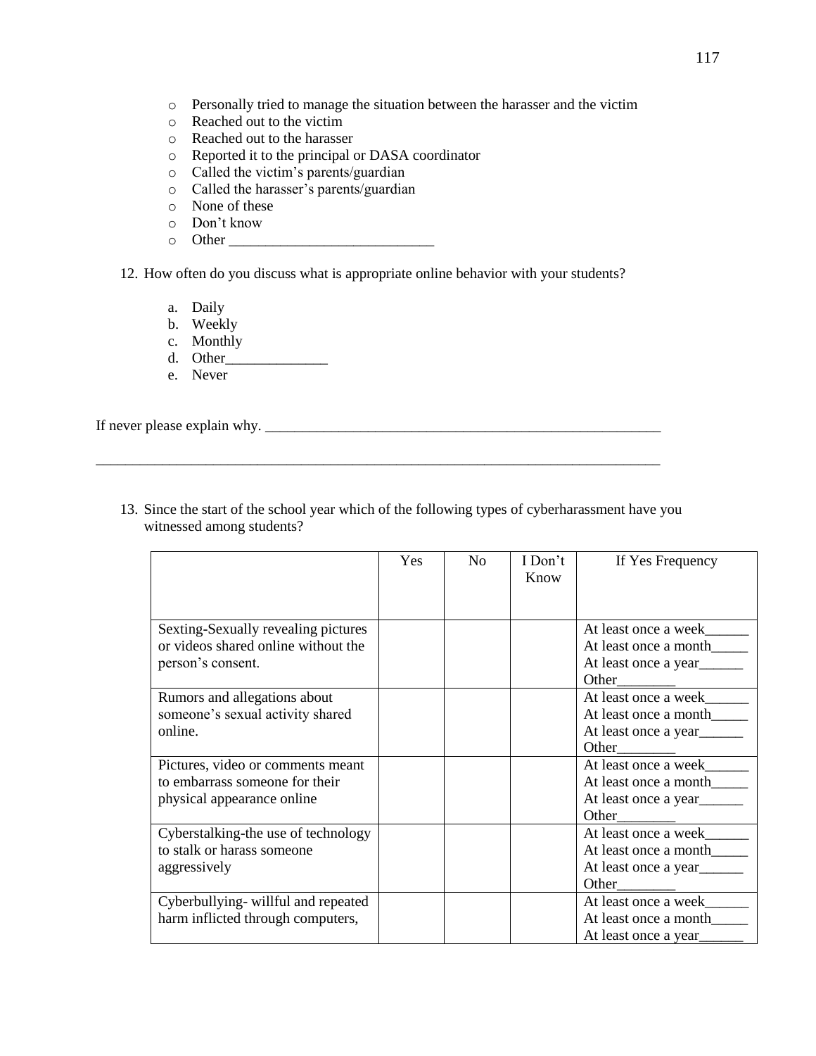- Personally tried to manage the situation between the harasser and the victim
- Reached out to the victim
- Reached out to the harasser
- Reported it to the principal or DASA coordinator
- Called the victim's parents/guardian
- Called the harasser's parents/guardian
- None of these
- Don't know
- Other ____________________________

12. How often do you discuss what is appropriate online behavior with your students?

    a. Daily
    b. Weekly
    c. Monthly
    d. Other______________
    e. Never

If never please explain why. _________________________________________________________

_________________________________________________________________________________

13. Since the start of the school year which of the following types of cyberharassment have you witnessed among students?

| | Yes | No | I Don't Know | If Yes Frequency |
|---|---|---|---|---|
| Sexting-Sexually revealing pictures or videos shared online without the person's consent. | | | | At least once a week______ At least once a month_____ At least once a year______ Other________ |
| Rumors and allegations about someone's sexual activity shared online. | | | | At least once a week______ At least once a month_____ At least once a year______ Other________ |
| Pictures, video or comments meant to embarrass someone for their physical appearance online | | | | At least once a week______ At least once a month_____ At least once a year______ Other________ |
| Cyberstalking-the use of technology to stalk or harass someone aggressively | | | | At least once a week______ At least once a month_____ At least once a year______ Other________ |
| Cyberbullying- willful and repeated harm inflicted through computers, | | | | At least once a week______ At least once a month_____ At least once a year______ |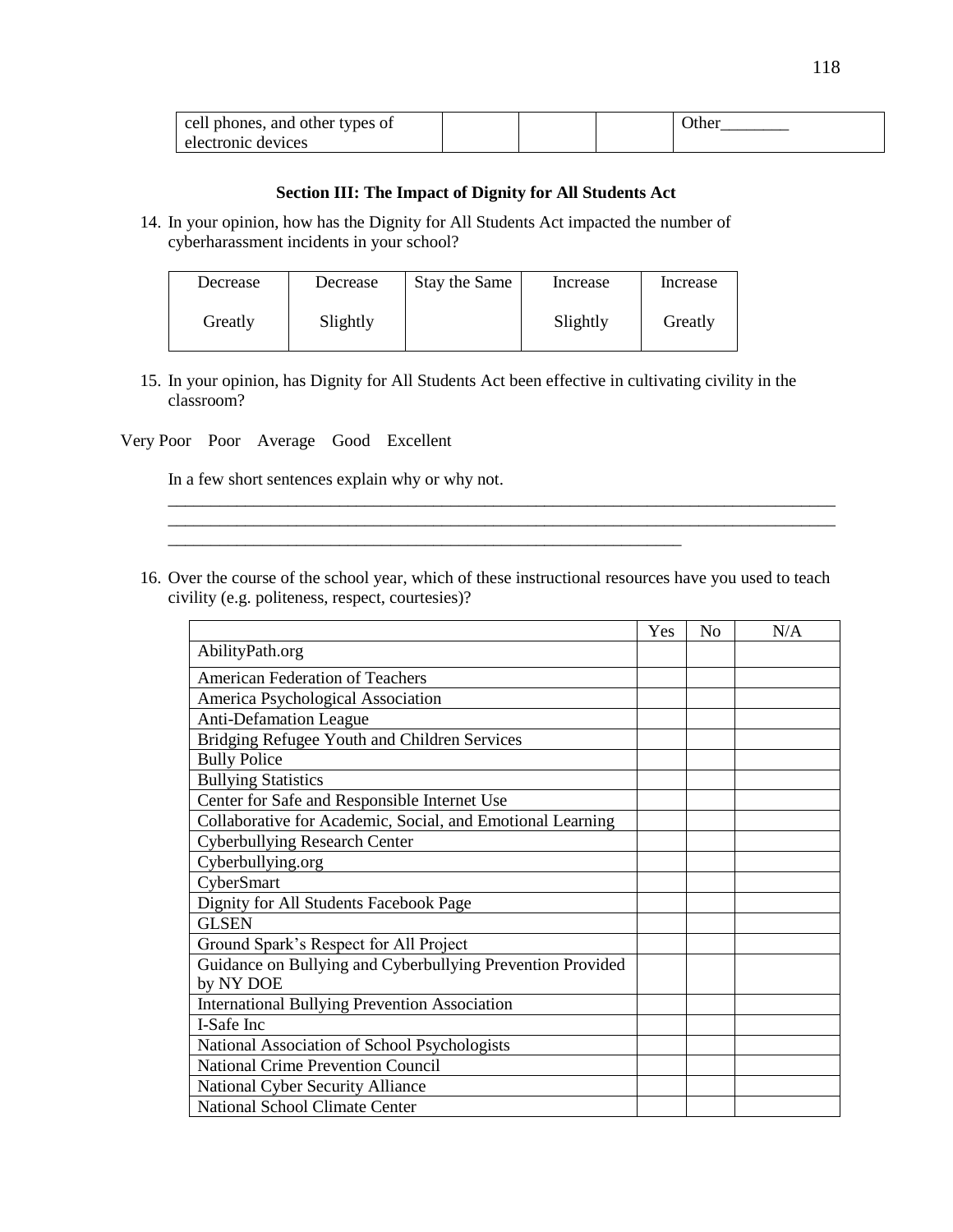| cell phones, and other types of electronic devices | | | | Other________ |
|---|---|---|---|---|

**Section III: The Impact of Dignity for All Students Act**

14. In your opinion, how has the Dignity for All Students Act impacted the number of cyberharassment incidents in your school?

| Decrease Greatly | Decrease Slightly | Stay the Same | Increase Slightly | Increase Greatly |
|---|---|---|---|---|
| | | | | |

15. In your opinion, has Dignity for All Students Act been effective in cultivating civility in the classroom?

Very Poor Poor Average Good Excellent

In a few short sentences explain why or why not.

________________________________________________________________________________
________________________________________________________________________________
______________________________________________________________

16. Over the course of the school year, which of these instructional resources have you used to teach civility (e.g. politeness, respect, courtesies)?

| | Yes | No | N/A |
|---|---|---|---|
| AbilityPath.org | | | |
| American Federation of Teachers | | | |
| America Psychological Association | | | |
| Anti-Defamation League | | | |
| Bridging Refugee Youth and Children Services | | | |
| Bully Police | | | |
| Bullying Statistics | | | |
| Center for Safe and Responsible Internet Use | | | |
| Collaborative for Academic, Social, and Emotional Learning | | | |
| Cyberbullying Research Center | | | |
| Cyberbullying.org | | | |
| CyberSmart | | | |
| Dignity for All Students Facebook Page | | | |
| GLSEN | | | |
| Ground Spark's Respect for All Project | | | |
| Guidance on Bullying and Cyberbullying Prevention Provided by NY DOE | | | |
| International Bullying Prevention Association | | | |
| I-Safe Inc | | | |
| National Association of School Psychologists | | | |
| National Crime Prevention Council | | | |
| National Cyber Security Alliance | | | |
| National School Climate Center | | | |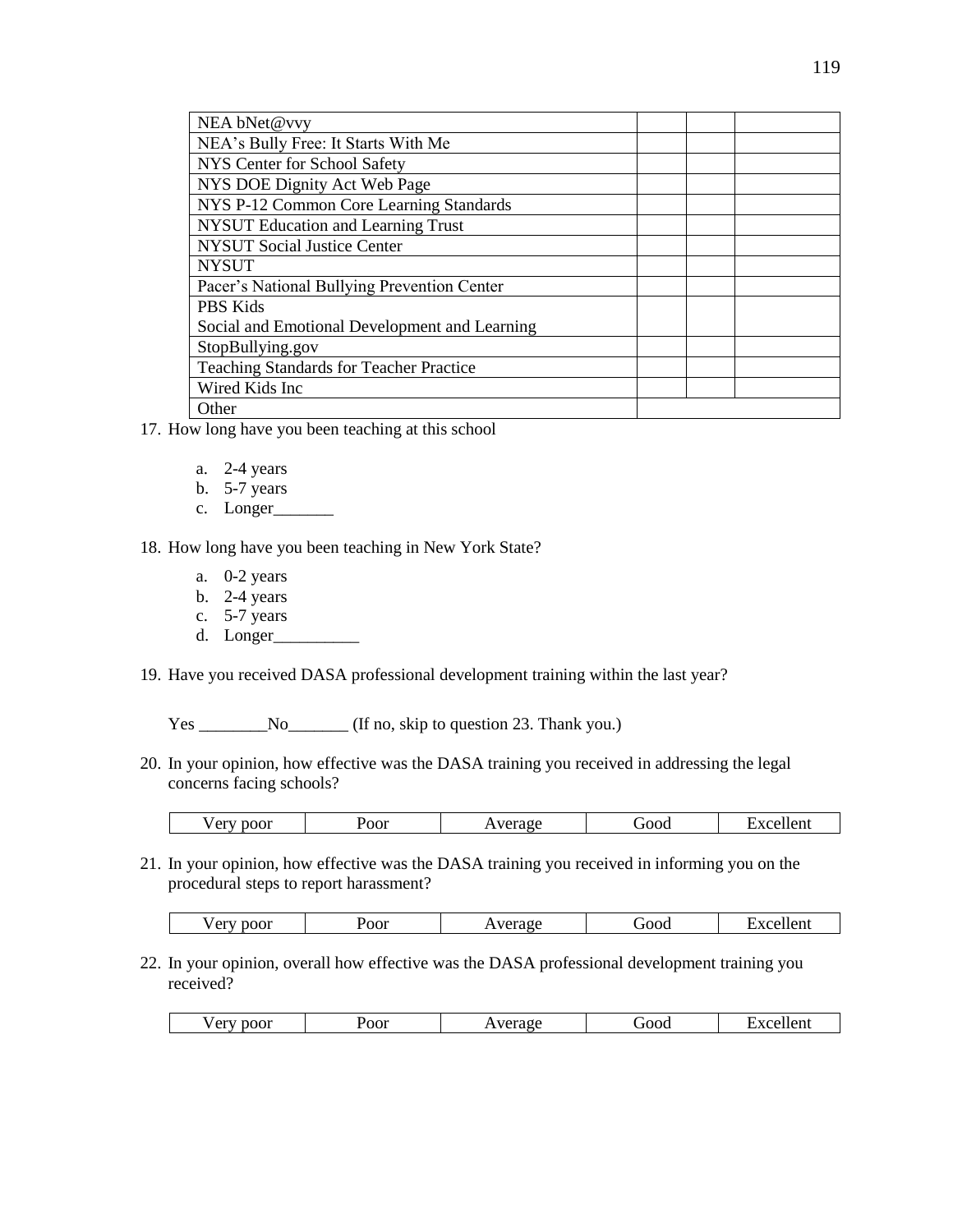| | | | |
|---|---|---|---|
| NEA bNet@vvy | | | |
| NEA's Bully Free: It Starts With Me | | | |
| NYS Center for School Safety | | | |
| NYS DOE Dignity Act Web Page | | | |
| NYS P-12 Common Core Learning Standards | | | |
| NYSUT Education and Learning Trust | | | |
| NYSUT Social Justice Center | | | |
| NYSUT | | | |
| Pacer's National Bullying Prevention Center | | | |
| PBS Kids<br>Social and Emotional Development and Learning | | | |
| StopBullying.gov | | | |
| Teaching Standards for Teacher Practice | | | |
| Wired Kids Inc | | | |
| Other | | | |

17. How long have you been teaching at this school

    a. 2-4 years
    b. 5-7 years
    c. Longer_______

18. How long have you been teaching in New York State?

    a. 0-2 years
    b. 2-4 years
    c. 5-7 years
    d. Longer__________

19. Have you received DASA professional development training within the last year?

    Yes ________No_______ (If no, skip to question 23. Thank you.)

20. In your opinion, how effective was the DASA training you received in addressing the legal concerns facing schools?

| Very poor | Poor | Average | Good | Excellent |
|---|---|---|---|---|

21. In your opinion, how effective was the DASA training you received in informing you on the procedural steps to report harassment?

| Very poor | Poor | Average | Good | Excellent |
|---|---|---|---|---|

22. In your opinion, overall how effective was the DASA professional development training you received?

| Very poor | Poor | Average | Good | Excellent |
|---|---|---|---|---|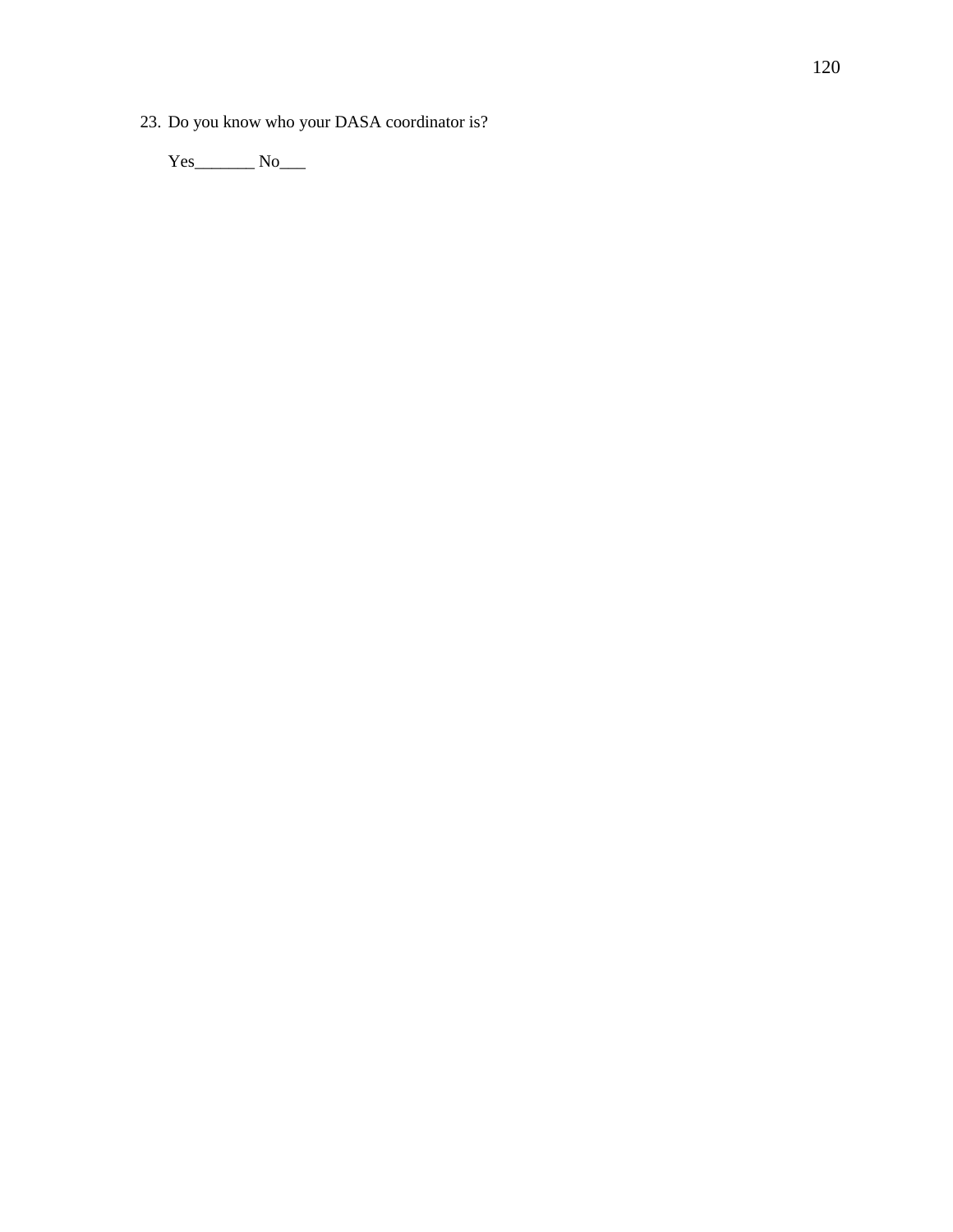23. Do you know who your DASA coordinator is?

    Yes_______ No___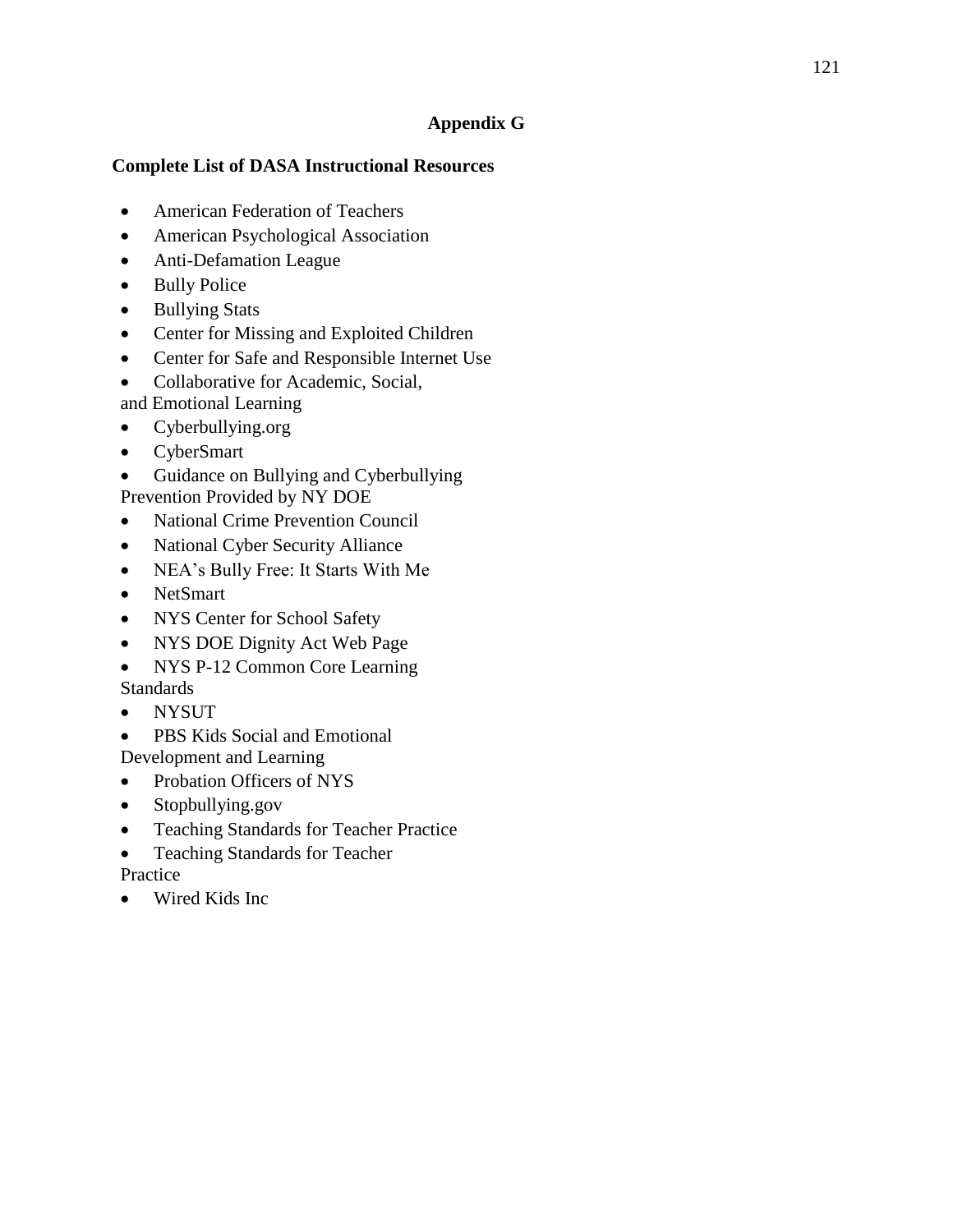# Appendix G

**Complete List of DASA Instructional Resources**

- American Federation of Teachers
- American Psychological Association
- Anti-Defamation League
- Bully Police
- Bullying Stats
- Center for Missing and Exploited Children
- Center for Safe and Responsible Internet Use
- Collaborative for Academic, Social, and Emotional Learning
- Cyberbullying.org
- CyberSmart
- Guidance on Bullying and Cyberbullying Prevention Provided by NY DOE
- National Crime Prevention Council
- National Cyber Security Alliance
- NEA's Bully Free: It Starts With Me
- NetSmart
- NYS Center for School Safety
- NYS DOE Dignity Act Web Page
- NYS P-12 Common Core Learning Standards
- NYSUT
- PBS Kids Social and Emotional Development and Learning
- Probation Officers of NYS
- Stopbullying.gov
- Teaching Standards for Teacher Practice
- Teaching Standards for Teacher Practice
- Wired Kids Inc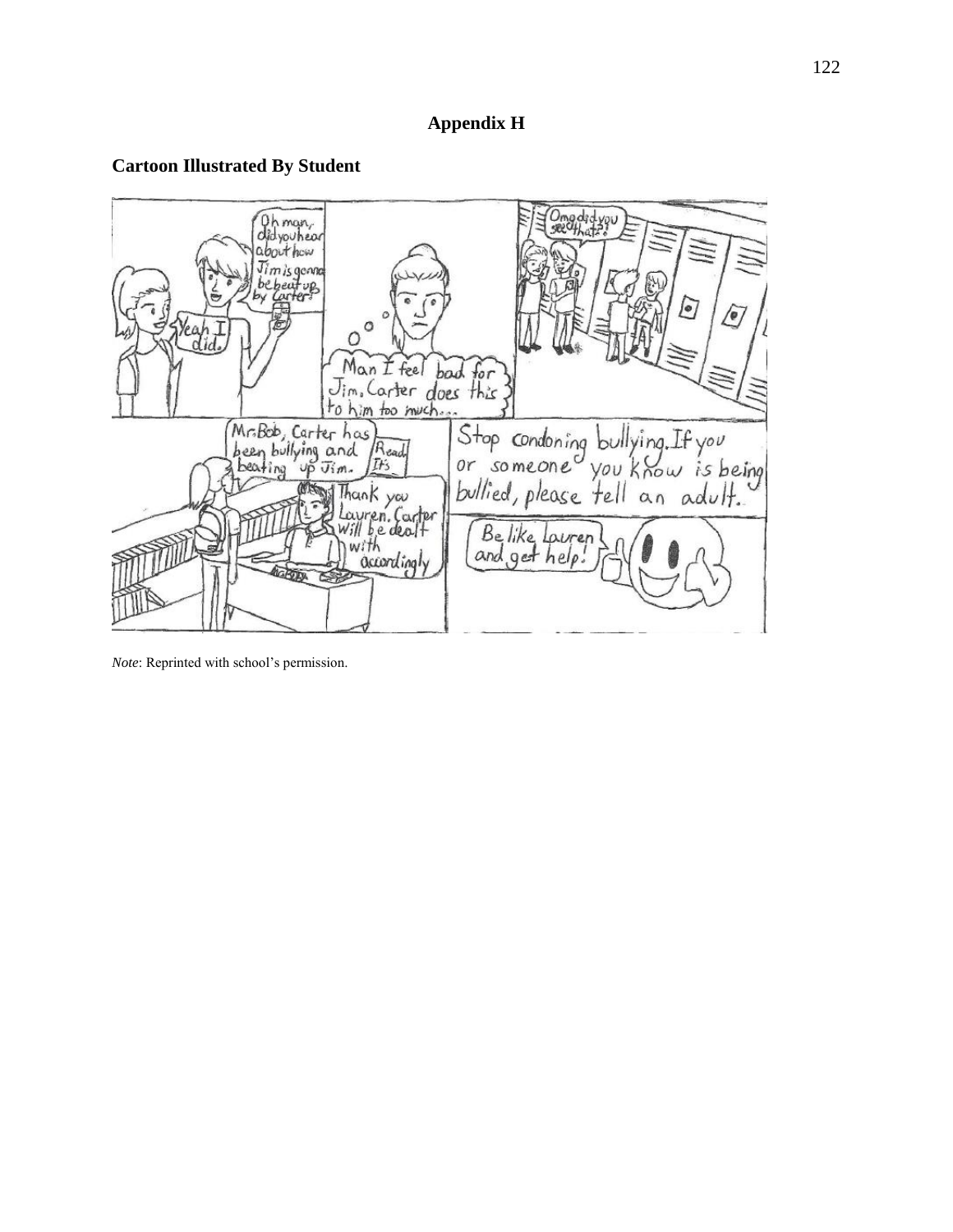# Appendix H

## Cartoon Illustrated By Student

*Note*: Reprinted with school's permission.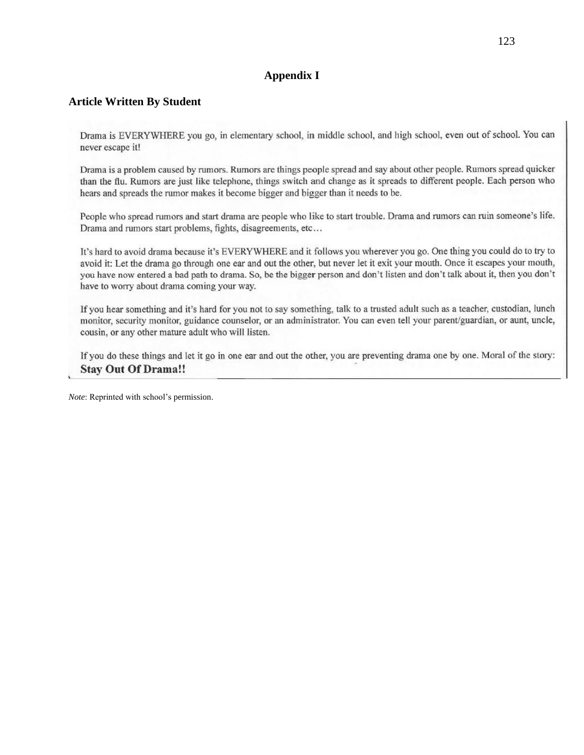# Appendix I

## Article Written By Student

Drama is EVERYWHERE you go, in elementary school, in middle school, and high school, even out of school. You can never escape it!

Drama is a problem caused by rumors. Rumors are things people spread and say about other people. Rumors spread quicker than the flu. Rumors are just like telephone, things switch and change as it spreads to different people. Each person who hears and spreads the rumor makes it become bigger and bigger than it needs to be.

People who spread rumors and start drama are people who like to start trouble. Drama and rumors can ruin someone's life. Drama and rumors start problems, fights, disagreements, etc…

It's hard to avoid drama because it's EVERYWHERE and it follows you wherever you go. One thing you could do to try to avoid it: Let the drama go through one ear and out the other, but never let it exit your mouth. Once it escapes your mouth, you have now entered a bad path to drama. So, be the bigger person and don't listen and don't talk about it, then you don't have to worry about drama coming your way.

If you hear something and it's hard for you not to say something, talk to a trusted adult such as a teacher, custodian, lunch monitor, security monitor, guidance counselor, or an administrator. You can even tell your parent/guardian, or aunt, uncle, cousin, or any other mature adult who will listen.

If you do these things and let it go in one ear and out the other, you are preventing drama one by one. Moral of the story: **Stay Out Of Drama!!**

*Note*: Reprinted with school's permission.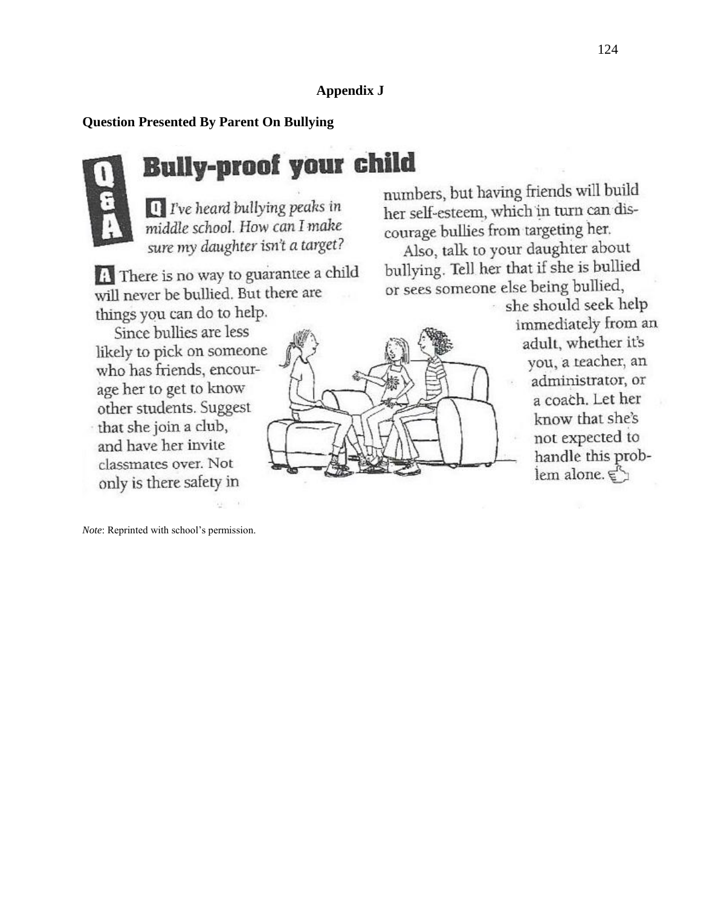**Appendix J**

**Question Presented By Parent On Bullying**

# Bully-proof your child

**Q** *I've heard bullying peaks in middle school. How can I make sure my daughter isn't a target?*

**A** There is no way to guarantee a child will never be bullied. But there are things you can do to help.

Since bullies are less likely to pick on someone who has friends, encourage her to get to know other students. Suggest that she join a club, and have her invite classmates over. Not only is there safety in numbers, but having friends will build her self-esteem, which in turn can discourage bullies from targeting her.

Also, talk to your daughter about bullying. Tell her that if she is bullied or sees someone else being bullied, she should seek help immediately from an adult, whether it's you, a teacher, an administrator, or a coach. Let her know that she's not expected to handle this problem alone.

*Note*: Reprinted with school's permission.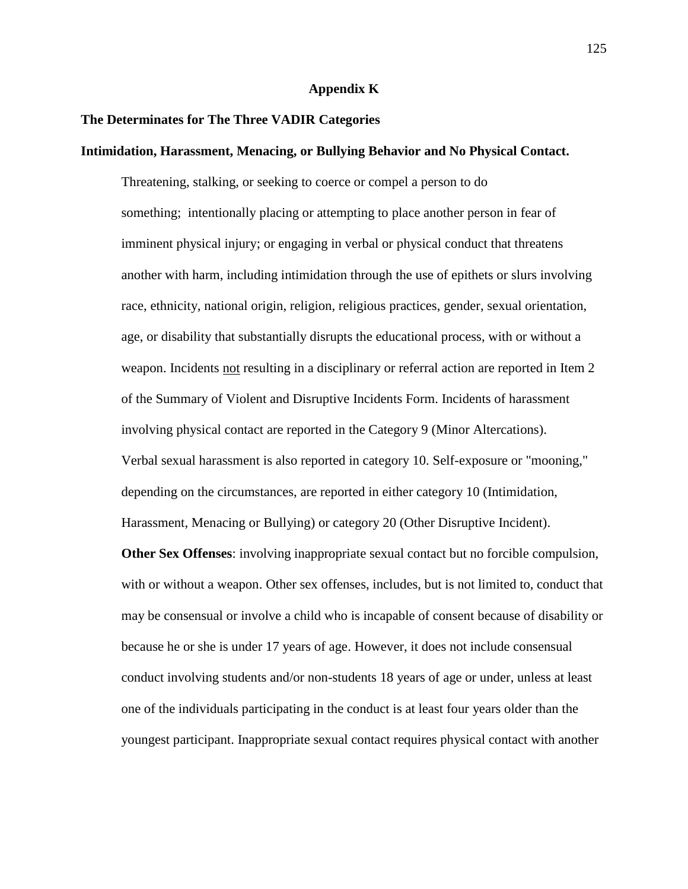# Appendix K

## The Determinates for The Three VADIR Categories

### Intimidation, Harassment, Menacing, or Bullying Behavior and No Physical Contact.

Threatening, stalking, or seeking to coerce or compel a person to do something; intentionally placing or attempting to place another person in fear of imminent physical injury; or engaging in verbal or physical conduct that threatens another with harm, including intimidation through the use of epithets or slurs involving race, ethnicity, national origin, religion, religious practices, gender, sexual orientation, age, or disability that substantially disrupts the educational process, with or without a weapon. Incidents not resulting in a disciplinary or referral action are reported in Item 2 of the Summary of Violent and Disruptive Incidents Form. Incidents of harassment involving physical contact are reported in the Category 9 (Minor Altercations). Verbal sexual harassment is also reported in category 10. Self-exposure or "mooning," depending on the circumstances, are reported in either category 10 (Intimidation, Harassment, Menacing or Bullying) or category 20 (Other Disruptive Incident).

**Other Sex Offenses**: involving inappropriate sexual contact but no forcible compulsion, with or without a weapon. Other sex offenses, includes, but is not limited to, conduct that may be consensual or involve a child who is incapable of consent because of disability or because he or she is under 17 years of age. However, it does not include consensual conduct involving students and/or non-students 18 years of age or under, unless at least one of the individuals participating in the conduct is at least four years older than the youngest participant. Inappropriate sexual contact requires physical contact with another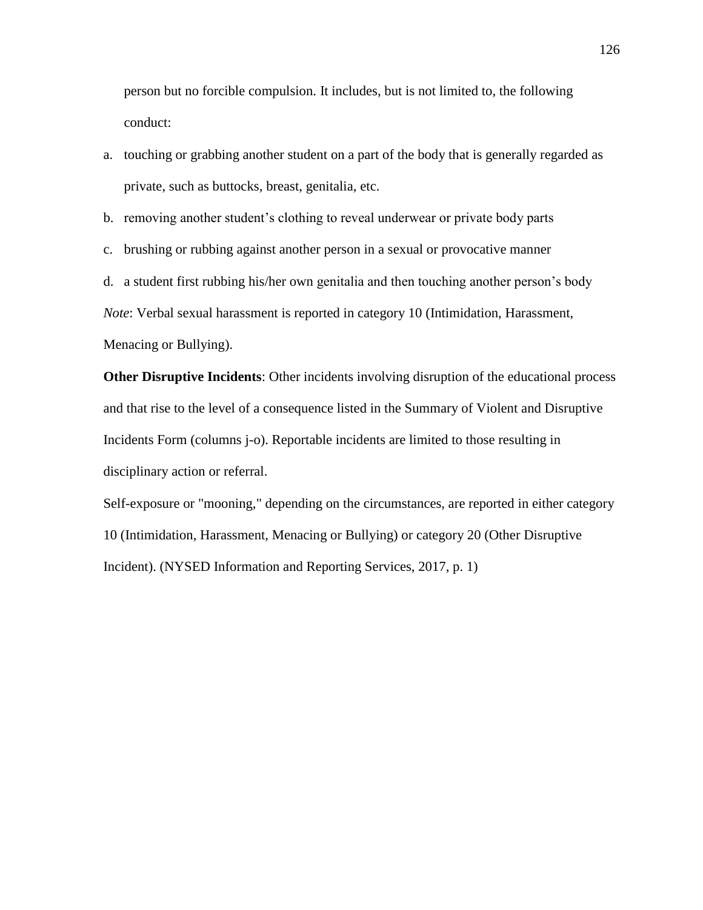person but no forcible compulsion. It includes, but is not limited to, the following conduct:

a. touching or grabbing another student on a part of the body that is generally regarded as private, such as buttocks, breast, genitalia, etc.
b. removing another student's clothing to reveal underwear or private body parts
c. brushing or rubbing against another person in a sexual or provocative manner
d. a student first rubbing his/her own genitalia and then touching another person's body

*Note*: Verbal sexual harassment is reported in category 10 (Intimidation, Harassment, Menacing or Bullying).

**Other Disruptive Incidents**: Other incidents involving disruption of the educational process and that rise to the level of a consequence listed in the Summary of Violent and Disruptive Incidents Form (columns j-o). Reportable incidents are limited to those resulting in disciplinary action or referral.

Self-exposure or "mooning," depending on the circumstances, are reported in either category 10 (Intimidation, Harassment, Menacing or Bullying) or category 20 (Other Disruptive Incident). (NYSED Information and Reporting Services, 2017, p. 1)